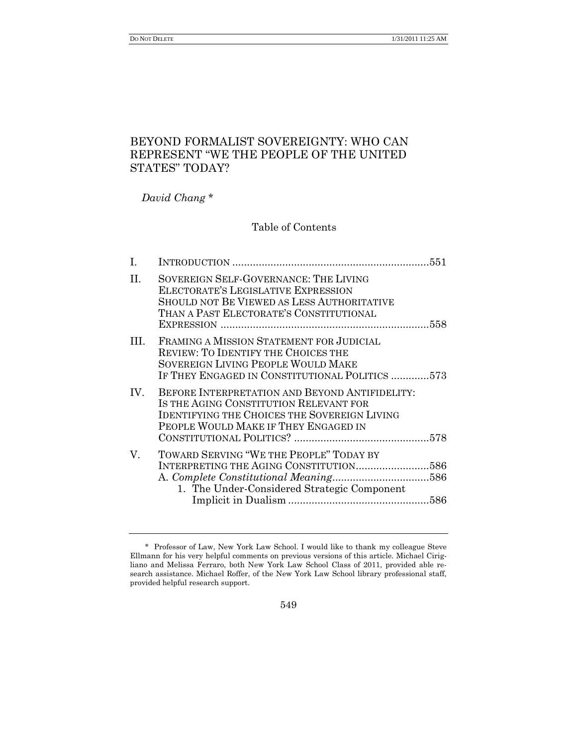# BEYOND FORMALIST SOVEREIGNTY: WHO CAN REPRESENT "WE THE PEOPLE OF THE UNITED STATES" TODAY?

*David Chang* *

Table of Contents

| | | |
|---|---|---|
| I. | INTRODUCTION | 551 |
| II. | SOVEREIGN SELF-GOVERNANCE: THE LIVING ELECTORATE'S LEGISLATIVE EXPRESSION SHOULD NOT BE VIEWED AS LESS AUTHORITATIVE THAN A PAST ELECTORATE'S CONSTITUTIONAL EXPRESSION | 558 |
| III. | FRAMING A MISSION STATEMENT FOR JUDICIAL REVIEW: TO IDENTIFY THE CHOICES THE SOVEREIGN LIVING PEOPLE WOULD MAKE IF THEY ENGAGED IN CONSTITUTIONAL POLITICS | 573 |
| IV. | BEFORE INTERPRETATION AND BEYOND ANTIFIDELITY: IS THE AGING CONSTITUTION RELEVANT FOR IDENTIFYING THE CHOICES THE SOVEREIGN LIVING PEOPLE WOULD MAKE IF THEY ENGAGED IN CONSTITUTIONAL POLITICS? | 578 |
| V. | TOWARD SERVING "WE THE PEOPLE" TODAY BY INTERPRETING THE AGING CONSTITUTION | 586 |
| | A. *Complete Constitutional Meaning* | 586 |
| | 1. The Under-Considered Strategic Component Implicit in Dualism | 586 |

---

\* Professor of Law, New York Law School. I would like to thank my colleague Steve Ellmann for his very helpful comments on previous versions of this article. Michael Cirigliano and Melissa Ferraro, both New York Law School Class of 2011, provided able research assistance. Michael Roffer, of the New York Law School library professional staff, provided helpful research support.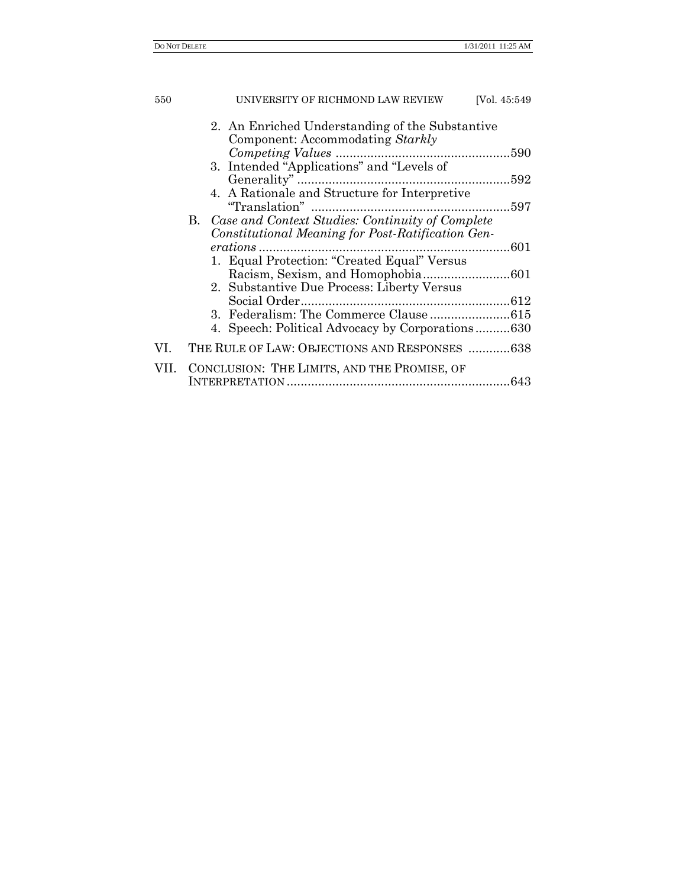2. An Enriched Understanding of the Substantive Component: Accommodating *Starkly Competing Values* ..................................................590
3. Intended "Applications" and "Levels of Generality" .............................................................592
4. A Rationale and Structure for Interpretive "Translation" .........................................................597

B. *Case and Context Studies: Continuity of Complete Constitutional Meaning for Post-Ratification Generations* ........................................................................601
1. Equal Protection: "Created Equal" Versus Racism, Sexism, and Homophobia.........................601
2. Substantive Due Process: Liberty Versus Social Order............................................................612
3. Federalism: The Commerce Clause .......................615
4. Speech: Political Advocacy by Corporations..........630

VI. THE RULE OF LAW: OBJECTIONS AND RESPONSES ............638

VII. CONCLUSION: THE LIMITS, AND THE PROMISE, OF INTERPRETATION ................................................................643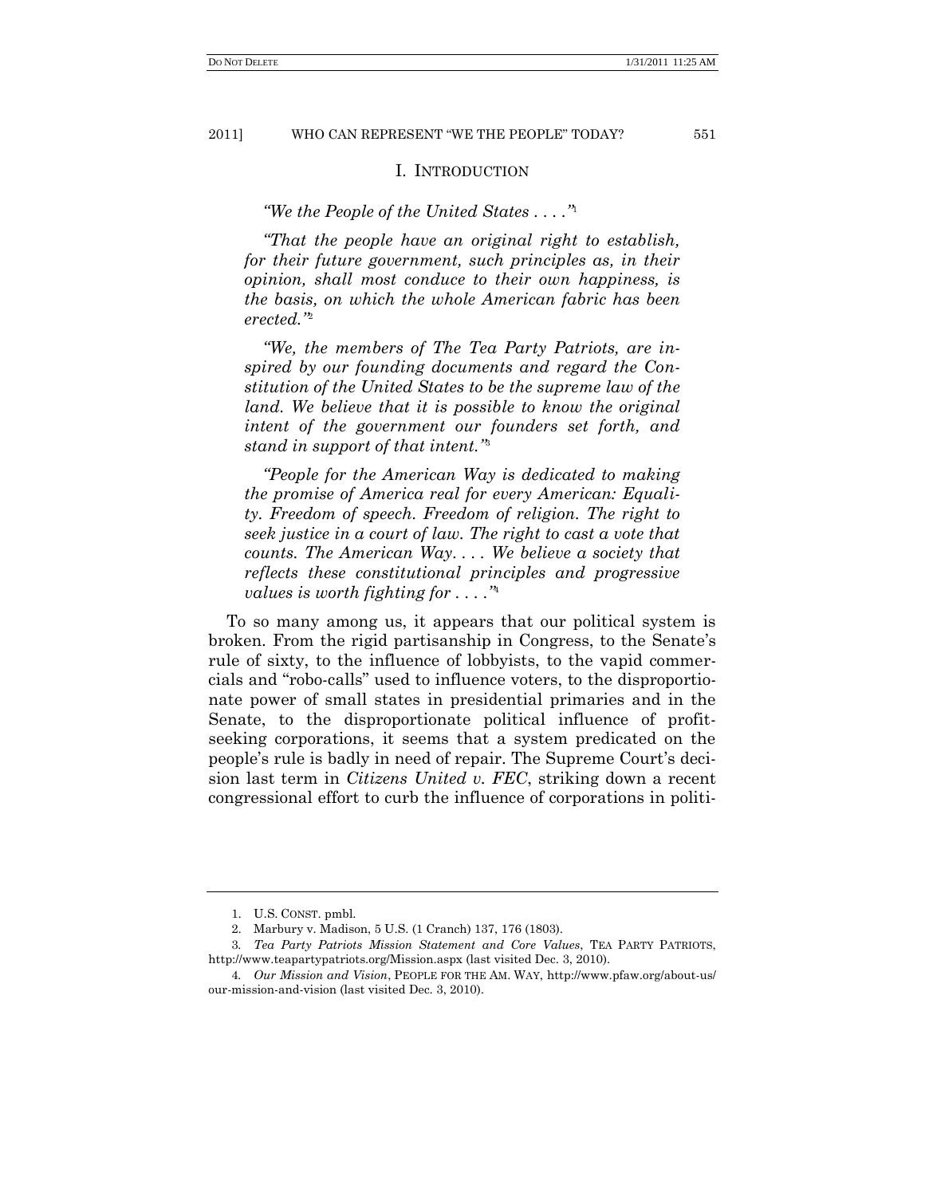## I. Introduction

*"We the People of the United States . . . ."*[1]

*"That the people have an original right to establish, for their future government, such principles as, in their opinion, shall most conduce to their own happiness, is the basis, on which the whole American fabric has been erected."*[2]

*"We, the members of The Tea Party Patriots, are inspired by our founding documents and regard the Constitution of the United States to be the supreme law of the land. We believe that it is possible to know the original intent of the government our founders set forth, and stand in support of that intent."*[3]

*"People for the American Way is dedicated to making the promise of America real for every American: Equality. Freedom of speech. Freedom of religion. The right to seek justice in a court of law. The right to cast a vote that counts. The American Way. . . . We believe a society that reflects these constitutional principles and progressive values is worth fighting for . . . ."*[4]

To so many among us, it appears that our political system is broken. From the rigid partisanship in Congress, to the Senate's rule of sixty, to the influence of lobbyists, to the vapid commercials and "robo-calls" used to influence voters, to the disproportionate power of small states in presidential primaries and in the Senate, to the disproportionate political influence of profit-seeking corporations, it seems that a system predicated on the people's rule is badly in need of repair. The Supreme Court's decision last term in *Citizens United v. FEC*, striking down a recent congressional effort to curb the influence of corporations in politi-

---

1. U.S. Const. pmbl.

2. Marbury v. Madison, 5 U.S. (1 Cranch) 137, 176 (1803).

3. *Tea Party Patriots Mission Statement and Core Values*, Tea Party Patriots, http://www.teapartypatriots.org/Mission.aspx (last visited Dec. 3, 2010).

4. *Our Mission and Vision*, People for the Am. Way, http://www.pfaw.org/about-us/our-mission-and-vision (last visited Dec. 3, 2010).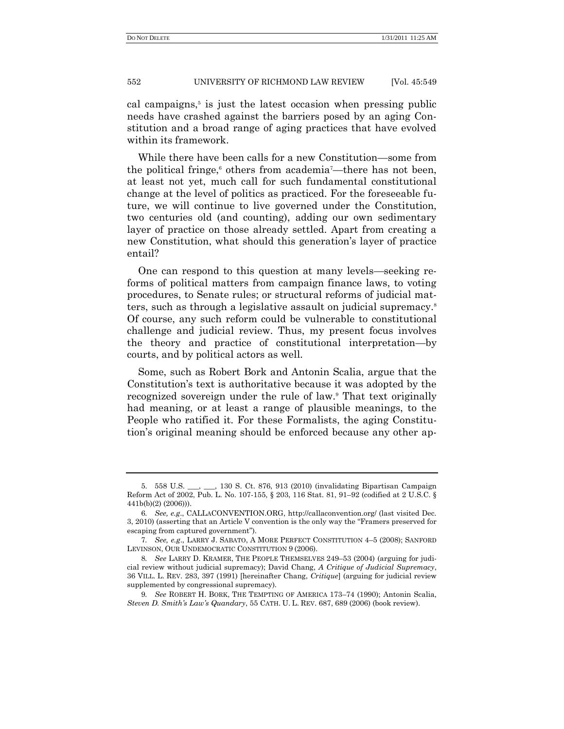cal campaigns,[5] is just the latest occasion when pressing public needs have crashed against the barriers posed by an aging Constitution and a broad range of aging practices that have evolved within its framework.

While there have been calls for a new Constitution—some from the political fringe,[6] others from academia[7]—there has not been, at least not yet, much call for such fundamental constitutional change at the level of politics as practiced. For the foreseeable future, we will continue to live governed under the Constitution, two centuries old (and counting), adding our own sedimentary layer of practice on those already settled. Apart from creating a new Constitution, what should this generation's layer of practice entail?

One can respond to this question at many levels—seeking reforms of political matters from campaign finance laws, to voting procedures, to Senate rules; or structural reforms of judicial matters, such as through a legislative assault on judicial supremacy.[8] Of course, any such reform could be vulnerable to constitutional challenge and judicial review. Thus, my present focus involves the theory and practice of constitutional interpretation—by courts, and by political actors as well.

Some, such as Robert Bork and Antonin Scalia, argue that the Constitution's text is authoritative because it was adopted by the recognized sovereign under the rule of law.[9] That text originally had meaning, or at least a range of plausible meanings, to the People who ratified it. For these Formalists, the aging Constitution's original meaning should be enforced because any other ap-

---

5. 558 U.S. \_\_\_, \_\_\_, 130 S. Ct. 876, 913 (2010) (invalidating Bipartisan Campaign Reform Act of 2002, Pub. L. No. 107-155, § 203, 116 Stat. 81, 91–92 (codified at 2 U.S.C. § 441b(b)(2) (2006))).

6. *See, e.g.*, CALLACONVENTION.ORG, http://callaconvention.org/ (last visited Dec. 3, 2010) (asserting that an Article V convention is the only way the "Framers preserved for escaping from captured government").

7. *See, e.g.*, LARRY J. SABATO, A MORE PERFECT CONSTITUTION 4–5 (2008); SANFORD LEVINSON, OUR UNDEMOCRATIC CONSTITUTION 9 (2006).

8. *See* LARRY D. KRAMER, THE PEOPLE THEMSELVES 249–53 (2004) (arguing for judicial review without judicial supremacy); David Chang, *A Critique of Judicial Supremacy*, 36 VILL. L. REV. 283, 397 (1991) [hereinafter Chang, *Critique*] (arguing for judicial review supplemented by congressional supremacy).

9. *See* ROBERT H. BORK, THE TEMPTING OF AMERICA 173–74 (1990); Antonin Scalia, *Steven D. Smith's Law's Quandary*, 55 CATH. U. L. REV. 687, 689 (2006) (book review).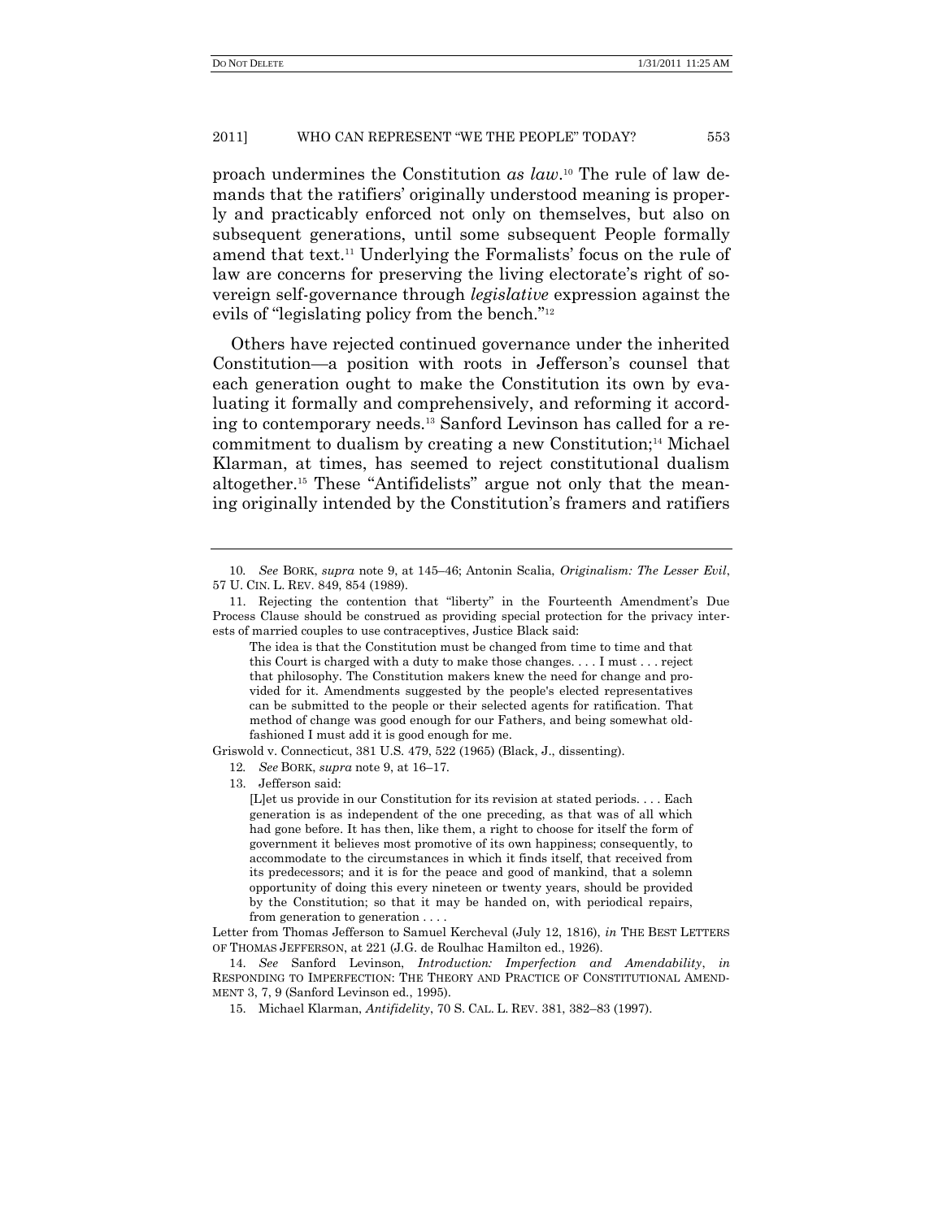proach undermines the Constitution *as law*.[10] The rule of law demands that the ratifiers' originally understood meaning is properly and practicably enforced not only on themselves, but also on subsequent generations, until some subsequent People formally amend that text.[11] Underlying the Formalists' focus on the rule of law are concerns for preserving the living electorate's right of sovereign self-governance through *legislative* expression against the evils of "legislating policy from the bench."[12]

Others have rejected continued governance under the inherited Constitution—a position with roots in Jefferson's counsel that each generation ought to make the Constitution its own by evaluating it formally and comprehensively, and reforming it according to contemporary needs.[13] Sanford Levinson has called for a recommitment to dualism by creating a new Constitution;[14] Michael Klarman, at times, has seemed to reject constitutional dualism altogether.[15] These "Antifidelists" argue not only that the meaning originally intended by the Constitution's framers and ratifiers

---

10. *See* BORK, *supra* note 9, at 145–46; Antonin Scalia, *Originalism: The Lesser Evil*, 57 U. CIN. L. REV. 849, 854 (1989).

11. Rejecting the contention that "liberty" in the Fourteenth Amendment's Due Process Clause should be construed as providing special protection for the privacy interests of married couples to use contraceptives, Justice Black said:

> The idea is that the Constitution must be changed from time to time and that this Court is charged with a duty to make those changes. . . . I must . . . reject that philosophy. The Constitution makers knew the need for change and provided for it. Amendments suggested by the people's elected representatives can be submitted to the people or their selected agents for ratification. That method of change was good enough for our Fathers, and being somewhat old-fashioned I must add it is good enough for me.

Griswold v. Connecticut, 381 U.S. 479, 522 (1965) (Black, J., dissenting).

12. *See* BORK, *supra* note 9, at 16–17.

13. Jefferson said:

> [L]et us provide in our Constitution for its revision at stated periods. . . . Each generation is as independent of the one preceding, as that was of all which had gone before. It has then, like them, a right to choose for itself the form of government it believes most promotive of its own happiness; consequently, to accommodate to the circumstances in which it finds itself, that received from its predecessors; and it is for the peace and good of mankind, that a solemn opportunity of doing this every nineteen or twenty years, should be provided by the Constitution; so that it may be handed on, with periodical repairs, from generation to generation . . . .

Letter from Thomas Jefferson to Samuel Kercheval (July 12, 1816), *in* THE BEST LETTERS OF THOMAS JEFFERSON, at 221 (J.G. de Roulhac Hamilton ed., 1926).

14. *See* Sanford Levinson, *Introduction: Imperfection and Amendability*, *in* RESPONDING TO IMPERFECTION: THE THEORY AND PRACTICE OF CONSTITUTIONAL AMENDMENT 3, 7, 9 (Sanford Levinson ed., 1995).

15. Michael Klarman, *Antifidelity*, 70 S. CAL. L. REV. 381, 382–83 (1997).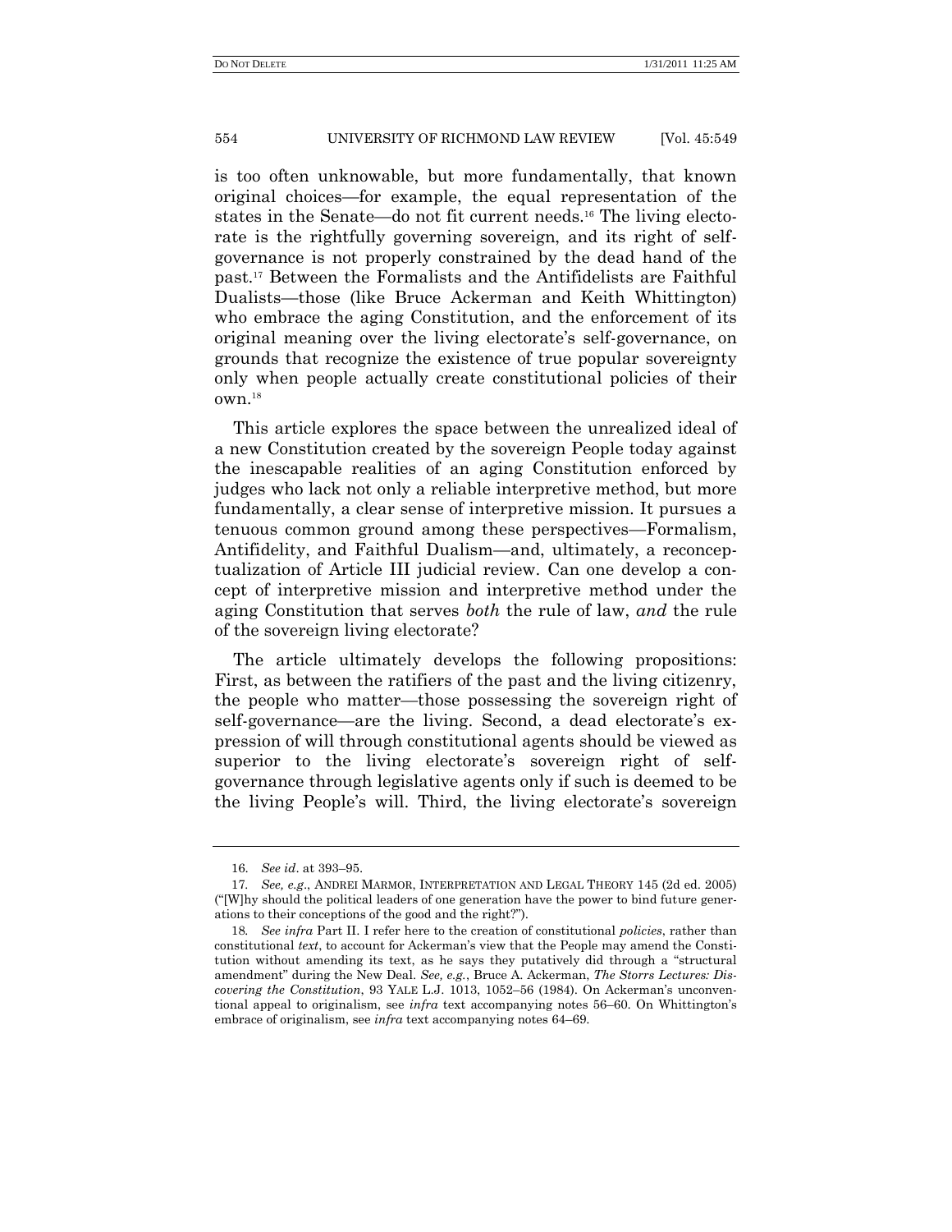is too often unknowable, but more fundamentally, that known original choices—for example, the equal representation of the states in the Senate—do not fit current needs.[16] The living electorate is the rightfully governing sovereign, and its right of self-governance is not properly constrained by the dead hand of the past.[17] Between the Formalists and the Antifidelists are Faithful Dualists—those (like Bruce Ackerman and Keith Whittington) who embrace the aging Constitution, and the enforcement of its original meaning over the living electorate's self-governance, on grounds that recognize the existence of true popular sovereignty only when people actually create constitutional policies of their own.[18]

This article explores the space between the unrealized ideal of a new Constitution created by the sovereign People today against the inescapable realities of an aging Constitution enforced by judges who lack not only a reliable interpretive method, but more fundamentally, a clear sense of interpretive mission. It pursues a tenuous common ground among these perspectives—Formalism, Antifidelity, and Faithful Dualism—and, ultimately, a reconceptualization of Article III judicial review. Can one develop a concept of interpretive mission and interpretive method under the aging Constitution that serves *both* the rule of law, *and* the rule of the sovereign living electorate?

The article ultimately develops the following propositions: First, as between the ratifiers of the past and the living citizenry, the people who matter—those possessing the sovereign right of self-governance—are the living. Second, a dead electorate's expression of will through constitutional agents should be viewed as superior to the living electorate's sovereign right of self-governance through legislative agents only if such is deemed to be the living People's will. Third, the living electorate's sovereign

---

16. *See id*. at 393–95.

17. *See, e.g*., ANDREI MARMOR, INTERPRETATION AND LEGAL THEORY 145 (2d ed. 2005) ("[W]hy should the political leaders of one generation have the power to bind future generations to their conceptions of the good and the right?").

18. *See infra* Part II. I refer here to the creation of constitutional *policies*, rather than constitutional *text*, to account for Ackerman's view that the People may amend the Constitution without amending its text, as he says they putatively did through a "structural amendment" during the New Deal. *See, e.g.*, Bruce A. Ackerman, *The Storrs Lectures: Discovering the Constitution*, 93 YALE L.J. 1013, 1052–56 (1984). On Ackerman's unconventional appeal to originalism, see *infra* text accompanying notes 56–60. On Whittington's embrace of originalism, see *infra* text accompanying notes 64–69.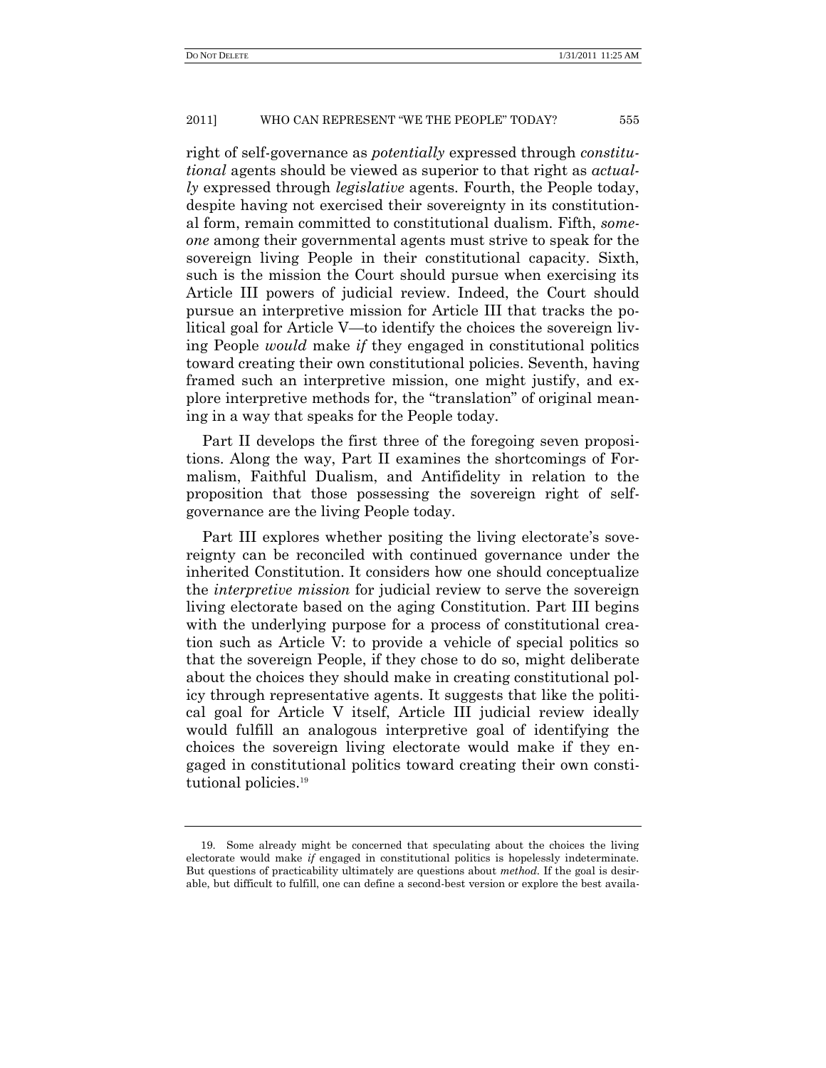right of self-governance as *potentially* expressed through *constitutional* agents should be viewed as superior to that right as *actually* expressed through *legislative* agents. Fourth, the People today, despite having not exercised their sovereignty in its constitutional form, remain committed to constitutional dualism. Fifth, *someone* among their governmental agents must strive to speak for the sovereign living People in their constitutional capacity. Sixth, such is the mission the Court should pursue when exercising its Article III powers of judicial review. Indeed, the Court should pursue an interpretive mission for Article III that tracks the political goal for Article V—to identify the choices the sovereign living People *would* make *if* they engaged in constitutional politics toward creating their own constitutional policies. Seventh, having framed such an interpretive mission, one might justify, and explore interpretive methods for, the "translation" of original meaning in a way that speaks for the People today.

Part II develops the first three of the foregoing seven propositions. Along the way, Part II examines the shortcomings of Formalism, Faithful Dualism, and Antifidelity in relation to the proposition that those possessing the sovereign right of self-governance are the living People today.

Part III explores whether positing the living electorate's sovereignty can be reconciled with continued governance under the inherited Constitution. It considers how one should conceptualize the *interpretive mission* for judicial review to serve the sovereign living electorate based on the aging Constitution. Part III begins with the underlying purpose for a process of constitutional creation such as Article V: to provide a vehicle of special politics so that the sovereign People, if they chose to do so, might deliberate about the choices they should make in creating constitutional policy through representative agents. It suggests that like the political goal for Article V itself, Article III judicial review ideally would fulfill an analogous interpretive goal of identifying the choices the sovereign living electorate would make if they engaged in constitutional politics toward creating their own constitutional policies.[19]

---

19. Some already might be concerned that speculating about the choices the living electorate would make *if* engaged in constitutional politics is hopelessly indeterminate. But questions of practicability ultimately are questions about *method*. If the goal is desirable, but difficult to fulfill, one can define a second-best version or explore the best availa-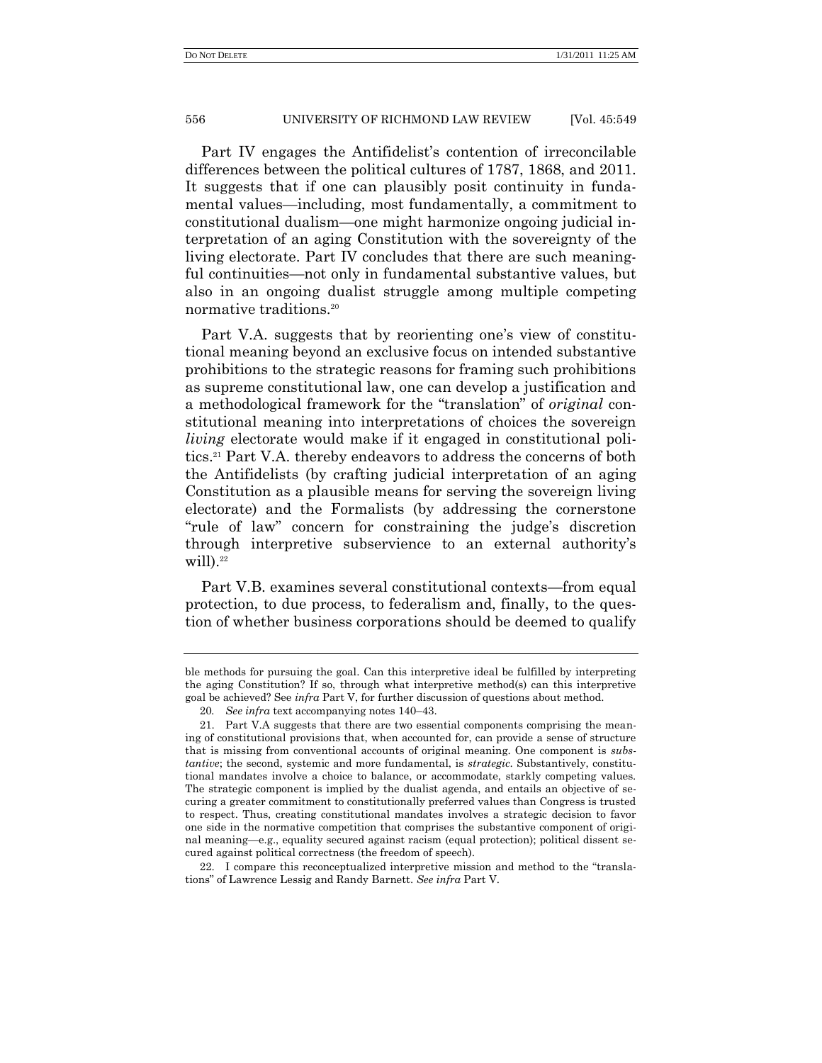Part IV engages the Antifidelist's contention of irreconcilable differences between the political cultures of 1787, 1868, and 2011. It suggests that if one can plausibly posit continuity in fundamental values—including, most fundamentally, a commitment to constitutional dualism—one might harmonize ongoing judicial interpretation of an aging Constitution with the sovereignty of the living electorate. Part IV concludes that there are such meaningful continuities—not only in fundamental substantive values, but also in an ongoing dualist struggle among multiple competing normative traditions.[20]

Part V.A. suggests that by reorienting one's view of constitutional meaning beyond an exclusive focus on intended substantive prohibitions to the strategic reasons for framing such prohibitions as supreme constitutional law, one can develop a justification and a methodological framework for the "translation" of *original* constitutional meaning into interpretations of choices the sovereign *living* electorate would make if it engaged in constitutional politics.[21] Part V.A. thereby endeavors to address the concerns of both the Antifidelists (by crafting judicial interpretation of an aging Constitution as a plausible means for serving the sovereign living electorate) and the Formalists (by addressing the cornerstone "rule of law" concern for constraining the judge's discretion through interpretive subservience to an external authority's will).[22]

Part V.B. examines several constitutional contexts—from equal protection, to due process, to federalism and, finally, to the question of whether business corporations should be deemed to qualify

---

ble methods for pursuing the goal. Can this interpretive ideal be fulfilled by interpreting the aging Constitution? If so, through what interpretive method(s) can this interpretive goal be achieved? See *infra* Part V, for further discussion of questions about method.

20. *See infra* text accompanying notes 140–43.

21. Part V.A suggests that there are two essential components comprising the meaning of constitutional provisions that, when accounted for, can provide a sense of structure that is missing from conventional accounts of original meaning. One component is *substantive*; the second, systemic and more fundamental, is *strategic*. Substantively, constitutional mandates involve a choice to balance, or accommodate, starkly competing values. The strategic component is implied by the dualist agenda, and entails an objective of securing a greater commitment to constitutionally preferred values than Congress is trusted to respect. Thus, creating constitutional mandates involves a strategic decision to favor one side in the normative competition that comprises the substantive component of original meaning—e.g., equality secured against racism (equal protection); political dissent secured against political correctness (the freedom of speech).

22. I compare this reconceptualized interpretive mission and method to the "translations" of Lawrence Lessig and Randy Barnett. *See infra* Part V.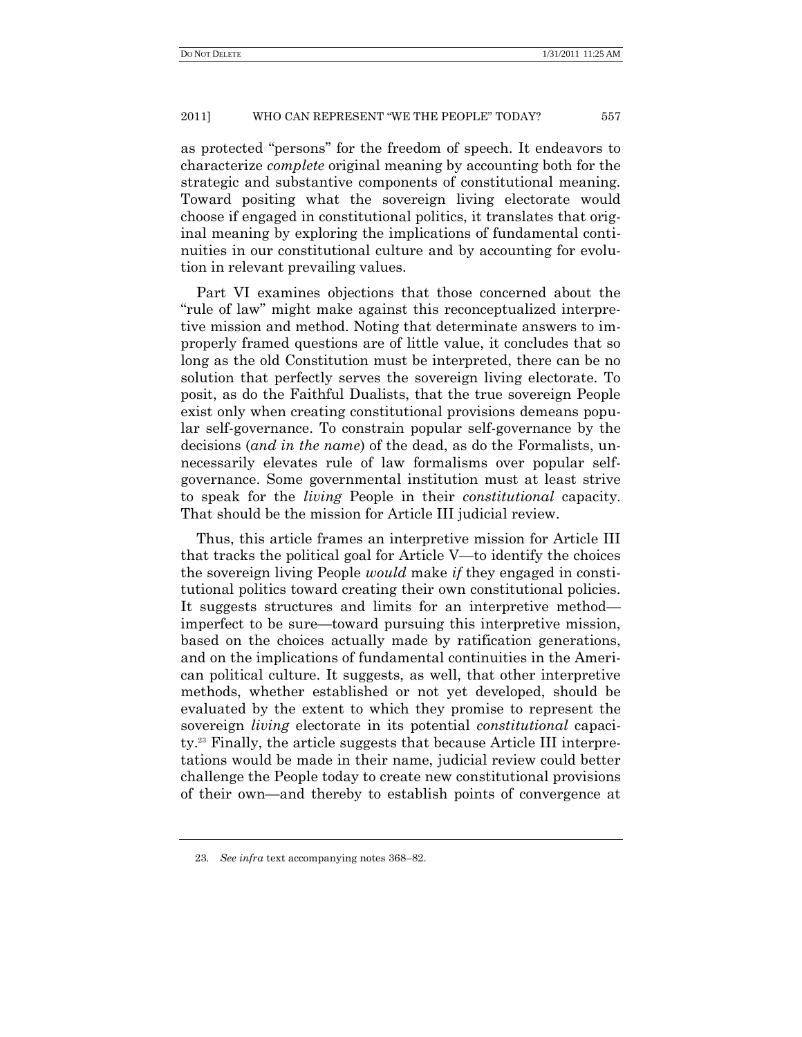as protected "persons" for the freedom of speech. It endeavors to characterize *complete* original meaning by accounting both for the strategic and substantive components of constitutional meaning. Toward positing what the sovereign living electorate would choose if engaged in constitutional politics, it translates that original meaning by exploring the implications of fundamental continuities in our constitutional culture and by accounting for evolution in relevant prevailing values.

Part VI examines objections that those concerned about the "rule of law" might make against this reconceptualized interpretive mission and method. Noting that determinate answers to improperly framed questions are of little value, it concludes that so long as the old Constitution must be interpreted, there can be no solution that perfectly serves the sovereign living electorate. To posit, as do the Faithful Dualists, that the true sovereign People exist only when creating constitutional provisions demeans popular self-governance. To constrain popular self-governance by the decisions (*and in the name*) of the dead, as do the Formalists, unnecessarily elevates rule of law formalisms over popular self-governance. Some governmental institution must at least strive to speak for the *living* People in their *constitutional* capacity. That should be the mission for Article III judicial review.

Thus, this article frames an interpretive mission for Article III that tracks the political goal for Article V—to identify the choices the sovereign living People *would* make *if* they engaged in constitutional politics toward creating their own constitutional policies. It suggests structures and limits for an interpretive method—imperfect to be sure—toward pursuing this interpretive mission, based on the choices actually made by ratification generations, and on the implications of fundamental continuities in the American political culture. It suggests, as well, that other interpretive methods, whether established or not yet developed, should be evaluated by the extent to which they promise to represent the sovereign *living* electorate in its potential *constitutional* capacity.[23] Finally, the article suggests that because Article III interpretations would be made in their name, judicial review could better challenge the People today to create new constitutional provisions of their own—and thereby to establish points of convergence at

23. *See infra* text accompanying notes 368–82.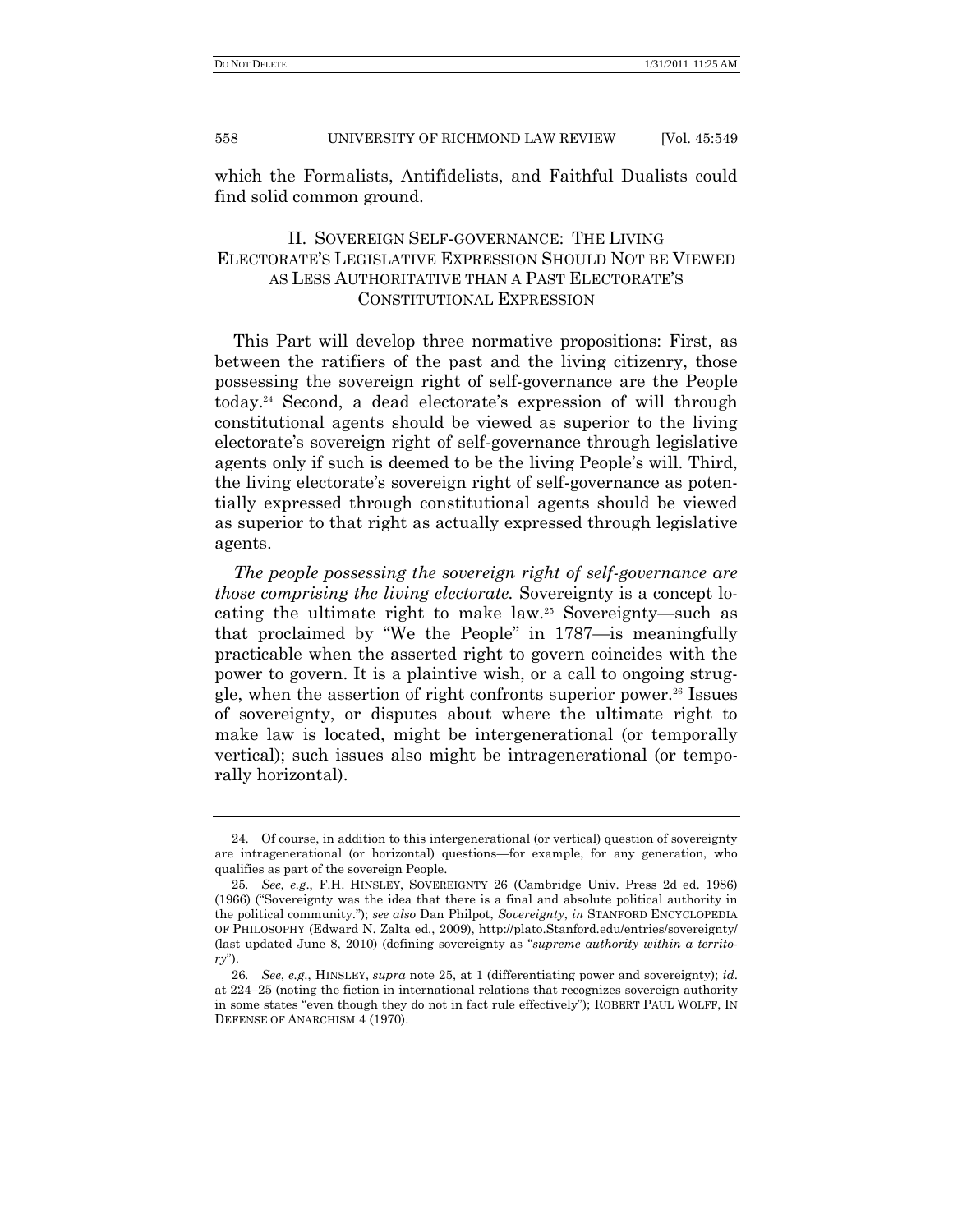which the Formalists, Antifidelists, and Faithful Dualists could find solid common ground.

## II. SOVEREIGN SELF-GOVERNANCE: THE LIVING ELECTORATE'S LEGISLATIVE EXPRESSION SHOULD NOT BE VIEWED AS LESS AUTHORITATIVE THAN A PAST ELECTORATE'S CONSTITUTIONAL EXPRESSION

This Part will develop three normative propositions: First, as between the ratifiers of the past and the living citizenry, those possessing the sovereign right of self-governance are the People today.[24] Second, a dead electorate's expression of will through constitutional agents should be viewed as superior to the living electorate's sovereign right of self-governance through legislative agents only if such is deemed to be the living People's will. Third, the living electorate's sovereign right of self-governance as potentially expressed through constitutional agents should be viewed as superior to that right as actually expressed through legislative agents.

*The people possessing the sovereign right of self-governance are those comprising the living electorate.* Sovereignty is a concept locating the ultimate right to make law.[25] Sovereignty—such as that proclaimed by "We the People" in 1787—is meaningfully practicable when the asserted right to govern coincides with the power to govern. It is a plaintive wish, or a call to ongoing struggle, when the assertion of right confronts superior power.[26] Issues of sovereignty, or disputes about where the ultimate right to make law is located, might be intergenerational (or temporally vertical); such issues also might be intragenerational (or temporally horizontal).

---

24. Of course, in addition to this intergenerational (or vertical) question of sovereignty are intragenerational (or horizontal) questions—for example, for any generation, who qualifies as part of the sovereign People.

25. *See, e.g.*, F.H. HINSLEY, SOVEREIGNTY 26 (Cambridge Univ. Press 2d ed. 1986) (1966) ("Sovereignty was the idea that there is a final and absolute political authority in the political community."); *see also* Dan Philpot, *Sovereignty*, *in* STANFORD ENCYCLOPEDIA OF PHILOSOPHY (Edward N. Zalta ed., 2009), http://plato.Stanford.edu/entries/sovereignty/ (last updated June 8, 2010) (defining sovereignty as "*supreme authority within a territory*").

26. *See, e.g.*, HINSLEY, *supra* note 25, at 1 (differentiating power and sovereignty); *id.* at 224–25 (noting the fiction in international relations that recognizes sovereign authority in some states "even though they do not in fact rule effectively"); ROBERT PAUL WOLFF, IN DEFENSE OF ANARCHISM 4 (1970).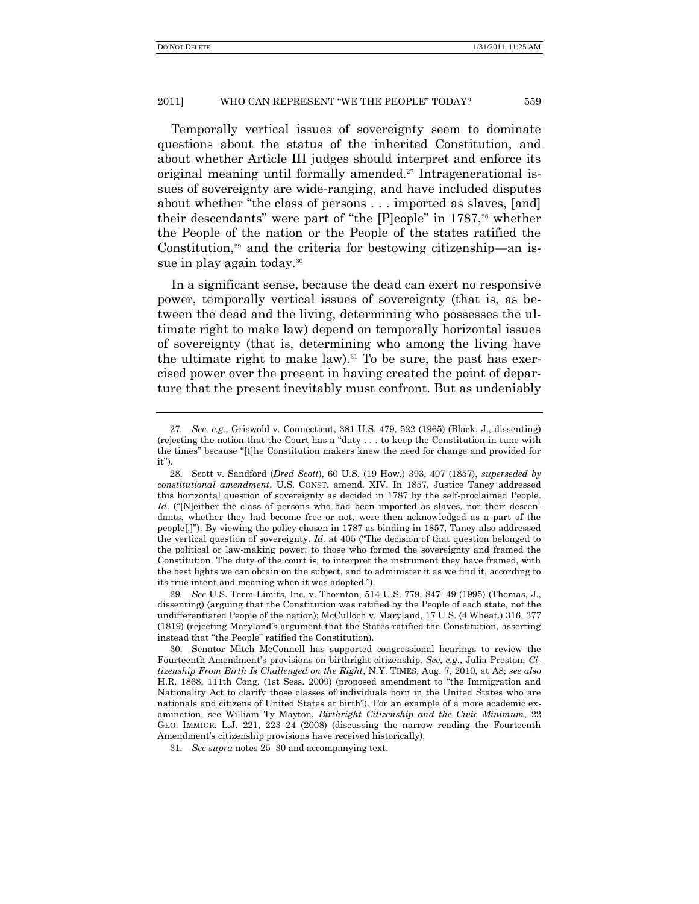Temporally vertical issues of sovereignty seem to dominate questions about the status of the inherited Constitution, and about whether Article III judges should interpret and enforce its original meaning until formally amended.[27] Intragenerational issues of sovereignty are wide-ranging, and have included disputes about whether "the class of persons . . . imported as slaves, [and] their descendants" were part of "the [P]eople" in 1787,[28] whether the People of the nation or the People of the states ratified the Constitution,[29] and the criteria for bestowing citizenship—an issue in play again today.[30]

In a significant sense, because the dead can exert no responsive power, temporally vertical issues of sovereignty (that is, as between the dead and the living, determining who possesses the ultimate right to make law) depend on temporally horizontal issues of sovereignty (that is, determining who among the living have the ultimate right to make law).[31] To be sure, the past has exercised power over the present in having created the point of departure that the present inevitably must confront. But as undeniably

---

27. *See, e.g.*, Griswold v. Connecticut, 381 U.S. 479, 522 (1965) (Black, J., dissenting) (rejecting the notion that the Court has a "duty . . . to keep the Constitution in tune with the times" because "[t]he Constitution makers knew the need for change and provided for it").

28. Scott v. Sandford (*Dred Scott*), 60 U.S. (19 How.) 393, 407 (1857), *superseded by constitutional amendment*, U.S. CONST. amend. XIV. In 1857, Justice Taney addressed this horizontal question of sovereignty as decided in 1787 by the self-proclaimed People. *Id.* ("[N]either the class of persons who had been imported as slaves, nor their descendants, whether they had become free or not, were then acknowledged as a part of the people[.]"). By viewing the policy chosen in 1787 as binding in 1857, Taney also addressed the vertical question of sovereignty. *Id.* at 405 ("The decision of that question belonged to the political or law-making power; to those who formed the sovereignty and framed the Constitution. The duty of the court is, to interpret the instrument they have framed, with the best lights we can obtain on the subject, and to administer it as we find it, according to its true intent and meaning when it was adopted.").

29. *See* U.S. Term Limits, Inc. v. Thornton, 514 U.S. 779, 847–49 (1995) (Thomas, J., dissenting) (arguing that the Constitution was ratified by the People of each state, not the undifferentiated People of the nation); McCulloch v. Maryland, 17 U.S. (4 Wheat.) 316, 377 (1819) (rejecting Maryland's argument that the States ratified the Constitution, asserting instead that "the People" ratified the Constitution).

30. Senator Mitch McConnell has supported congressional hearings to review the Fourteenth Amendment's provisions on birthright citizenship. *See, e.g.*, Julia Preston, *Citizenship From Birth Is Challenged on the Right*, N.Y. TIMES, Aug. 7, 2010, at A8; *see also* H.R. 1868, 111th Cong. (1st Sess. 2009) (proposed amendment to "the Immigration and Nationality Act to clarify those classes of individuals born in the United States who are nationals and citizens of United States at birth"). For an example of a more academic examination, see William Ty Mayton, *Birthright Citizenship and the Civic Minimum*, 22 GEO. IMMIGR. L.J. 221, 223–24 (2008) (discussing the narrow reading the Fourteenth Amendment's citizenship provisions have received historically).

31. *See supra* notes 25–30 and accompanying text.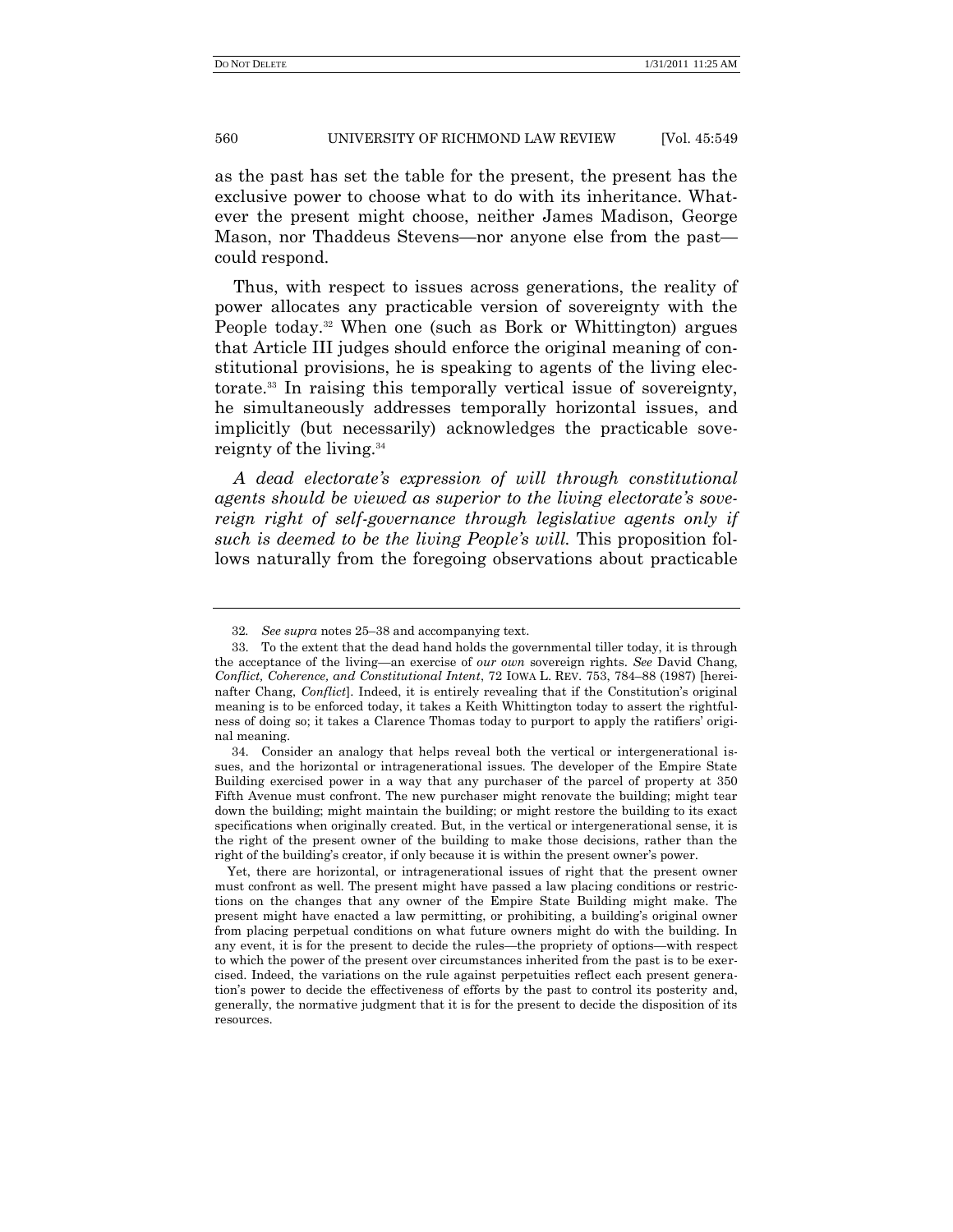as the past has set the table for the present, the present has the exclusive power to choose what to do with its inheritance. Whatever the present might choose, neither James Madison, George Mason, nor Thaddeus Stevens—nor anyone else from the past—could respond.

Thus, with respect to issues across generations, the reality of power allocates any practicable version of sovereignty with the People today.[32] When one (such as Bork or Whittington) argues that Article III judges should enforce the original meaning of constitutional provisions, he is speaking to agents of the living electorate.[33] In raising this temporally vertical issue of sovereignty, he simultaneously addresses temporally horizontal issues, and implicitly (but necessarily) acknowledges the practicable sovereignty of the living.[34]

*A dead electorate's expression of will through constitutional agents should be viewed as superior to the living electorate's sovereign right of self-governance through legislative agents only if such is deemed to be the living People's will.* This proposition follows naturally from the foregoing observations about practicable

---

32. *See supra* notes 25–38 and accompanying text.

33. To the extent that the dead hand holds the governmental tiller today, it is through the acceptance of the living—an exercise of *our own* sovereign rights. *See* David Chang, *Conflict, Coherence, and Constitutional Intent*, 72 IOWA L. REV. 753, 784–88 (1987) [hereinafter Chang, *Conflict*]. Indeed, it is entirely revealing that if the Constitution's original meaning is to be enforced today, it takes a Keith Whittington today to assert the rightfulness of doing so; it takes a Clarence Thomas today to purport to apply the ratifiers' original meaning.

34. Consider an analogy that helps reveal both the vertical or intergenerational issues, and the horizontal or intragenerational issues. The developer of the Empire State Building exercised power in a way that any purchaser of the parcel of property at 350 Fifth Avenue must confront. The new purchaser might renovate the building; might tear down the building; might maintain the building; or might restore the building to its exact specifications when originally created. But, in the vertical or intergenerational sense, it is the right of the present owner of the building to make those decisions, rather than the right of the building's creator, if only because it is within the present owner's power.

Yet, there are horizontal, or intragenerational issues of right that the present owner must confront as well. The present might have passed a law placing conditions or restrictions on the changes that any owner of the Empire State Building might make. The present might have enacted a law permitting, or prohibiting, a building's original owner from placing perpetual conditions on what future owners might do with the building. In any event, it is for the present to decide the rules—the propriety of options—with respect to which the power of the present over circumstances inherited from the past is to be exercised. Indeed, the variations on the rule against perpetuities reflect each present generation's power to decide the effectiveness of efforts by the past to control its posterity and, generally, the normative judgment that it is for the present to decide the disposition of its resources.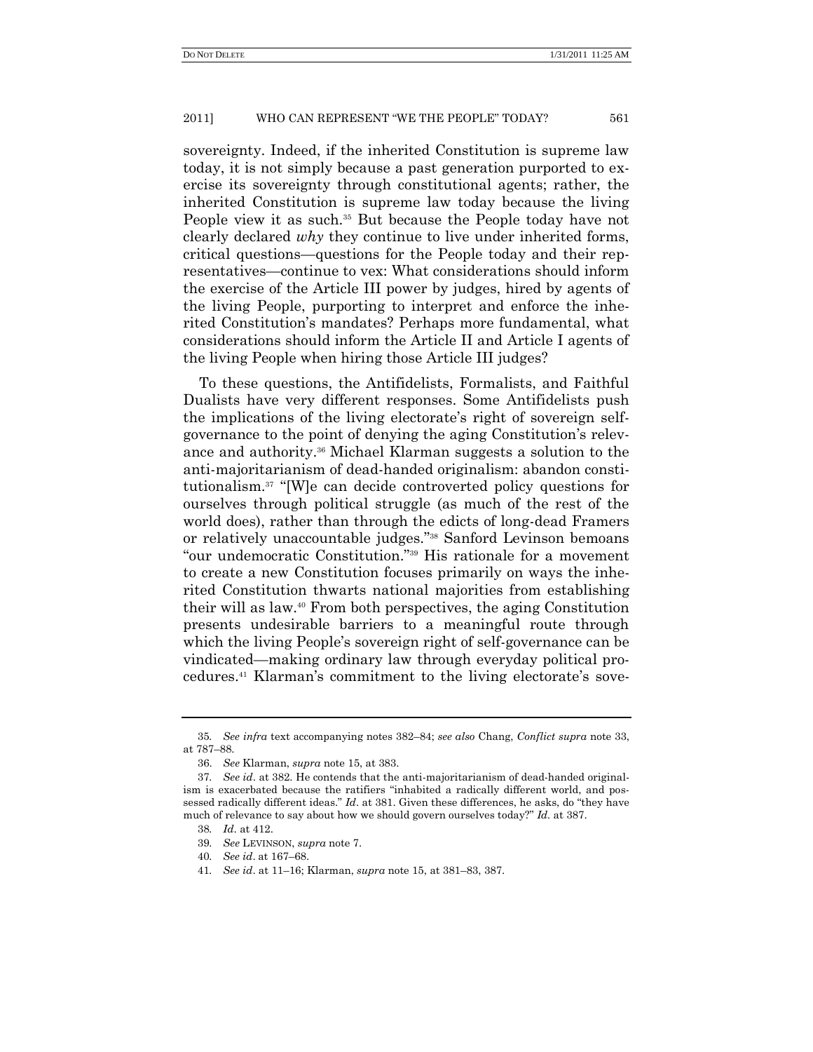sovereignty. Indeed, if the inherited Constitution is supreme law today, it is not simply because a past generation purported to exercise its sovereignty through constitutional agents; rather, the inherited Constitution is supreme law today because the living People view it as such.[35] But because the People today have not clearly declared *why* they continue to live under inherited forms, critical questions—questions for the People today and their representatives—continue to vex: What considerations should inform the exercise of the Article III power by judges, hired by agents of the living People, purporting to interpret and enforce the inherited Constitution's mandates? Perhaps more fundamental, what considerations should inform the Article II and Article I agents of the living People when hiring those Article III judges?

To these questions, the Antifidelists, Formalists, and Faithful Dualists have very different responses. Some Antifidelists push the implications of the living electorate's right of sovereign self-governance to the point of denying the aging Constitution's relevance and authority.[36] Michael Klarman suggests a solution to the anti-majoritarianism of dead-handed originalism: abandon constitutionalism.[37] "[W]e can decide controverted policy questions for ourselves through political struggle (as much of the rest of the world does), rather than through the edicts of long-dead Framers or relatively unaccountable judges."[38] Sanford Levinson bemoans "our undemocratic Constitution."[39] His rationale for a movement to create a new Constitution focuses primarily on ways the inherited Constitution thwarts national majorities from establishing their will as law.[40] From both perspectives, the aging Constitution presents undesirable barriers to a meaningful route through which the living People's sovereign right of self-governance can be vindicated—making ordinary law through everyday political procedures.[41] Klarman's commitment to the living electorate's sove-

---

35. *See infra* text accompanying notes 382–84; *see also* Chang, *Conflict supra* note 33, at 787–88.

36. *See* Klarman, *supra* note 15, at 383.

37. *See id*. at 382. He contends that the anti-majoritarianism of dead-handed originalism is exacerbated because the ratifiers "inhabited a radically different world, and possessed radically different ideas." *Id*. at 381. Given these differences, he asks, do "they have much of relevance to say about how we should govern ourselves today?" *Id*. at 387.

38. *Id*. at 412.

39. *See* LEVINSON, *supra* note 7.

40. *See id*. at 167–68.

41. *See id*. at 11–16; Klarman, *supra* note 15, at 381–83, 387.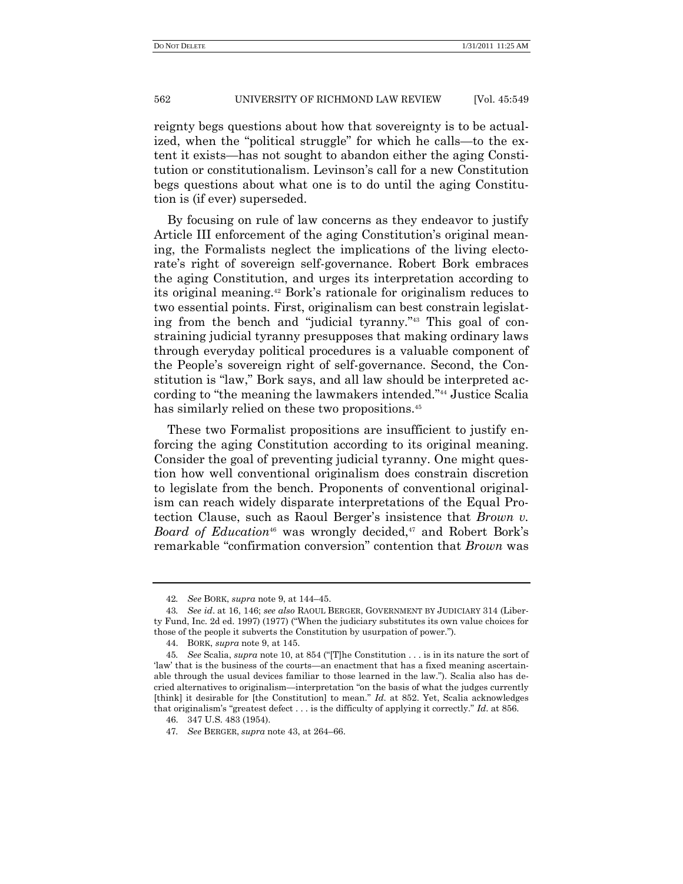reignty begs questions about how that sovereignty is to be actualized, when the "political struggle" for which he calls—to the extent it exists—has not sought to abandon either the aging Constitution or constitutionalism. Levinson's call for a new Constitution begs questions about what one is to do until the aging Constitution is (if ever) superseded.

By focusing on rule of law concerns as they endeavor to justify Article III enforcement of the aging Constitution's original meaning, the Formalists neglect the implications of the living electorate's right of sovereign self-governance. Robert Bork embraces the aging Constitution, and urges its interpretation according to its original meaning.[42] Bork's rationale for originalism reduces to two essential points. First, originalism can best constrain legislating from the bench and "judicial tyranny."[43] This goal of constraining judicial tyranny presupposes that making ordinary laws through everyday political procedures is a valuable component of the People's sovereign right of self-governance. Second, the Constitution is "law," Bork says, and all law should be interpreted according to "the meaning the lawmakers intended."[44] Justice Scalia has similarly relied on these two propositions.[45]

These two Formalist propositions are insufficient to justify enforcing the aging Constitution according to its original meaning. Consider the goal of preventing judicial tyranny. One might question how well conventional originalism does constrain discretion to legislate from the bench. Proponents of conventional originalism can reach widely disparate interpretations of the Equal Protection Clause, such as Raoul Berger's insistence that *Brown v. Board of Education*[46] was wrongly decided,[47] and Robert Bork's remarkable "confirmation conversion" contention that *Brown* was

---

42. *See* BORK, *supra* note 9, at 144–45.

43. *See id*. at 16, 146; *see also* RAOUL BERGER, GOVERNMENT BY JUDICIARY 314 (Liberty Fund, Inc. 2d ed. 1997) (1977) ("When the judiciary substitutes its own value choices for those of the people it subverts the Constitution by usurpation of power.").

44. BORK, *supra* note 9, at 145.

45. *See* Scalia, *supra* note 10, at 854 ("[T]he Constitution . . . is in its nature the sort of 'law' that is the business of the courts—an enactment that has a fixed meaning ascertainable through the usual devices familiar to those learned in the law."). Scalia also has decried alternatives to originalism—interpretation "on the basis of what the judges currently [think] it desirable for [the Constitution] to mean." *Id*. at 852. Yet, Scalia acknowledges that originalism's "greatest defect . . . is the difficulty of applying it correctly." *Id*. at 856.

46. 347 U.S. 483 (1954).

47. *See* BERGER, *supra* note 43, at 264–66.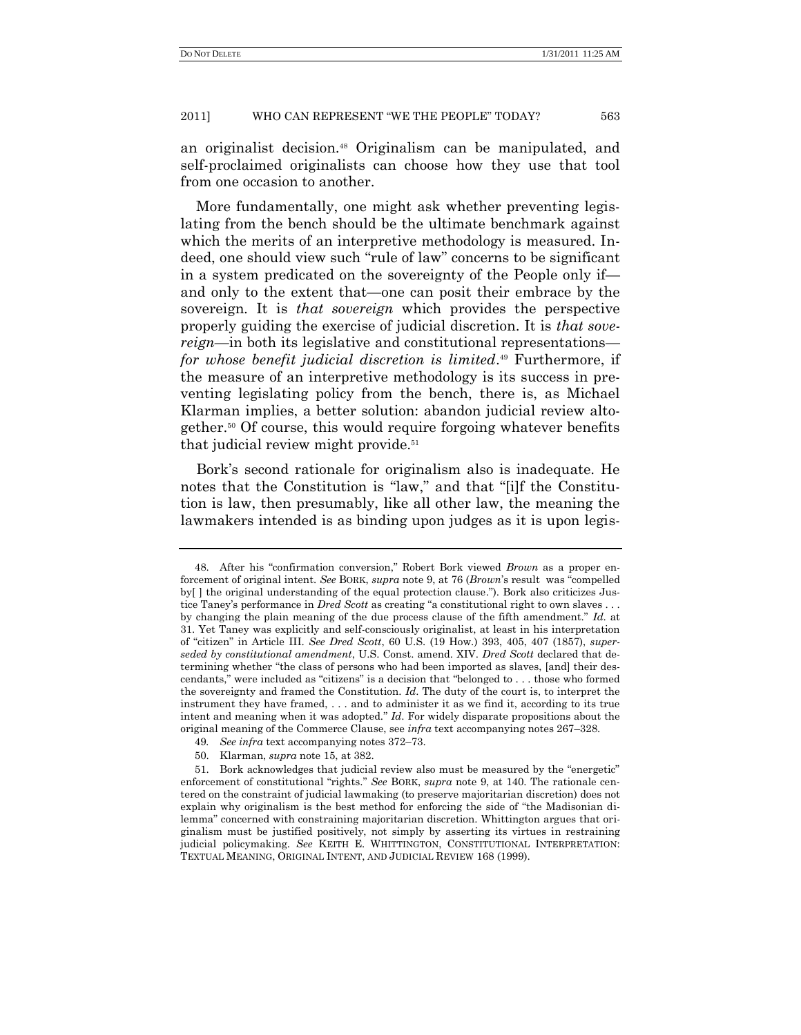an originalist decision.[48] Originalism can be manipulated, and self-proclaimed originalists can choose how they use that tool from one occasion to another.

More fundamentally, one might ask whether preventing legislating from the bench should be the ultimate benchmark against which the merits of an interpretive methodology is measured. Indeed, one should view such "rule of law" concerns to be significant in a system predicated on the sovereignty of the People only if—and only to the extent that—one can posit their embrace by the sovereign. It is *that sovereign* which provides the perspective properly guiding the exercise of judicial discretion. It is *that sovereign*—in both its legislative and constitutional representations—*for whose benefit judicial discretion is limited*.[49] Furthermore, if the measure of an interpretive methodology is its success in preventing legislating policy from the bench, there is, as Michael Klarman implies, a better solution: abandon judicial review altogether.[50] Of course, this would require forgoing whatever benefits that judicial review might provide.[51]

Bork's second rationale for originalism also is inadequate. He notes that the Constitution is "law," and that "[i]f the Constitution is law, then presumably, like all other law, the meaning the lawmakers intended is as binding upon judges as it is upon legis-

---

48. After his "confirmation conversion," Robert Bork viewed *Brown* as a proper enforcement of original intent. *See* BORK, *supra* note 9, at 76 (*Brown*'s result was "compelled by[ ] the original understanding of the equal protection clause."). Bork also criticizes Justice Taney's performance in *Dred Scott* as creating "a constitutional right to own slaves . . . by changing the plain meaning of the due process clause of the fifth amendment." *Id.* at 31. Yet Taney was explicitly and self-consciously originalist, at least in his interpretation of "citizen" in Article III. *See Dred Scott*, 60 U.S. (19 How.) 393, 405, 407 (1857), *superseded by constitutional amendment*, U.S. Const. amend. XIV. *Dred Scott* declared that determining whether "the class of persons who had been imported as slaves, [and] their descendants," were included as "citizens" is a decision that "belonged to . . . those who formed the sovereignty and framed the Constitution. *Id*. The duty of the court is, to interpret the instrument they have framed, . . . and to administer it as we find it, according to its true intent and meaning when it was adopted." *Id*. For widely disparate propositions about the original meaning of the Commerce Clause, see *infra* text accompanying notes 267–328.

49. *See infra* text accompanying notes 372–73.

50. Klarman, *supra* note 15, at 382.

51. Bork acknowledges that judicial review also must be measured by the "energetic" enforcement of constitutional "rights." *See* BORK, *supra* note 9, at 140. The rationale centered on the constraint of judicial lawmaking (to preserve majoritarian discretion) does not explain why originalism is the best method for enforcing the side of "the Madisonian dilemma" concerned with constraining majoritarian discretion. Whittington argues that originalism must be justified positively, not simply by asserting its virtues in restraining judicial policymaking. *See* KEITH E. WHITTINGTON, CONSTITUTIONAL INTERPRETATION: TEXTUAL MEANING, ORIGINAL INTENT, AND JUDICIAL REVIEW 168 (1999).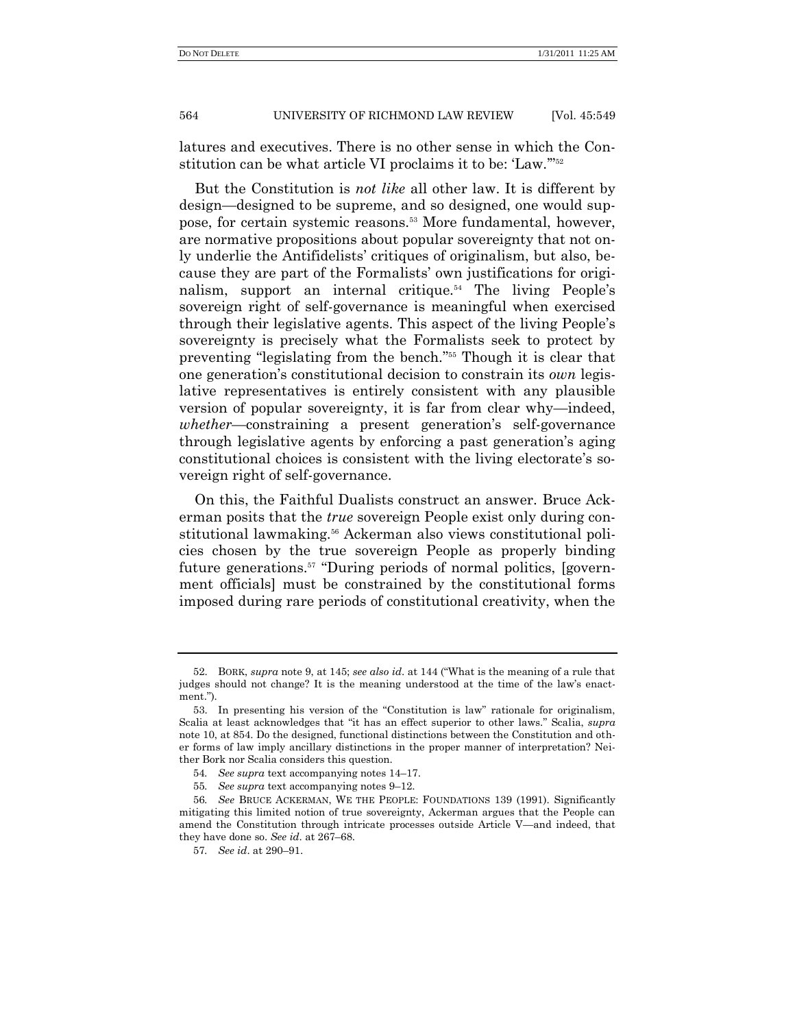latures and executives. There is no other sense in which the Constitution can be what article VI proclaims it to be: 'Law.'"[52]

But the Constitution is *not like* all other law. It is different by design—designed to be supreme, and so designed, one would suppose, for certain systemic reasons.[53] More fundamental, however, are normative propositions about popular sovereignty that not only underlie the Antifidelists' critiques of originalism, but also, because they are part of the Formalists' own justifications for originalism, support an internal critique.[54] The living People's sovereign right of self-governance is meaningful when exercised through their legislative agents. This aspect of the living People's sovereignty is precisely what the Formalists seek to protect by preventing "legislating from the bench."[55] Though it is clear that one generation's constitutional decision to constrain its *own* legislative representatives is entirely consistent with any plausible version of popular sovereignty, it is far from clear why—indeed, *whether*—constraining a present generation's self-governance through legislative agents by enforcing a past generation's aging constitutional choices is consistent with the living electorate's sovereign right of self-governance.

On this, the Faithful Dualists construct an answer. Bruce Ackerman posits that the *true* sovereign People exist only during constitutional lawmaking.[56] Ackerman also views constitutional policies chosen by the true sovereign People as properly binding future generations.[57] "During periods of normal politics, [government officials] must be constrained by the constitutional forms imposed during rare periods of constitutional creativity, when the

---

52. BORK, *supra* note 9, at 145; *see also id*. at 144 ("What is the meaning of a rule that judges should not change? It is the meaning understood at the time of the law's enactment.").

53. In presenting his version of the "Constitution is law" rationale for originalism, Scalia at least acknowledges that "it has an effect superior to other laws." Scalia, *supra* note 10, at 854. Do the designed, functional distinctions between the Constitution and other forms of law imply ancillary distinctions in the proper manner of interpretation? Neither Bork nor Scalia considers this question.

54. *See supra* text accompanying notes 14–17.

55. *See supra* text accompanying notes 9–12.

56. *See* BRUCE ACKERMAN, WE THE PEOPLE: FOUNDATIONS 139 (1991). Significantly mitigating this limited notion of true sovereignty, Ackerman argues that the People can amend the Constitution through intricate processes outside Article V—and indeed, that they have done so. *See id*. at 267–68.

57. *See id*. at 290–91.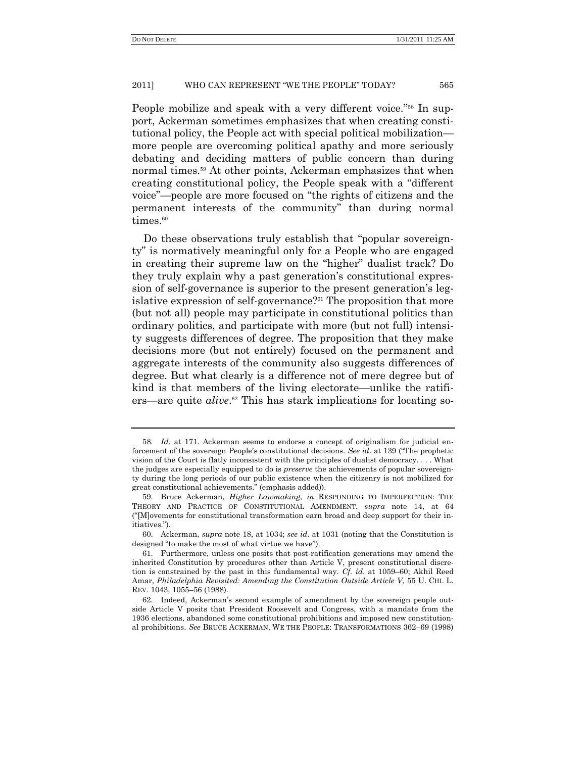People mobilize and speak with a very different voice."[58] In support, Ackerman sometimes emphasizes that when creating constitutional policy, the People act with special political mobilization—more people are overcoming political apathy and more seriously debating and deciding matters of public concern than during normal times.[59] At other points, Ackerman emphasizes that when creating constitutional policy, the People speak with a "different voice"—people are more focused on "the rights of citizens and the permanent interests of the community" than during normal times.[60]

Do these observations truly establish that "popular sovereignty" is normatively meaningful only for a People who are engaged in creating their supreme law on the "higher" dualist track? Do they truly explain why a past generation's constitutional expression of self-governance is superior to the present generation's legislative expression of self-governance?[61] The proposition that more (but not all) people may participate in constitutional politics than ordinary politics, and participate with more (but not full) intensity suggests differences of degree. The proposition that they make decisions more (but not entirely) focused on the permanent and aggregate interests of the community also suggests differences of degree. But what clearly is a difference not of mere degree but of kind is that members of the living electorate—unlike the ratifiers—are quite *alive*.[62] This has stark implications for locating so-

---

58. *Id*. at 171. Ackerman seems to endorse a concept of originalism for judicial enforcement of the sovereign People's constitutional decisions. *See id*. at 139 ("The prophetic vision of the Court is flatly inconsistent with the principles of dualist democracy. . . . What the judges are especially equipped to do is *preserve* the achievements of popular sovereignty during the long periods of our public existence when the citizenry is not mobilized for great constitutional achievements." (emphasis added)).

59. Bruce Ackerman, *Higher Lawmaking*, *in* RESPONDING TO IMPERFECTION: THE THEORY AND PRACTICE OF CONSTITUTIONAL AMENDMENT, *supra* note 14, at 64 ("[M]ovements for constitutional transformation earn broad and deep support for their initiatives.").

60. Ackerman, *supra* note 18, at 1034; *see id*. at 1031 (noting that the Constitution is designed "to make the most of what virtue we have").

61. Furthermore, unless one posits that post-ratification generations may amend the inherited Constitution by procedures other than Article V, present constitutional discretion is constrained by the past in this fundamental way. *Cf. id*. at 1059–60; Akhil Reed Amar, *Philadelphia Revisited: Amending the Constitution Outside Article V*, 55 U. CHI. L. REV. 1043, 1055–56 (1988).

62. Indeed, Ackerman's second example of amendment by the sovereign people outside Article V posits that President Roosevelt and Congress, with a mandate from the 1936 elections, abandoned some constitutional prohibitions and imposed new constitutional prohibitions. *See* BRUCE ACKERMAN, WE THE PEOPLE: TRANSFORMATIONS 362–69 (1998)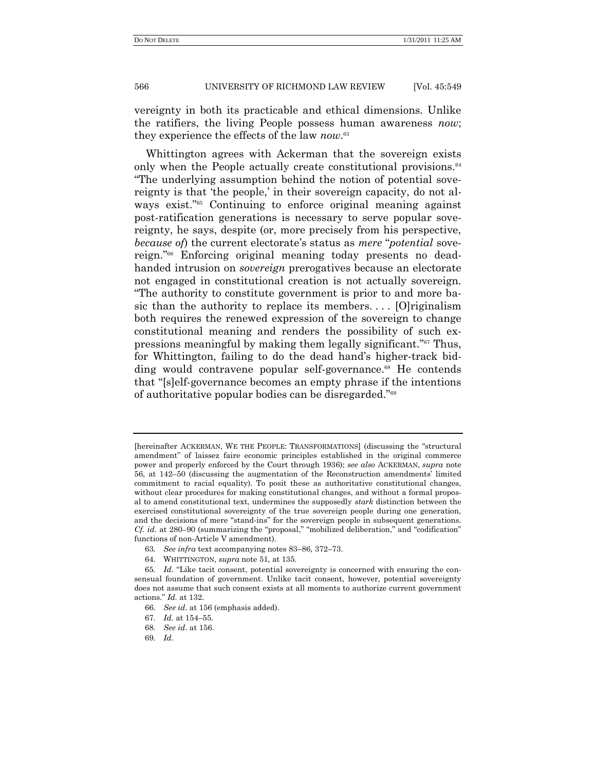vereignty in both its practicable and ethical dimensions. Unlike the ratifiers, the living People possess human awareness *now*; they experience the effects of the law *now*.[63]

Whittington agrees with Ackerman that the sovereign exists only when the People actually create constitutional provisions.[64] "The underlying assumption behind the notion of potential sovereignty is that 'the people,' in their sovereign capacity, do not always exist."[65] Continuing to enforce original meaning against post-ratification generations is necessary to serve popular sovereignty, he says, despite (or, more precisely from his perspective, *because of*) the current electorate's status as *mere* "*potential* sovereign."[66] Enforcing original meaning today presents no dead-handed intrusion on *sovereign* prerogatives because an electorate not engaged in constitutional creation is not actually sovereign. "The authority to constitute government is prior to and more basic than the authority to replace its members. . . . [O]riginalism both requires the renewed expression of the sovereign to change constitutional meaning and renders the possibility of such expressions meaningful by making them legally significant."[67] Thus, for Whittington, failing to do the dead hand's higher-track bidding would contravene popular self-governance.[68] He contends that "[s]elf-governance becomes an empty phrase if the intentions of authoritative popular bodies can be disregarded."[69]

---

[hereinafter ACKERMAN, WE THE PEOPLE: TRANSFORMATIONS] (discussing the "structural amendment" of laissez faire economic principles established in the original commerce power and properly enforced by the Court through 1936); *see also* ACKERMAN, *supra* note 56, at 142–50 (discussing the augmentation of the Reconstruction amendments' limited commitment to racial equality). To posit these as authoritative constitutional changes, without clear procedures for making constitutional changes, and without a formal proposal to amend constitutional text, undermines the supposedly *stark* distinction between the exercised constitutional sovereignty of the true sovereign people during one generation, and the decisions of mere "stand-ins" for the sovereign people in subsequent generations. *Cf. id.* at 280–90 (summarizing the "proposal," "mobilized deliberation," and "codification" functions of non-Article V amendment).

63. *See infra* text accompanying notes 83–86, 372–73.

64. WHITTINGTON, *supra* note 51, at 135.

65. *Id*. "Like tacit consent, potential sovereignty is concerned with ensuring the consensual foundation of government. Unlike tacit consent, however, potential sovereignty does not assume that such consent exists at all moments to authorize current government actions." *Id.* at 132.

66. *See id*. at 156 (emphasis added).

67. *Id.* at 154–55.

68. *See id*. at 156.

69. *Id*.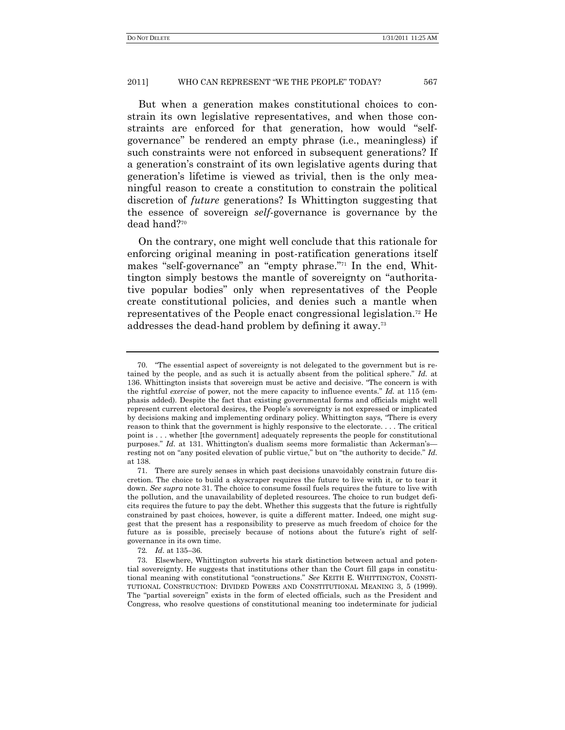But when a generation makes constitutional choices to constrain its own legislative representatives, and when those constraints are enforced for that generation, how would "self-governance" be rendered an empty phrase (i.e., meaningless) if such constraints were not enforced in subsequent generations? If a generation's constraint of its own legislative agents during that generation's lifetime is viewed as trivial, then is the only meaningful reason to create a constitution to constrain the political discretion of *future* generations? Is Whittington suggesting that the essence of sovereign *self*-governance is governance by the dead hand?[70]

On the contrary, one might well conclude that this rationale for enforcing original meaning in post-ratification generations itself makes "self-governance" an "empty phrase."[71] In the end, Whittington simply bestows the mantle of sovereignty on "authoritative popular bodies" only when representatives of the People create constitutional policies, and denies such a mantle when representatives of the People enact congressional legislation.[72] He addresses the dead-hand problem by defining it away.[73]

---

70. "The essential aspect of sovereignty is not delegated to the government but is retained by the people, and as such it is actually absent from the political sphere." *Id.* at 136. Whittington insists that sovereign must be active and decisive. "The concern is with the rightful *exercise* of power, not the mere capacity to influence events." *Id.* at 115 (emphasis added). Despite the fact that existing governmental forms and officials might well represent current electoral desires, the People's sovereignty is not expressed or implicated by decisions making and implementing ordinary policy. Whittington says, "There is every reason to think that the government is highly responsive to the electorate. . . . The critical point is . . . whether [the government] adequately represents the people for constitutional purposes." *Id.* at 131. Whittington's dualism seems more formalistic than Ackerman's—resting not on "any posited elevation of public virtue," but on "the authority to decide." *Id.* at 138.

71. There are surely senses in which past decisions unavoidably constrain future discretion. The choice to build a skyscraper requires the future to live with it, or to tear it down. *See supra* note 31. The choice to consume fossil fuels requires the future to live with the pollution, and the unavailability of depleted resources. The choice to run budget deficits requires the future to pay the debt. Whether this suggests that the future is rightfully constrained by past choices, however, is quite a different matter. Indeed, one might suggest that the present has a responsibility to preserve as much freedom of choice for the future as is possible, precisely because of notions about the future's right of self-governance in its own time.

72. *Id*. at 135–36.

73. Elsewhere, Whittington subverts his stark distinction between actual and potential sovereignty. He suggests that institutions other than the Court fill gaps in constitutional meaning with constitutional "constructions." *See* KEITH E. WHITTINGTON, CONSTITUTIONAL CONSTRUCTION: DIVIDED POWERS AND CONSTITUTIONAL MEANING 3, 5 (1999). The "partial sovereign" exists in the form of elected officials, such as the President and Congress, who resolve questions of constitutional meaning too indeterminate for judicial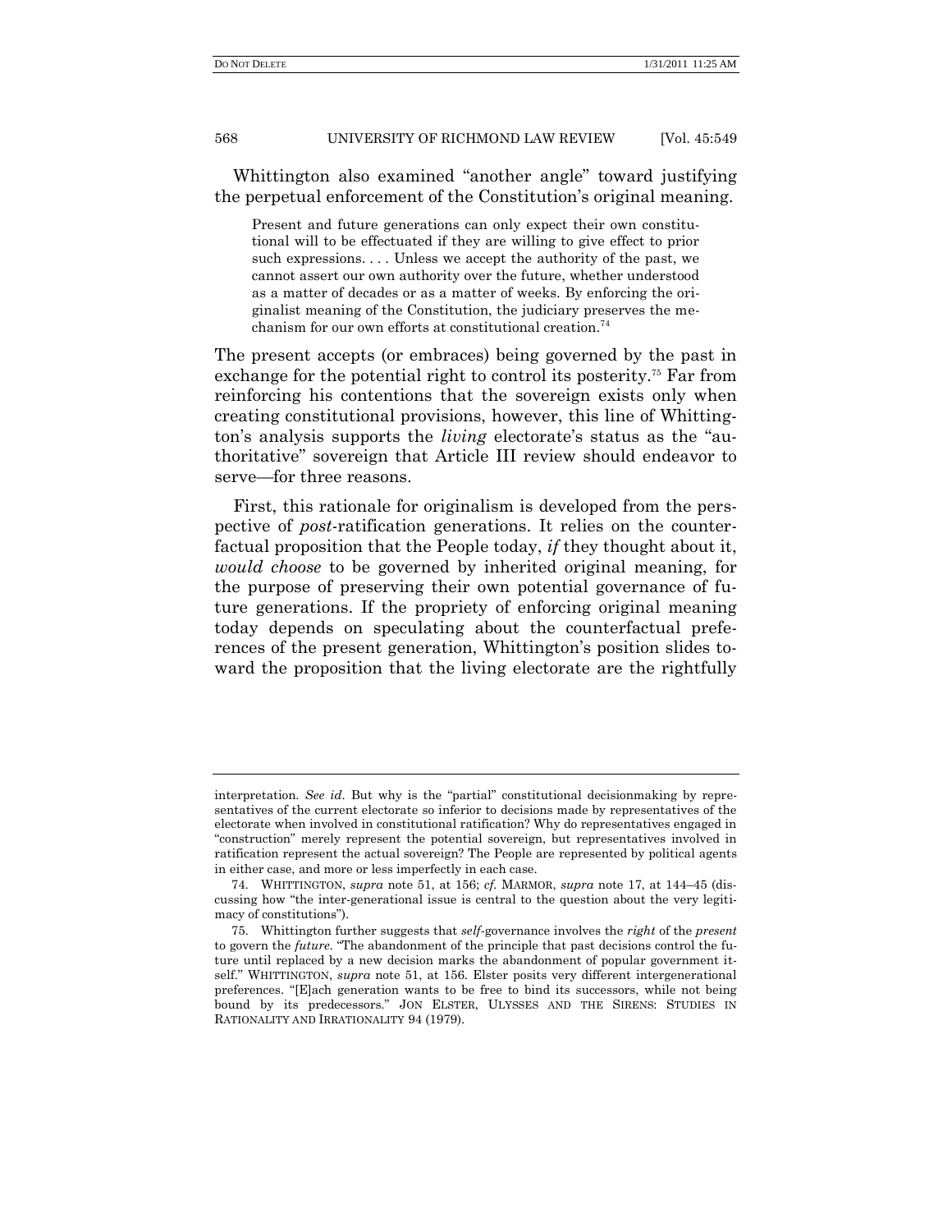Whittington also examined "another angle" toward justifying the perpetual enforcement of the Constitution's original meaning.

> Present and future generations can only expect their own constitutional will to be effectuated if they are willing to give effect to prior such expressions. . . . Unless we accept the authority of the past, we cannot assert our own authority over the future, whether understood as a matter of decades or as a matter of weeks. By enforcing the originalist meaning of the Constitution, the judiciary preserves the mechanism for our own efforts at constitutional creation.[74]

The present accepts (or embraces) being governed by the past in exchange for the potential right to control its posterity.[75] Far from reinforcing his contentions that the sovereign exists only when creating constitutional provisions, however, this line of Whittington's analysis supports the *living* electorate's status as the "authoritative" sovereign that Article III review should endeavor to serve—for three reasons.

First, this rationale for originalism is developed from the perspective of *post*-ratification generations. It relies on the counterfactual proposition that the People today, *if* they thought about it, *would choose* to be governed by inherited original meaning, for the purpose of preserving their own potential governance of future generations. If the propriety of enforcing original meaning today depends on speculating about the counterfactual preferences of the present generation, Whittington's position slides toward the proposition that the living electorate are the rightfully

---

interpretation. *See id.* But why is the "partial" constitutional decisionmaking by representatives of the current electorate so inferior to decisions made by representatives of the electorate when involved in constitutional ratification? Why do representatives engaged in "construction" merely represent the potential sovereign, but representatives involved in ratification represent the actual sovereign? The People are represented by political agents in either case, and more or less imperfectly in each case.

74. WHITTINGTON, *supra* note 51, at 156; *cf.* MARMOR, *supra* note 17, at 144–45 (discussing how "the inter-generational issue is central to the question about the very legitimacy of constitutions").

75. Whittington further suggests that *self*-governance involves the *right* of the *present* to govern the *future*. "The abandonment of the principle that past decisions control the future until replaced by a new decision marks the abandonment of popular government itself." WHITTINGTON, *supra* note 51, at 156. Elster posits very different intergenerational preferences. "[E]ach generation wants to be free to bind its successors, while not being bound by its predecessors." JON ELSTER, ULYSSES AND THE SIRENS: STUDIES IN RATIONALITY AND IRRATIONALITY 94 (1979).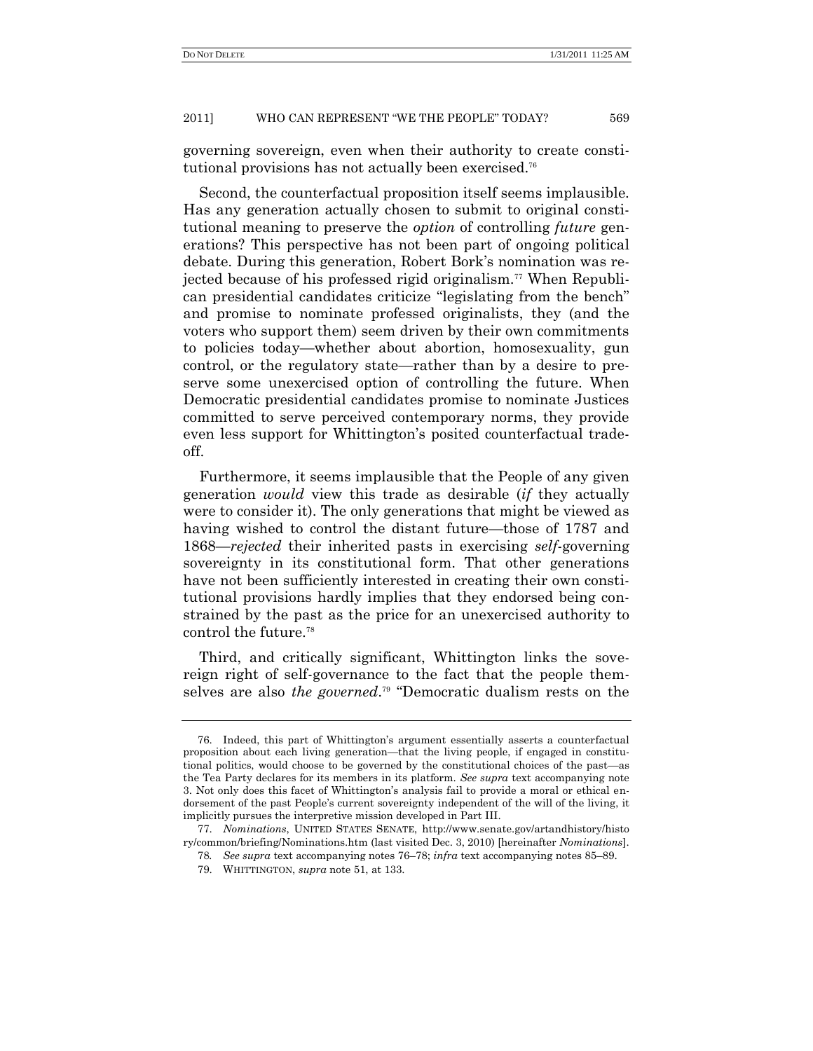governing sovereign, even when their authority to create constitutional provisions has not actually been exercised.[76]

Second, the counterfactual proposition itself seems implausible. Has any generation actually chosen to submit to original constitutional meaning to preserve the *option* of controlling *future* generations? This perspective has not been part of ongoing political debate. During this generation, Robert Bork's nomination was rejected because of his professed rigid originalism.[77] When Republican presidential candidates criticize "legislating from the bench" and promise to nominate professed originalists, they (and the voters who support them) seem driven by their own commitments to policies today—whether about abortion, homosexuality, gun control, or the regulatory state—rather than by a desire to preserve some unexercised option of controlling the future. When Democratic presidential candidates promise to nominate Justices committed to serve perceived contemporary norms, they provide even less support for Whittington's posited counterfactual tradeoff.

Furthermore, it seems implausible that the People of any given generation *would* view this trade as desirable (*if* they actually were to consider it). The only generations that might be viewed as having wished to control the distant future—those of 1787 and 1868—*rejected* their inherited pasts in exercising *self*-governing sovereignty in its constitutional form. That other generations have not been sufficiently interested in creating their own constitutional provisions hardly implies that they endorsed being constrained by the past as the price for an unexercised authority to control the future.[78]

Third, and critically significant, Whittington links the sovereign right of self-governance to the fact that the people themselves are also *the governed*.[79] "Democratic dualism rests on the

---

76. Indeed, this part of Whittington's argument essentially asserts a counterfactual proposition about each living generation—that the living people, if engaged in constitutional politics, would choose to be governed by the constitutional choices of the past—as the Tea Party declares for its members in its platform. *See supra* text accompanying note 3. Not only does this facet of Whittington's analysis fail to provide a moral or ethical endorsement of the past People's current sovereignty independent of the will of the living, it implicitly pursues the interpretive mission developed in Part III.

77. *Nominations*, UNITED STATES SENATE, http://www.senate.gov/artandhistory/history/common/briefing/Nominations.htm (last visited Dec. 3, 2010) [hereinafter *Nominations*].

78. *See supra* text accompanying notes 76–78; *infra* text accompanying notes 85–89.

79. WHITTINGTON, *supra* note 51, at 133.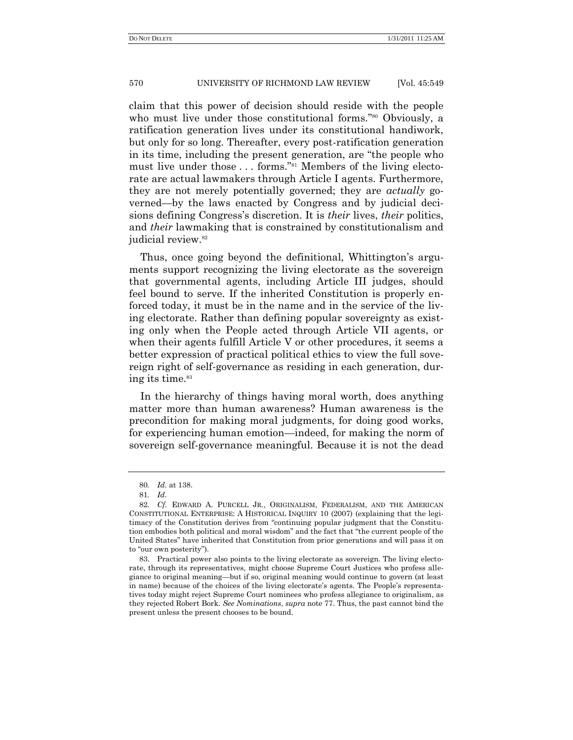claim that this power of decision should reside with the people who must live under those constitutional forms."[80] Obviously, a ratification generation lives under its constitutional handiwork, but only for so long. Thereafter, every post-ratification generation in its time, including the present generation, are "the people who must live under those . . . forms."[81] Members of the living electorate are actual lawmakers through Article I agents. Furthermore, they are not merely potentially governed; they are *actually* governed—by the laws enacted by Congress and by judicial decisions defining Congress's discretion. It is *their* lives, *their* politics, and *their* lawmaking that is constrained by constitutionalism and judicial review.[82]

Thus, once going beyond the definitional, Whittington's arguments support recognizing the living electorate as the sovereign that governmental agents, including Article III judges, should feel bound to serve. If the inherited Constitution is properly enforced today, it must be in the name and in the service of the living electorate. Rather than defining popular sovereignty as existing only when the People acted through Article VII agents, or when their agents fulfill Article V or other procedures, it seems a better expression of practical political ethics to view the full sovereign right of self-governance as residing in each generation, during its time.[83]

In the hierarchy of things having moral worth, does anything matter more than human awareness? Human awareness is the precondition for making moral judgments, for doing good works, for experiencing human emotion—indeed, for making the norm of sovereign self-governance meaningful. Because it is not the dead

---

80. *Id*. at 138.

81. *Id*.

82. *Cf.* EDWARD A. PURCELL JR., ORIGINALISM, FEDERALISM, AND THE AMERICAN CONSTITUTIONAL ENTERPRISE: A HISTORICAL INQUIRY 10 (2007) (explaining that the legitimacy of the Constitution derives from "continuing popular judgment that the Constitution embodies both political and moral wisdom" and the fact that "the current people of the United States" have inherited that Constitution from prior generations and will pass it on to "our own posterity").

83. Practical power also points to the living electorate as sovereign. The living electorate, through its representatives, might choose Supreme Court Justices who profess allegiance to original meaning—but if so, original meaning would continue to govern (at least in name) because of the choices of the living electorate's agents. The People's representatives today might reject Supreme Court nominees who profess allegiance to originalism, as they rejected Robert Bork. *See Nominations*, *supra* note 77. Thus, the past cannot bind the present unless the present chooses to be bound.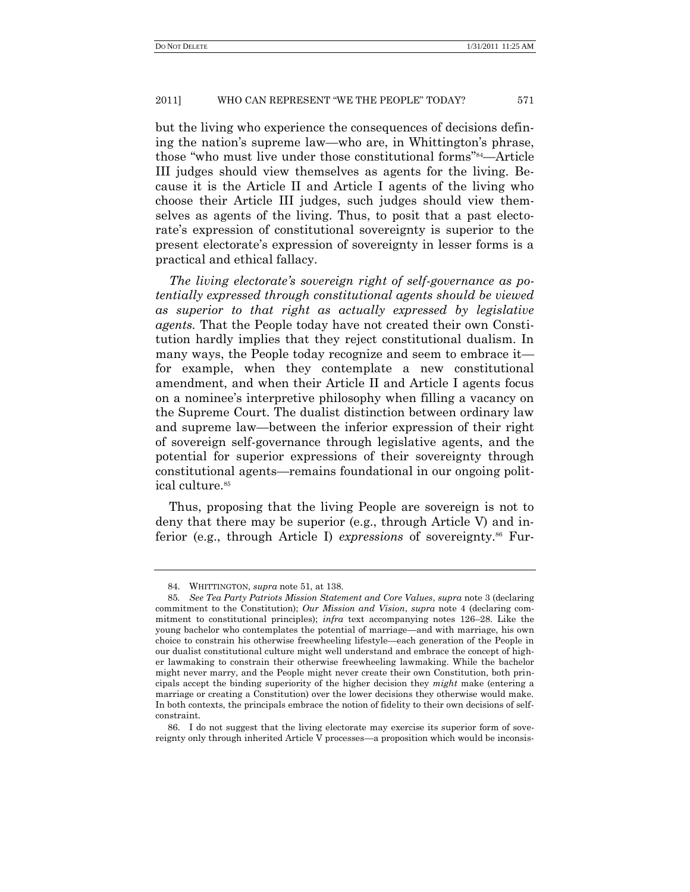but the living who experience the consequences of decisions defining the nation's supreme law—who are, in Whittington's phrase, those "who must live under those constitutional forms"[84]—Article III judges should view themselves as agents for the living. Because it is the Article II and Article I agents of the living who choose their Article III judges, such judges should view themselves as agents of the living. Thus, to posit that a past electorate's expression of constitutional sovereignty is superior to the present electorate's expression of sovereignty in lesser forms is a practical and ethical fallacy.

*The living electorate's sovereign right of self-governance as potentially expressed through constitutional agents should be viewed as superior to that right as actually expressed by legislative agents.* That the People today have not created their own Constitution hardly implies that they reject constitutional dualism. In many ways, the People today recognize and seem to embrace it—for example, when they contemplate a new constitutional amendment, and when their Article II and Article I agents focus on a nominee's interpretive philosophy when filling a vacancy on the Supreme Court. The dualist distinction between ordinary law and supreme law—between the inferior expression of their right of sovereign self-governance through legislative agents, and the potential for superior expressions of their sovereignty through constitutional agents—remains foundational in our ongoing political culture.[85]

Thus, proposing that the living People are sovereign is not to deny that there may be superior (e.g., through Article V) and inferior (e.g., through Article I) *expressions* of sovereignty.[86] Fur-

---

84. WHITTINGTON, *supra* note 51, at 138.

85. *See Tea Party Patriots Mission Statement and Core Values*, *supra* note 3 (declaring commitment to the Constitution); *Our Mission and Vision*, *supra* note 4 (declaring commitment to constitutional principles); *infra* text accompanying notes 126–28. Like the young bachelor who contemplates the potential of marriage—and with marriage, his own choice to constrain his otherwise freewheeling lifestyle—each generation of the People in our dualist constitutional culture might well understand and embrace the concept of higher lawmaking to constrain their otherwise freewheeling lawmaking. While the bachelor might never marry, and the People might never create their own Constitution, both principals accept the binding superiority of the higher decision they *might* make (entering a marriage or creating a Constitution) over the lower decisions they otherwise would make. In both contexts, the principals embrace the notion of fidelity to their own decisions of self-constraint.

86. I do not suggest that the living electorate may exercise its superior form of sovereignty only through inherited Article V processes—a proposition which would be inconsis-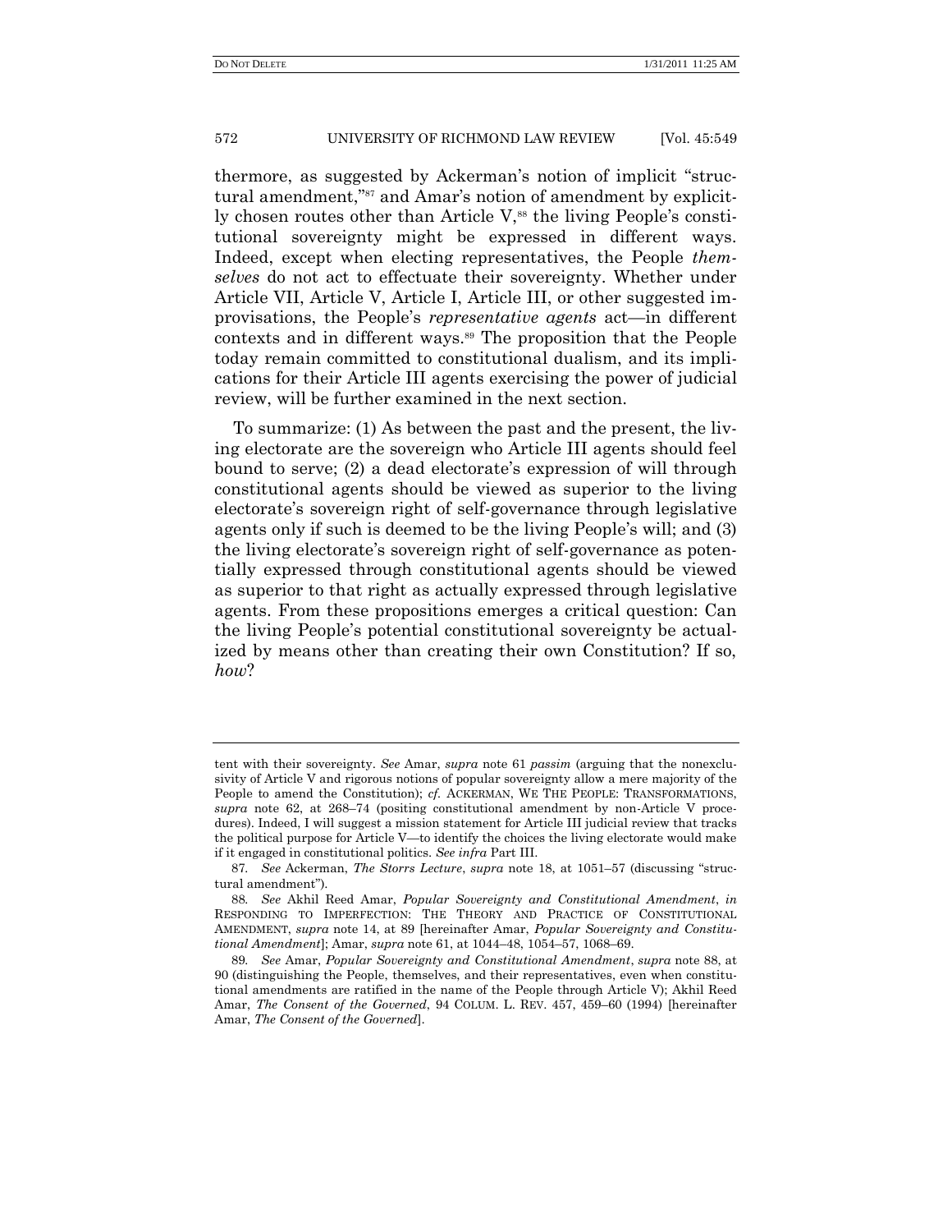thermore, as suggested by Ackerman's notion of implicit "structural amendment,"[87] and Amar's notion of amendment by explicitly chosen routes other than Article V,[88] the living People's constitutional sovereignty might be expressed in different ways. Indeed, except when electing representatives, the People *themselves* do not act to effectuate their sovereignty. Whether under Article VII, Article V, Article I, Article III, or other suggested improvisations, the People's *representative agents* act—in different contexts and in different ways.[89] The proposition that the People today remain committed to constitutional dualism, and its implications for their Article III agents exercising the power of judicial review, will be further examined in the next section.

To summarize: (1) As between the past and the present, the living electorate are the sovereign who Article III agents should feel bound to serve; (2) a dead electorate's expression of will through constitutional agents should be viewed as superior to the living electorate's sovereign right of self-governance through legislative agents only if such is deemed to be the living People's will; and (3) the living electorate's sovereign right of self-governance as potentially expressed through constitutional agents should be viewed as superior to that right as actually expressed through legislative agents. From these propositions emerges a critical question: Can the living People's potential constitutional sovereignty be actualized by means other than creating their own Constitution? If so, *how*?

---

tent with their sovereignty. *See* Amar, *supra* note 61 *passim* (arguing that the nonexclusivity of Article V and rigorous notions of popular sovereignty allow a mere majority of the People to amend the Constitution); *cf.* ACKERMAN, WE THE PEOPLE: TRANSFORMATIONS, *supra* note 62, at 268–74 (positing constitutional amendment by non-Article V procedures). Indeed, I will suggest a mission statement for Article III judicial review that tracks the political purpose for Article V—to identify the choices the living electorate would make if it engaged in constitutional politics. *See infra* Part III.

87. *See* Ackerman, *The Storrs Lecture*, *supra* note 18, at 1051–57 (discussing "structural amendment").

88. *See* Akhil Reed Amar, *Popular Sovereignty and Constitutional Amendment*, *in* RESPONDING TO IMPERFECTION: THE THEORY AND PRACTICE OF CONSTITUTIONAL AMENDMENT, *supra* note 14, at 89 [hereinafter Amar, *Popular Sovereignty and Constitutional Amendment*]; Amar, *supra* note 61, at 1044–48, 1054–57, 1068–69.

89. *See* Amar, *Popular Sovereignty and Constitutional Amendment*, *supra* note 88, at 90 (distinguishing the People, themselves, and their representatives, even when constitutional amendments are ratified in the name of the People through Article V); Akhil Reed Amar, *The Consent of the Governed*, 94 COLUM. L. REV. 457, 459–60 (1994) [hereinafter Amar, *The Consent of the Governed*].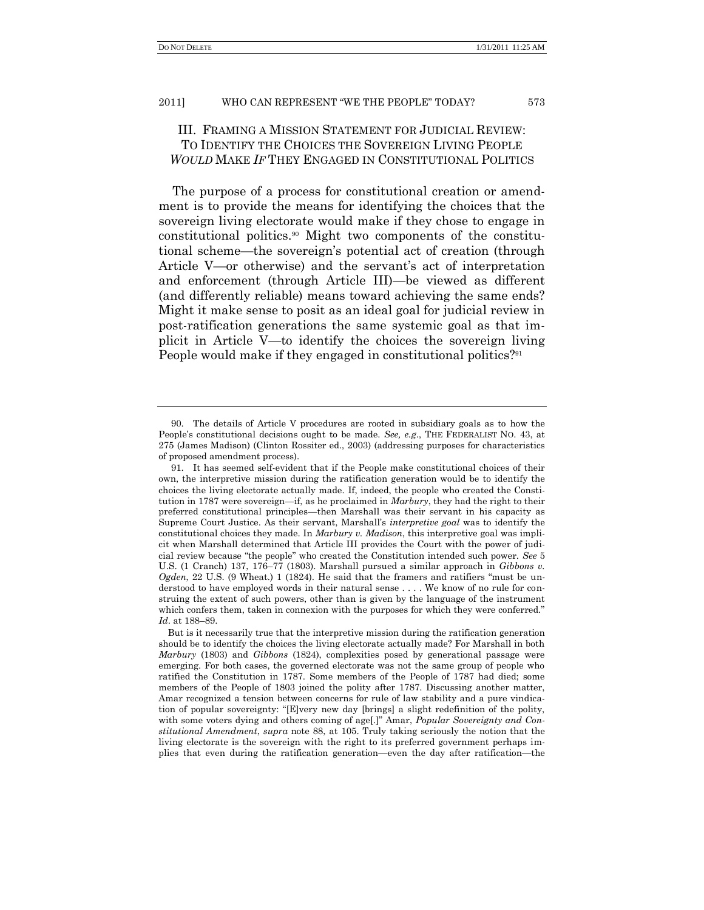## III. FRAMING A MISSION STATEMENT FOR JUDICIAL REVIEW: TO IDENTIFY THE CHOICES THE SOVEREIGN LIVING PEOPLE *WOULD* MAKE *IF* THEY ENGAGED IN CONSTITUTIONAL POLITICS

The purpose of a process for constitutional creation or amendment is to provide the means for identifying the choices that the sovereign living electorate would make if they chose to engage in constitutional politics.[90] Might two components of the constitutional scheme—the sovereign's potential act of creation (through Article V—or otherwise) and the servant's act of interpretation and enforcement (through Article III)—be viewed as different (and differently reliable) means toward achieving the same ends? Might it make sense to posit as an ideal goal for judicial review in post-ratification generations the same systemic goal as that implicit in Article V—to identify the choices the sovereign living People would make if they engaged in constitutional politics?[91]

---

90. The details of Article V procedures are rooted in subsidiary goals as to how the People's constitutional decisions ought to be made. *See, e.g.*, THE FEDERALIST NO. 43, at 275 (James Madison) (Clinton Rossiter ed., 2003) (addressing purposes for characteristics of proposed amendment process).

91. It has seemed self-evident that if the People make constitutional choices of their own, the interpretive mission during the ratification generation would be to identify the choices the living electorate actually made. If, indeed, the people who created the Constitution in 1787 were sovereign—if, as he proclaimed in *Marbury*, they had the right to their preferred constitutional principles—then Marshall was their servant in his capacity as Supreme Court Justice. As their servant, Marshall's *interpretive goal* was to identify the constitutional choices they made. In *Marbury v. Madison*, this interpretive goal was implicit when Marshall determined that Article III provides the Court with the power of judicial review because "the people" who created the Constitution intended such power. *See* 5 U.S. (1 Cranch) 137, 176–77 (1803). Marshall pursued a similar approach in *Gibbons v. Ogden*, 22 U.S. (9 Wheat.) 1 (1824). He said that the framers and ratifiers "must be understood to have employed words in their natural sense . . . . We know of no rule for construing the extent of such powers, other than is given by the language of the instrument which confers them, taken in connexion with the purposes for which they were conferred." *Id*. at 188–89.

But is it necessarily true that the interpretive mission during the ratification generation should be to identify the choices the living electorate actually made? For Marshall in both *Marbury* (1803) and *Gibbons* (1824), complexities posed by generational passage were emerging. For both cases, the governed electorate was not the same group of people who ratified the Constitution in 1787. Some members of the People of 1787 had died; some members of the People of 1803 joined the polity after 1787. Discussing another matter, Amar recognized a tension between concerns for rule of law stability and a pure vindication of popular sovereignty: "[E]very new day [brings] a slight redefinition of the polity, with some voters dying and others coming of age[.]" Amar, *Popular Sovereignty and Constitutional Amendment*, *supra* note 88, at 105. Truly taking seriously the notion that the living electorate is the sovereign with the right to its preferred government perhaps implies that even during the ratification generation—even the day after ratification—the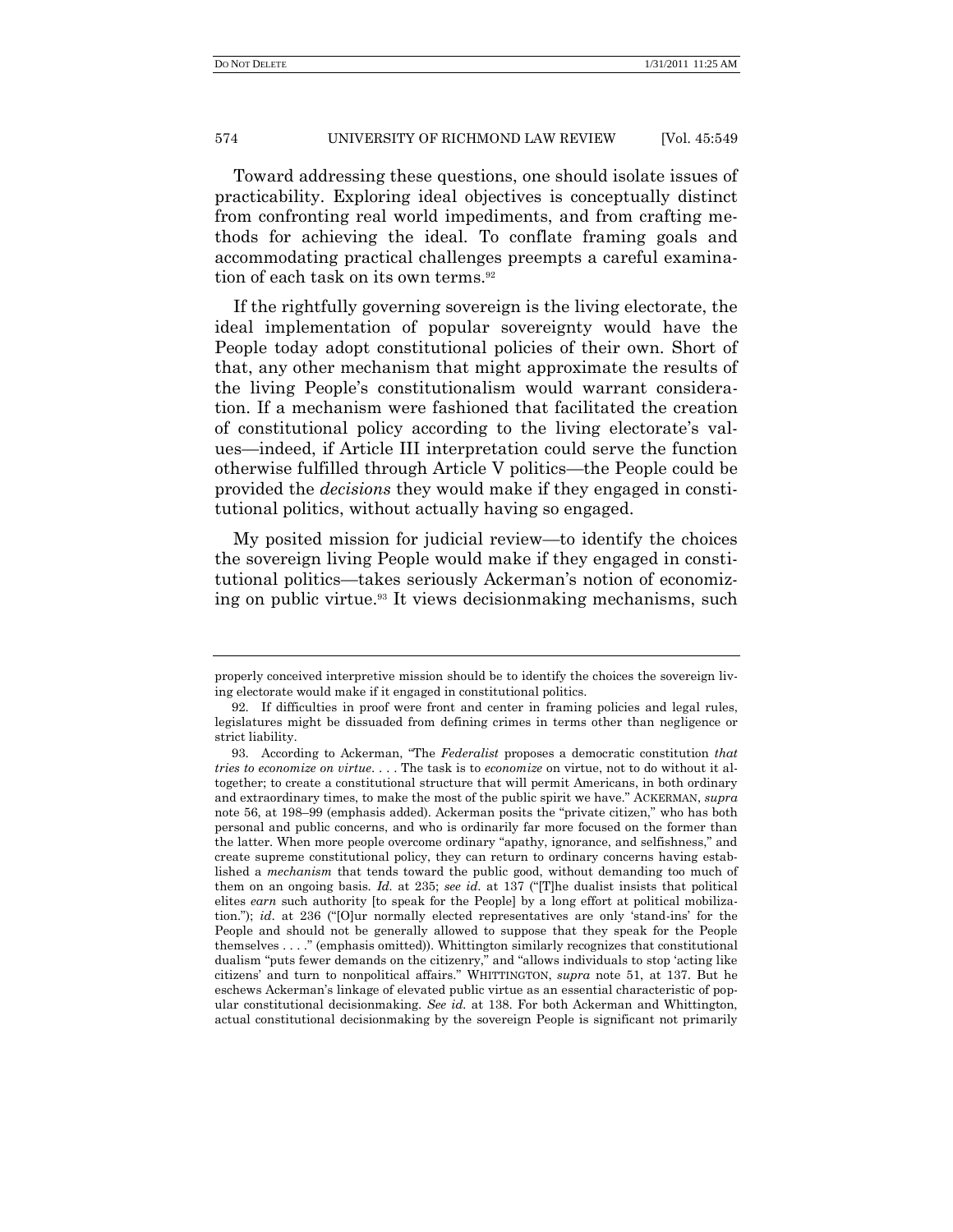Toward addressing these questions, one should isolate issues of practicability. Exploring ideal objectives is conceptually distinct from confronting real world impediments, and from crafting methods for achieving the ideal. To conflate framing goals and accommodating practical challenges preempts a careful examination of each task on its own terms.[92]

If the rightfully governing sovereign is the living electorate, the ideal implementation of popular sovereignty would have the People today adopt constitutional policies of their own. Short of that, any other mechanism that might approximate the results of the living People's constitutionalism would warrant consideration. If a mechanism were fashioned that facilitated the creation of constitutional policy according to the living electorate's values—indeed, if Article III interpretation could serve the function otherwise fulfilled through Article V politics—the People could be provided the *decisions* they would make if they engaged in constitutional politics, without actually having so engaged.

My posited mission for judicial review—to identify the choices the sovereign living People would make if they engaged in constitutional politics—takes seriously Ackerman's notion of economizing on public virtue.[93] It views decisionmaking mechanisms, such

---

properly conceived interpretive mission should be to identify the choices the sovereign living electorate would make if it engaged in constitutional politics.

92. If difficulties in proof were front and center in framing policies and legal rules, legislatures might be dissuaded from defining crimes in terms other than negligence or strict liability.

93. According to Ackerman, "The *Federalist* proposes a democratic constitution *that tries to economize on virtue*. . . . The task is to *economize* on virtue, not to do without it altogether; to create a constitutional structure that will permit Americans, in both ordinary and extraordinary times, to make the most of the public spirit we have." ACKERMAN, *supra* note 56, at 198–99 (emphasis added). Ackerman posits the "private citizen," who has both personal and public concerns, and who is ordinarily far more focused on the former than the latter. When more people overcome ordinary "apathy, ignorance, and selfishness," and create supreme constitutional policy, they can return to ordinary concerns having established a *mechanism* that tends toward the public good, without demanding too much of them on an ongoing basis. *Id.* at 235; *see id.* at 137 ("[T]he dualist insists that political elites *earn* such authority [to speak for the People] by a long effort at political mobilization."); *id*. at 236 ("[O]ur normally elected representatives are only 'stand-ins' for the People and should not be generally allowed to suppose that they speak for the People themselves . . . ." (emphasis omitted)). Whittington similarly recognizes that constitutional dualism "puts fewer demands on the citizenry," and "allows individuals to stop 'acting like citizens' and turn to nonpolitical affairs." WHITTINGTON, *supra* note 51, at 137. But he eschews Ackerman's linkage of elevated public virtue as an essential characteristic of popular constitutional decisionmaking. *See id.* at 138. For both Ackerman and Whittington, actual constitutional decisionmaking by the sovereign People is significant not primarily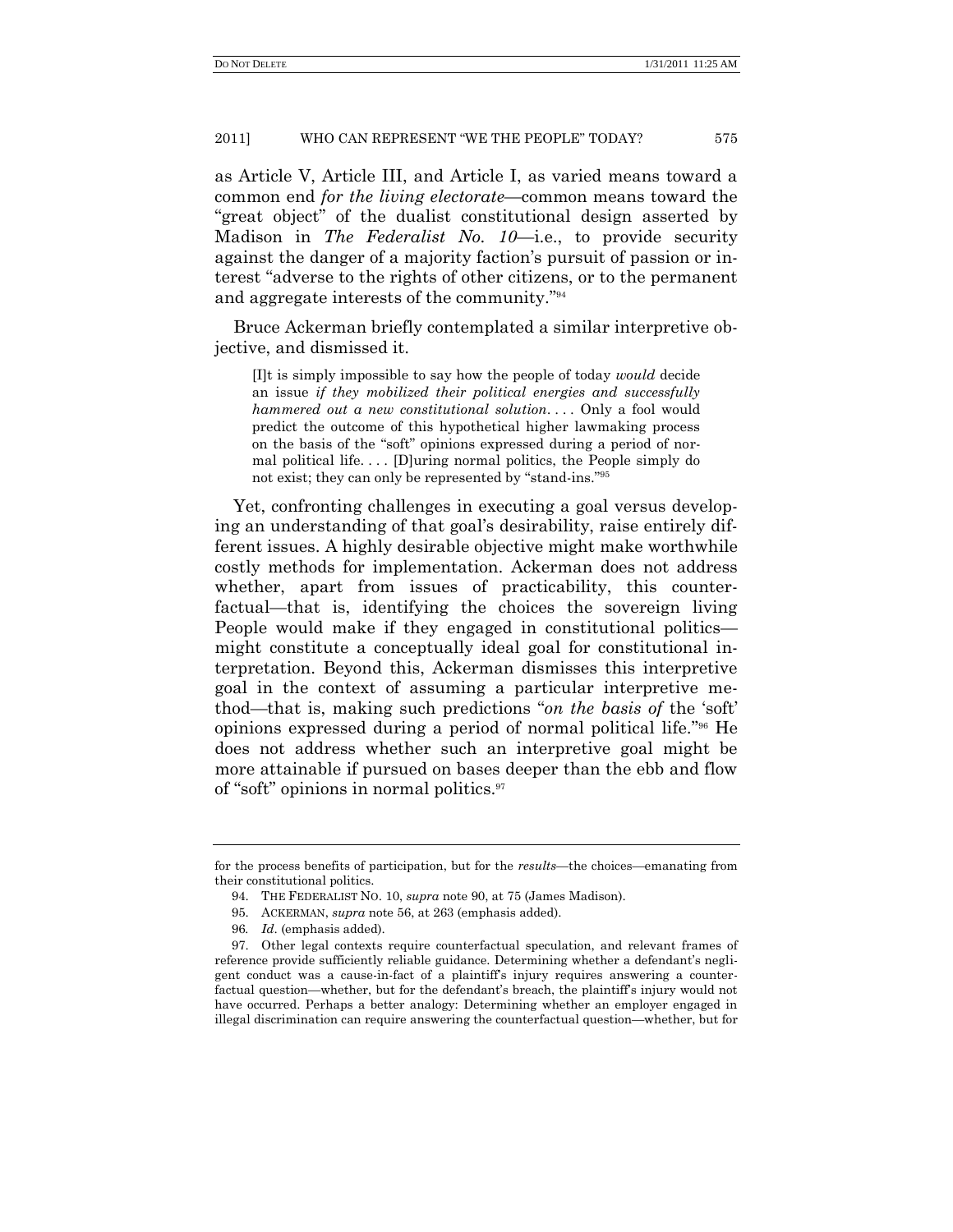as Article V, Article III, and Article I, as varied means toward a common end *for the living electorate*—common means toward the "great object" of the dualist constitutional design asserted by Madison in *The Federalist No. 10*—i.e., to provide security against the danger of a majority faction's pursuit of passion or interest "adverse to the rights of other citizens, or to the permanent and aggregate interests of the community."[94]

Bruce Ackerman briefly contemplated a similar interpretive objective, and dismissed it.

> [I]t is simply impossible to say how the people of today *would* decide an issue *if they mobilized their political energies and successfully hammered out a new constitutional solution*. . . . Only a fool would predict the outcome of this hypothetical higher lawmaking process on the basis of the "soft" opinions expressed during a period of normal political life. . . . [D]uring normal politics, the People simply do not exist; they can only be represented by "stand-ins."[95]

Yet, confronting challenges in executing a goal versus developing an understanding of that goal's desirability, raise entirely different issues. A highly desirable objective might make worthwhile costly methods for implementation. Ackerman does not address whether, apart from issues of practicability, this counterfactual—that is, identifying the choices the sovereign living People would make if they engaged in constitutional politics—might constitute a conceptually ideal goal for constitutional interpretation. Beyond this, Ackerman dismisses this interpretive goal in the context of assuming a particular interpretive method—that is, making such predictions "*on the basis of* the 'soft' opinions expressed during a period of normal political life."[96] He does not address whether such an interpretive goal might be more attainable if pursued on bases deeper than the ebb and flow of "soft" opinions in normal politics.[97]

---

for the process benefits of participation, but for the *results*—the choices—emanating from their constitutional politics.

94. THE FEDERALIST NO. 10, *supra* note 90, at 75 (James Madison).

95. ACKERMAN, *supra* note 56, at 263 (emphasis added).

96. *Id*. (emphasis added).

97. Other legal contexts require counterfactual speculation, and relevant frames of reference provide sufficiently reliable guidance. Determining whether a defendant's negligent conduct was a cause-in-fact of a plaintiff's injury requires answering a counterfactual question—whether, but for the defendant's breach, the plaintiff's injury would not have occurred. Perhaps a better analogy: Determining whether an employer engaged in illegal discrimination can require answering the counterfactual question—whether, but for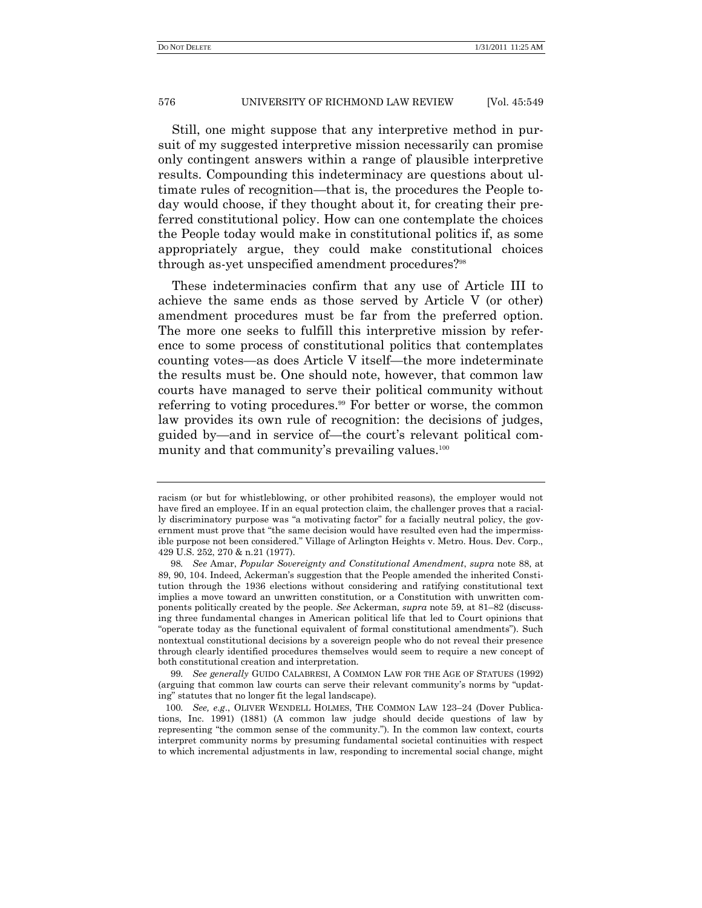Still, one might suppose that any interpretive method in pursuit of my suggested interpretive mission necessarily can promise only contingent answers within a range of plausible interpretive results. Compounding this indeterminacy are questions about ultimate rules of recognition—that is, the procedures the People today would choose, if they thought about it, for creating their preferred constitutional policy. How can one contemplate the choices the People today would make in constitutional politics if, as some appropriately argue, they could make constitutional choices through as-yet unspecified amendment procedures?[98]

These indeterminacies confirm that any use of Article III to achieve the same ends as those served by Article V (or other) amendment procedures must be far from the preferred option. The more one seeks to fulfill this interpretive mission by reference to some process of constitutional politics that contemplates counting votes—as does Article V itself—the more indeterminate the results must be. One should note, however, that common law courts have managed to serve their political community without referring to voting procedures.[99] For better or worse, the common law provides its own rule of recognition: the decisions of judges, guided by—and in service of—the court's relevant political community and that community's prevailing values.[100]

---

racism (or but for whistleblowing, or other prohibited reasons), the employer would not have fired an employee. If in an equal protection claim, the challenger proves that a racially discriminatory purpose was "a motivating factor" for a facially neutral policy, the government must prove that "the same decision would have resulted even had the impermissible purpose not been considered." Village of Arlington Heights v. Metro. Hous. Dev. Corp., 429 U.S. 252, 270 & n.21 (1977).

98. *See* Amar, *Popular Sovereignty and Constitutional Amendment*, *supra* note 88, at 89, 90, 104. Indeed, Ackerman's suggestion that the People amended the inherited Constitution through the 1936 elections without considering and ratifying constitutional text implies a move toward an unwritten constitution, or a Constitution with unwritten components politically created by the people. *See* Ackerman, *supra* note 59, at 81–82 (discussing three fundamental changes in American political life that led to Court opinions that "operate today as the functional equivalent of formal constitutional amendments"). Such nontextual constitutional decisions by a sovereign people who do not reveal their presence through clearly identified procedures themselves would seem to require a new concept of both constitutional creation and interpretation.

99. *See generally* GUIDO CALABRESI, A COMMON LAW FOR THE AGE OF STATUES (1992) (arguing that common law courts can serve their relevant community's norms by "updating" statutes that no longer fit the legal landscape).

100. *See, e.g.*, OLIVER WENDELL HOLMES, THE COMMON LAW 123–24 (Dover Publications, Inc. 1991) (1881) (A common law judge should decide questions of law by representing "the common sense of the community."). In the common law context, courts interpret community norms by presuming fundamental societal continuities with respect to which incremental adjustments in law, responding to incremental social change, might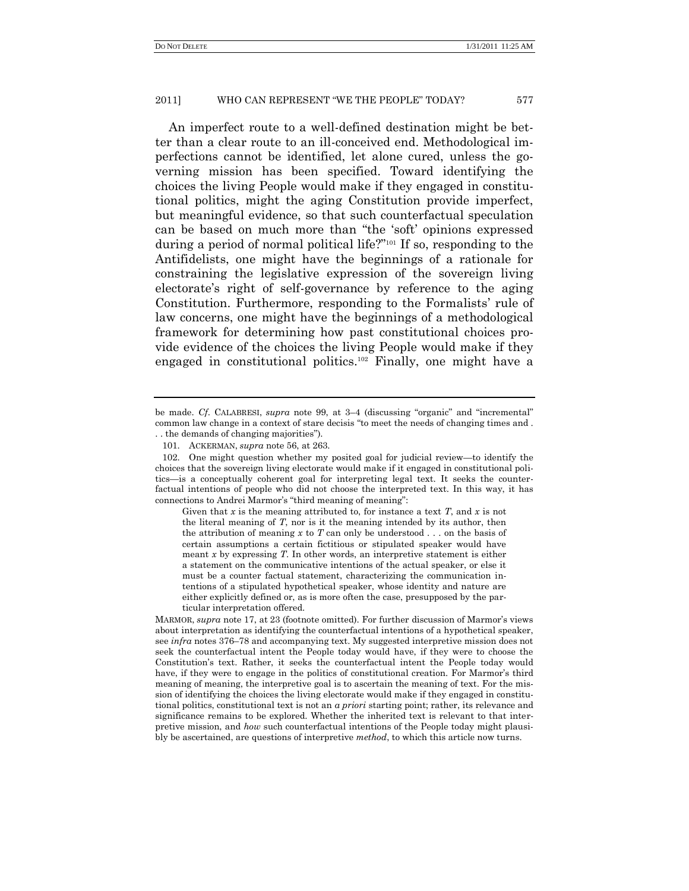An imperfect route to a well-defined destination might be better than a clear route to an ill-conceived end. Methodological imperfections cannot be identified, let alone cured, unless the governing mission has been specified. Toward identifying the choices the living People would make if they engaged in constitutional politics, might the aging Constitution provide imperfect, but meaningful evidence, so that such counterfactual speculation can be based on much more than "the 'soft' opinions expressed during a period of normal political life?"[101] If so, responding to the Antifidelists, one might have the beginnings of a rationale for constraining the legislative expression of the sovereign living electorate's right of self-governance by reference to the aging Constitution. Furthermore, responding to the Formalists' rule of law concerns, one might have the beginnings of a methodological framework for determining how past constitutional choices provide evidence of the choices the living People would make if they engaged in constitutional politics.[102] Finally, one might have a

---

be made. *Cf.* CALABRESI, *supra* note 99, at 3–4 (discussing "organic" and "incremental" common law change in a context of stare decisis "to meet the needs of changing times and . . . the demands of changing majorities").

101. ACKERMAN, *supra* note 56, at 263.

102. One might question whether my posited goal for judicial review—to identify the choices that the sovereign living electorate would make if it engaged in constitutional politics—is a conceptually coherent goal for interpreting legal text. It seeks the counterfactual intentions of people who did not choose the interpreted text. In this way, it has connections to Andrei Marmor's "third meaning of meaning":

> Given that *x* is the meaning attributed to, for instance a text *T*, and *x* is not the literal meaning of *T*, nor is it the meaning intended by its author, then the attribution of meaning *x* to *T* can only be understood . . . on the basis of certain assumptions a certain fictitious or stipulated speaker would have meant *x* by expressing *T*. In other words, an interpretive statement is either a statement on the communicative intentions of the actual speaker, or else it must be a counter factual statement, characterizing the communication intentions of a stipulated hypothetical speaker, whose identity and nature are either explicitly defined or, as is more often the case, presupposed by the particular interpretation offered.

MARMOR, *supra* note 17, at 23 (footnote omitted). For further discussion of Marmor's views about interpretation as identifying the counterfactual intentions of a hypothetical speaker, see *infra* notes 376–78 and accompanying text. My suggested interpretive mission does not seek the counterfactual intent the People today would have, if they were to choose the Constitution's text. Rather, it seeks the counterfactual intent the People today would have, if they were to engage in the politics of constitutional creation. For Marmor's third meaning of meaning, the interpretive goal is to ascertain the meaning of text. For the mission of identifying the choices the living electorate would make if they engaged in constitutional politics, constitutional text is not an *a priori* starting point; rather, its relevance and significance remains to be explored. Whether the inherited text is relevant to that interpretive mission, and *how* such counterfactual intentions of the People today might plausibly be ascertained, are questions of interpretive *method*, to which this article now turns.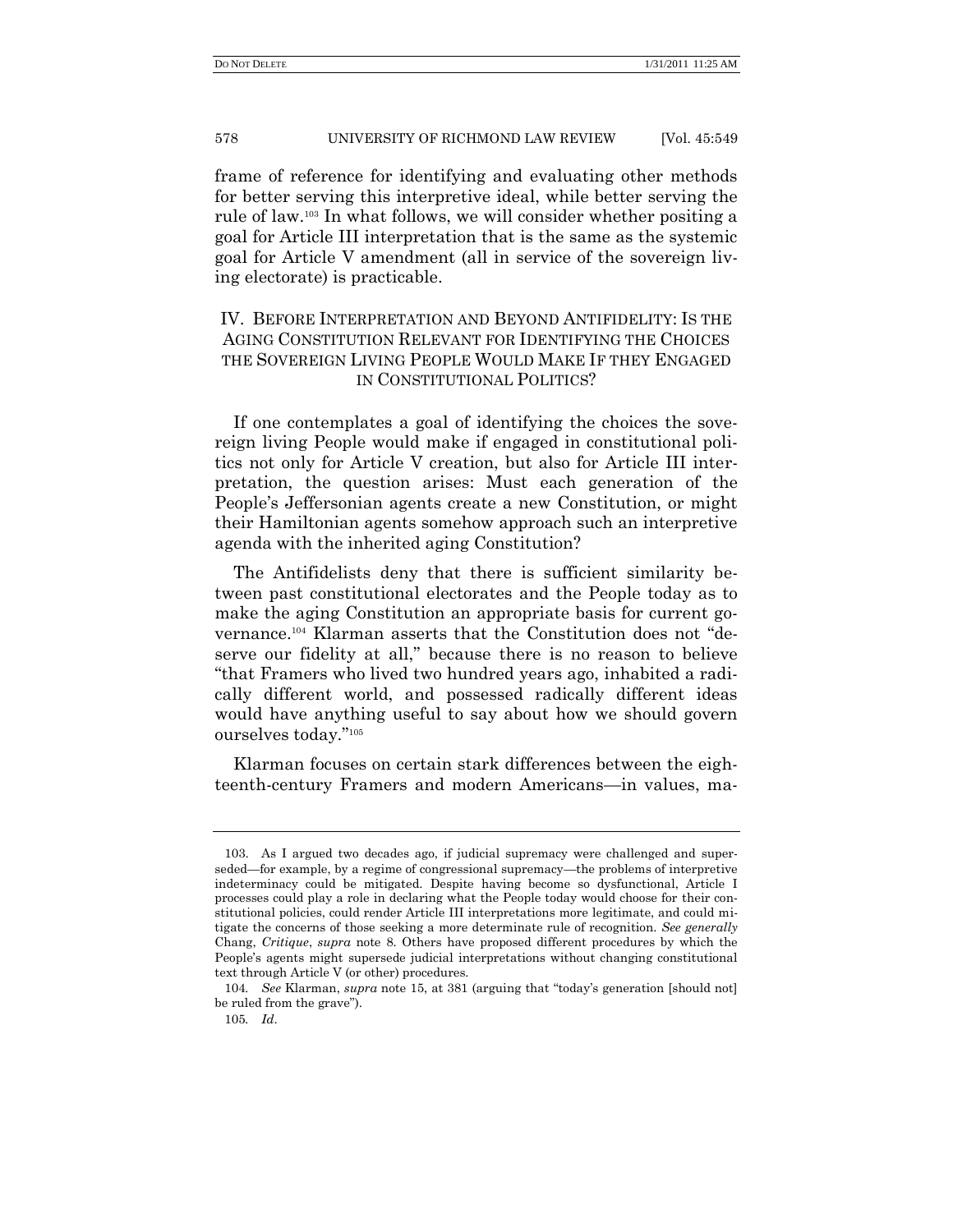frame of reference for identifying and evaluating other methods for better serving this interpretive ideal, while better serving the rule of law.[103] In what follows, we will consider whether positing a goal for Article III interpretation that is the same as the systemic goal for Article V amendment (all in service of the sovereign living electorate) is practicable.

## IV. BEFORE INTERPRETATION AND BEYOND ANTIFIDELITY: IS THE AGING CONSTITUTION RELEVANT FOR IDENTIFYING THE CHOICES THE SOVEREIGN LIVING PEOPLE WOULD MAKE IF THEY ENGAGED IN CONSTITUTIONAL POLITICS?

If one contemplates a goal of identifying the choices the sovereign living People would make if engaged in constitutional politics not only for Article V creation, but also for Article III interpretation, the question arises: Must each generation of the People's Jeffersonian agents create a new Constitution, or might their Hamiltonian agents somehow approach such an interpretive agenda with the inherited aging Constitution?

The Antifidelists deny that there is sufficient similarity between past constitutional electorates and the People today as to make the aging Constitution an appropriate basis for current governance.[104] Klarman asserts that the Constitution does not "deserve our fidelity at all," because there is no reason to believe "that Framers who lived two hundred years ago, inhabited a radically different world, and possessed radically different ideas would have anything useful to say about how we should govern ourselves today."[105]

Klarman focuses on certain stark differences between the eighteenth-century Framers and modern Americans—in values, ma-

---

103. As I argued two decades ago, if judicial supremacy were challenged and superseded—for example, by a regime of congressional supremacy—the problems of interpretive indeterminacy could be mitigated. Despite having become so dysfunctional, Article I processes could play a role in declaring what the People today would choose for their constitutional policies, could render Article III interpretations more legitimate, and could mitigate the concerns of those seeking a more determinate rule of recognition. *See generally* Chang, *Critique*, *supra* note 8. Others have proposed different procedures by which the People's agents might supersede judicial interpretations without changing constitutional text through Article V (or other) procedures.

104. *See* Klarman, *supra* note 15, at 381 (arguing that "today's generation [should not] be ruled from the grave").

105. *Id*.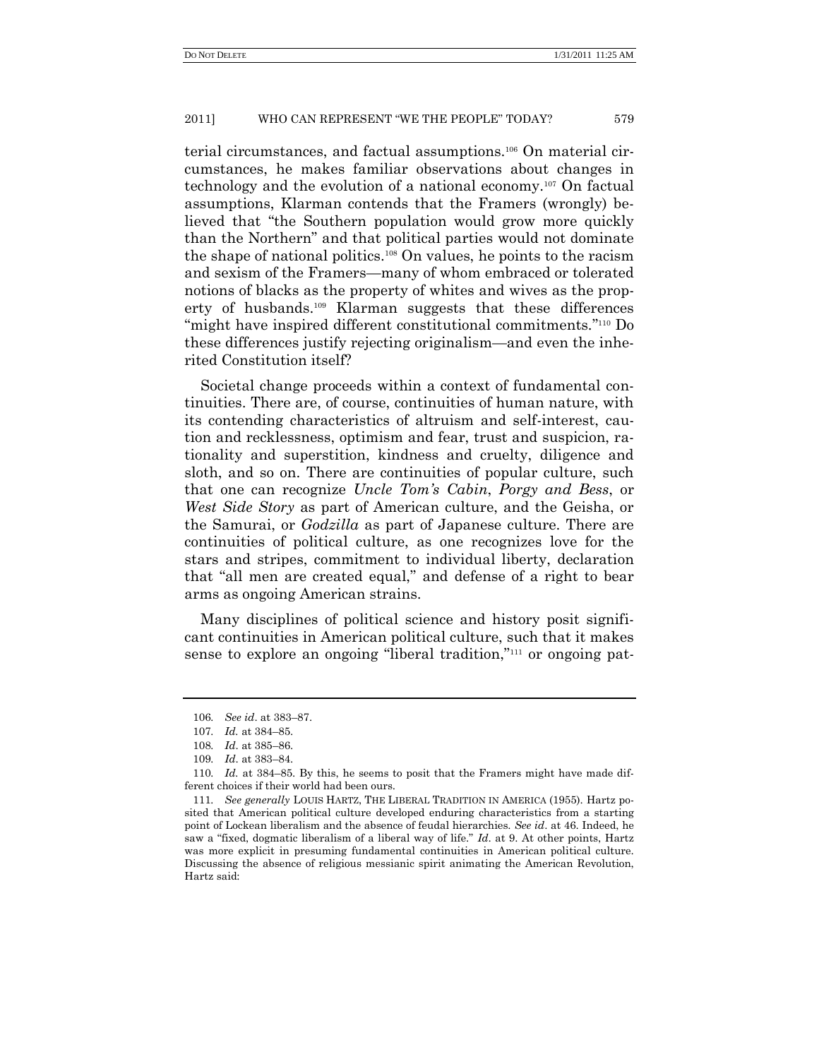terial circumstances, and factual assumptions.[106] On material circumstances, he makes familiar observations about changes in technology and the evolution of a national economy.[107] On factual assumptions, Klarman contends that the Framers (wrongly) believed that "the Southern population would grow more quickly than the Northern" and that political parties would not dominate the shape of national politics.[108] On values, he points to the racism and sexism of the Framers—many of whom embraced or tolerated notions of blacks as the property of whites and wives as the property of husbands.[109] Klarman suggests that these differences "might have inspired different constitutional commitments."[110] Do these differences justify rejecting originalism—and even the inherited Constitution itself?

Societal change proceeds within a context of fundamental continuities. There are, of course, continuities of human nature, with its contending characteristics of altruism and self-interest, caution and recklessness, optimism and fear, trust and suspicion, rationality and superstition, kindness and cruelty, diligence and sloth, and so on. There are continuities of popular culture, such that one can recognize *Uncle Tom's Cabin*, *Porgy and Bess*, or *West Side Story* as part of American culture, and the Geisha, or the Samurai, or *Godzilla* as part of Japanese culture. There are continuities of political culture, as one recognizes love for the stars and stripes, commitment to individual liberty, declaration that "all men are created equal," and defense of a right to bear arms as ongoing American strains.

Many disciplines of political science and history posit significant continuities in American political culture, such that it makes sense to explore an ongoing "liberal tradition,"[111] or ongoing pat-

---

106. *See id*. at 383–87.

107. *Id.* at 384–85.

108. *Id*. at 385–86.

109. *Id*. at 383–84.

110. *Id.* at 384–85. By this, he seems to posit that the Framers might have made different choices if their world had been ours.

111. *See generally* LOUIS HARTZ, THE LIBERAL TRADITION IN AMERICA (1955). Hartz posited that American political culture developed enduring characteristics from a starting point of Lockean liberalism and the absence of feudal hierarchies. *See id*. at 46. Indeed, he saw a "fixed, dogmatic liberalism of a liberal way of life." *Id*. at 9. At other points, Hartz was more explicit in presuming fundamental continuities in American political culture. Discussing the absence of religious messianic spirit animating the American Revolution, Hartz said: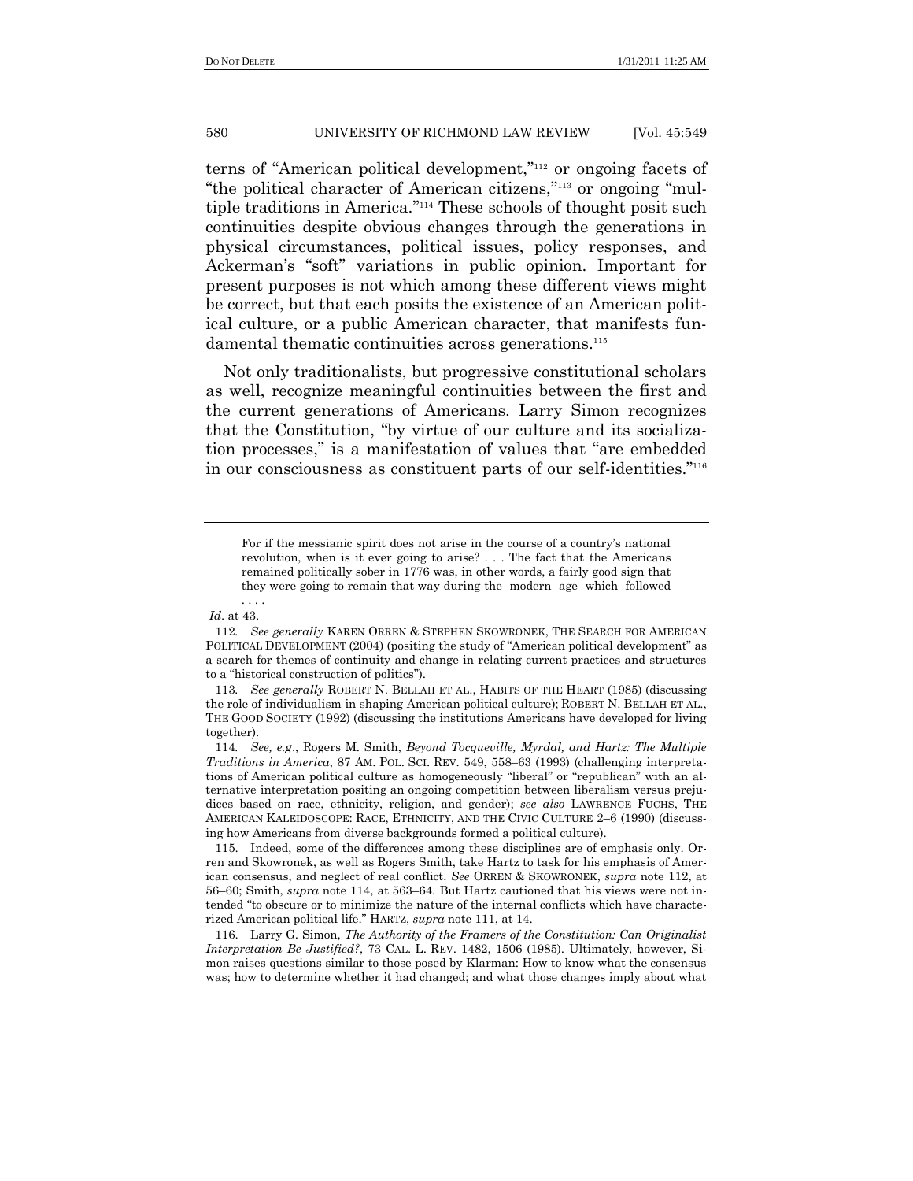terns of "American political development,"[112] or ongoing facets of "the political character of American citizens,"[113] or ongoing "multiple traditions in America."[114] These schools of thought posit such continuities despite obvious changes through the generations in physical circumstances, political issues, policy responses, and Ackerman's "soft" variations in public opinion. Important for present purposes is not which among these different views might be correct, but that each posits the existence of an American political culture, or a public American character, that manifests fundamental thematic continuities across generations.[115]

Not only traditionalists, but progressive constitutional scholars as well, recognize meaningful continuities between the first and the current generations of Americans. Larry Simon recognizes that the Constitution, "by virtue of our culture and its socialization processes," is a manifestation of values that "are embedded in our consciousness as constituent parts of our self-identities."[116]

---

> For if the messianic spirit does not arise in the course of a country's national revolution, when is it ever going to arise? . . . The fact that the Americans remained politically sober in 1776 was, in other words, a fairly good sign that they were going to remain that way during the modern age which followed . . . .

*Id*. at 43.

112. *See generally* KAREN ORREN & STEPHEN SKOWRONEK, THE SEARCH FOR AMERICAN POLITICAL DEVELOPMENT (2004) (positing the study of "American political development" as a search for themes of continuity and change in relating current practices and structures to a "historical construction of politics").

113. *See generally* ROBERT N. BELLAH ET AL., HABITS OF THE HEART (1985) (discussing the role of individualism in shaping American political culture); ROBERT N. BELLAH ET AL., THE GOOD SOCIETY (1992) (discussing the institutions Americans have developed for living together).

114. *See, e.g*., Rogers M. Smith, *Beyond Tocqueville, Myrdal, and Hartz: The Multiple Traditions in America*, 87 AM. POL. SCI. REV. 549, 558–63 (1993) (challenging interpretations of American political culture as homogeneously "liberal" or "republican" with an alternative interpretation positing an ongoing competition between liberalism versus prejudices based on race, ethnicity, religion, and gender); *see also* LAWRENCE FUCHS, THE AMERICAN KALEIDOSCOPE: RACE, ETHNICITY, AND THE CIVIC CULTURE 2–6 (1990) (discussing how Americans from diverse backgrounds formed a political culture).

115. Indeed, some of the differences among these disciplines are of emphasis only. Orren and Skowronek, as well as Rogers Smith, take Hartz to task for his emphasis of American consensus, and neglect of real conflict. *See* ORREN & SKOWRONEK, *supra* note 112, at 56–60; Smith, *supra* note 114, at 563–64. But Hartz cautioned that his views were not intended "to obscure or to minimize the nature of the internal conflicts which have characterized American political life." HARTZ, *supra* note 111, at 14.

116. Larry G. Simon, *The Authority of the Framers of the Constitution: Can Originalist Interpretation Be Justified?*, 73 CAL. L. REV. 1482, 1506 (1985). Ultimately, however, Simon raises questions similar to those posed by Klarman: How to know what the consensus was; how to determine whether it had changed; and what those changes imply about what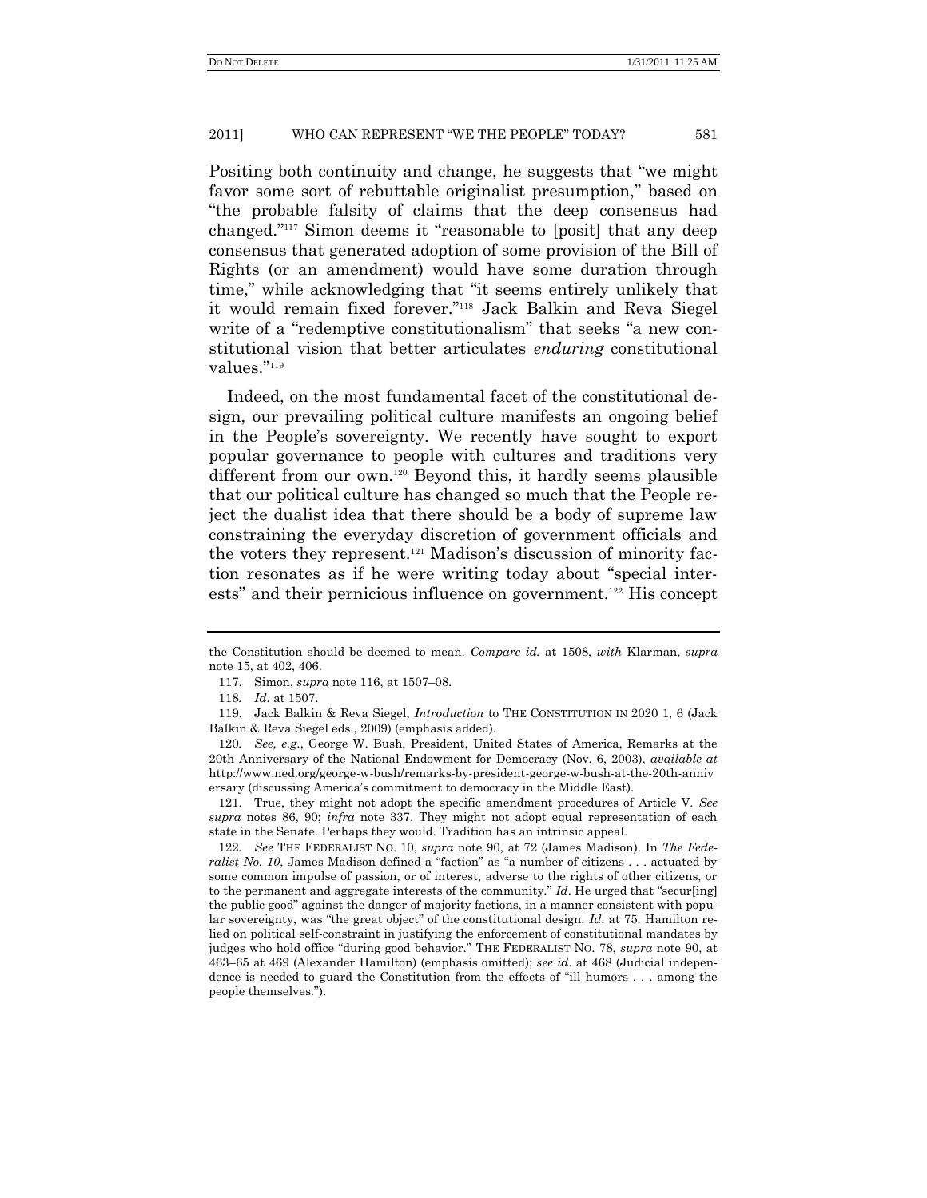Positing both continuity and change, he suggests that "we might favor some sort of rebuttable originalist presumption," based on "the probable falsity of claims that the deep consensus had changed."[117] Simon deems it "reasonable to [posit] that any deep consensus that generated adoption of some provision of the Bill of Rights (or an amendment) would have some duration through time," while acknowledging that "it seems entirely unlikely that it would remain fixed forever."[118] Jack Balkin and Reva Siegel write of a "redemptive constitutionalism" that seeks "a new constitutional vision that better articulates *enduring* constitutional values."[119]

Indeed, on the most fundamental facet of the constitutional design, our prevailing political culture manifests an ongoing belief in the People's sovereignty. We recently have sought to export popular governance to people with cultures and traditions very different from our own.[120] Beyond this, it hardly seems plausible that our political culture has changed so much that the People reject the dualist idea that there should be a body of supreme law constraining the everyday discretion of government officials and the voters they represent.[121] Madison's discussion of minority faction resonates as if he were writing today about "special interests" and their pernicious influence on government.[122] His concept

---

the Constitution should be deemed to mean. *Compare id.* at 1508, *with* Klarman, *supra* note 15, at 402, 406.

117. Simon, *supra* note 116, at 1507–08.

118. *Id*. at 1507.

119. Jack Balkin & Reva Siegel, *Introduction* to THE CONSTITUTION IN 2020 1, 6 (Jack Balkin & Reva Siegel eds., 2009) (emphasis added).

120. *See, e.g.*, George W. Bush, President, United States of America, Remarks at the 20th Anniversary of the National Endowment for Democracy (Nov. 6, 2003), *available at* http://www.ned.org/george-w-bush/remarks-by-president-george-w-bush-at-the-20th-anniversary (discussing America's commitment to democracy in the Middle East).

121. True, they might not adopt the specific amendment procedures of Article V. *See supra* notes 86, 90; *infra* note 337. They might not adopt equal representation of each state in the Senate. Perhaps they would. Tradition has an intrinsic appeal.

122. *See* THE FEDERALIST NO. 10, *supra* note 90, at 72 (James Madison). In *The Federalist No. 10*, James Madison defined a "faction" as "a number of citizens . . . actuated by some common impulse of passion, or of interest, adverse to the rights of other citizens, or to the permanent and aggregate interests of the community." *Id*. He urged that "secur[ing] the public good" against the danger of majority factions, in a manner consistent with popular sovereignty, was "the great object" of the constitutional design. *Id.* at 75. Hamilton relied on political self-constraint in justifying the enforcement of constitutional mandates by judges who hold office "during good behavior." THE FEDERALIST NO. 78, *supra* note 90, at 463–65 at 469 (Alexander Hamilton) (emphasis omitted); *see id.* at 468 (Judicial independence is needed to guard the Constitution from the effects of "ill humors . . . among the people themselves.").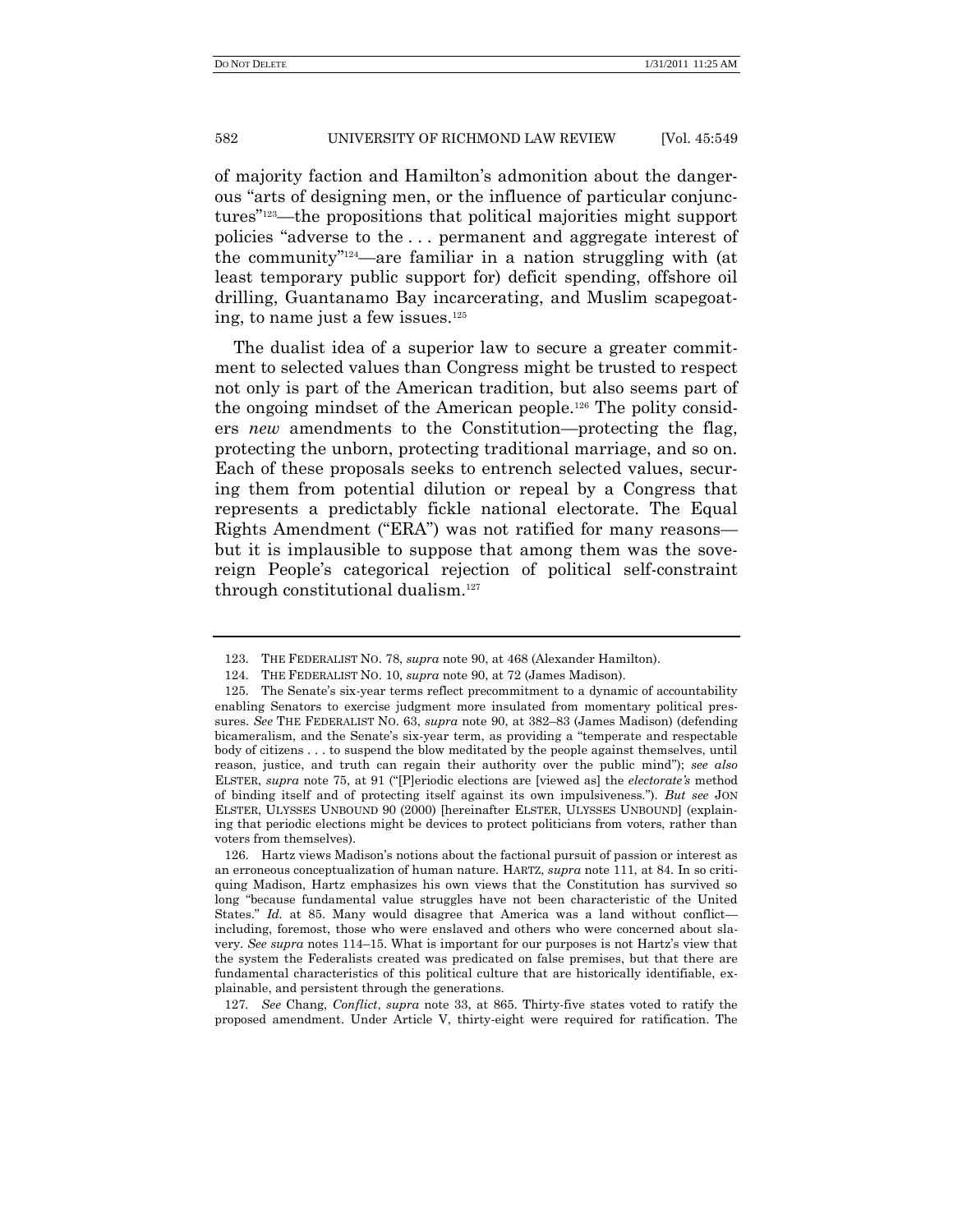of majority faction and Hamilton's admonition about the dangerous "arts of designing men, or the influence of particular conjunctures"[123]—the propositions that political majorities might support policies "adverse to the . . . permanent and aggregate interest of the community"[124]—are familiar in a nation struggling with (at least temporary public support for) deficit spending, offshore oil drilling, Guantanamo Bay incarcerating, and Muslim scapegoating, to name just a few issues.[125]

The dualist idea of a superior law to secure a greater commitment to selected values than Congress might be trusted to respect not only is part of the American tradition, but also seems part of the ongoing mindset of the American people.[126] The polity considers *new* amendments to the Constitution—protecting the flag, protecting the unborn, protecting traditional marriage, and so on. Each of these proposals seeks to entrench selected values, securing them from potential dilution or repeal by a Congress that represents a predictably fickle national electorate. The Equal Rights Amendment ("ERA") was not ratified for many reasons—but it is implausible to suppose that among them was the sovereign People's categorical rejection of political self-constraint through constitutional dualism.[127]

---

123. THE FEDERALIST NO. 78, *supra* note 90, at 468 (Alexander Hamilton).

124. THE FEDERALIST NO. 10, *supra* note 90, at 72 (James Madison).

125. The Senate's six-year terms reflect precommitment to a dynamic of accountability enabling Senators to exercise judgment more insulated from momentary political pressures. *See* THE FEDERALIST NO. 63, *supra* note 90, at 382–83 (James Madison) (defending bicameralism, and the Senate's six-year term, as providing a "temperate and respectable body of citizens . . . to suspend the blow meditated by the people against themselves, until reason, justice, and truth can regain their authority over the public mind"); *see also* ELSTER, *supra* note 75, at 91 ("[P]eriodic elections are [viewed as] the *electorate's* method of binding itself and of protecting itself against its own impulsiveness."). *But see* JON ELSTER, ULYSSES UNBOUND 90 (2000) [hereinafter ELSTER, ULYSSES UNBOUND] (explaining that periodic elections might be devices to protect politicians from voters, rather than voters from themselves).

126. Hartz views Madison's notions about the factional pursuit of passion or interest as an erroneous conceptualization of human nature. HARTZ, *supra* note 111, at 84. In so critiquing Madison, Hartz emphasizes his own views that the Constitution has survived so long "because fundamental value struggles have not been characteristic of the United States." *Id.* at 85. Many would disagree that America was a land without conflict—including, foremost, those who were enslaved and others who were concerned about slavery. *See supra* notes 114–15. What is important for our purposes is not Hartz's view that the system the Federalists created was predicated on false premises, but that there are fundamental characteristics of this political culture that are historically identifiable, explainable, and persistent through the generations.

127. *See* Chang, *Conflict*, *supra* note 33, at 865. Thirty-five states voted to ratify the proposed amendment. Under Article V, thirty-eight were required for ratification. The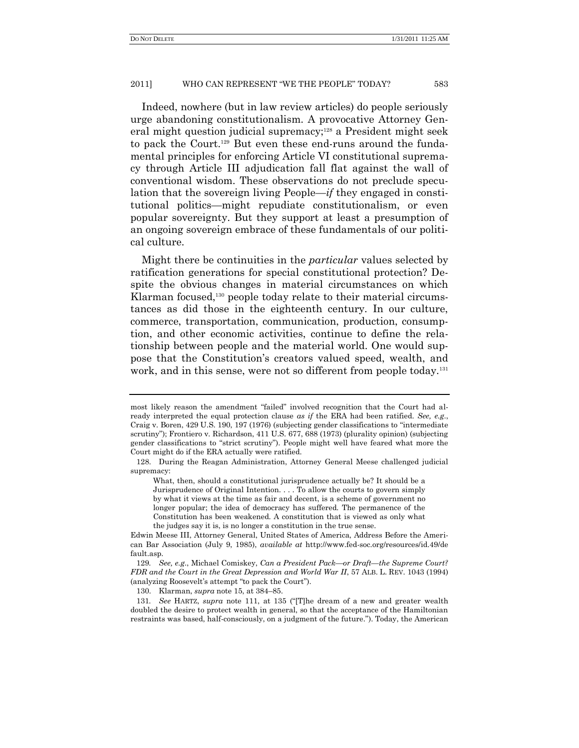Indeed, nowhere (but in law review articles) do people seriously urge abandoning constitutionalism. A provocative Attorney General might question judicial supremacy;[128] a President might seek to pack the Court.[129] But even these end-runs around the fundamental principles for enforcing Article VI constitutional supremacy through Article III adjudication fall flat against the wall of conventional wisdom. These observations do not preclude speculation that the sovereign living People—*if* they engaged in constitutional politics—might repudiate constitutionalism, or even popular sovereignty. But they support at least a presumption of an ongoing sovereign embrace of these fundamentals of our political culture.

Might there be continuities in the *particular* values selected by ratification generations for special constitutional protection? Despite the obvious changes in material circumstances on which Klarman focused,[130] people today relate to their material circumstances as did those in the eighteenth century. In our culture, commerce, transportation, communication, production, consumption, and other economic activities, continue to define the relationship between people and the material world. One would suppose that the Constitution's creators valued speed, wealth, and work, and in this sense, were not so different from people today.[131]

---

most likely reason the amendment "failed" involved recognition that the Court had already interpreted the equal protection clause *as if* the ERA had been ratified. *See, e.g.*, Craig v. Boren, 429 U.S. 190, 197 (1976) (subjecting gender classifications to "intermediate scrutiny"); Frontiero v. Richardson, 411 U.S. 677, 688 (1973) (plurality opinion) (subjecting gender classifications to "strict scrutiny"). People might well have feared what more the Court might do if the ERA actually were ratified.

128. During the Reagan Administration, Attorney General Meese challenged judicial supremacy:

> What, then, should a constitutional jurisprudence actually be? It should be a Jurisprudence of Original Intention. . . . To allow the courts to govern simply by what it views at the time as fair and decent, is a scheme of government no longer popular; the idea of democracy has suffered. The permanence of the Constitution has been weakened. A constitution that is viewed as only what the judges say it is, is no longer a constitution in the true sense.

Edwin Meese III, Attorney General, United States of America, Address Before the American Bar Association (July 9, 1985), *available at* http://www.fed-soc.org/resources/id.49/default.asp.

129. *See, e.g.*, Michael Comiskey, *Can a President Pack—or Draft—the Supreme Court? FDR and the Court in the Great Depression and World War II*, 57 ALB. L. REV. 1043 (1994) (analyzing Roosevelt's attempt "to pack the Court").

130. Klarman, *supra* note 15, at 384–85.

131. *See* HARTZ, *supra* note 111, at 135 ("[T]he dream of a new and greater wealth doubled the desire to protect wealth in general, so that the acceptance of the Hamiltonian restraints was based, half-consciously, on a judgment of the future."). Today, the American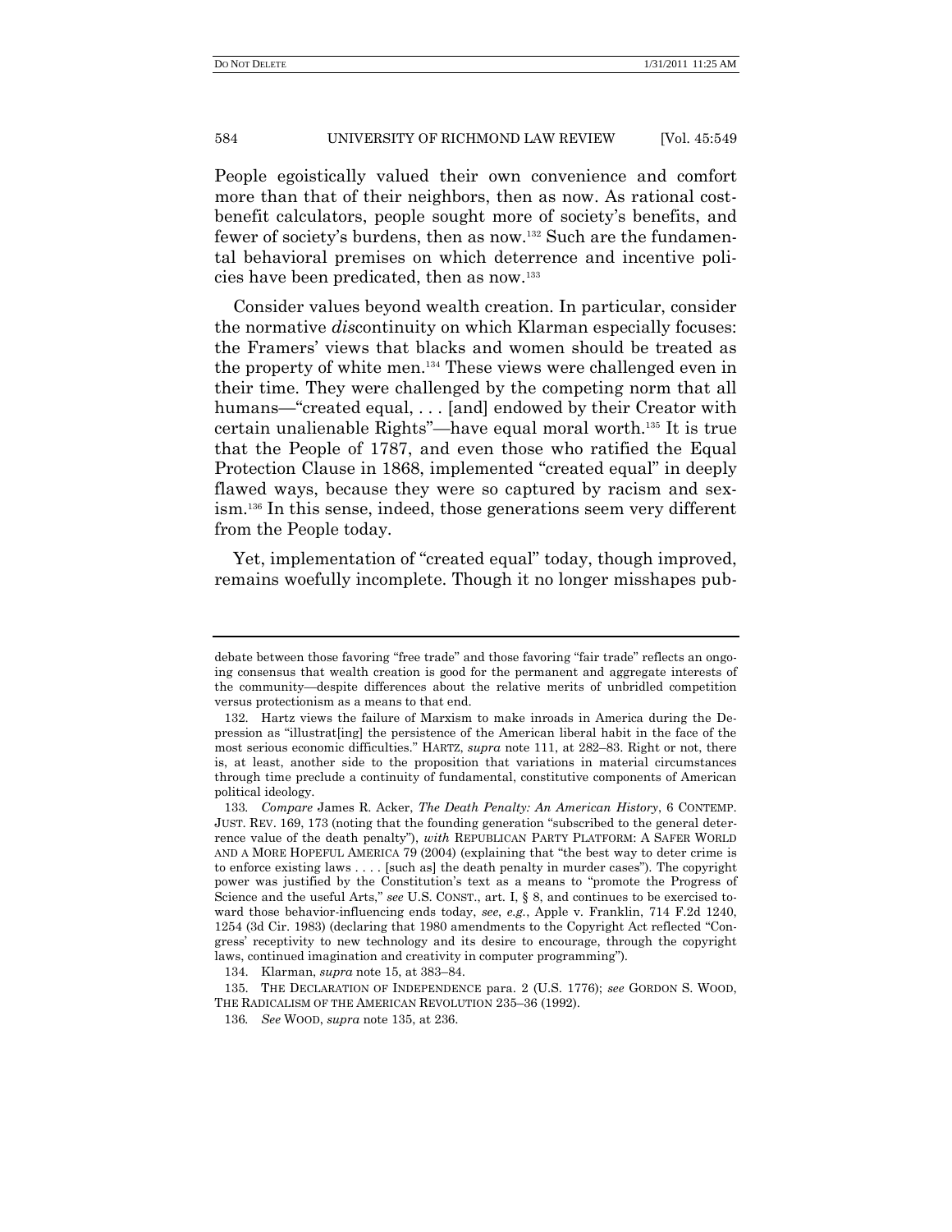People egoistically valued their own convenience and comfort more than that of their neighbors, then as now. As rational cost-benefit calculators, people sought more of society's benefits, and fewer of society's burdens, then as now.[132] Such are the fundamental behavioral premises on which deterrence and incentive policies have been predicated, then as now.[133]

Consider values beyond wealth creation. In particular, consider the normative *dis*continuity on which Klarman especially focuses: the Framers' views that blacks and women should be treated as the property of white men.[134] These views were challenged even in their time. They were challenged by the competing norm that all humans—"created equal, . . . [and] endowed by their Creator with certain unalienable Rights"—have equal moral worth.[135] It is true that the People of 1787, and even those who ratified the Equal Protection Clause in 1868, implemented "created equal" in deeply flawed ways, because they were so captured by racism and sexism.[136] In this sense, indeed, those generations seem very different from the People today.

Yet, implementation of "created equal" today, though improved, remains woefully incomplete. Though it no longer misshapes pub-

---

debate between those favoring "free trade" and those favoring "fair trade" reflects an ongoing consensus that wealth creation is good for the permanent and aggregate interests of the community—despite differences about the relative merits of unbridled competition versus protectionism as a means to that end.

132. Hartz views the failure of Marxism to make inroads in America during the Depression as "illustrat[ing] the persistence of the American liberal habit in the face of the most serious economic difficulties." HARTZ, *supra* note 111, at 282–83. Right or not, there is, at least, another side to the proposition that variations in material circumstances through time preclude a continuity of fundamental, constitutive components of American political ideology.

133. *Compare* James R. Acker, *The Death Penalty: An American History*, 6 CONTEMP. JUST. REV. 169, 173 (noting that the founding generation "subscribed to the general deterrence value of the death penalty"), *with* REPUBLICAN PARTY PLATFORM: A SAFER WORLD AND A MORE HOPEFUL AMERICA 79 (2004) (explaining that "the best way to deter crime is to enforce existing laws . . . . [such as] the death penalty in murder cases"). The copyright power was justified by the Constitution's text as a means to "promote the Progress of Science and the useful Arts," *see* U.S. CONST., art. I, § 8, and continues to be exercised toward those behavior-influencing ends today, *see*, *e.g.*, Apple v. Franklin, 714 F.2d 1240, 1254 (3d Cir. 1983) (declaring that 1980 amendments to the Copyright Act reflected "Congress' receptivity to new technology and its desire to encourage, through the copyright laws, continued imagination and creativity in computer programming").

134. Klarman, *supra* note 15, at 383–84.

135. THE DECLARATION OF INDEPENDENCE para. 2 (U.S. 1776); *see* GORDON S. WOOD, THE RADICALISM OF THE AMERICAN REVOLUTION 235–36 (1992).

136. *See* WOOD, *supra* note 135, at 236.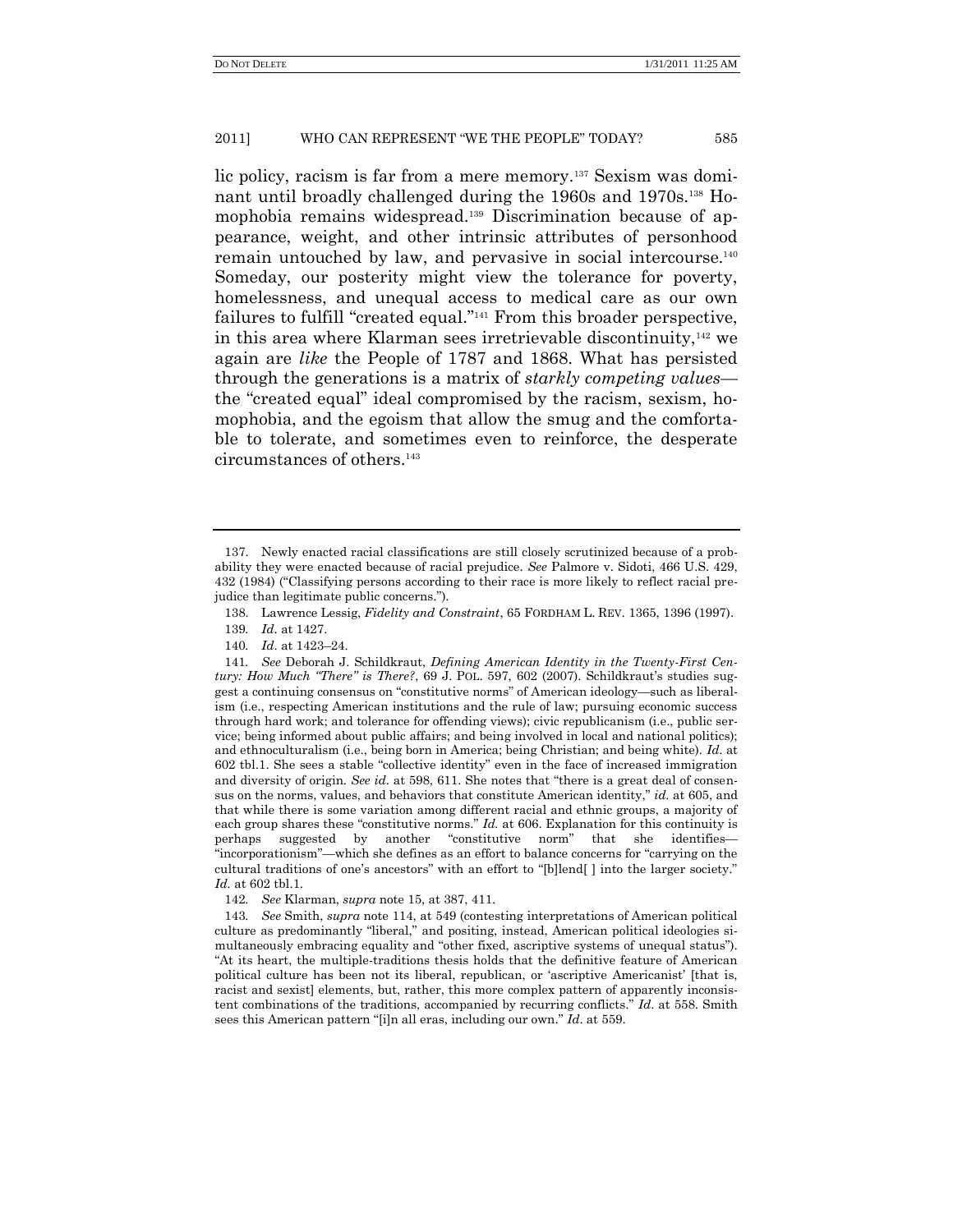lic policy, racism is far from a mere memory.[137] Sexism was dominant until broadly challenged during the 1960s and 1970s.[138] Homophobia remains widespread.[139] Discrimination because of appearance, weight, and other intrinsic attributes of personhood remain untouched by law, and pervasive in social intercourse.[140] Someday, our posterity might view the tolerance for poverty, homelessness, and unequal access to medical care as our own failures to fulfill "created equal."[141] From this broader perspective, in this area where Klarman sees irretrievable discontinuity,[142] we again are *like* the People of 1787 and 1868. What has persisted through the generations is a matrix of *starkly competing values*—the "created equal" ideal compromised by the racism, sexism, homophobia, and the egoism that allow the smug and the comfortable to tolerate, and sometimes even to reinforce, the desperate circumstances of others.[143]

---

137. Newly enacted racial classifications are still closely scrutinized because of a probability they were enacted because of racial prejudice. *See* Palmore v. Sidoti, 466 U.S. 429, 432 (1984) ("Classifying persons according to their race is more likely to reflect racial prejudice than legitimate public concerns.").

138. Lawrence Lessig, *Fidelity and Constraint*, 65 FORDHAM L. REV. 1365, 1396 (1997).

139. *Id.* at 1427.

140. *Id.* at 1423–24.

141. *See* Deborah J. Schildkraut, *Defining American Identity in the Twenty-First Century: How Much "There" is There?*, 69 J. POL. 597, 602 (2007). Schildkraut's studies suggest a continuing consensus on "constitutive norms" of American ideology—such as liberalism (i.e., respecting American institutions and the rule of law; pursuing economic success through hard work; and tolerance for offending views); civic republicanism (i.e., public service; being informed about public affairs; and being involved in local and national politics); and ethnoculturalism (i.e., being born in America; being Christian; and being white). *Id.* at 602 tbl.1. She sees a stable "collective identity" even in the face of increased immigration and diversity of origin. *See id.* at 598, 611. She notes that "there is a great deal of consensus on the norms, values, and behaviors that constitute American identity," *id.* at 605, and that while there is some variation among different racial and ethnic groups, a majority of each group shares these "constitutive norms." *Id.* at 606. Explanation for this continuity is perhaps suggested by another "constitutive norm" that she identifies—"incorporationism"—which she defines as an effort to balance concerns for "carrying on the cultural traditions of one's ancestors" with an effort to "[b]lend[ ] into the larger society." *Id.* at 602 tbl.1.

142. *See* Klarman, *supra* note 15, at 387, 411.

143. *See* Smith, *supra* note 114, at 549 (contesting interpretations of American political culture as predominantly "liberal," and positing, instead, American political ideologies simultaneously embracing equality and "other fixed, ascriptive systems of unequal status"). "At its heart, the multiple-traditions thesis holds that the definitive feature of American political culture has been not its liberal, republican, or 'ascriptive Americanist' [that is, racist and sexist] elements, but, rather, this more complex pattern of apparently inconsistent combinations of the traditions, accompanied by recurring conflicts." *Id.* at 558. Smith sees this American pattern "[i]n all eras, including our own." *Id.* at 559.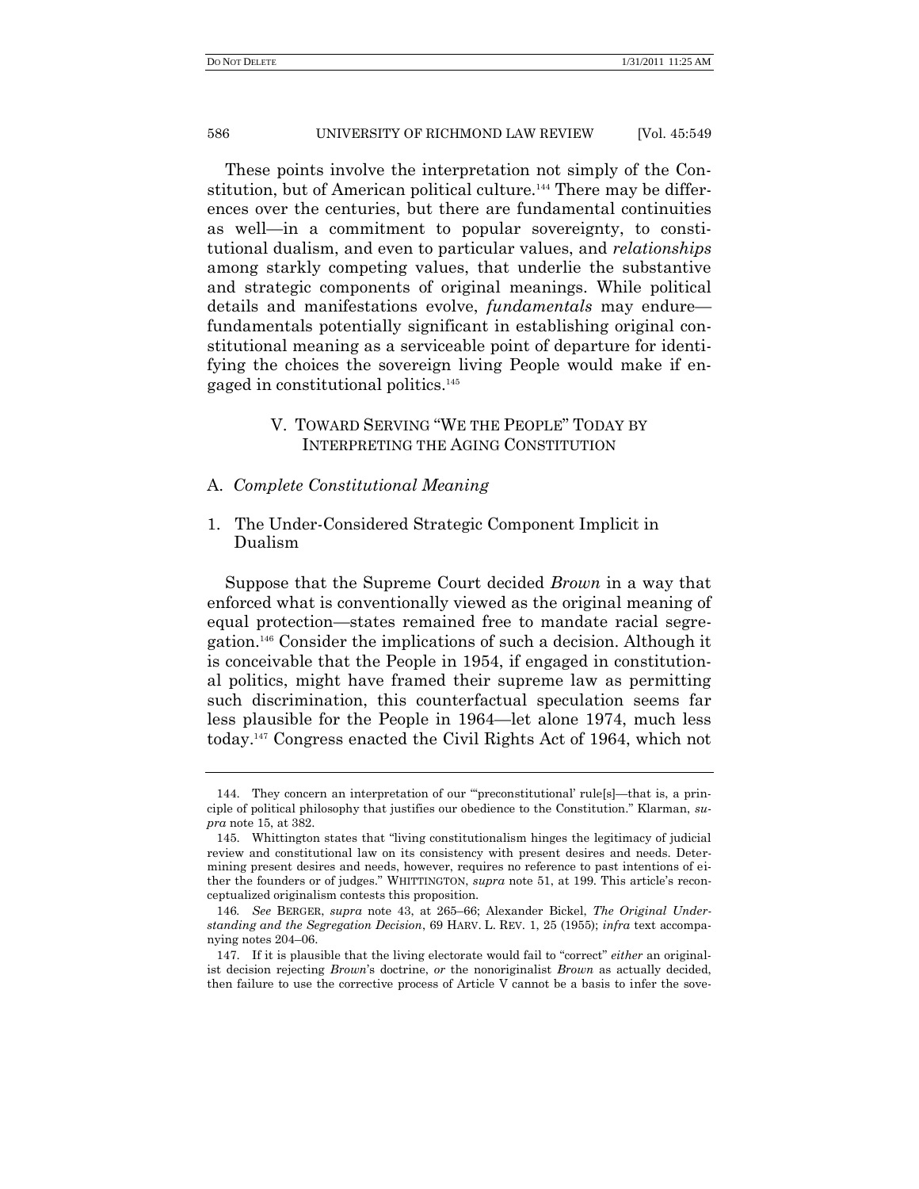These points involve the interpretation not simply of the Constitution, but of American political culture.[144] There may be differences over the centuries, but there are fundamental continuities as well—in a commitment to popular sovereignty, to constitutional dualism, and even to particular values, and *relationships* among starkly competing values, that underlie the substantive and strategic components of original meanings. While political details and manifestations evolve, *fundamentals* may endure—fundamentals potentially significant in establishing original constitutional meaning as a serviceable point of departure for identifying the choices the sovereign living People would make if engaged in constitutional politics.[145]

## V. TOWARD SERVING "WE THE PEOPLE" TODAY BY INTERPRETING THE AGING CONSTITUTION

### A. *Complete Constitutional Meaning*

#### 1. The Under-Considered Strategic Component Implicit in Dualism

Suppose that the Supreme Court decided *Brown* in a way that enforced what is conventionally viewed as the original meaning of equal protection—states remained free to mandate racial segregation.[146] Consider the implications of such a decision. Although it is conceivable that the People in 1954, if engaged in constitutional politics, might have framed their supreme law as permitting such discrimination, this counterfactual speculation seems far less plausible for the People in 1964—let alone 1974, much less today.[147] Congress enacted the Civil Rights Act of 1964, which not

---

144. They concern an interpretation of our "'preconstitutional' rule[s]—that is, a principle of political philosophy that justifies our obedience to the Constitution." Klarman, *supra* note 15, at 382.

145. Whittington states that "living constitutionalism hinges the legitimacy of judicial review and constitutional law on its consistency with present desires and needs. Determining present desires and needs, however, requires no reference to past intentions of either the founders or of judges." WHITTINGTON, *supra* note 51, at 199. This article's reconceptualized originalism contests this proposition.

146. *See* BERGER, *supra* note 43, at 265–66; Alexander Bickel, *The Original Understanding and the Segregation Decision*, 69 HARV. L. REV. 1, 25 (1955); *infra* text accompanying notes 204–06.

147. If it is plausible that the living electorate would fail to "correct" *either* an originalist decision rejecting *Brown*'s doctrine, *or* the nonoriginalist *Brown* as actually decided, then failure to use the corrective process of Article V cannot be a basis to infer the sove-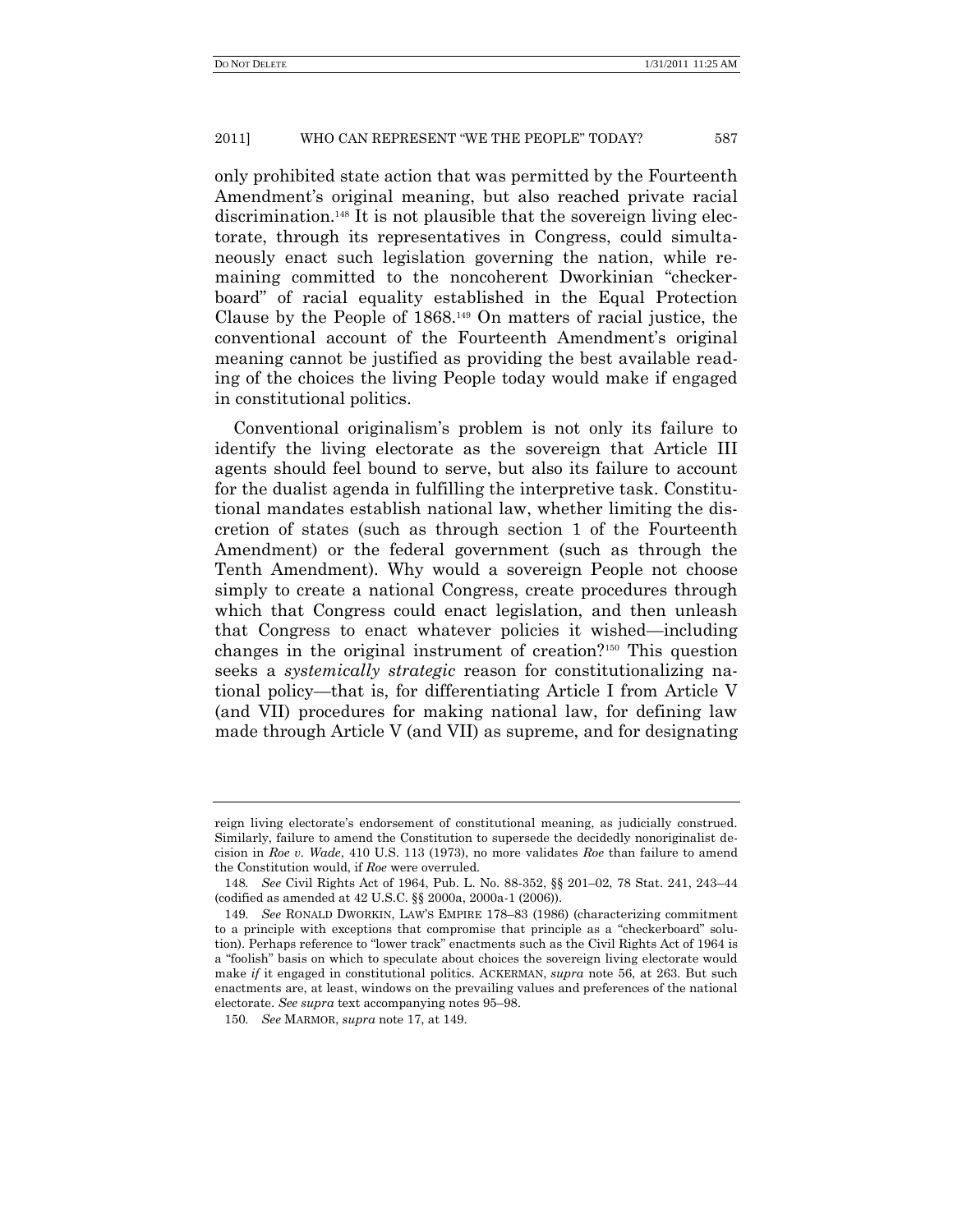only prohibited state action that was permitted by the Fourteenth Amendment's original meaning, but also reached private racial discrimination.[148] It is not plausible that the sovereign living electorate, through its representatives in Congress, could simultaneously enact such legislation governing the nation, while remaining committed to the noncoherent Dworkinian "checkerboard" of racial equality established in the Equal Protection Clause by the People of 1868.[149] On matters of racial justice, the conventional account of the Fourteenth Amendment's original meaning cannot be justified as providing the best available reading of the choices the living People today would make if engaged in constitutional politics.

Conventional originalism's problem is not only its failure to identify the living electorate as the sovereign that Article III agents should feel bound to serve, but also its failure to account for the dualist agenda in fulfilling the interpretive task. Constitutional mandates establish national law, whether limiting the discretion of states (such as through section 1 of the Fourteenth Amendment) or the federal government (such as through the Tenth Amendment). Why would a sovereign People not choose simply to create a national Congress, create procedures through which that Congress could enact legislation, and then unleash that Congress to enact whatever policies it wished—including changes in the original instrument of creation?[150] This question seeks a *systemically strategic* reason for constitutionalizing national policy—that is, for differentiating Article I from Article V (and VII) procedures for making national law, for defining law made through Article V (and VII) as supreme, and for designating

---

reign living electorate's endorsement of constitutional meaning, as judicially construed. Similarly, failure to amend the Constitution to supersede the decidedly nonoriginalist decision in *Roe v. Wade*, 410 U.S. 113 (1973), no more validates *Roe* than failure to amend the Constitution would, if *Roe* were overruled.

148. *See* Civil Rights Act of 1964, Pub. L. No. 88-352, §§ 201–02, 78 Stat. 241, 243–44 (codified as amended at 42 U.S.C. §§ 2000a, 2000a-1 (2006)).

149. *See* RONALD DWORKIN, LAW'S EMPIRE 178–83 (1986) (characterizing commitment to a principle with exceptions that compromise that principle as a "checkerboard" solution). Perhaps reference to "lower track" enactments such as the Civil Rights Act of 1964 is a "foolish" basis on which to speculate about choices the sovereign living electorate would make *if* it engaged in constitutional politics. ACKERMAN, *supra* note 56, at 263. But such enactments are, at least, windows on the prevailing values and preferences of the national electorate. *See supra* text accompanying notes 95–98.

150. *See* MARMOR, *supra* note 17, at 149.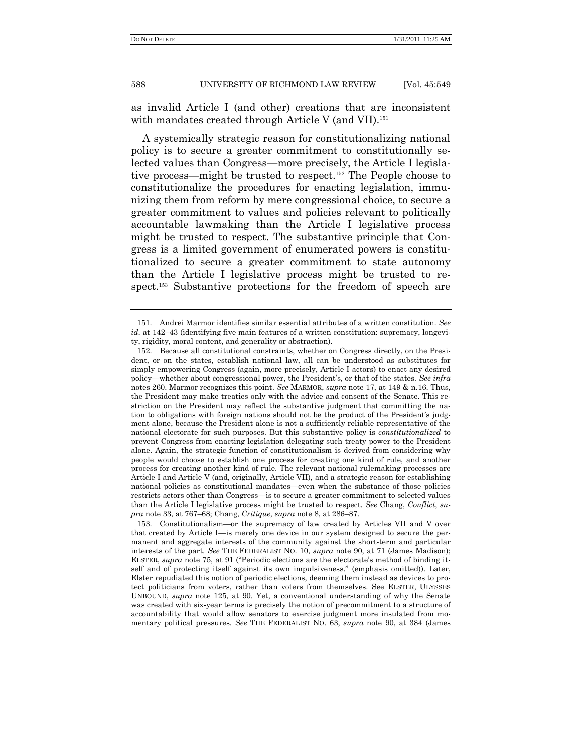as invalid Article I (and other) creations that are inconsistent with mandates created through Article V (and VII).[151]

A systemically strategic reason for constitutionalizing national policy is to secure a greater commitment to constitutionally selected values than Congress—more precisely, the Article I legislative process—might be trusted to respect.[152] The People choose to constitutionalize the procedures for enacting legislation, immunizing them from reform by mere congressional choice, to secure a greater commitment to values and policies relevant to politically accountable lawmaking than the Article I legislative process might be trusted to respect. The substantive principle that Congress is a limited government of enumerated powers is constitutionalized to secure a greater commitment to state autonomy than the Article I legislative process might be trusted to respect.[153] Substantive protections for the freedom of speech are

---

151. Andrei Marmor identifies similar essential attributes of a written constitution. *See id*. at 142–43 (identifying five main features of a written constitution: supremacy, longevity, rigidity, moral content, and generality or abstraction).

152. Because all constitutional constraints, whether on Congress directly, on the President, or on the states, establish national law, all can be understood as substitutes for simply empowering Congress (again, more precisely, Article I actors) to enact any desired policy—whether about congressional power, the President's, or that of the states. *See infra* notes 260. Marmor recognizes this point. *See* MARMOR, *supra* note 17, at 149 & n.16. Thus, the President may make treaties only with the advice and consent of the Senate. This restriction on the President may reflect the substantive judgment that committing the nation to obligations with foreign nations should not be the product of the President's judgment alone, because the President alone is not a sufficiently reliable representative of the national electorate for such purposes. But this substantive policy is *constitutionalized* to prevent Congress from enacting legislation delegating such treaty power to the President alone. Again, the strategic function of constitutionalism is derived from considering why people would choose to establish one process for creating one kind of rule, and another process for creating another kind of rule. The relevant national rulemaking processes are Article I and Article V (and, originally, Article VII), and a strategic reason for establishing national policies as constitutional mandates—even when the substance of those policies restricts actors other than Congress—is to secure a greater commitment to selected values than the Article I legislative process might be trusted to respect. *See* Chang, *Conflict*, *supra* note 33, at 767–68; Chang, *Critique*, *supra* note 8, at 286–87.

153. Constitutionalism—or the supremacy of law created by Articles VII and V over that created by Article I—is merely one device in our system designed to secure the permanent and aggregate interests of the community against the short-term and particular interests of the part. *See* THE FEDERALIST NO. 10, *supra* note 90, at 71 (James Madison); ELSTER, *supra* note 75, at 91 ("Periodic elections are the electorate's method of binding itself and of protecting itself against its own impulsiveness." (emphasis omitted)). Later, Elster repudiated this notion of periodic elections, deeming them instead as devices to protect politicians from voters, rather than voters from themselves. See ELSTER, ULYSSES UNBOUND, *supra* note 125, at 90. Yet, a conventional understanding of why the Senate was created with six-year terms is precisely the notion of precommitment to a structure of accountability that would allow senators to exercise judgment more insulated from momentary political pressures. *See* THE FEDERALIST NO. 63, *supra* note 90, at 384 (James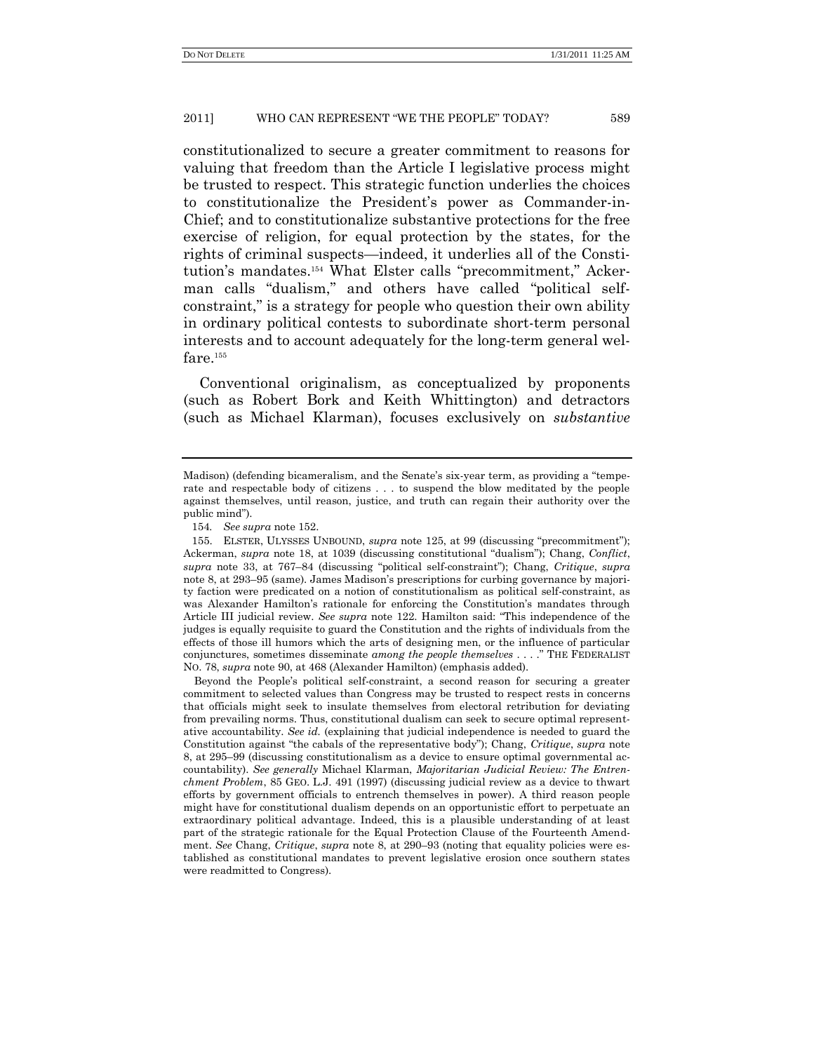constitutionalized to secure a greater commitment to reasons for valuing that freedom than the Article I legislative process might be trusted to respect. This strategic function underlies the choices to constitutionalize the President's power as Commander-in-Chief; and to constitutionalize substantive protections for the free exercise of religion, for equal protection by the states, for the rights of criminal suspects—indeed, it underlies all of the Constitution's mandates.[154] What Elster calls "precommitment," Ackerman calls "dualism," and others have called "political self-constraint," is a strategy for people who question their own ability in ordinary political contests to subordinate short-term personal interests and to account adequately for the long-term general welfare.[155]

Conventional originalism, as conceptualized by proponents (such as Robert Bork and Keith Whittington) and detractors (such as Michael Klarman), focuses exclusively on *substantive*

---

Madison) (defending bicameralism, and the Senate's six-year term, as providing a "temperate and respectable body of citizens . . . to suspend the blow meditated by the people against themselves, until reason, justice, and truth can regain their authority over the public mind").

154. *See supra* note 152.

155. ELSTER, ULYSSES UNBOUND, *supra* note 125, at 99 (discussing "precommitment"); Ackerman, *supra* note 18, at 1039 (discussing constitutional "dualism"); Chang, *Conflict*, *supra* note 33, at 767–84 (discussing "political self-constraint"); Chang, *Critique*, *supra* note 8, at 293–95 (same). James Madison's prescriptions for curbing governance by majority faction were predicated on a notion of constitutionalism as political self-constraint, as was Alexander Hamilton's rationale for enforcing the Constitution's mandates through Article III judicial review. *See supra* note 122. Hamilton said: "This independence of the judges is equally requisite to guard the Constitution and the rights of individuals from the effects of those ill humors which the arts of designing men, or the influence of particular conjunctures, sometimes disseminate *among the people themselves* . . . ." THE FEDERALIST NO. 78, *supra* note 90, at 468 (Alexander Hamilton) (emphasis added).

Beyond the People's political self-constraint, a second reason for securing a greater commitment to selected values than Congress may be trusted to respect rests in concerns that officials might seek to insulate themselves from electoral retribution for deviating from prevailing norms. Thus, constitutional dualism can seek to secure optimal representative accountability. *See id.* (explaining that judicial independence is needed to guard the Constitution against "the cabals of the representative body"); Chang, *Critique*, *supra* note 8, at 295–99 (discussing constitutionalism as a device to ensure optimal governmental accountability). *See generally* Michael Klarman, *Majoritarian Judicial Review: The Entrenchment Problem*, 85 GEO. L.J. 491 (1997) (discussing judicial review as a device to thwart efforts by government officials to entrench themselves in power). A third reason people might have for constitutional dualism depends on an opportunistic effort to perpetuate an extraordinary political advantage. Indeed, this is a plausible understanding of at least part of the strategic rationale for the Equal Protection Clause of the Fourteenth Amendment. *See* Chang, *Critique*, *supra* note 8, at 290–93 (noting that equality policies were established as constitutional mandates to prevent legislative erosion once southern states were readmitted to Congress).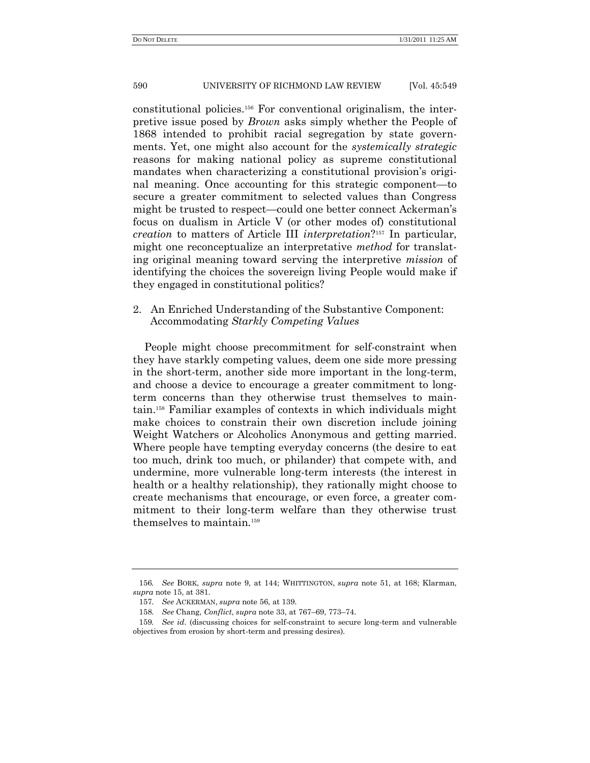constitutional policies.[156] For conventional originalism, the interpretive issue posed by *Brown* asks simply whether the People of 1868 intended to prohibit racial segregation by state governments. Yet, one might also account for the *systemically strategic* reasons for making national policy as supreme constitutional mandates when characterizing a constitutional provision's original meaning. Once accounting for this strategic component—to secure a greater commitment to selected values than Congress might be trusted to respect—could one better connect Ackerman's focus on dualism in Article V (or other modes of) constitutional *creation* to matters of Article III *interpretation*?[157] In particular, might one reconceptualize an interpretative *method* for translating original meaning toward serving the interpretive *mission* of identifying the choices the sovereign living People would make if they engaged in constitutional politics?

### 2. An Enriched Understanding of the Substantive Component: Accommodating *Starkly Competing Values*

People might choose precommitment for self-constraint when they have starkly competing values, deem one side more pressing in the short-term, another side more important in the long-term, and choose a device to encourage a greater commitment to long-term concerns than they otherwise trust themselves to maintain.[158] Familiar examples of contexts in which individuals might make choices to constrain their own discretion include joining Weight Watchers or Alcoholics Anonymous and getting married. Where people have tempting everyday concerns (the desire to eat too much, drink too much, or philander) that compete with, and undermine, more vulnerable long-term interests (the interest in health or a healthy relationship), they rationally might choose to create mechanisms that encourage, or even force, a greater commitment to their long-term welfare than they otherwise trust themselves to maintain.[159]

---

156. *See* BORK, *supra* note 9, at 144; WHITTINGTON, *supra* note 51, at 168; Klarman, *supra* note 15, at 381.

157. *See* ACKERMAN, *supra* note 56, at 139.

158. *See* Chang, *Conflict*, *supra* note 33, at 767–69, 773–74.

159. *See id*. (discussing choices for self-constraint to secure long-term and vulnerable objectives from erosion by short-term and pressing desires).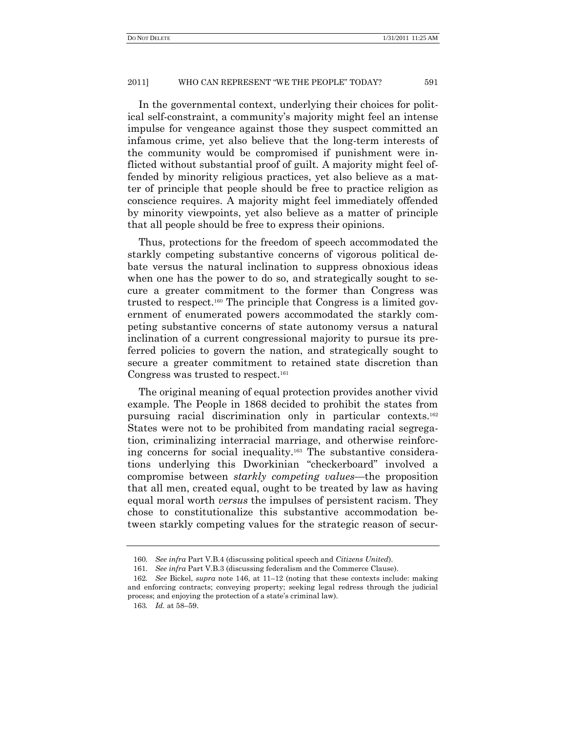In the governmental context, underlying their choices for political self-constraint, a community's majority might feel an intense impulse for vengeance against those they suspect committed an infamous crime, yet also believe that the long-term interests of the community would be compromised if punishment were inflicted without substantial proof of guilt. A majority might feel offended by minority religious practices, yet also believe as a matter of principle that people should be free to practice religion as conscience requires. A majority might feel immediately offended by minority viewpoints, yet also believe as a matter of principle that all people should be free to express their opinions.

Thus, protections for the freedom of speech accommodated the starkly competing substantive concerns of vigorous political debate versus the natural inclination to suppress obnoxious ideas when one has the power to do so, and strategically sought to secure a greater commitment to the former than Congress was trusted to respect.[160] The principle that Congress is a limited government of enumerated powers accommodated the starkly competing substantive concerns of state autonomy versus a natural inclination of a current congressional majority to pursue its preferred policies to govern the nation, and strategically sought to secure a greater commitment to retained state discretion than Congress was trusted to respect.[161]

The original meaning of equal protection provides another vivid example. The People in 1868 decided to prohibit the states from pursuing racial discrimination only in particular contexts.[162] States were not to be prohibited from mandating racial segregation, criminalizing interracial marriage, and otherwise reinforcing concerns for social inequality.[163] The substantive considerations underlying this Dworkinian "checkerboard" involved a compromise between *starkly competing values*—the proposition that all men, created equal, ought to be treated by law as having equal moral worth *versus* the impulses of persistent racism. They chose to constitutionalize this substantive accommodation between starkly competing values for the strategic reason of secur-

---

160. *See infra* Part V.B.4 (discussing political speech and *Citizens United*).

161. *See infra* Part V.B.3 (discussing federalism and the Commerce Clause).

162. *See* Bickel, *supra* note 146, at 11–12 (noting that these contexts include: making and enforcing contracts; conveying property; seeking legal redress through the judicial process; and enjoying the protection of a state's criminal law).

163. *Id.* at 58–59.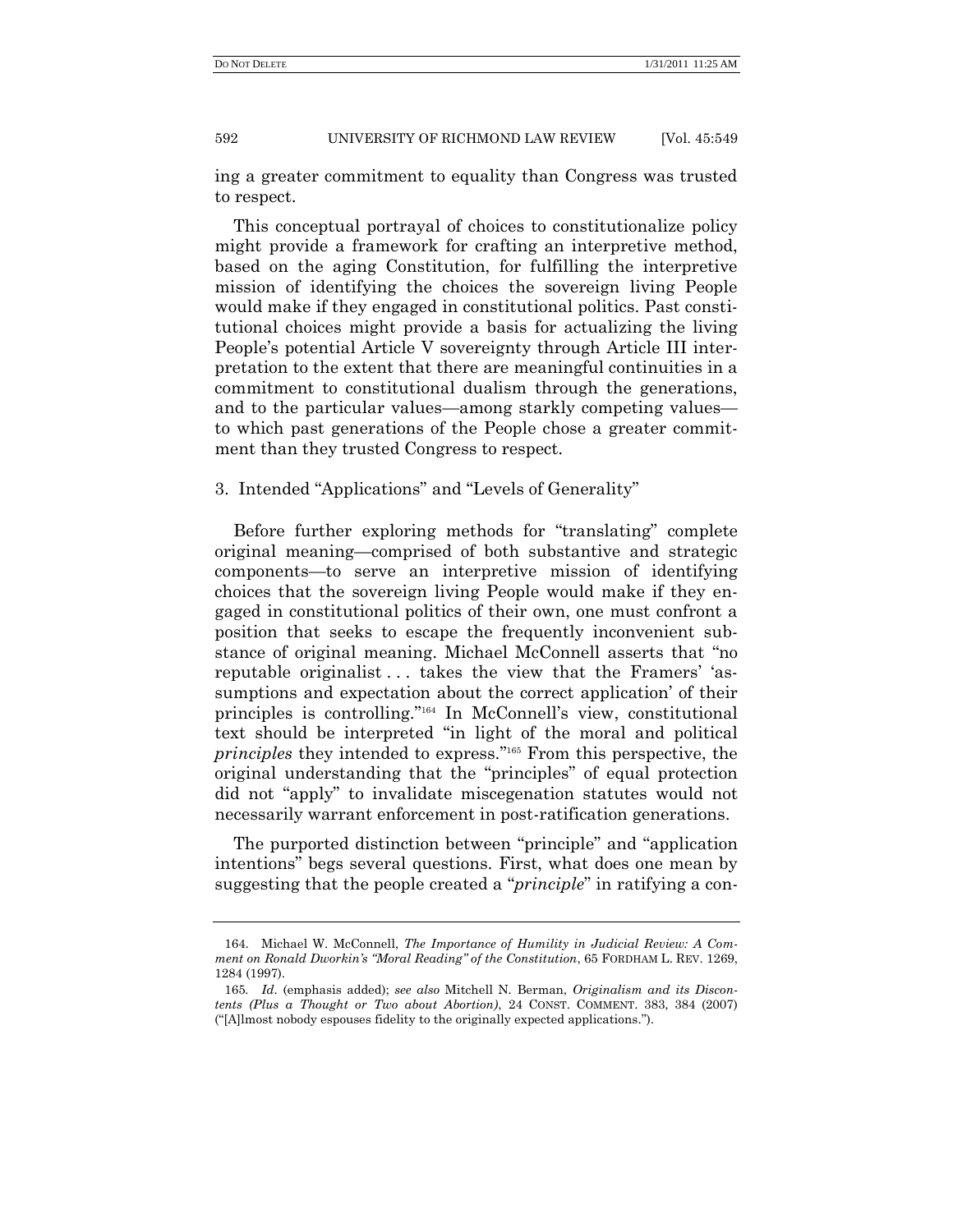ing a greater commitment to equality than Congress was trusted to respect.

This conceptual portrayal of choices to constitutionalize policy might provide a framework for crafting an interpretive method, based on the aging Constitution, for fulfilling the interpretive mission of identifying the choices the sovereign living People would make if they engaged in constitutional politics. Past constitutional choices might provide a basis for actualizing the living People's potential Article V sovereignty through Article III interpretation to the extent that there are meaningful continuities in a commitment to constitutional dualism through the generations, and to the particular values—among starkly competing values—to which past generations of the People chose a greater commitment than they trusted Congress to respect.

### 3. Intended "Applications" and "Levels of Generality"

Before further exploring methods for "translating" complete original meaning—comprised of both substantive and strategic components—to serve an interpretive mission of identifying choices that the sovereign living People would make if they engaged in constitutional politics of their own, one must confront a position that seeks to escape the frequently inconvenient substance of original meaning. Michael McConnell asserts that "no reputable originalist . . . takes the view that the Framers' 'assumptions and expectation about the correct application' of their principles is controlling."[164] In McConnell's view, constitutional text should be interpreted "in light of the moral and political *principles* they intended to express."[165] From this perspective, the original understanding that the "principles" of equal protection did not "apply" to invalidate miscegenation statutes would not necessarily warrant enforcement in post-ratification generations.

The purported distinction between "principle" and "application intentions" begs several questions. First, what does one mean by suggesting that the people created a "*principle*" in ratifying a con-

---

164. Michael W. McConnell, *The Importance of Humility in Judicial Review: A Comment on Ronald Dworkin's "Moral Reading" of the Constitution*, 65 FORDHAM L. REV. 1269, 1284 (1997).

165. *Id.* (emphasis added); *see also* Mitchell N. Berman, *Originalism and its Discontents (Plus a Thought or Two about Abortion)*, 24 CONST. COMMENT. 383, 384 (2007) ("[A]lmost nobody espouses fidelity to the originally expected applications.").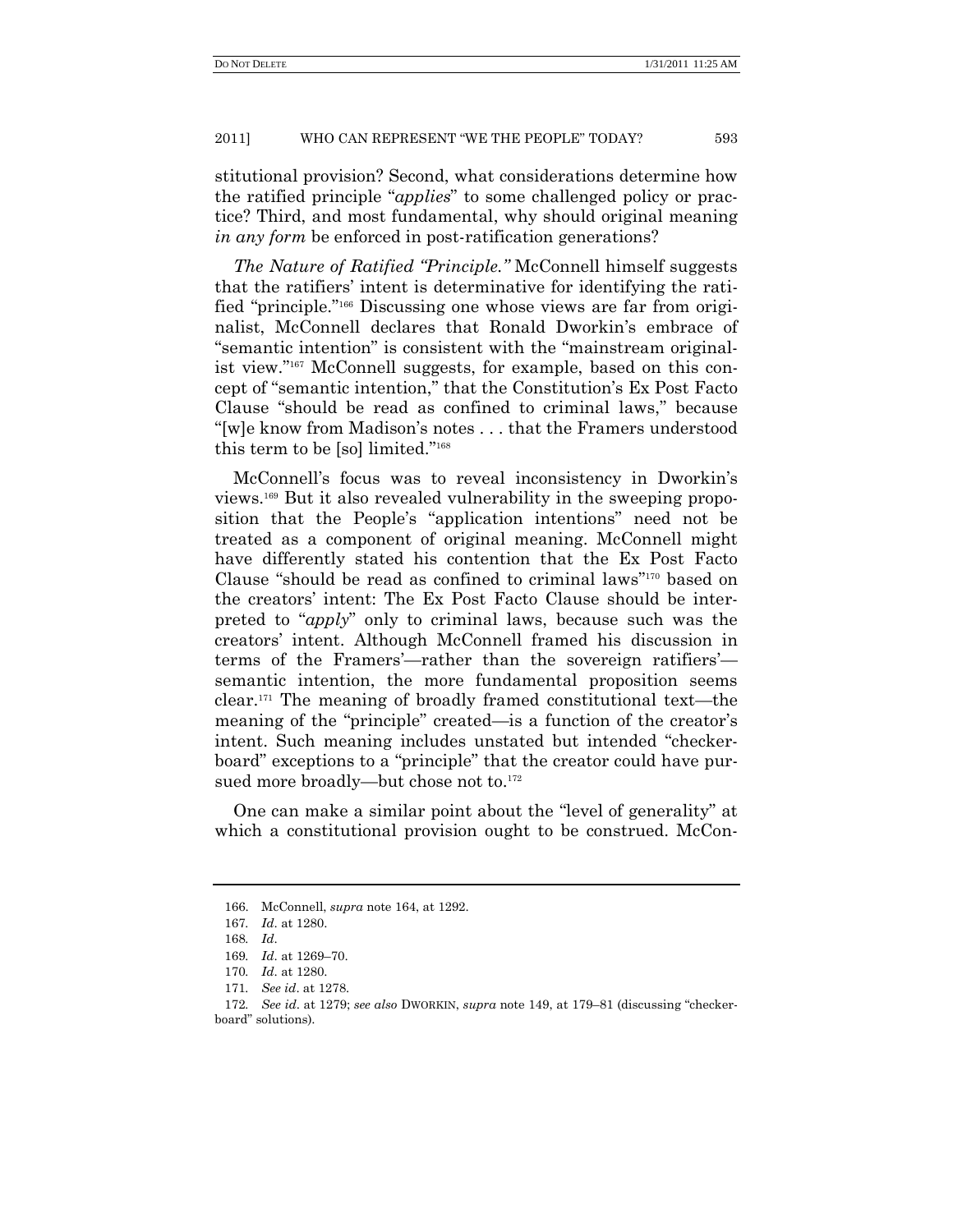stitutional provision? Second, what considerations determine how the ratified principle "*applies*" to some challenged policy or practice? Third, and most fundamental, why should original meaning *in any form* be enforced in post-ratification generations?

*The Nature of Ratified "Principle."* McConnell himself suggests that the ratifiers' intent is determinative for identifying the ratified "principle."[166] Discussing one whose views are far from originalist, McConnell declares that Ronald Dworkin's embrace of "semantic intention" is consistent with the "mainstream originalist view."[167] McConnell suggests, for example, based on this concept of "semantic intention," that the Constitution's Ex Post Facto Clause "should be read as confined to criminal laws," because "[w]e know from Madison's notes . . . that the Framers understood this term to be [so] limited."[168]

McConnell's focus was to reveal inconsistency in Dworkin's views.[169] But it also revealed vulnerability in the sweeping proposition that the People's "application intentions" need not be treated as a component of original meaning. McConnell might have differently stated his contention that the Ex Post Facto Clause "should be read as confined to criminal laws"[170] based on the creators' intent: The Ex Post Facto Clause should be interpreted to "*apply*" only to criminal laws, because such was the creators' intent. Although McConnell framed his discussion in terms of the Framers'—rather than the sovereign ratifiers'—semantic intention, the more fundamental proposition seems clear.[171] The meaning of broadly framed constitutional text—the meaning of the "principle" created—is a function of the creator's intent. Such meaning includes unstated but intended "checkerboard" exceptions to a "principle" that the creator could have pursued more broadly—but chose not to.[172]

One can make a similar point about the "level of generality" at which a constitutional provision ought to be construed. McCon-

---

166. McConnell, *supra* note 164, at 1292.

167. *Id*. at 1280.

168. *Id*.

169. *Id*. at 1269–70.

170. *Id*. at 1280.

171. *See id*. at 1278.

172. *See id*. at 1279; *see also* DWORKIN, *supra* note 149, at 179–81 (discussing "checkerboard" solutions).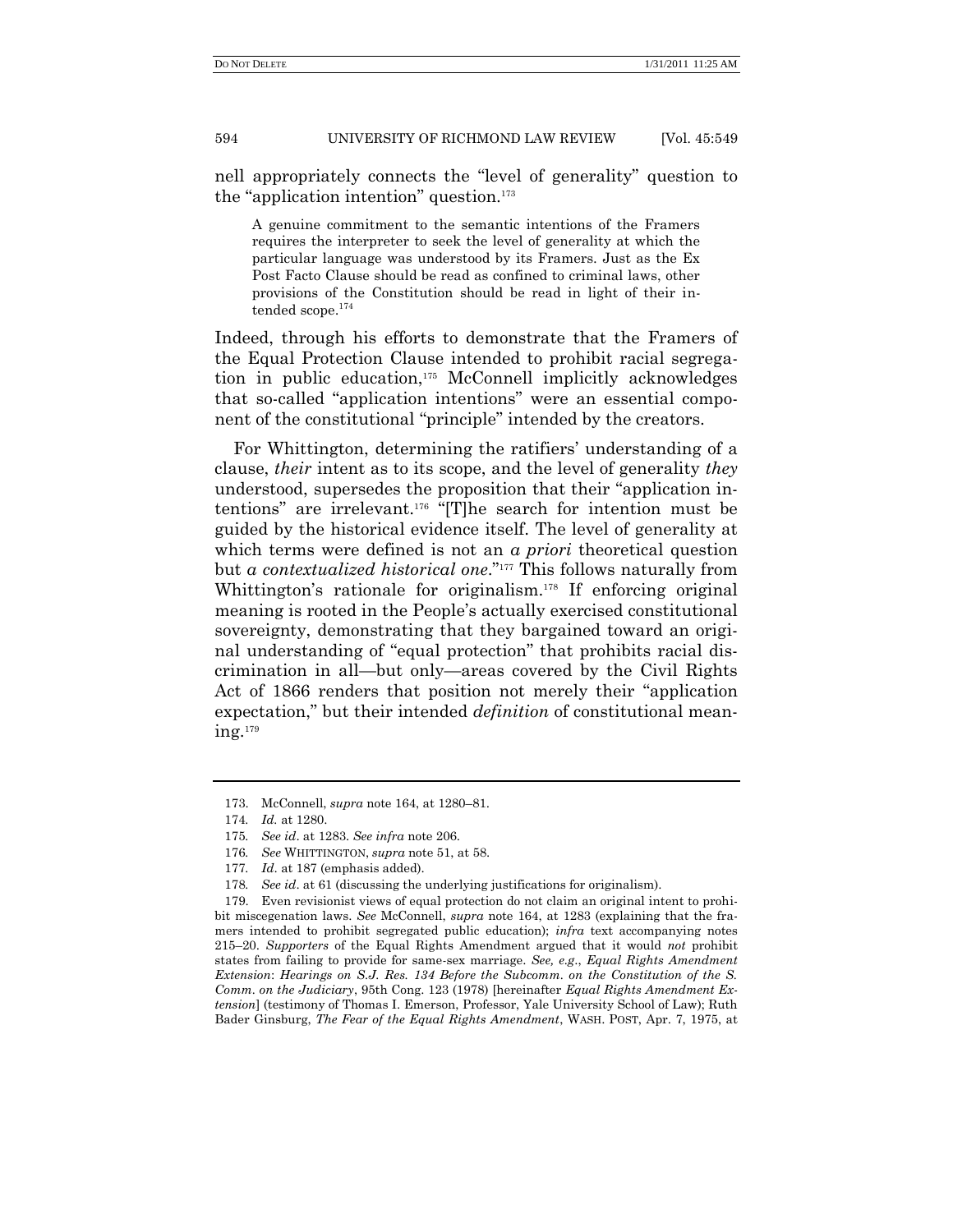nell appropriately connects the "level of generality" question to the "application intention" question.[173]

> A genuine commitment to the semantic intentions of the Framers requires the interpreter to seek the level of generality at which the particular language was understood by its Framers. Just as the Ex Post Facto Clause should be read as confined to criminal laws, other provisions of the Constitution should be read in light of their intended scope.[174]

Indeed, through his efforts to demonstrate that the Framers of the Equal Protection Clause intended to prohibit racial segregation in public education,[175] McConnell implicitly acknowledges that so-called "application intentions" were an essential component of the constitutional "principle" intended by the creators.

For Whittington, determining the ratifiers' understanding of a clause, *their* intent as to its scope, and the level of generality *they* understood, supersedes the proposition that their "application intentions" are irrelevant.[176] "[T]he search for intention must be guided by the historical evidence itself. The level of generality at which terms were defined is not an *a priori* theoretical question but *a contextualized historical one*."[177] This follows naturally from Whittington's rationale for originalism.[178] If enforcing original meaning is rooted in the People's actually exercised constitutional sovereignty, demonstrating that they bargained toward an original understanding of "equal protection" that prohibits racial discrimination in all—but only—areas covered by the Civil Rights Act of 1866 renders that position not merely their "application expectation," but their intended *definition* of constitutional meaning.[179]

---

173. McConnell, *supra* note 164, at 1280–81.

174. *Id.* at 1280.

175. *See id*. at 1283. *See infra* note 206.

176. *See* WHITTINGTON, *supra* note 51, at 58.

177. *Id*. at 187 (emphasis added).

178. *See id*. at 61 (discussing the underlying justifications for originalism).

179. Even revisionist views of equal protection do not claim an original intent to prohibit miscegenation laws. *See* McConnell, *supra* note 164, at 1283 (explaining that the framers intended to prohibit segregated public education); *infra* text accompanying notes 215–20. *Supporters* of the Equal Rights Amendment argued that it would *not* prohibit states from failing to provide for same-sex marriage. *See, e.g.*, *Equal Rights Amendment Extension*: *Hearings on S.J. Res. 134 Before the Subcomm. on the Constitution of the S. Comm. on the Judiciary*, 95th Cong. 123 (1978) [hereinafter *Equal Rights Amendment Extension*] (testimony of Thomas I. Emerson, Professor, Yale University School of Law); Ruth Bader Ginsburg, *The Fear of the Equal Rights Amendment*, WASH. POST, Apr. 7, 1975, at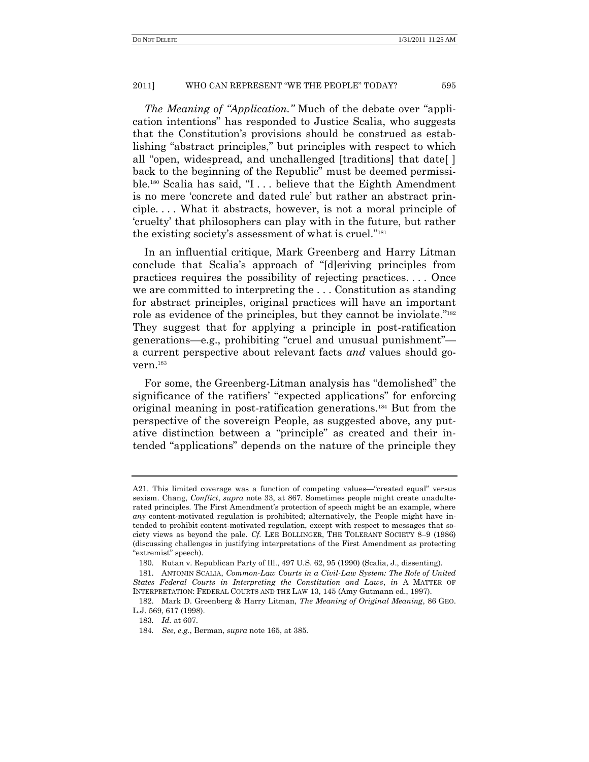*The Meaning of "Application."* Much of the debate over "application intentions" has responded to Justice Scalia, who suggests that the Constitution's provisions should be construed as establishing "abstract principles," but principles with respect to which all "open, widespread, and unchallenged [traditions] that date[ ] back to the beginning of the Republic" must be deemed permissible.[180] Scalia has said, "I . . . believe that the Eighth Amendment is no mere 'concrete and dated rule' but rather an abstract principle. . . . What it abstracts, however, is not a moral principle of 'cruelty' that philosophers can play with in the future, but rather the existing society's assessment of what is cruel."[181]

In an influential critique, Mark Greenberg and Harry Litman conclude that Scalia's approach of "[d]eriving principles from practices requires the possibility of rejecting practices. . . . Once we are committed to interpreting the . . . Constitution as standing for abstract principles, original practices will have an important role as evidence of the principles, but they cannot be inviolate."[182] They suggest that for applying a principle in post-ratification generations—e.g., prohibiting "cruel and unusual punishment"—a current perspective about relevant facts *and* values should govern.[183]

For some, the Greenberg-Litman analysis has "demolished" the significance of the ratifiers' "expected applications" for enforcing original meaning in post-ratification generations.[184] But from the perspective of the sovereign People, as suggested above, any putative distinction between a "principle" as created and their intended "applications" depends on the nature of the principle they

---

A21. This limited coverage was a function of competing values—"created equal" versus sexism. Chang, *Conflict*, *supra* note 33, at 867. Sometimes people might create unadulterated principles. The First Amendment's protection of speech might be an example, where *any* content-motivated regulation is prohibited; alternatively, the People might have intended to prohibit content-motivated regulation, except with respect to messages that society views as beyond the pale. *Cf.* LEE BOLLINGER, THE TOLERANT SOCIETY 8–9 (1986) (discussing challenges in justifying interpretations of the First Amendment as protecting "extremist" speech).

180. Rutan v. Republican Party of Ill., 497 U.S. 62, 95 (1990) (Scalia, J., dissenting).

181. ANTONIN SCALIA, *Common-Law Courts in a Civil-Law System: The Role of United States Federal Courts in Interpreting the Constitution and Laws*, *in* A MATTER OF INTERPRETATION: FEDERAL COURTS AND THE LAW 13, 145 (Amy Gutmann ed., 1997).

182. Mark D. Greenberg & Harry Litman, *The Meaning of Original Meaning*, 86 GEO. L.J. 569, 617 (1998).

183. *Id.* at 607.

184. *See, e.g.*, Berman, *supra* note 165, at 385.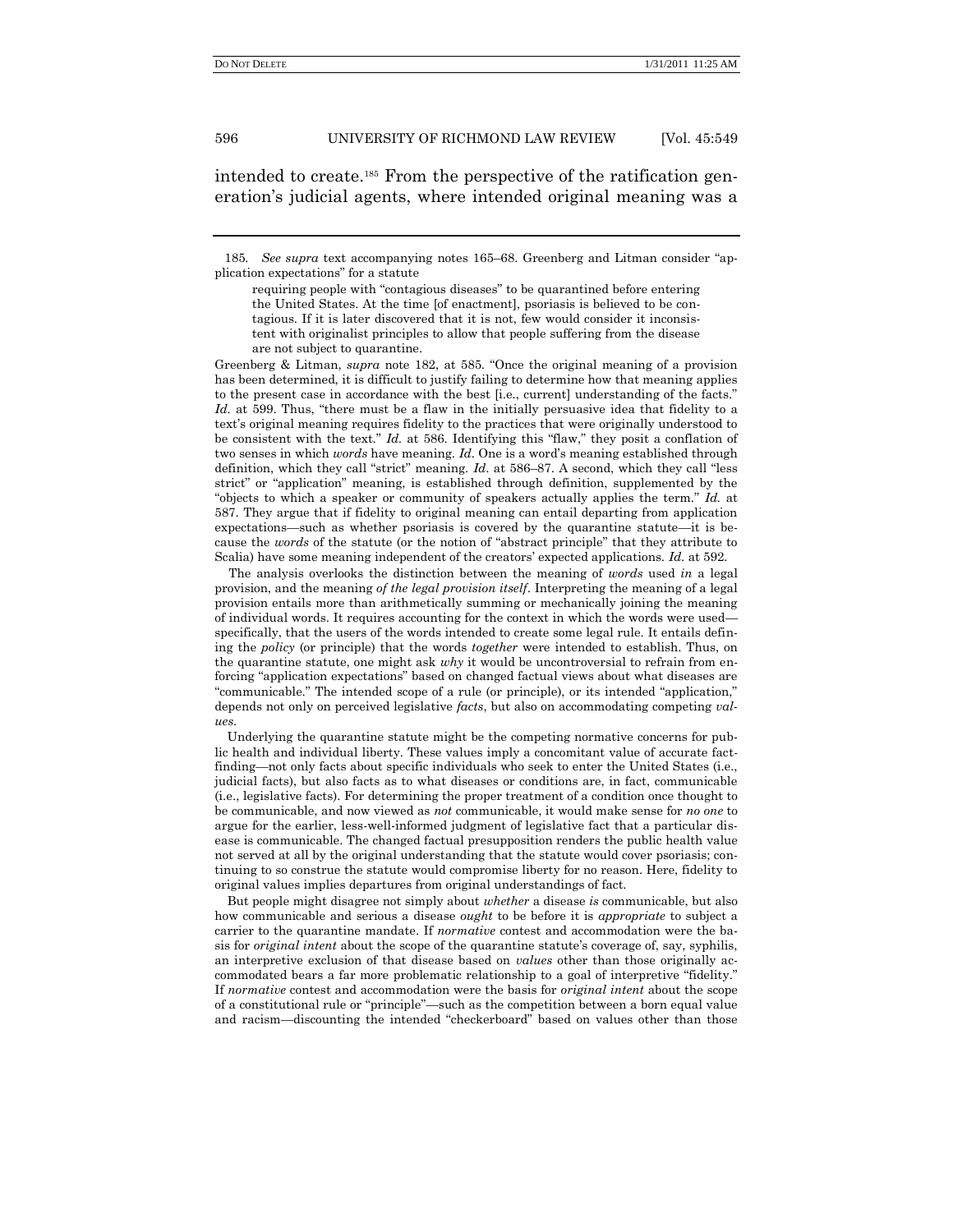intended to create.[185] From the perspective of the ratification generation's judicial agents, where intended original meaning was a

---

[185] *See supra* text accompanying notes 165–68. Greenberg and Litman consider "application expectations" for a statute

> requiring people with "contagious diseases" to be quarantined before entering the United States. At the time [of enactment], psoriasis is believed to be contagious. If it is later discovered that it is not, few would consider it inconsistent with originalist principles to allow that people suffering from the disease are not subject to quarantine.

Greenberg & Litman, *supra* note 182, at 585. "Once the original meaning of a provision has been determined, it is difficult to justify failing to determine how that meaning applies to the present case in accordance with the best [i.e., current] understanding of the facts." *Id.* at 599. Thus, "there must be a flaw in the initially persuasive idea that fidelity to a text's original meaning requires fidelity to the practices that were originally understood to be consistent with the text." *Id.* at 586. Identifying this "flaw," they posit a conflation of two senses in which *words* have meaning. *Id.* One is a word's meaning established through definition, which they call "strict" meaning. *Id.* at 586–87. A second, which they call "less strict" or "application" meaning, is established through definition, supplemented by the "objects to which a speaker or community of speakers actually applies the term." *Id.* at 587. They argue that if fidelity to original meaning can entail departing from application expectations—such as whether psoriasis is covered by the quarantine statute—it is because the *words* of the statute (or the notion of "abstract principle" that they attribute to Scalia) have some meaning independent of the creators' expected applications. *Id.* at 592.

The analysis overlooks the distinction between the meaning of *words* used *in* a legal provision, and the meaning *of the legal provision itself*. Interpreting the meaning of a legal provision entails more than arithmetically summing or mechanically joining the meaning of individual words. It requires accounting for the context in which the words were used—specifically, that the users of the words intended to create some legal rule. It entails defining the *policy* (or principle) that the words *together* were intended to establish. Thus, on the quarantine statute, one might ask *why* it would be uncontroversial to refrain from enforcing "application expectations" based on changed factual views about what diseases are "communicable." The intended scope of a rule (or principle), or its intended "application," depends not only on perceived legislative *facts*, but also on accommodating competing *values*.

Underlying the quarantine statute might be the competing normative concerns for public health and individual liberty. These values imply a concomitant value of accurate fact-finding—not only facts about specific individuals who seek to enter the United States (i.e., judicial facts), but also facts as to what diseases or conditions are, in fact, communicable (i.e., legislative facts). For determining the proper treatment of a condition once thought to be communicable, and now viewed as *not* communicable, it would make sense for *no one* to argue for the earlier, less-well-informed judgment of legislative fact that a particular disease is communicable. The changed factual presupposition renders the public health value not served at all by the original understanding that the statute would cover psoriasis; continuing to so construe the statute would compromise liberty for no reason. Here, fidelity to original values implies departures from original understandings of fact.

But people might disagree not simply about *whether* a disease *is* communicable, but also how communicable and serious a disease *ought* to be before it is *appropriate* to subject a carrier to the quarantine mandate. If *normative* contest and accommodation were the basis for *original intent* about the scope of the quarantine statute's coverage of, say, syphilis, an interpretive exclusion of that disease based on *values* other than those originally accommodated bears a far more problematic relationship to a goal of interpretive "fidelity." If *normative* contest and accommodation were the basis for *original intent* about the scope of a constitutional rule or "principle"—such as the competition between a born equal value and racism—discounting the intended "checkerboard" based on values other than those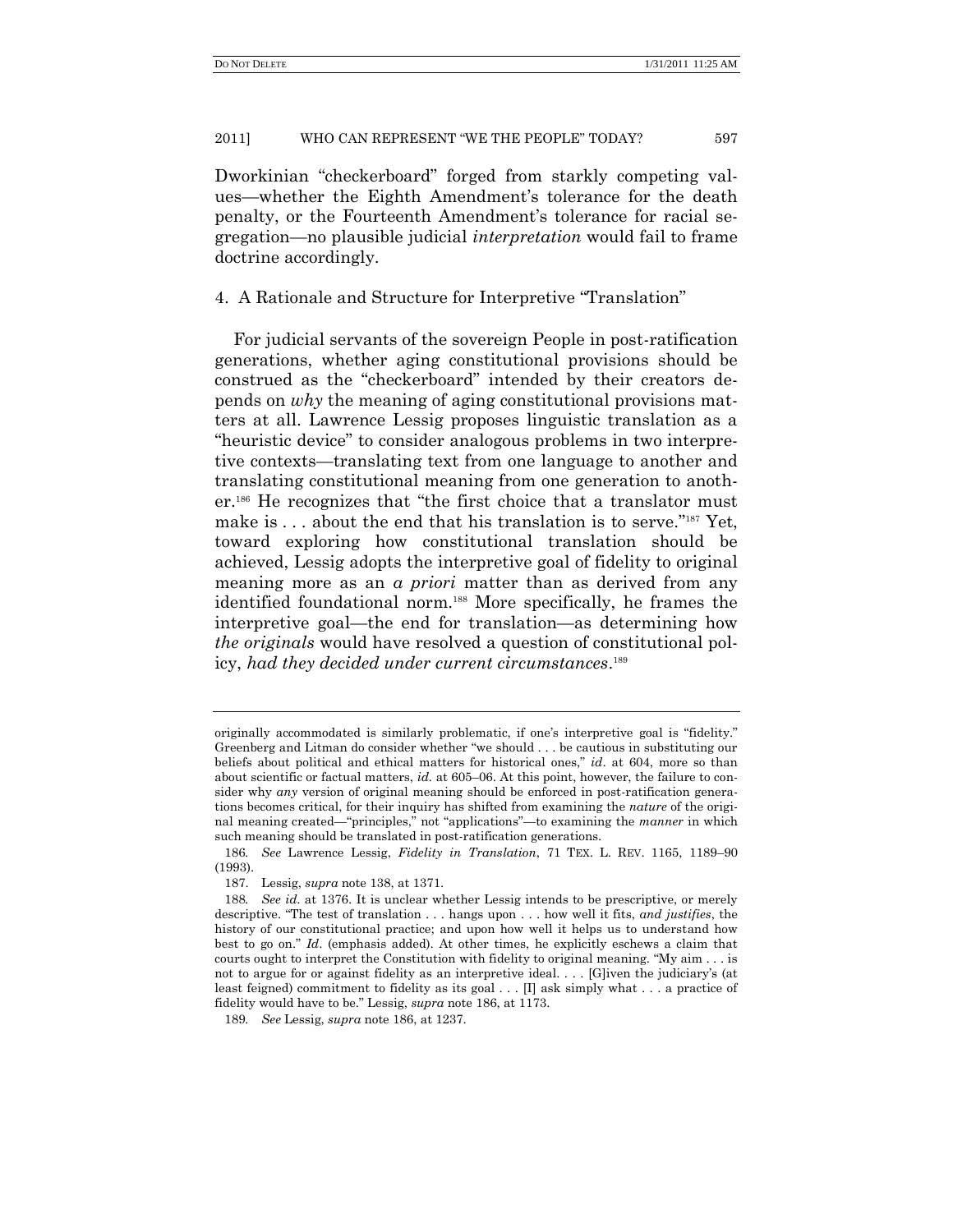Dworkinian "checkerboard" forged from starkly competing values—whether the Eighth Amendment's tolerance for the death penalty, or the Fourteenth Amendment's tolerance for racial segregation—no plausible judicial *interpretation* would fail to frame doctrine accordingly.

#### 4. A Rationale and Structure for Interpretive "Translation"

For judicial servants of the sovereign People in post-ratification generations, whether aging constitutional provisions should be construed as the "checkerboard" intended by their creators depends on *why* the meaning of aging constitutional provisions matters at all. Lawrence Lessig proposes linguistic translation as a "heuristic device" to consider analogous problems in two interpretive contexts—translating text from one language to another and translating constitutional meaning from one generation to another.[186] He recognizes that "the first choice that a translator must make is . . . about the end that his translation is to serve."[187] Yet, toward exploring how constitutional translation should be achieved, Lessig adopts the interpretive goal of fidelity to original meaning more as an *a priori* matter than as derived from any identified foundational norm.[188] More specifically, he frames the interpretive goal—the end for translation—as determining how *the originals* would have resolved a question of constitutional policy, *had they decided under current circumstances*.[189]

---

originally accommodated is similarly problematic, if one's interpretive goal is "fidelity." Greenberg and Litman do consider whether "we should . . . be cautious in substituting our beliefs about political and ethical matters for historical ones," *id*. at 604, more so than about scientific or factual matters, *id.* at 605–06. At this point, however, the failure to consider why *any* version of original meaning should be enforced in post-ratification generations becomes critical, for their inquiry has shifted from examining the *nature* of the original meaning created—"principles," not "applications"—to examining the *manner* in which such meaning should be translated in post-ratification generations.

186. *See* Lawrence Lessig, *Fidelity in Translation*, 71 TEX. L. REV. 1165, 1189–90 (1993).

187. Lessig, *supra* note 138, at 1371.

188. *See id.* at 1376. It is unclear whether Lessig intends to be prescriptive, or merely descriptive. "The test of translation . . . hangs upon . . . how well it fits, *and justifies*, the history of our constitutional practice; and upon how well it helps us to understand how best to go on." *Id*. (emphasis added). At other times, he explicitly eschews a claim that courts ought to interpret the Constitution with fidelity to original meaning. "My aim . . . is not to argue for or against fidelity as an interpretive ideal. . . . [G]iven the judiciary's (at least feigned) commitment to fidelity as its goal . . . [I] ask simply what . . . a practice of fidelity would have to be." Lessig, *supra* note 186, at 1173.

189. *See* Lessig, *supra* note 186, at 1237.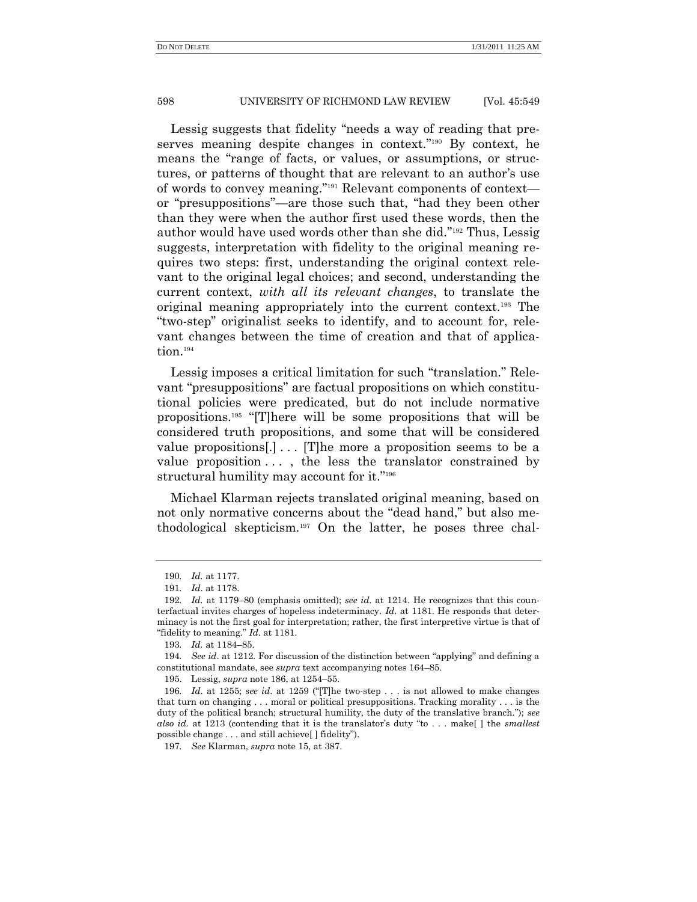Lessig suggests that fidelity "needs a way of reading that preserves meaning despite changes in context."[190] By context, he means the "range of facts, or values, or assumptions, or structures, or patterns of thought that are relevant to an author's use of words to convey meaning."[191] Relevant components of context—or "presuppositions"—are those such that, "had they been other than they were when the author first used these words, then the author would have used words other than she did."[192] Thus, Lessig suggests, interpretation with fidelity to the original meaning requires two steps: first, understanding the original context relevant to the original legal choices; and second, understanding the current context, *with all its relevant changes*, to translate the original meaning appropriately into the current context.[193] The "two-step" originalist seeks to identify, and to account for, relevant changes between the time of creation and that of application.[194]

Lessig imposes a critical limitation for such "translation." Relevant "presuppositions" are factual propositions on which constitutional policies were predicated, but do not include normative propositions.[195] "[T]here will be some propositions that will be considered truth propositions, and some that will be considered value propositions[.] . . . [T]he more a proposition seems to be a value proposition . . . , the less the translator constrained by structural humility may account for it."[196]

Michael Klarman rejects translated original meaning, based on not only normative concerns about the "dead hand," but also methodological skepticism.[197] On the latter, he poses three chal-

---

190. *Id.* at 1177.

191. *Id.* at 1178.

192. *Id.* at 1179–80 (emphasis omitted); *see id.* at 1214. He recognizes that this counterfactual invites charges of hopeless indeterminacy. *Id.* at 1181. He responds that determinacy is not the first goal for interpretation; rather, the first interpretive virtue is that of "fidelity to meaning." *Id.* at 1181.

193. *Id.* at 1184–85.

194. *See id*. at 1212. For discussion of the distinction between "applying" and defining a constitutional mandate, see *supra* text accompanying notes 164–85.

195. Lessig, *supra* note 186, at 1254–55.

196. *Id*. at 1255; *see id*. at 1259 ("[T]he two-step . . . is not allowed to make changes that turn on changing . . . moral or political presuppositions. Tracking morality . . . is the duty of the political branch; structural humility, the duty of the translative branch."); *see also id.* at 1213 (contending that it is the translator's duty "to . . . make[ ] the *smallest* possible change . . . and still achieve[ ] fidelity").

197. *See* Klarman, *supra* note 15, at 387.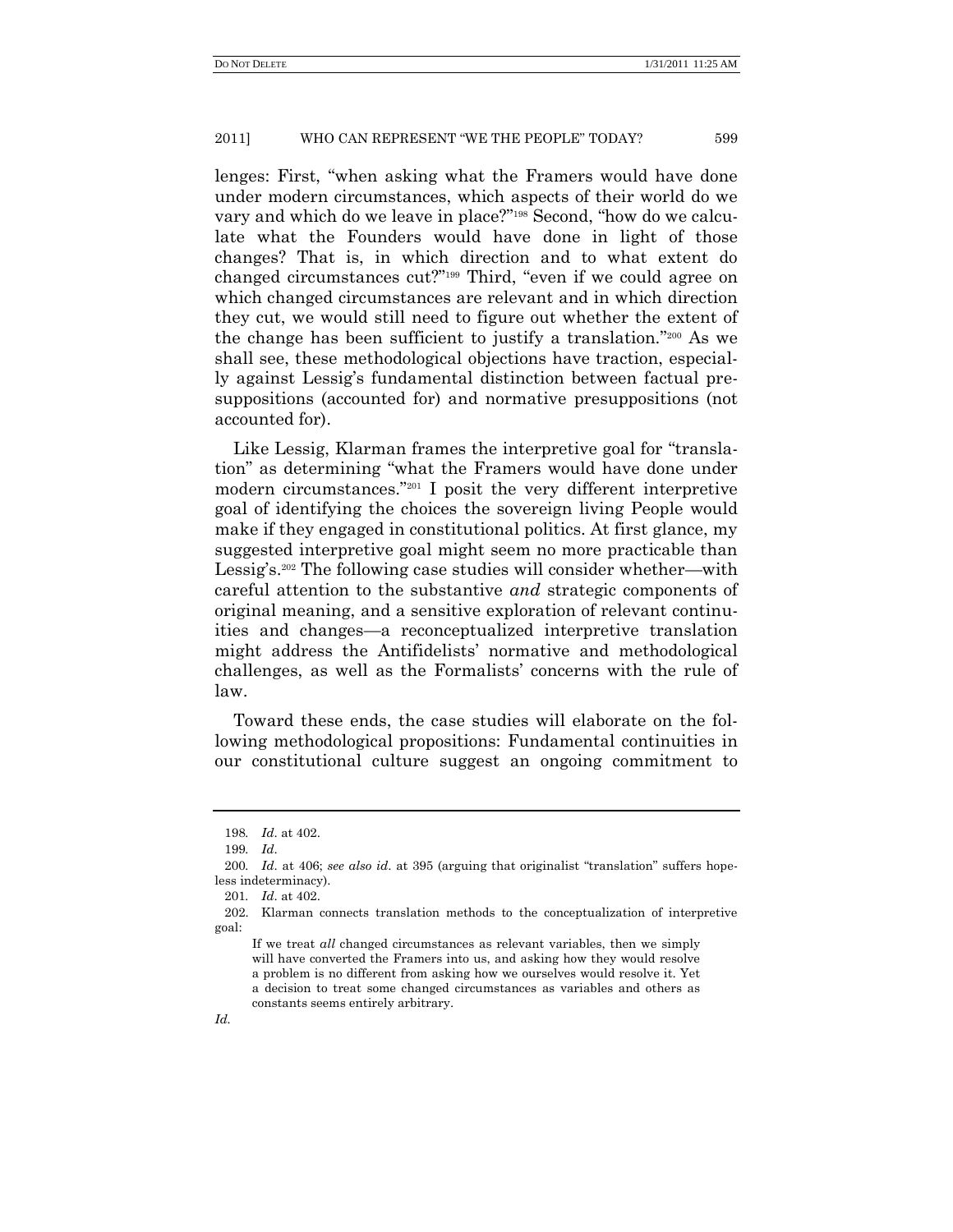lenges: First, "when asking what the Framers would have done under modern circumstances, which aspects of their world do we vary and which do we leave in place?"[198] Second, "how do we calculate what the Founders would have done in light of those changes? That is, in which direction and to what extent do changed circumstances cut?"[199] Third, "even if we could agree on which changed circumstances are relevant and in which direction they cut, we would still need to figure out whether the extent of the change has been sufficient to justify a translation."[200] As we shall see, these methodological objections have traction, especially against Lessig's fundamental distinction between factual presuppositions (accounted for) and normative presuppositions (not accounted for).

Like Lessig, Klarman frames the interpretive goal for "translation" as determining "what the Framers would have done under modern circumstances."[201] I posit the very different interpretive goal of identifying the choices the sovereign living People would make if they engaged in constitutional politics. At first glance, my suggested interpretive goal might seem no more practicable than Lessig's.[202] The following case studies will consider whether—with careful attention to the substantive *and* strategic components of original meaning, and a sensitive exploration of relevant continuities and changes—a reconceptualized interpretive translation might address the Antifidelists' normative and methodological challenges, as well as the Formalists' concerns with the rule of law.

Toward these ends, the case studies will elaborate on the following methodological propositions: Fundamental continuities in our constitutional culture suggest an ongoing commitment to

---

198. *Id*. at 402.

199. *Id*.

200. *Id*. at 406; *see also id*. at 395 (arguing that originalist "translation" suffers hopeless indeterminacy).

201. *Id*. at 402.

202. Klarman connects translation methods to the conceptualization of interpretive goal:

> If we treat *all* changed circumstances as relevant variables, then we simply will have converted the Framers into us, and asking how they would resolve a problem is no different from asking how we ourselves would resolve it. Yet a decision to treat some changed circumstances as variables and others as constants seems entirely arbitrary.

*Id*.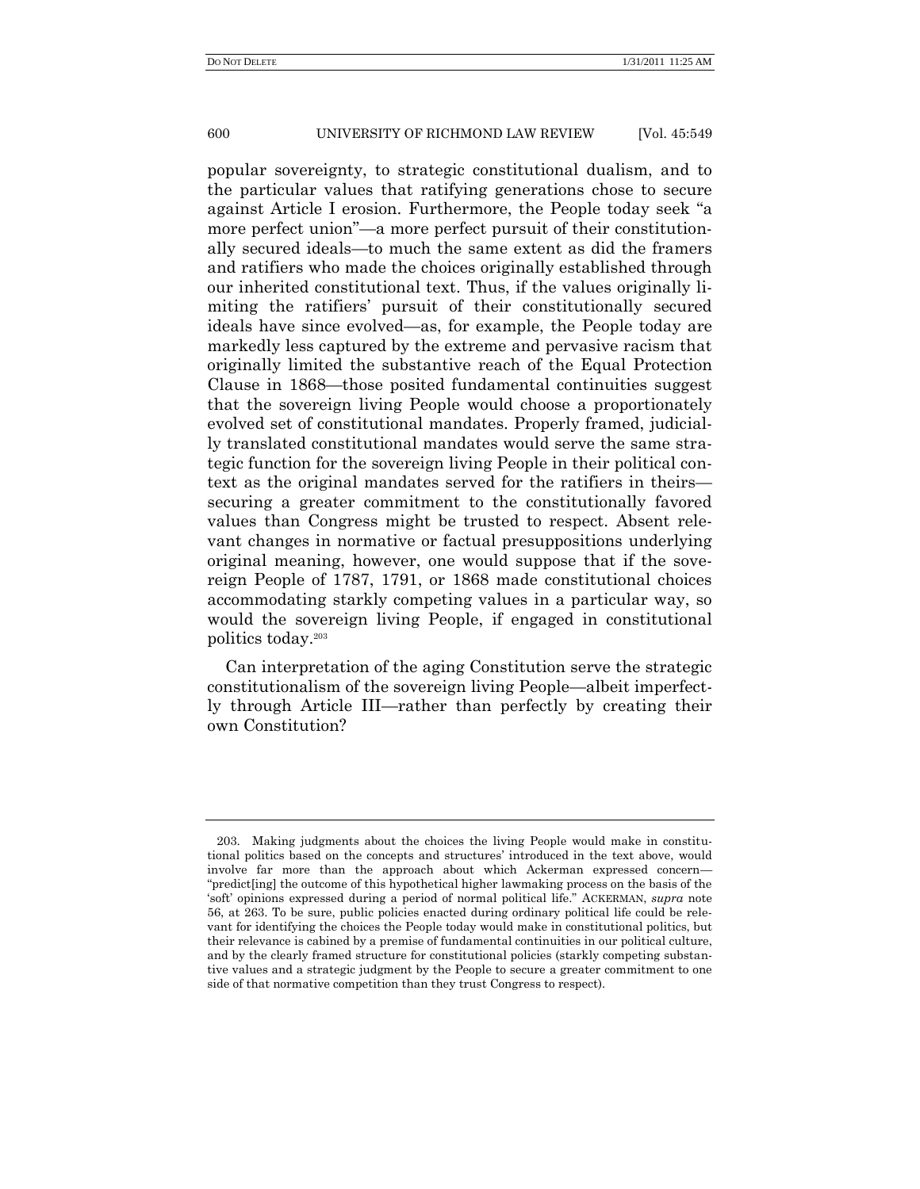popular sovereignty, to strategic constitutional dualism, and to the particular values that ratifying generations chose to secure against Article I erosion. Furthermore, the People today seek "a more perfect union"—a more perfect pursuit of their constitutionally secured ideals—to much the same extent as did the framers and ratifiers who made the choices originally established through our inherited constitutional text. Thus, if the values originally limiting the ratifiers' pursuit of their constitutionally secured ideals have since evolved—as, for example, the People today are markedly less captured by the extreme and pervasive racism that originally limited the substantive reach of the Equal Protection Clause in 1868—those posited fundamental continuities suggest that the sovereign living People would choose a proportionately evolved set of constitutional mandates. Properly framed, judicially translated constitutional mandates would serve the same strategic function for the sovereign living People in their political context as the original mandates served for the ratifiers in theirs—securing a greater commitment to the constitutionally favored values than Congress might be trusted to respect. Absent relevant changes in normative or factual presuppositions underlying original meaning, however, one would suppose that if the sovereign People of 1787, 1791, or 1868 made constitutional choices accommodating starkly competing values in a particular way, so would the sovereign living People, if engaged in constitutional politics today.[203]

Can interpretation of the aging Constitution serve the strategic constitutionalism of the sovereign living People—albeit imperfectly through Article III—rather than perfectly by creating their own Constitution?

---

203. Making judgments about the choices the living People would make in constitutional politics based on the concepts and structures' introduced in the text above, would involve far more than the approach about which Ackerman expressed concern—"predict[ing] the outcome of this hypothetical higher lawmaking process on the basis of the 'soft' opinions expressed during a period of normal political life." ACKERMAN, *supra* note 56, at 263. To be sure, public policies enacted during ordinary political life could be relevant for identifying the choices the People today would make in constitutional politics, but their relevance is cabined by a premise of fundamental continuities in our political culture, and by the clearly framed structure for constitutional policies (starkly competing substantive values and a strategic judgment by the People to secure a greater commitment to one side of that normative competition than they trust Congress to respect).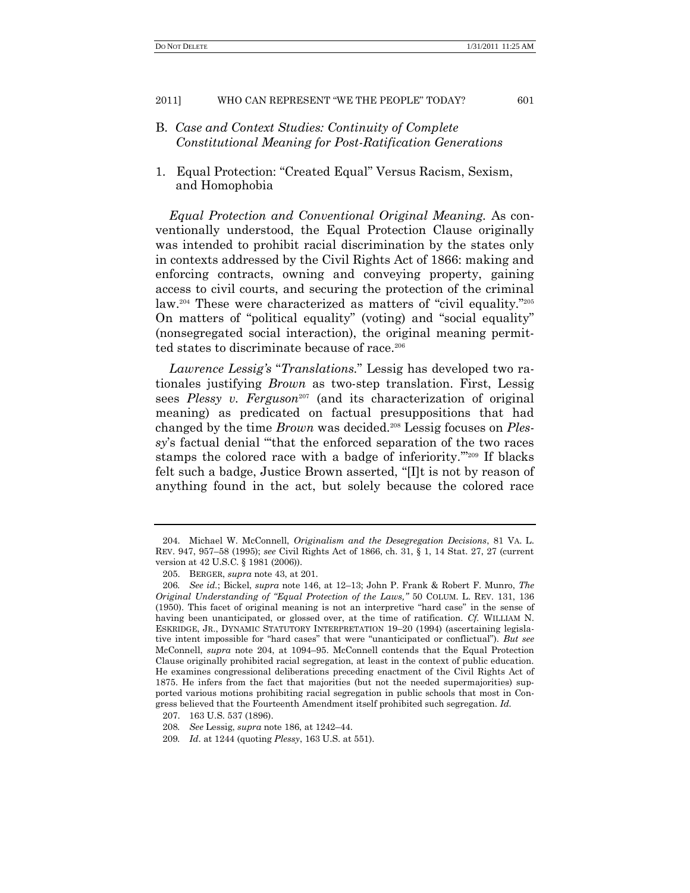### B. *Case and Context Studies: Continuity of Complete Constitutional Meaning for Post-Ratification Generations*

#### 1. Equal Protection: "Created Equal" Versus Racism, Sexism, and Homophobia

*Equal Protection and Conventional Original Meaning.* As conventionally understood, the Equal Protection Clause originally was intended to prohibit racial discrimination by the states only in contexts addressed by the Civil Rights Act of 1866: making and enforcing contracts, owning and conveying property, gaining access to civil courts, and securing the protection of the criminal law.[204] These were characterized as matters of "civil equality."[205] On matters of "political equality" (voting) and "social equality" (nonsegregated social interaction), the original meaning permitted states to discriminate because of race.[206]

*Lawrence Lessig's "Translations."* Lessig has developed two rationales justifying *Brown* as two-step translation. First, Lessig sees *Plessy v. Ferguson*[207] (and its characterization of original meaning) as predicated on factual presuppositions that had changed by the time *Brown* was decided.[208] Lessig focuses on *Plessy*'s factual denial "'that the enforced separation of the two races stamps the colored race with a badge of inferiority.'"[209] If blacks felt such a badge, Justice Brown asserted, "[I]t is not by reason of anything found in the act, but solely because the colored race

---

204. Michael W. McConnell, *Originalism and the Desegregation Decisions*, 81 VA. L. REV. 947, 957–58 (1995); *see* Civil Rights Act of 1866, ch. 31, § 1, 14 Stat. 27, 27 (current version at 42 U.S.C. § 1981 (2006)).

205. BERGER, *supra* note 43, at 201.

206. *See id.*; Bickel, *supra* note 146, at 12–13; John P. Frank & Robert F. Munro, *The Original Understanding of "Equal Protection of the Laws,"* 50 COLUM. L. REV. 131, 136 (1950). This facet of original meaning is not an interpretive "hard case" in the sense of having been unanticipated, or glossed over, at the time of ratification. *Cf.* WILLIAM N. ESKRIDGE, JR., DYNAMIC STATUTORY INTERPRETATION 19–20 (1994) (ascertaining legislative intent impossible for "hard cases" that were "unanticipated or conflictual"). *But see* McConnell, *supra* note 204, at 1094–95. McConnell contends that the Equal Protection Clause originally prohibited racial segregation, at least in the context of public education. He examines congressional deliberations preceding enactment of the Civil Rights Act of 1875. He infers from the fact that majorities (but not the needed supermajorities) supported various motions prohibiting racial segregation in public schools that most in Congress believed that the Fourteenth Amendment itself prohibited such segregation. *Id.*

207. 163 U.S. 537 (1896).

208. *See* Lessig, *supra* note 186, at 1242–44.

209. *Id.* at 1244 (quoting *Plessy*, 163 U.S. at 551).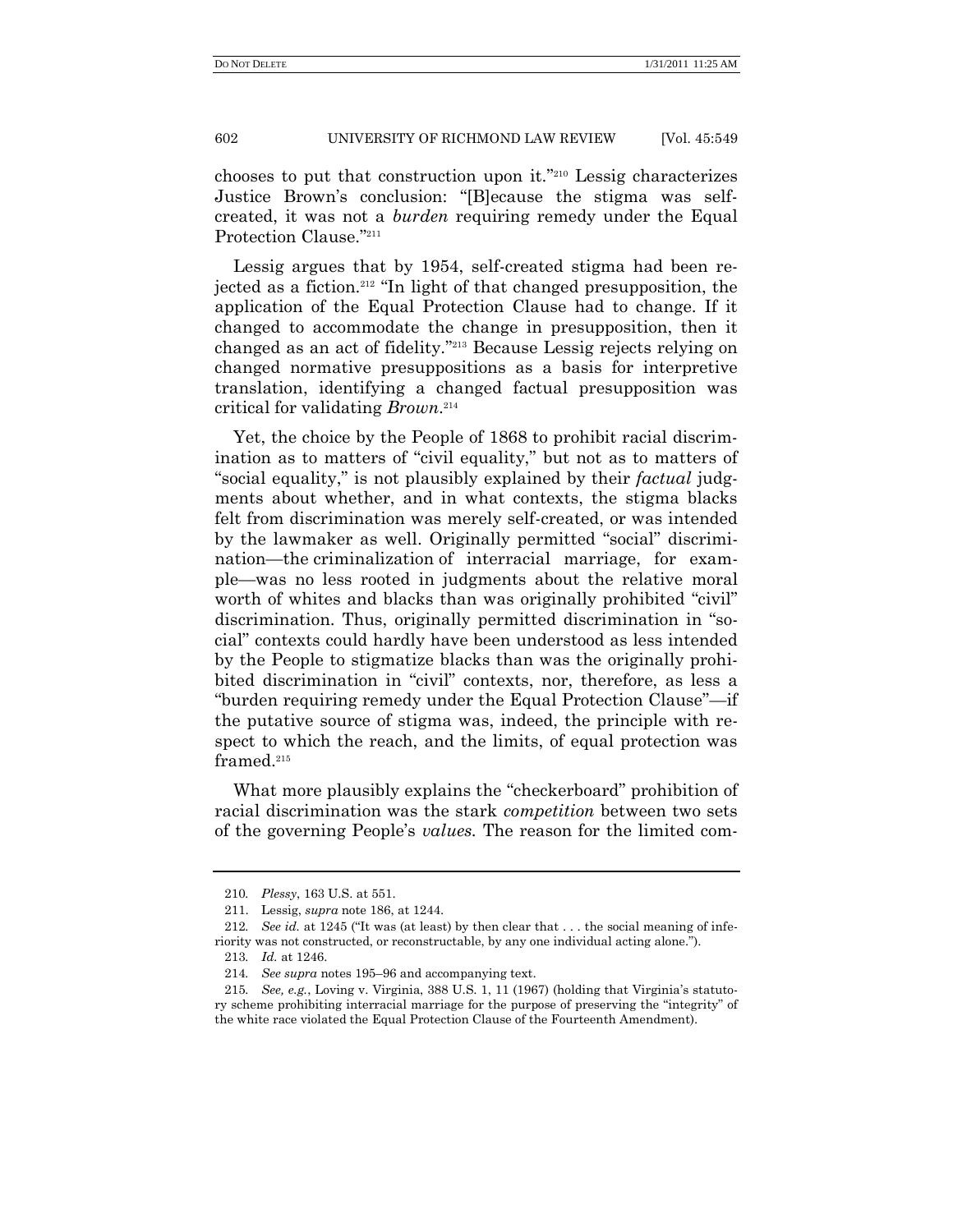chooses to put that construction upon it."[210] Lessig characterizes Justice Brown's conclusion: "[B]ecause the stigma was self-created, it was not a *burden* requiring remedy under the Equal Protection Clause."[211]

Lessig argues that by 1954, self-created stigma had been rejected as a fiction.[212] "In light of that changed presupposition, the application of the Equal Protection Clause had to change. If it changed to accommodate the change in presupposition, then it changed as an act of fidelity."[213] Because Lessig rejects relying on changed normative presuppositions as a basis for interpretive translation, identifying a changed factual presupposition was critical for validating *Brown*.[214]

Yet, the choice by the People of 1868 to prohibit racial discrimination as to matters of "civil equality," but not as to matters of "social equality," is not plausibly explained by their *factual* judgments about whether, and in what contexts, the stigma blacks felt from discrimination was merely self-created, or was intended by the lawmaker as well. Originally permitted "social" discrimination—the criminalization of interracial marriage, for example—was no less rooted in judgments about the relative moral worth of whites and blacks than was originally prohibited "civil" discrimination. Thus, originally permitted discrimination in "social" contexts could hardly have been understood as less intended by the People to stigmatize blacks than was the originally prohibited discrimination in "civil" contexts, nor, therefore, as less a "burden requiring remedy under the Equal Protection Clause"—if the putative source of stigma was, indeed, the principle with respect to which the reach, and the limits, of equal protection was framed.[215]

What more plausibly explains the "checkerboard" prohibition of racial discrimination was the stark *competition* between two sets of the governing People's *values*. The reason for the limited com-

---

210. *Plessy*, 163 U.S. at 551.

211. Lessig, *supra* note 186, at 1244.

212. *See id.* at 1245 ("It was (at least) by then clear that . . . the social meaning of inferiority was not constructed, or reconstructable, by any one individual acting alone.").

213. *Id.* at 1246.

214. *See supra* notes 195–96 and accompanying text.

215. *See, e.g.*, Loving v. Virginia, 388 U.S. 1, 11 (1967) (holding that Virginia's statutory scheme prohibiting interracial marriage for the purpose of preserving the "integrity" of the white race violated the Equal Protection Clause of the Fourteenth Amendment).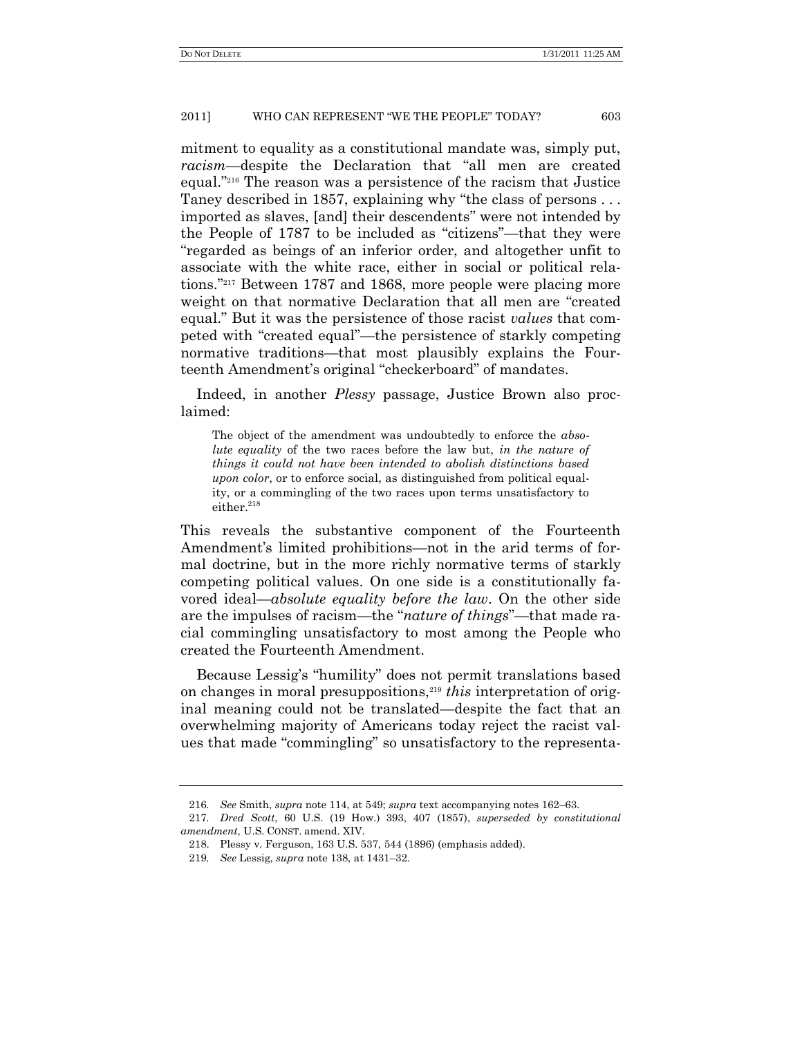mitment to equality as a constitutional mandate was, simply put, *racism*—despite the Declaration that "all men are created equal."[216] The reason was a persistence of the racism that Justice Taney described in 1857, explaining why "the class of persons . . . imported as slaves, [and] their descendents" were not intended by the People of 1787 to be included as "citizens"—that they were "regarded as beings of an inferior order, and altogether unfit to associate with the white race, either in social or political relations."[217] Between 1787 and 1868, more people were placing more weight on that normative Declaration that all men are "created equal." But it was the persistence of those racist *values* that competed with "created equal"—the persistence of starkly competing normative traditions—that most plausibly explains the Fourteenth Amendment's original "checkerboard" of mandates.

Indeed, in another *Plessy* passage, Justice Brown also proclaimed:

> The object of the amendment was undoubtedly to enforce the *absolute equality* of the two races before the law but, *in the nature of things it could not have been intended to abolish distinctions based upon color*, or to enforce social, as distinguished from political equality, or a commingling of the two races upon terms unsatisfactory to either.[218]

This reveals the substantive component of the Fourteenth Amendment's limited prohibitions—not in the arid terms of formal doctrine, but in the more richly normative terms of starkly competing political values. On one side is a constitutionally favored ideal—*absolute equality before the law*. On the other side are the impulses of racism—the "*nature of things*"—that made racial commingling unsatisfactory to most among the People who created the Fourteenth Amendment.

Because Lessig's "humility" does not permit translations based on changes in moral presuppositions,[219] *this* interpretation of original meaning could not be translated—despite the fact that an overwhelming majority of Americans today reject the racist values that made "commingling" so unsatisfactory to the representa-

---

216. *See* Smith, *supra* note 114, at 549; *supra* text accompanying notes 162–63.

217. *Dred Scott*, 60 U.S. (19 How.) 393, 407 (1857), *superseded by constitutional amendment*, U.S. CONST. amend. XIV.

218. Plessy v. Ferguson, 163 U.S. 537, 544 (1896) (emphasis added).

219. *See* Lessig, *supra* note 138, at 1431–32.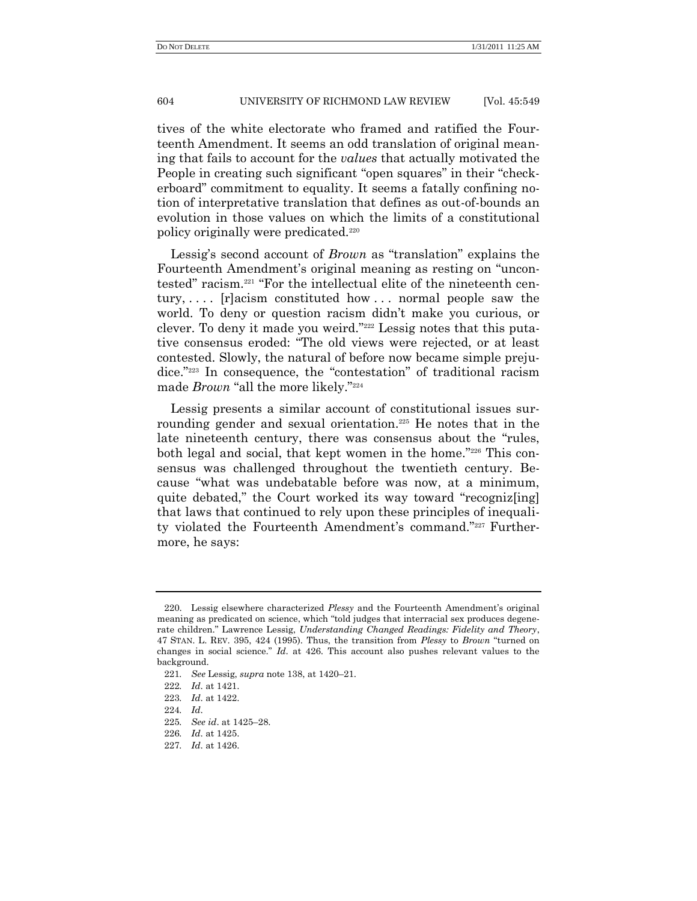tives of the white electorate who framed and ratified the Fourteenth Amendment. It seems an odd translation of original meaning that fails to account for the *values* that actually motivated the People in creating such significant "open squares" in their "checkerboard" commitment to equality. It seems a fatally confining notion of interpretative translation that defines as out-of-bounds an evolution in those values on which the limits of a constitutional policy originally were predicated.[220]

Lessig's second account of *Brown* as "translation" explains the Fourteenth Amendment's original meaning as resting on "uncontested" racism.[221] "For the intellectual elite of the nineteenth century, . . . . [r]acism constituted how . . . normal people saw the world. To deny or question racism didn't make you curious, or clever. To deny it made you weird."[222] Lessig notes that this putative consensus eroded: "The old views were rejected, or at least contested. Slowly, the natural of before now became simple prejudice."[223] In consequence, the "contestation" of traditional racism made *Brown* "all the more likely."[224]

Lessig presents a similar account of constitutional issues surrounding gender and sexual orientation.[225] He notes that in the late nineteenth century, there was consensus about the "rules, both legal and social, that kept women in the home."[226] This consensus was challenged throughout the twentieth century. Because "what was undebatable before was now, at a minimum, quite debated," the Court worked its way toward "recogniz[ing] that laws that continued to rely upon these principles of inequality violated the Fourteenth Amendment's command."[227] Furthermore, he says:

---

220. Lessig elsewhere characterized *Plessy* and the Fourteenth Amendment's original meaning as predicated on science, which "told judges that interracial sex produces degenerate children." Lawrence Lessig, *Understanding Changed Readings: Fidelity and Theory*, 47 STAN. L. REV. 395, 424 (1995). Thus, the transition from *Plessy* to *Brown* "turned on changes in social science." *Id*. at 426. This account also pushes relevant values to the background.

221. *See* Lessig, *supra* note 138, at 1420–21.

222. *Id*. at 1421.

223. *Id*. at 1422.

224. *Id*.

225. *See id*. at 1425–28.

226. *Id*. at 1425.

227. *Id*. at 1426.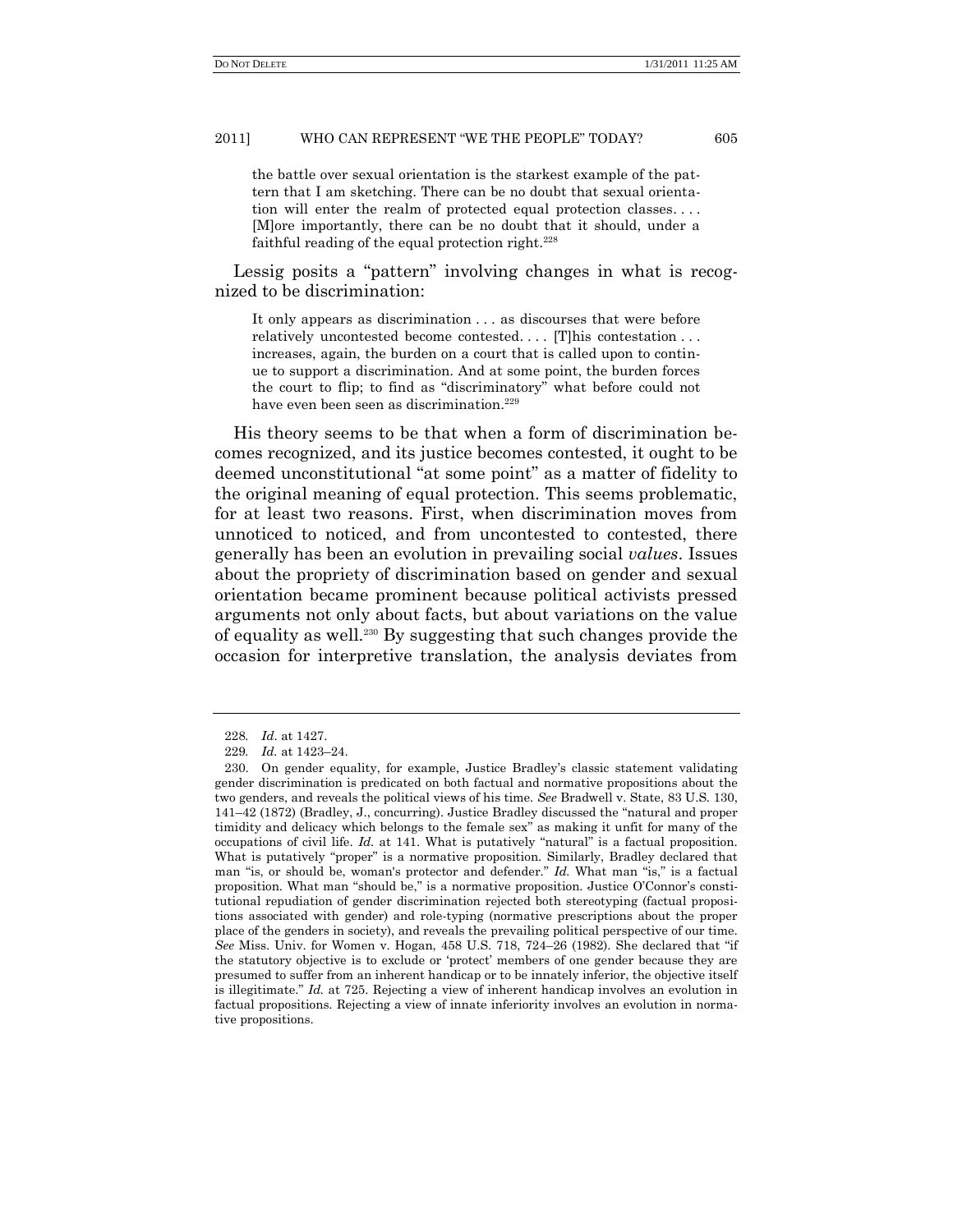> the battle over sexual orientation is the starkest example of the pattern that I am sketching. There can be no doubt that sexual orientation will enter the realm of protected equal protection classes. . . . [M]ore importantly, there can be no doubt that it should, under a faithful reading of the equal protection right.[228]

Lessig posits a "pattern" involving changes in what is recognized to be discrimination:

> It only appears as discrimination . . . as discourses that were before relatively uncontested become contested. . . . [T]his contestation . . . increases, again, the burden on a court that is called upon to continue to support a discrimination. And at some point, the burden forces the court to flip; to find as "discriminatory" what before could not have even been seen as discrimination.[229]

His theory seems to be that when a form of discrimination becomes recognized, and its justice becomes contested, it ought to be deemed unconstitutional "at some point" as a matter of fidelity to the original meaning of equal protection. This seems problematic, for at least two reasons. First, when discrimination moves from unnoticed to noticed, and from uncontested to contested, there generally has been an evolution in prevailing social *values*. Issues about the propriety of discrimination based on gender and sexual orientation became prominent because political activists pressed arguments not only about facts, but about variations on the value of equality as well.[230] By suggesting that such changes provide the occasion for interpretive translation, the analysis deviates from

---

228. *Id.* at 1427.

229. *Id.* at 1423–24.

230. On gender equality, for example, Justice Bradley's classic statement validating gender discrimination is predicated on both factual and normative propositions about the two genders, and reveals the political views of his time. *See* Bradwell v. State, 83 U.S. 130, 141–42 (1872) (Bradley, J., concurring). Justice Bradley discussed the "natural and proper timidity and delicacy which belongs to the female sex" as making it unfit for many of the occupations of civil life. *Id.* at 141. What is putatively "natural" is a factual proposition. What is putatively "proper" is a normative proposition. Similarly, Bradley declared that man "is, or should be, woman's protector and defender." *Id.* What man "is," is a factual proposition. What man "should be," is a normative proposition. Justice O'Connor's constitutional repudiation of gender discrimination rejected both stereotyping (factual propositions associated with gender) and role-typing (normative prescriptions about the proper place of the genders in society), and reveals the prevailing political perspective of our time. *See* Miss. Univ. for Women v. Hogan, 458 U.S. 718, 724–26 (1982). She declared that "if the statutory objective is to exclude or 'protect' members of one gender because they are presumed to suffer from an inherent handicap or to be innately inferior, the objective itself is illegitimate." *Id.* at 725. Rejecting a view of inherent handicap involves an evolution in factual propositions. Rejecting a view of innate inferiority involves an evolution in normative propositions.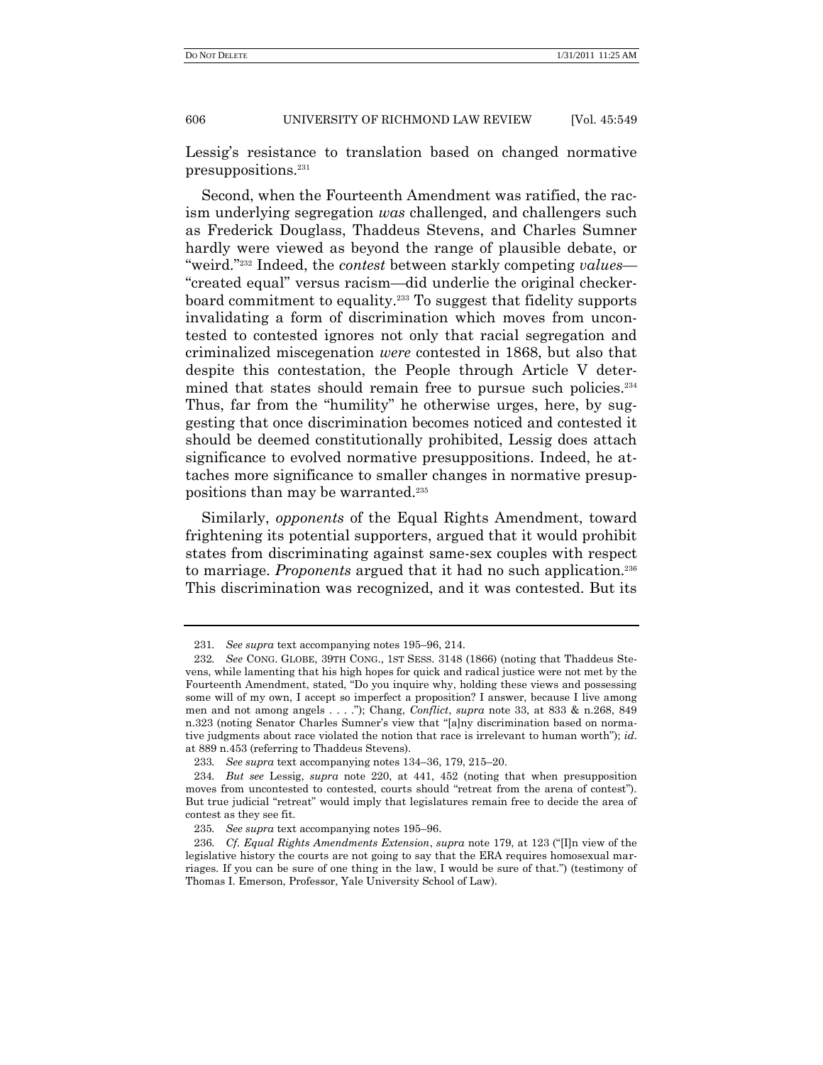Lessig's resistance to translation based on changed normative presuppositions.[231]

Second, when the Fourteenth Amendment was ratified, the racism underlying segregation *was* challenged, and challengers such as Frederick Douglass, Thaddeus Stevens, and Charles Sumner hardly were viewed as beyond the range of plausible debate, or "weird."[232] Indeed, the *contest* between starkly competing *values*—"created equal" versus racism—did underlie the original checkerboard commitment to equality.[233] To suggest that fidelity supports invalidating a form of discrimination which moves from uncontested to contested ignores not only that racial segregation and criminalized miscegenation *were* contested in 1868, but also that despite this contestation, the People through Article V determined that states should remain free to pursue such policies.[234] Thus, far from the "humility" he otherwise urges, here, by suggesting that once discrimination becomes noticed and contested it should be deemed constitutionally prohibited, Lessig does attach significance to evolved normative presuppositions. Indeed, he attaches more significance to smaller changes in normative presuppositions than may be warranted.[235]

Similarly, *opponents* of the Equal Rights Amendment, toward frightening its potential supporters, argued that it would prohibit states from discriminating against same-sex couples with respect to marriage. *Proponents* argued that it had no such application.[236] This discrimination was recognized, and it was contested. But its

---

231. *See supra* text accompanying notes 195–96, 214.

232. *See* CONG. GLOBE, 39TH CONG., 1ST SESS. 3148 (1866) (noting that Thaddeus Stevens, while lamenting that his high hopes for quick and radical justice were not met by the Fourteenth Amendment, stated, "Do you inquire why, holding these views and possessing some will of my own, I accept so imperfect a proposition? I answer, because I live among men and not among angels . . . ."); Chang, *Conflict*, *supra* note 33, at 833 & n.268, 849 n.323 (noting Senator Charles Sumner's view that "[a]ny discrimination based on normative judgments about race violated the notion that race is irrelevant to human worth"); *id*. at 889 n.453 (referring to Thaddeus Stevens).

233. *See supra* text accompanying notes 134–36, 179, 215–20.

234. *But see* Lessig, *supra* note 220, at 441, 452 (noting that when presupposition moves from uncontested to contested, courts should "retreat from the arena of contest"). But true judicial "retreat" would imply that legislatures remain free to decide the area of contest as they see fit.

235. *See supra* text accompanying notes 195–96.

236. *Cf. Equal Rights Amendments Extension*, *supra* note 179, at 123 ("[I]n view of the legislative history the courts are not going to say that the ERA requires homosexual marriages. If you can be sure of one thing in the law, I would be sure of that.") (testimony of Thomas I. Emerson, Professor, Yale University School of Law).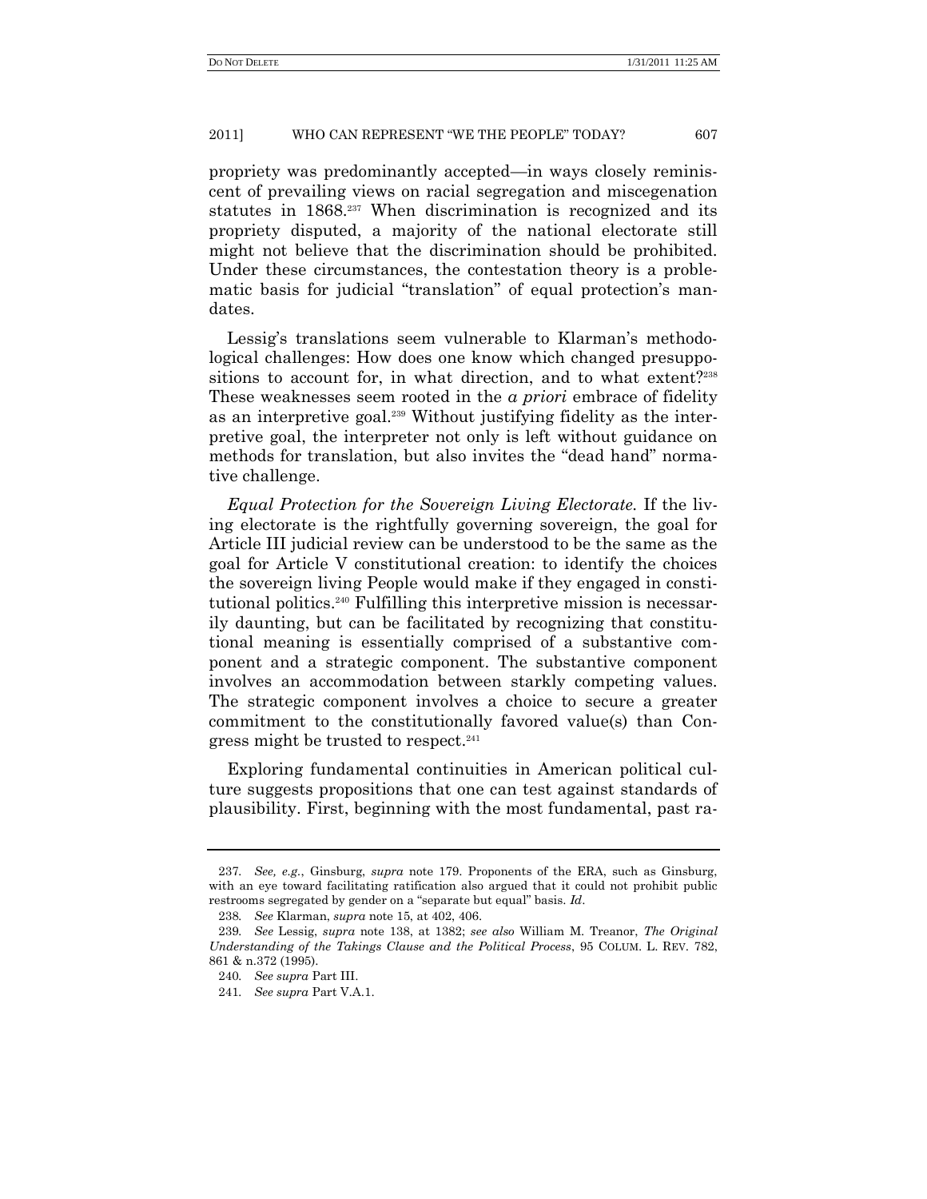propriety was predominantly accepted—in ways closely reminiscent of prevailing views on racial segregation and miscegenation statutes in 1868.[237] When discrimination is recognized and its propriety disputed, a majority of the national electorate still might not believe that the discrimination should be prohibited. Under these circumstances, the contestation theory is a problematic basis for judicial "translation" of equal protection's mandates.

Lessig's translations seem vulnerable to Klarman's methodological challenges: How does one know which changed presuppositions to account for, in what direction, and to what extent?[238] These weaknesses seem rooted in the *a priori* embrace of fidelity as an interpretive goal.[239] Without justifying fidelity as the interpretive goal, the interpreter not only is left without guidance on methods for translation, but also invites the "dead hand" normative challenge.

*Equal Protection for the Sovereign Living Electorate.* If the living electorate is the rightfully governing sovereign, the goal for Article III judicial review can be understood to be the same as the goal for Article V constitutional creation: to identify the choices the sovereign living People would make if they engaged in constitutional politics.[240] Fulfilling this interpretive mission is necessarily daunting, but can be facilitated by recognizing that constitutional meaning is essentially comprised of a substantive component and a strategic component. The substantive component involves an accommodation between starkly competing values. The strategic component involves a choice to secure a greater commitment to the constitutionally favored value(s) than Congress might be trusted to respect.[241]

Exploring fundamental continuities in American political culture suggests propositions that one can test against standards of plausibility. First, beginning with the most fundamental, past ra-

---

237. *See, e.g.*, Ginsburg, *supra* note 179. Proponents of the ERA, such as Ginsburg, with an eye toward facilitating ratification also argued that it could not prohibit public restrooms segregated by gender on a "separate but equal" basis. *Id*.

238. *See* Klarman, *supra* note 15, at 402, 406.

239. *See* Lessig, *supra* note 138, at 1382; *see also* William M. Treanor, *The Original Understanding of the Takings Clause and the Political Process*, 95 COLUM. L. REV. 782, 861 & n.372 (1995).

240. *See supra* Part III.

241. *See supra* Part V.A.1.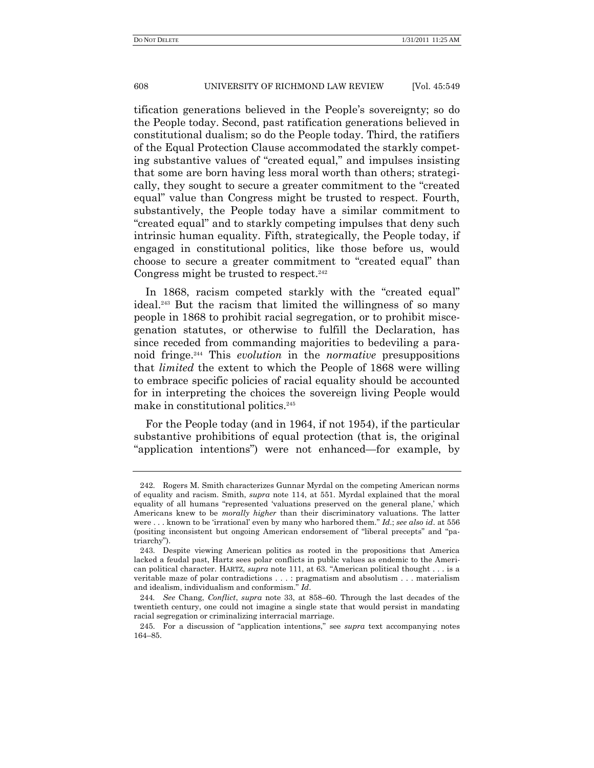tification generations believed in the People's sovereignty; so do the People today. Second, past ratification generations believed in constitutional dualism; so do the People today. Third, the ratifiers of the Equal Protection Clause accommodated the starkly competing substantive values of "created equal," and impulses insisting that some are born having less moral worth than others; strategically, they sought to secure a greater commitment to the "created equal" value than Congress might be trusted to respect. Fourth, substantively, the People today have a similar commitment to "created equal" and to starkly competing impulses that deny such intrinsic human equality. Fifth, strategically, the People today, if engaged in constitutional politics, like those before us, would choose to secure a greater commitment to "created equal" than Congress might be trusted to respect.[242]

In 1868, racism competed starkly with the "created equal" ideal.[243] But the racism that limited the willingness of so many people in 1868 to prohibit racial segregation, or to prohibit miscegenation statutes, or otherwise to fulfill the Declaration, has since receded from commanding majorities to bedeviling a paranoid fringe.[244] This *evolution* in the *normative* presuppositions that *limited* the extent to which the People of 1868 were willing to embrace specific policies of racial equality should be accounted for in interpreting the choices the sovereign living People would make in constitutional politics.[245]

For the People today (and in 1964, if not 1954), if the particular substantive prohibitions of equal protection (that is, the original "application intentions") were not enhanced—for example, by

---

242. Rogers M. Smith characterizes Gunnar Myrdal on the competing American norms of equality and racism. Smith, *supra* note 114, at 551. Myrdal explained that the moral equality of all humans "represented 'valuations preserved on the general plane,' which Americans knew to be *morally higher* than their discriminatory valuations. The latter were . . . known to be 'irrational' even by many who harbored them." *Id.*; *see also id.* at 556 (positing inconsistent but ongoing American endorsement of "liberal precepts" and "patriarchy").

243. Despite viewing American politics as rooted in the propositions that America lacked a feudal past, Hartz sees polar conflicts in public values as endemic to the American political character. HARTZ, *supra* note 111, at 63. "American political thought . . . is a veritable maze of polar contradictions . . . : pragmatism and absolutism . . . materialism and idealism, individualism and conformism." *Id.*

244. *See* Chang, *Conflict*, *supra* note 33, at 858–60. Through the last decades of the twentieth century, one could not imagine a single state that would persist in mandating racial segregation or criminalizing interracial marriage.

245. For a discussion of "application intentions," see *supra* text accompanying notes 164–85.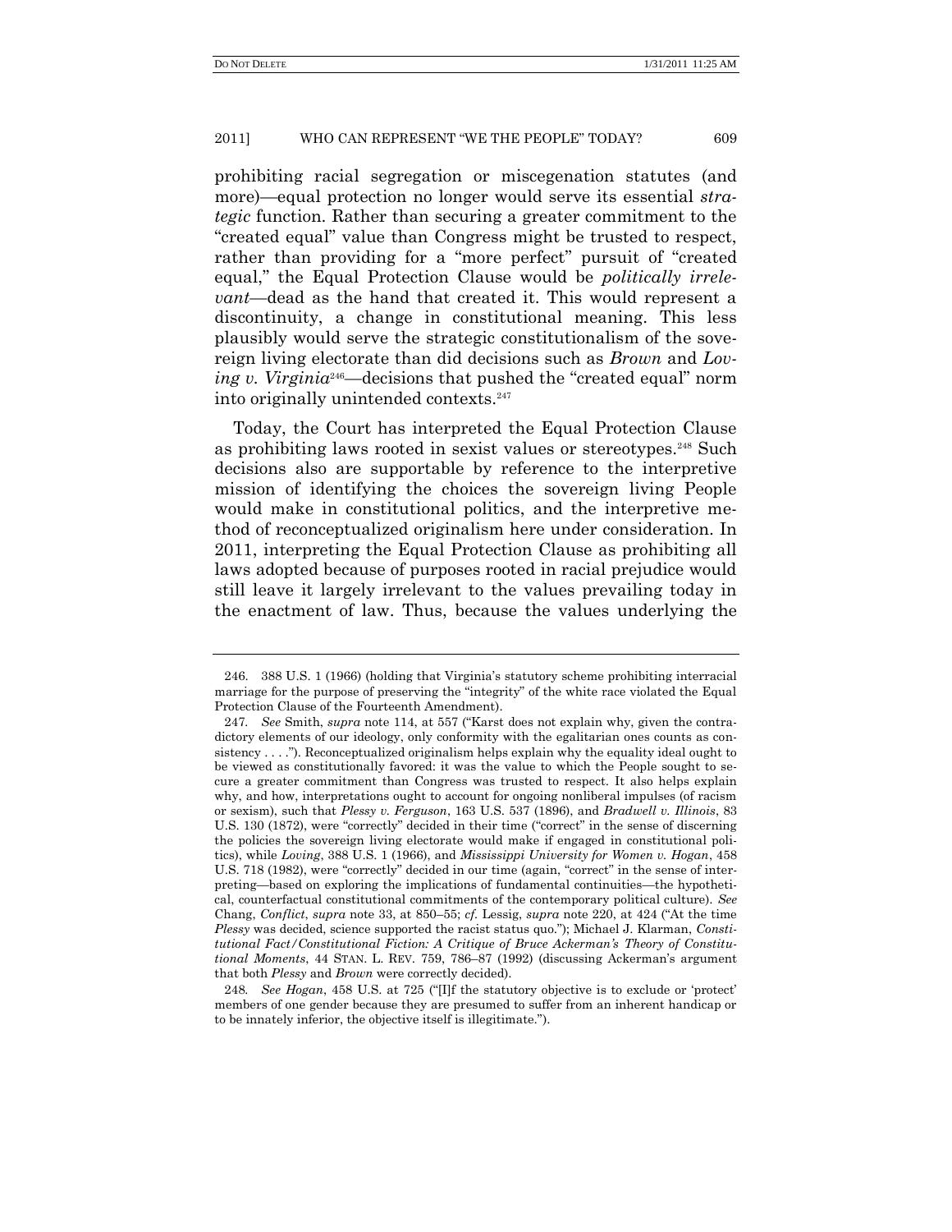prohibiting racial segregation or miscegenation statutes (and more)—equal protection no longer would serve its essential *strategic* function. Rather than securing a greater commitment to the "created equal" value than Congress might be trusted to respect, rather than providing for a "more perfect" pursuit of "created equal," the Equal Protection Clause would be *politically irrelevant*—dead as the hand that created it. This would represent a discontinuity, a change in constitutional meaning. This less plausibly would serve the strategic constitutionalism of the sovereign living electorate than did decisions such as *Brown* and *Loving v. Virginia*[246]—decisions that pushed the "created equal" norm into originally unintended contexts.[247]

Today, the Court has interpreted the Equal Protection Clause as prohibiting laws rooted in sexist values or stereotypes.[248] Such decisions also are supportable by reference to the interpretive mission of identifying the choices the sovereign living People would make in constitutional politics, and the interpretive method of reconceptualized originalism here under consideration. In 2011, interpreting the Equal Protection Clause as prohibiting all laws adopted because of purposes rooted in racial prejudice would still leave it largely irrelevant to the values prevailing today in the enactment of law. Thus, because the values underlying the

---

246. 388 U.S. 1 (1966) (holding that Virginia's statutory scheme prohibiting interracial marriage for the purpose of preserving the "integrity" of the white race violated the Equal Protection Clause of the Fourteenth Amendment).

247. *See* Smith, *supra* note 114, at 557 ("Karst does not explain why, given the contradictory elements of our ideology, only conformity with the egalitarian ones counts as consistency . . . ."). Reconceptualized originalism helps explain why the equality ideal ought to be viewed as constitutionally favored: it was the value to which the People sought to secure a greater commitment than Congress was trusted to respect. It also helps explain why, and how, interpretations ought to account for ongoing nonliberal impulses (of racism or sexism), such that *Plessy v. Ferguson*, 163 U.S. 537 (1896), and *Bradwell v. Illinois*, 83 U.S. 130 (1872), were "correctly" decided in their time ("correct" in the sense of discerning the policies the sovereign living electorate would make if engaged in constitutional politics), while *Loving*, 388 U.S. 1 (1966), and *Mississippi University for Women v. Hogan*, 458 U.S. 718 (1982), were "correctly" decided in our time (again, "correct" in the sense of interpreting—based on exploring the implications of fundamental continuities—the hypothetical, counterfactual constitutional commitments of the contemporary political culture). *See* Chang, *Conflict*, *supra* note 33, at 850–55; *cf.* Lessig, *supra* note 220, at 424 ("At the time *Plessy* was decided, science supported the racist status quo."); Michael J. Klarman, *Constitutional Fact/Constitutional Fiction: A Critique of Bruce Ackerman's Theory of Constitutional Moments*, 44 STAN. L. REV. 759, 786–87 (1992) (discussing Ackerman's argument that both *Plessy* and *Brown* were correctly decided).

248. *See Hogan*, 458 U.S. at 725 ("[I]f the statutory objective is to exclude or 'protect' members of one gender because they are presumed to suffer from an inherent handicap or to be innately inferior, the objective itself is illegitimate.").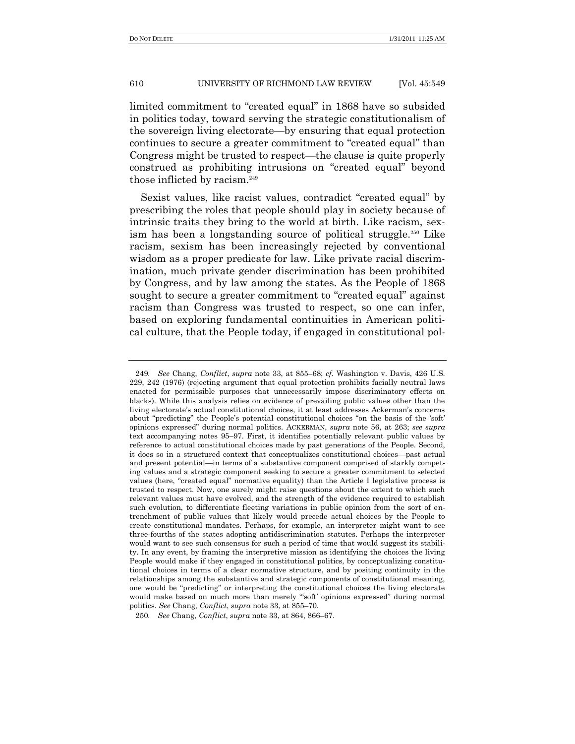limited commitment to "created equal" in 1868 have so subsided in politics today, toward serving the strategic constitutionalism of the sovereign living electorate—by ensuring that equal protection continues to secure a greater commitment to "created equal" than Congress might be trusted to respect—the clause is quite properly construed as prohibiting intrusions on "created equal" beyond those inflicted by racism.[249]

Sexist values, like racist values, contradict "created equal" by prescribing the roles that people should play in society because of intrinsic traits they bring to the world at birth. Like racism, sexism has been a longstanding source of political struggle.[250] Like racism, sexism has been increasingly rejected by conventional wisdom as a proper predicate for law. Like private racial discrimination, much private gender discrimination has been prohibited by Congress, and by law among the states. As the People of 1868 sought to secure a greater commitment to "created equal" against racism than Congress was trusted to respect, so one can infer, based on exploring fundamental continuities in American political culture, that the People today, if engaged in constitutional pol-

---

249. *See* Chang, *Conflict*, *supra* note 33, at 855–68; *cf.* Washington v. Davis, 426 U.S. 229, 242 (1976) (rejecting argument that equal protection prohibits facially neutral laws enacted for permissible purposes that unnecessarily impose discriminatory effects on blacks). While this analysis relies on evidence of prevailing public values other than the living electorate's actual constitutional choices, it at least addresses Ackerman's concerns about "predicting" the People's potential constitutional choices "on the basis of the 'soft' opinions expressed" during normal politics. ACKERMAN, *supra* note 56, at 263; *see supra* text accompanying notes 95–97. First, it identifies potentially relevant public values by reference to actual constitutional choices made by past generations of the People. Second, it does so in a structured context that conceptualizes constitutional choices—past actual and present potential—in terms of a substantive component comprised of starkly competing values and a strategic component seeking to secure a greater commitment to selected values (here, "created equal" normative equality) than the Article I legislative process is trusted to respect. Now, one surely might raise questions about the extent to which such relevant values must have evolved, and the strength of the evidence required to establish such evolution, to differentiate fleeting variations in public opinion from the sort of entrenchment of public values that likely would precede actual choices by the People to create constitutional mandates. Perhaps, for example, an interpreter might want to see three-fourths of the states adopting antidiscrimination statutes. Perhaps the interpreter would want to see such consensus for such a period of time that would suggest its stability. In any event, by framing the interpretive mission as identifying the choices the living People would make if they engaged in constitutional politics, by conceptualizing constitutional choices in terms of a clear normative structure, and by positing continuity in the relationships among the substantive and strategic components of constitutional meaning, one would be "predicting" or interpreting the constitutional choices the living electorate would make based on much more than merely "'soft' opinions expressed" during normal politics. *See* Chang, *Conflict*, *supra* note 33, at 855–70.

250. *See* Chang, *Conflict*, *supra* note 33, at 864, 866–67.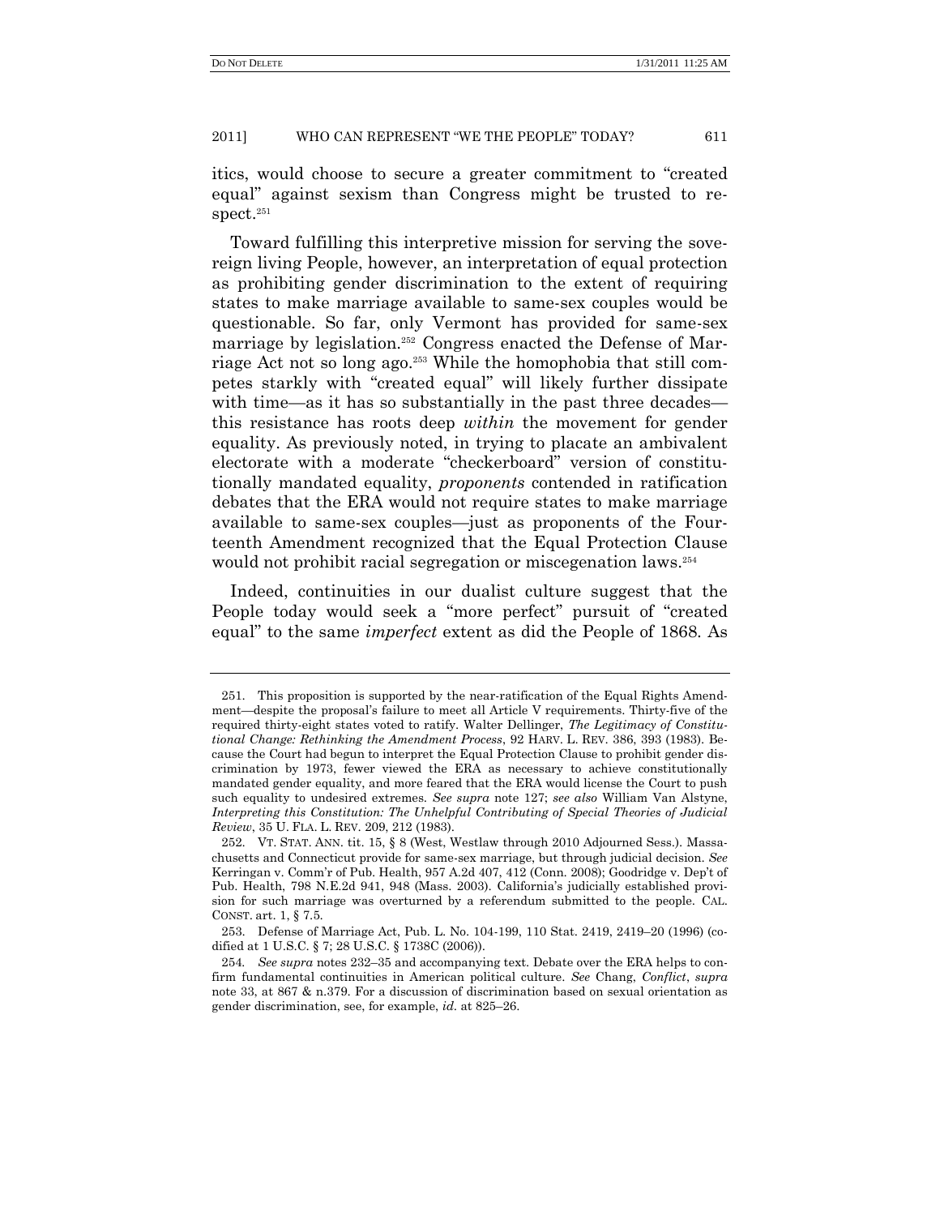itics, would choose to secure a greater commitment to "created equal" against sexism than Congress might be trusted to respect.[251]

Toward fulfilling this interpretive mission for serving the sovereign living People, however, an interpretation of equal protection as prohibiting gender discrimination to the extent of requiring states to make marriage available to same-sex couples would be questionable. So far, only Vermont has provided for same-sex marriage by legislation.[252] Congress enacted the Defense of Marriage Act not so long ago.[253] While the homophobia that still competes starkly with "created equal" will likely further dissipate with time—as it has so substantially in the past three decades—this resistance has roots deep *within* the movement for gender equality. As previously noted, in trying to placate an ambivalent electorate with a moderate "checkerboard" version of constitutionally mandated equality, *proponents* contended in ratification debates that the ERA would not require states to make marriage available to same-sex couples—just as proponents of the Fourteenth Amendment recognized that the Equal Protection Clause would not prohibit racial segregation or miscegenation laws.[254]

Indeed, continuities in our dualist culture suggest that the People today would seek a "more perfect" pursuit of "created equal" to the same *imperfect* extent as did the People of 1868. As

---

251. This proposition is supported by the near-ratification of the Equal Rights Amendment—despite the proposal's failure to meet all Article V requirements. Thirty-five of the required thirty-eight states voted to ratify. Walter Dellinger, *The Legitimacy of Constitutional Change: Rethinking the Amendment Process*, 92 HARV. L. REV. 386, 393 (1983). Because the Court had begun to interpret the Equal Protection Clause to prohibit gender discrimination by 1973, fewer viewed the ERA as necessary to achieve constitutionally mandated gender equality, and more feared that the ERA would license the Court to push such equality to undesired extremes. *See supra* note 127; *see also* William Van Alstyne, *Interpreting this Constitution: The Unhelpful Contributing of Special Theories of Judicial Review*, 35 U. FLA. L. REV. 209, 212 (1983).

252. VT. STAT. ANN. tit. 15, § 8 (West, Westlaw through 2010 Adjourned Sess.). Massachusetts and Connecticut provide for same-sex marriage, but through judicial decision. *See* Kerringan v. Comm'r of Pub. Health, 957 A.2d 407, 412 (Conn. 2008); Goodridge v. Dep't of Pub. Health, 798 N.E.2d 941, 948 (Mass. 2003). California's judicially established provision for such marriage was overturned by a referendum submitted to the people. CAL. CONST. art. 1, § 7.5.

253. Defense of Marriage Act, Pub. L. No. 104-199, 110 Stat. 2419, 2419–20 (1996) (codified at 1 U.S.C. § 7; 28 U.S.C. § 1738C (2006)).

254. *See supra* notes 232–35 and accompanying text. Debate over the ERA helps to confirm fundamental continuities in American political culture. *See* Chang, *Conflict*, *supra* note 33, at 867 & n.379. For a discussion of discrimination based on sexual orientation as gender discrimination, see, for example, *id.* at 825–26.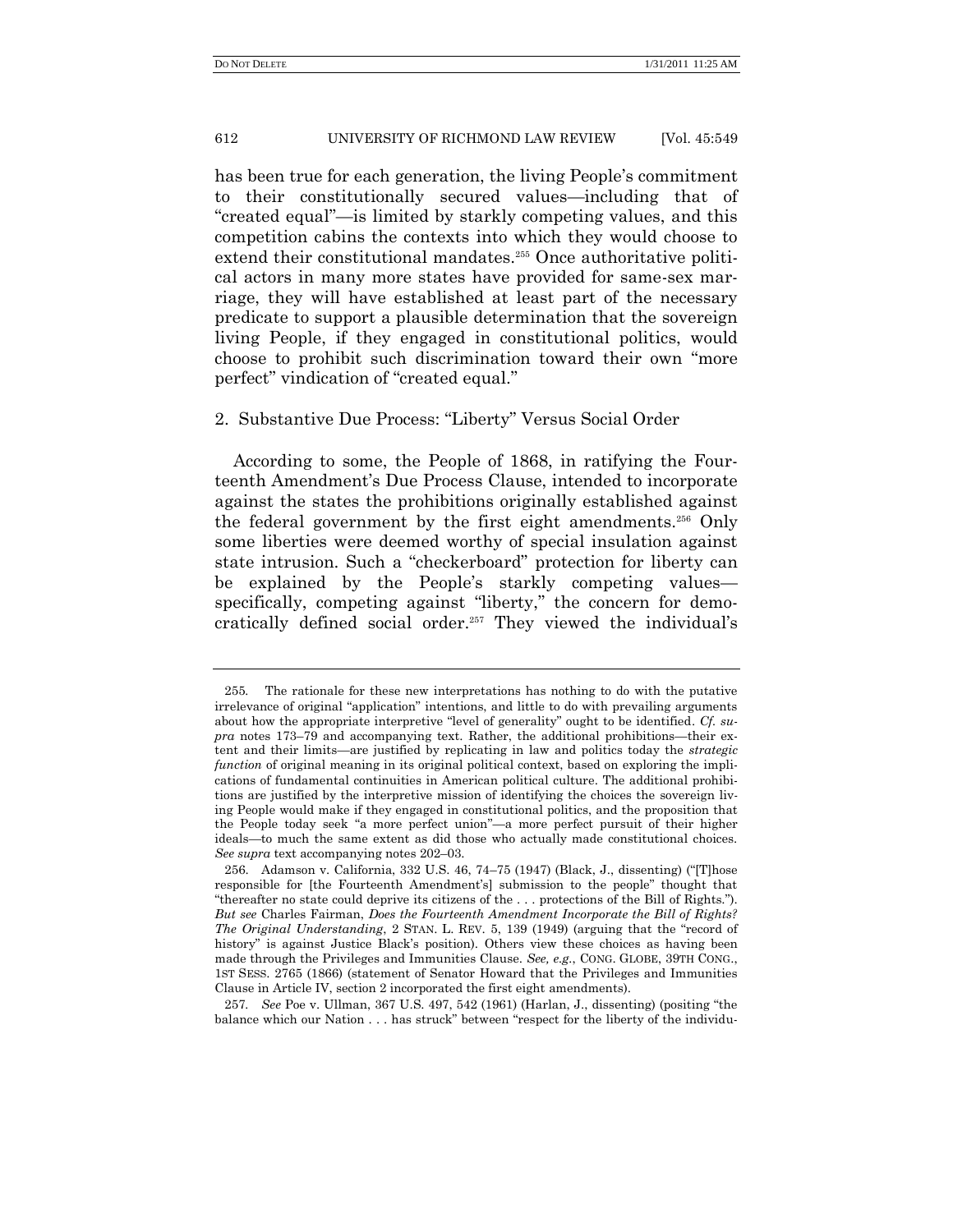has been true for each generation, the living People's commitment to their constitutionally secured values—including that of "created equal"—is limited by starkly competing values, and this competition cabins the contexts into which they would choose to extend their constitutional mandates.[255] Once authoritative political actors in many more states have provided for same-sex marriage, they will have established at least part of the necessary predicate to support a plausible determination that the sovereign living People, if they engaged in constitutional politics, would choose to prohibit such discrimination toward their own "more perfect" vindication of "created equal."

### 2. Substantive Due Process: "Liberty" Versus Social Order

According to some, the People of 1868, in ratifying the Fourteenth Amendment's Due Process Clause, intended to incorporate against the states the prohibitions originally established against the federal government by the first eight amendments.[256] Only some liberties were deemed worthy of special insulation against state intrusion. Such a "checkerboard" protection for liberty can be explained by the People's starkly competing values—specifically, competing against "liberty," the concern for democratically defined social order.[257] They viewed the individual's

---

255. The rationale for these new interpretations has nothing to do with the putative irrelevance of original "application" intentions, and little to do with prevailing arguments about how the appropriate interpretive "level of generality" ought to be identified. *Cf. supra* notes 173–79 and accompanying text. Rather, the additional prohibitions—their extent and their limits—are justified by replicating in law and politics today the *strategic function* of original meaning in its original political context, based on exploring the implications of fundamental continuities in American political culture. The additional prohibitions are justified by the interpretive mission of identifying the choices the sovereign living People would make if they engaged in constitutional politics, and the proposition that the People today seek "a more perfect union"—a more perfect pursuit of their higher ideals—to much the same extent as did those who actually made constitutional choices. *See supra* text accompanying notes 202–03.

256. Adamson v. California, 332 U.S. 46, 74–75 (1947) (Black, J., dissenting) ("[T]hose responsible for [the Fourteenth Amendment's] submission to the people" thought that "thereafter no state could deprive its citizens of the . . . protections of the Bill of Rights."). *But see* Charles Fairman, *Does the Fourteenth Amendment Incorporate the Bill of Rights? The Original Understanding*, 2 STAN. L. REV. 5, 139 (1949) (arguing that the "record of history" is against Justice Black's position). Others view these choices as having been made through the Privileges and Immunities Clause. *See, e.g.*, CONG. GLOBE, 39TH CONG., 1ST SESS. 2765 (1866) (statement of Senator Howard that the Privileges and Immunities Clause in Article IV, section 2 incorporated the first eight amendments).

257. *See* Poe v. Ullman, 367 U.S. 497, 542 (1961) (Harlan, J., dissenting) (positing "the balance which our Nation . . . has struck" between "respect for the liberty of the individu-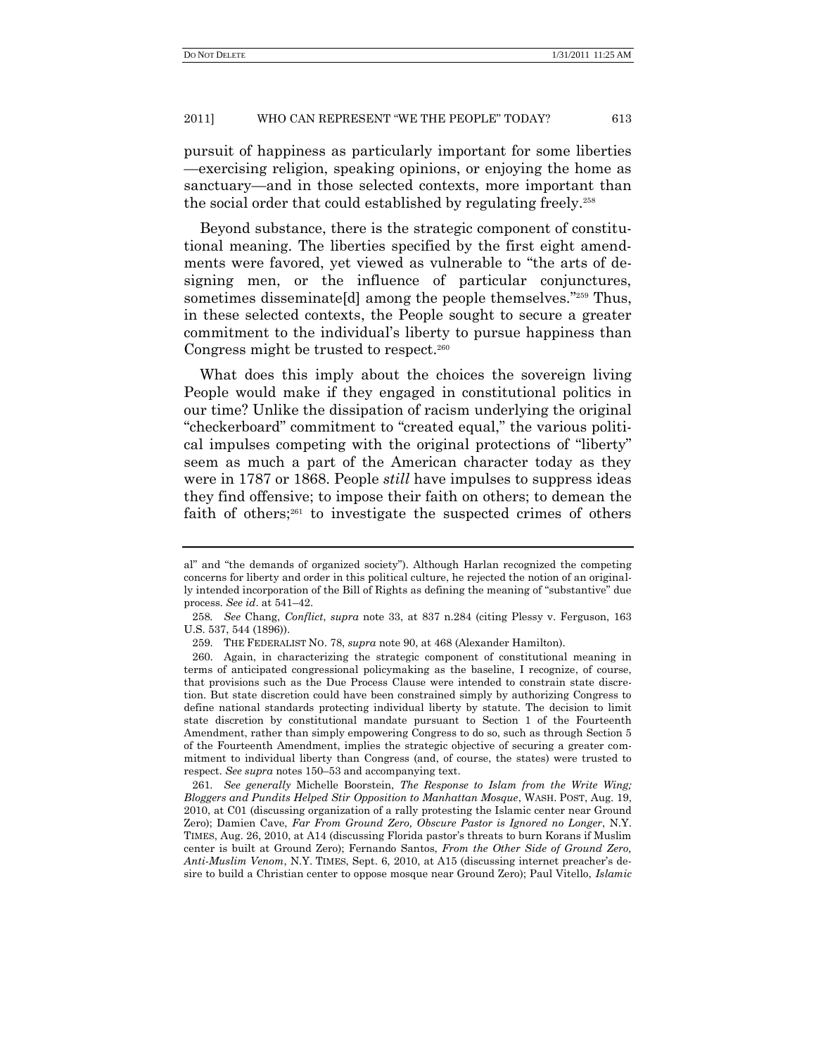pursuit of happiness as particularly important for some liberties —exercising religion, speaking opinions, or enjoying the home as sanctuary—and in those selected contexts, more important than the social order that could established by regulating freely.[258]

Beyond substance, there is the strategic component of constitutional meaning. The liberties specified by the first eight amendments were favored, yet viewed as vulnerable to "the arts of designing men, or the influence of particular conjunctures, sometimes disseminate[d] among the people themselves."[259] Thus, in these selected contexts, the People sought to secure a greater commitment to the individual's liberty to pursue happiness than Congress might be trusted to respect.[260]

What does this imply about the choices the sovereign living People would make if they engaged in constitutional politics in our time? Unlike the dissipation of racism underlying the original "checkerboard" commitment to "created equal," the various political impulses competing with the original protections of "liberty" seem as much a part of the American character today as they were in 1787 or 1868. People *still* have impulses to suppress ideas they find offensive; to impose their faith on others; to demean the faith of others;[261] to investigate the suspected crimes of others

---

al" and "the demands of organized society"). Although Harlan recognized the competing concerns for liberty and order in this political culture, he rejected the notion of an originally intended incorporation of the Bill of Rights as defining the meaning of "substantive" due process. *See id*. at 541–42.

258. *See* Chang, *Conflict*, *supra* note 33, at 837 n.284 (citing Plessy v. Ferguson, 163 U.S. 537, 544 (1896)).

259. THE FEDERALIST NO. 78, *supra* note 90, at 468 (Alexander Hamilton).

260. Again, in characterizing the strategic component of constitutional meaning in terms of anticipated congressional policymaking as the baseline, I recognize, of course, that provisions such as the Due Process Clause were intended to constrain state discretion. But state discretion could have been constrained simply by authorizing Congress to define national standards protecting individual liberty by statute. The decision to limit state discretion by constitutional mandate pursuant to Section 1 of the Fourteenth Amendment, rather than simply empowering Congress to do so, such as through Section 5 of the Fourteenth Amendment, implies the strategic objective of securing a greater commitment to individual liberty than Congress (and, of course, the states) were trusted to respect. *See supra* notes 150–53 and accompanying text.

261. *See generally* Michelle Boorstein, *The Response to Islam from the Write Wing; Bloggers and Pundits Helped Stir Opposition to Manhattan Mosque*, WASH. POST, Aug. 19, 2010, at C01 (discussing organization of a rally protesting the Islamic center near Ground Zero); Damien Cave, *Far From Ground Zero, Obscure Pastor is Ignored no Longer*, N.Y. TIMES, Aug. 26, 2010, at A14 (discussing Florida pastor's threats to burn Korans if Muslim center is built at Ground Zero); Fernando Santos, *From the Other Side of Ground Zero, Anti-Muslim Venom*, N.Y. TIMES, Sept. 6, 2010, at A15 (discussing internet preacher's desire to build a Christian center to oppose mosque near Ground Zero); Paul Vitello, *Islamic*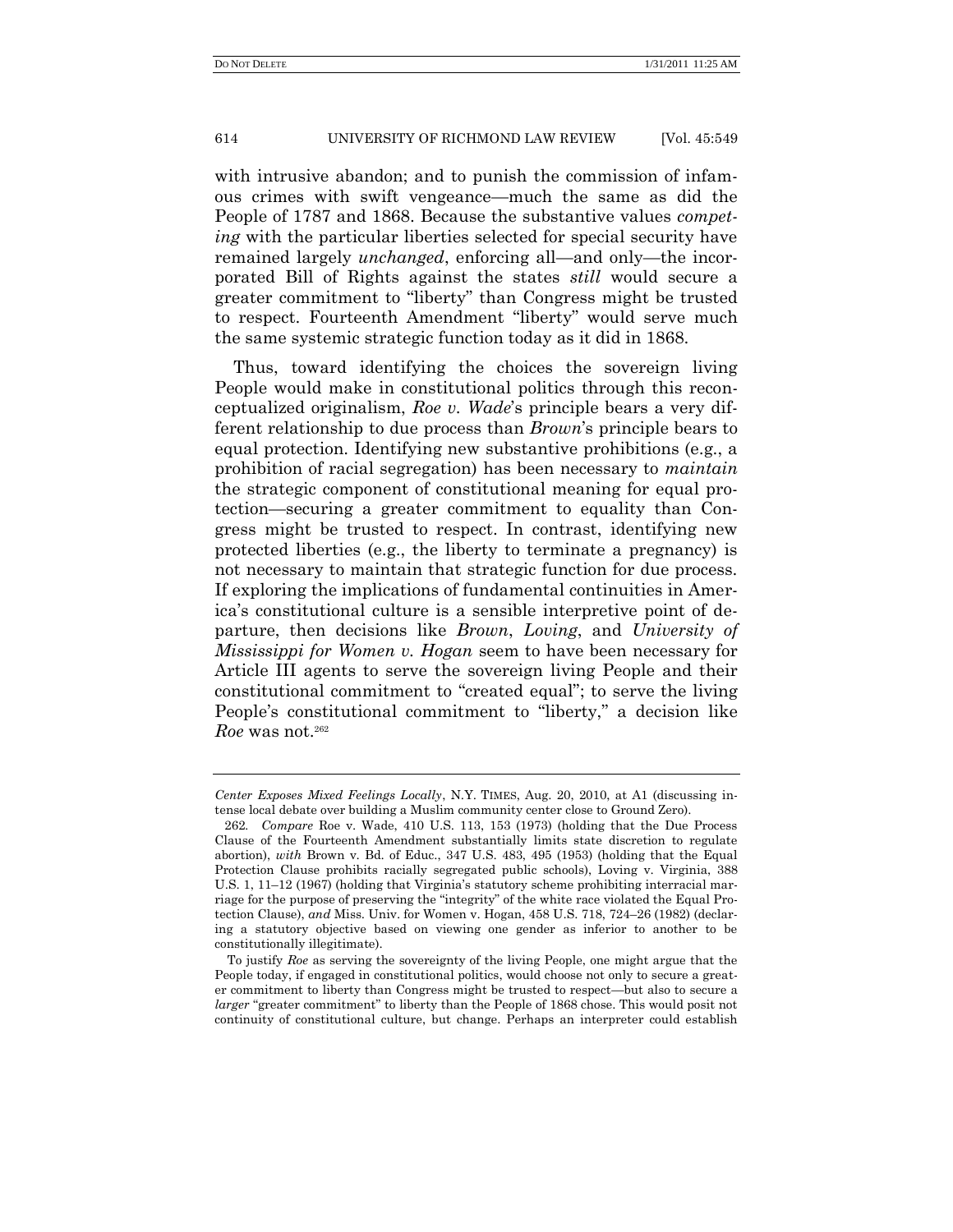with intrusive abandon; and to punish the commission of infamous crimes with swift vengeance—much the same as did the People of 1787 and 1868. Because the substantive values *competing* with the particular liberties selected for special security have remained largely *unchanged*, enforcing all—and only—the incorporated Bill of Rights against the states *still* would secure a greater commitment to "liberty" than Congress might be trusted to respect. Fourteenth Amendment "liberty" would serve much the same systemic strategic function today as it did in 1868.

Thus, toward identifying the choices the sovereign living People would make in constitutional politics through this reconceptualized originalism, *Roe v. Wade*'s principle bears a very different relationship to due process than *Brown*'s principle bears to equal protection. Identifying new substantive prohibitions (e.g., a prohibition of racial segregation) has been necessary to *maintain* the strategic component of constitutional meaning for equal protection—securing a greater commitment to equality than Congress might be trusted to respect. In contrast, identifying new protected liberties (e.g., the liberty to terminate a pregnancy) is not necessary to maintain that strategic function for due process. If exploring the implications of fundamental continuities in America's constitutional culture is a sensible interpretive point of departure, then decisions like *Brown*, *Loving*, and *University of Mississippi for Women v. Hogan* seem to have been necessary for Article III agents to serve the sovereign living People and their constitutional commitment to "created equal"; to serve the living People's constitutional commitment to "liberty," a decision like *Roe* was not.[262]

---

*Center Exposes Mixed Feelings Locally*, N.Y. TIMES, Aug. 20, 2010, at A1 (discussing intense local debate over building a Muslim community center close to Ground Zero).

262. *Compare* Roe v. Wade, 410 U.S. 113, 153 (1973) (holding that the Due Process Clause of the Fourteenth Amendment substantially limits state discretion to regulate abortion), *with* Brown v. Bd. of Educ., 347 U.S. 483, 495 (1953) (holding that the Equal Protection Clause prohibits racially segregated public schools), Loving v. Virginia, 388 U.S. 1, 11–12 (1967) (holding that Virginia's statutory scheme prohibiting interracial marriage for the purpose of preserving the "integrity" of the white race violated the Equal Protection Clause), *and* Miss. Univ. for Women v. Hogan, 458 U.S. 718, 724–26 (1982) (declaring a statutory objective based on viewing one gender as inferior to another to be constitutionally illegitimate).

To justify *Roe* as serving the sovereignty of the living People, one might argue that the People today, if engaged in constitutional politics, would choose not only to secure a greater commitment to liberty than Congress might be trusted to respect—but also to secure a *larger* "greater commitment" to liberty than the People of 1868 chose. This would posit not continuity of constitutional culture, but change. Perhaps an interpreter could establish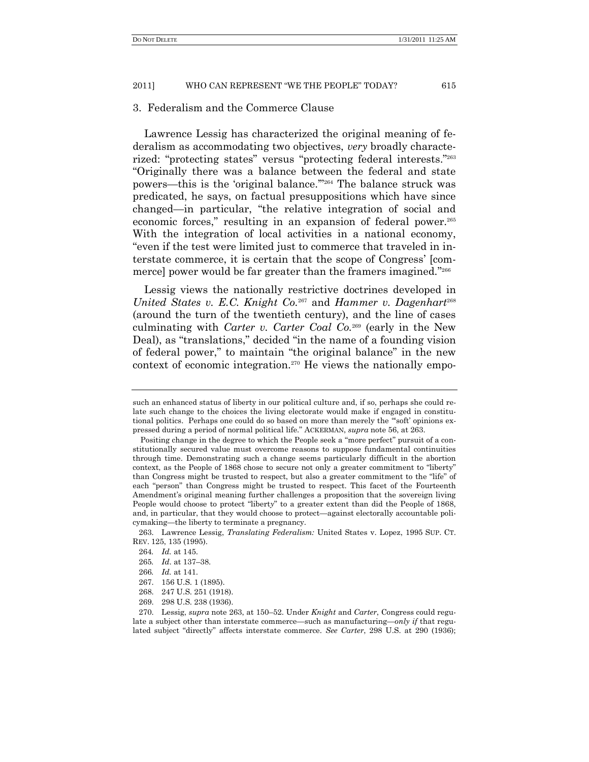### 3. Federalism and the Commerce Clause

Lawrence Lessig has characterized the original meaning of federalism as accommodating two objectives, *very* broadly characterized: "protecting states" versus "protecting federal interests."[263] "Originally there was a balance between the federal and state powers—this is the 'original balance.'"[264] The balance struck was predicated, he says, on factual presuppositions which have since changed—in particular, "the relative integration of social and economic forces," resulting in an expansion of federal power.[265] With the integration of local activities in a national economy, "even if the test were limited just to commerce that traveled in interstate commerce, it is certain that the scope of Congress' [commerce] power would be far greater than the framers imagined."[266]

Lessig views the nationally restrictive doctrines developed in *United States v. E.C. Knight Co.*[267] and *Hammer v. Dagenhart*[268] (around the turn of the twentieth century), and the line of cases culminating with *Carter v. Carter Coal Co.*[269] (early in the New Deal), as "translations," decided "in the name of a founding vision of federal power," to maintain "the original balance" in the new context of economic integration.[270] He views the nationally empo-

---

such an enhanced status of liberty in our political culture and, if so, perhaps she could relate such change to the choices the living electorate would make if engaged in constitutional politics. Perhaps one could do so based on more than merely the "'soft' opinions expressed during a period of normal political life." ACKERMAN, *supra* note 56, at 263.

Positing change in the degree to which the People seek a "more perfect" pursuit of a constitutionally secured value must overcome reasons to suppose fundamental continuities through time. Demonstrating such a change seems particularly difficult in the abortion context, as the People of 1868 chose to secure not only a greater commitment to "liberty" than Congress might be trusted to respect, but also a greater commitment to the "life" of each "person" than Congress might be trusted to respect. This facet of the Fourteenth Amendment's original meaning further challenges a proposition that the sovereign living People would choose to protect "liberty" to a greater extent than did the People of 1868, and, in particular, that they would choose to protect—against electorally accountable policymaking—the liberty to terminate a pregnancy.

263. Lawrence Lessig, *Translating Federalism:* United States v. Lopez, 1995 SUP. CT. REV. 125, 135 (1995).

264. *Id.* at 145.

265. *Id.* at 137–38.

266. *Id.* at 141.

267. 156 U.S. 1 (1895).

268. 247 U.S. 251 (1918).

269. 298 U.S. 238 (1936).

270. Lessig, *supra* note 263, at 150–52. Under *Knight* and *Carter*, Congress could regulate a subject other than interstate commerce—such as manufacturing—*only if* that regulated subject "directly" affects interstate commerce. *See Carter*, 298 U.S. at 290 (1936);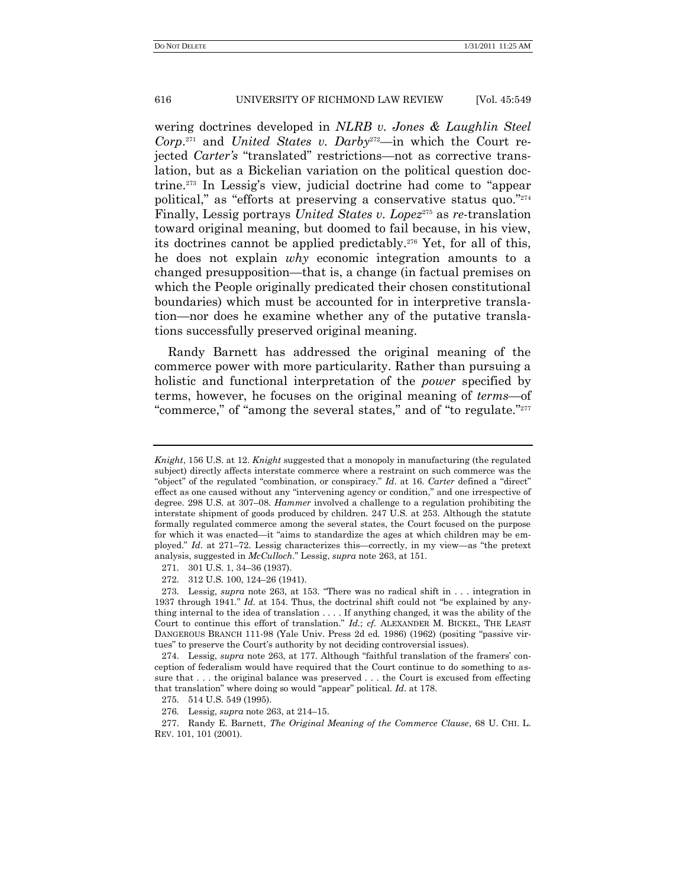wering doctrines developed in *NLRB v. Jones & Laughlin Steel Corp.*[271] and *United States v. Darby*[272]—in which the Court rejected *Carter's* "translated" restrictions—not as corrective translation, but as a Bickelian variation on the political question doctrine.[273] In Lessig's view, judicial doctrine had come to "appear political," as "efforts at preserving a conservative status quo."[274] Finally, Lessig portrays *United States v. Lopez*[275] as *re*-translation toward original meaning, but doomed to fail because, in his view, its doctrines cannot be applied predictably.[276] Yet, for all of this, he does not explain *why* economic integration amounts to a changed presupposition—that is, a change (in factual premises on which the People originally predicated their chosen constitutional boundaries) which must be accounted for in interpretive translation—nor does he examine whether any of the putative translations successfully preserved original meaning.

Randy Barnett has addressed the original meaning of the commerce power with more particularity. Rather than pursuing a holistic and functional interpretation of the *power* specified by terms, however, he focuses on the original meaning of *terms*—of "commerce," of "among the several states," and of "to regulate."[277]

---

*Knight*, 156 U.S. at 12. *Knight* suggested that a monopoly in manufacturing (the regulated subject) directly affects interstate commerce where a restraint on such commerce was the "object" of the regulated "combination, or conspiracy." *Id.* at 16. *Carter* defined a "direct" effect as one caused without any "intervening agency or condition," and one irrespective of degree. 298 U.S. at 307–08. *Hammer* involved a challenge to a regulation prohibiting the interstate shipment of goods produced by children. 247 U.S. at 253. Although the statute formally regulated commerce among the several states, the Court focused on the purpose for which it was enacted—it "aims to standardize the ages at which children may be employed." *Id.* at 271–72. Lessig characterizes this—correctly, in my view—as "the pretext analysis, suggested in *McCulloch*." Lessig, *supra* note 263, at 151.

271. 301 U.S. 1, 34–36 (1937).

272. 312 U.S. 100, 124–26 (1941).

273. Lessig, *supra* note 263, at 153. "There was no radical shift in . . . integration in 1937 through 1941." *Id.* at 154. Thus, the doctrinal shift could not "be explained by anything internal to the idea of translation . . . . If anything changed, it was the ability of the Court to continue this effort of translation." *Id.*; *cf.* ALEXANDER M. BICKEL, THE LEAST DANGEROUS BRANCH 111-98 (Yale Univ. Press 2d ed. 1986) (1962) (positing "passive virtues" to preserve the Court's authority by not deciding controversial issues).

274. Lessig, *supra* note 263, at 177. Although "faithful translation of the framers' conception of federalism would have required that the Court continue to do something to assure that . . . the original balance was preserved . . . the Court is excused from effecting that translation" where doing so would "appear" political. *Id.* at 178.

275. 514 U.S. 549 (1995).

276. Lessig, *supra* note 263, at 214–15.

277. Randy E. Barnett, *The Original Meaning of the Commerce Clause*, 68 U. CHI. L. REV. 101, 101 (2001).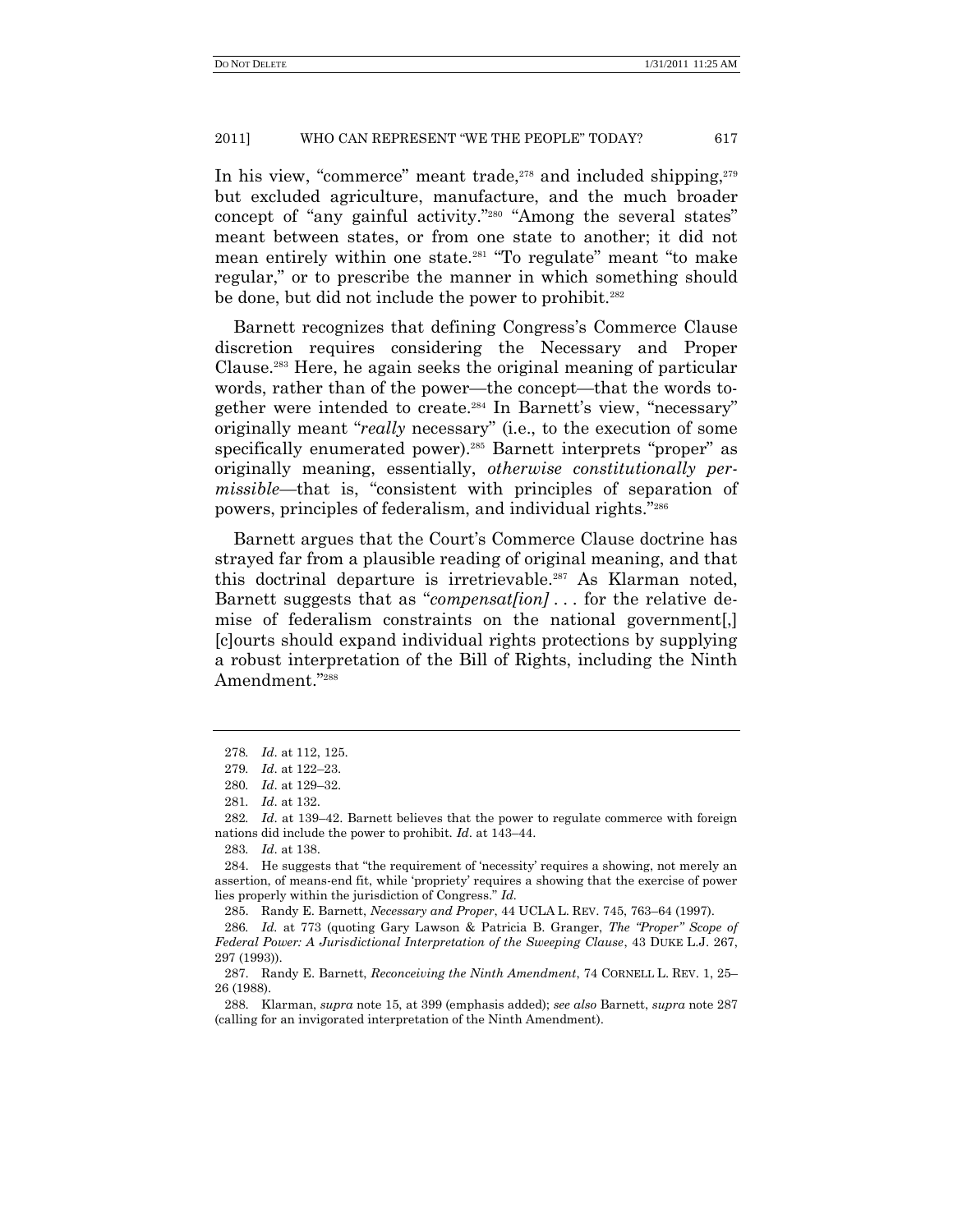In his view, "commerce" meant trade,[278] and included shipping,[279] but excluded agriculture, manufacture, and the much broader concept of "any gainful activity."[280] "Among the several states" meant between states, or from one state to another; it did not mean entirely within one state.[281] "To regulate" meant "to make regular," or to prescribe the manner in which something should be done, but did not include the power to prohibit.[282]

Barnett recognizes that defining Congress's Commerce Clause discretion requires considering the Necessary and Proper Clause.[283] Here, he again seeks the original meaning of particular words, rather than of the power—the concept—that the words together were intended to create.[284] In Barnett's view, "necessary" originally meant "*really* necessary" (i.e., to the execution of some specifically enumerated power).[285] Barnett interprets "proper" as originally meaning, essentially, *otherwise constitutionally permissible*—that is, "consistent with principles of separation of powers, principles of federalism, and individual rights."[286]

Barnett argues that the Court's Commerce Clause doctrine has strayed far from a plausible reading of original meaning, and that this doctrinal departure is irretrievable.[287] As Klarman noted, Barnett suggests that as "*compensat[ion]* . . . for the relative demise of federalism constraints on the national government[,] [c]ourts should expand individual rights protections by supplying a robust interpretation of the Bill of Rights, including the Ninth Amendment."[288]

---

278. *Id*. at 112, 125.

279. *Id*. at 122–23.

280. *Id*. at 129–32.

281. *Id*. at 132.

282. *Id*. at 139–42. Barnett believes that the power to regulate commerce with foreign nations did include the power to prohibit. *Id*. at 143–44.

283. *Id*. at 138.

284. He suggests that "the requirement of 'necessity' requires a showing, not merely an assertion, of means-end fit, while 'propriety' requires a showing that the exercise of power lies properly within the jurisdiction of Congress." *Id.*

285. Randy E. Barnett, *Necessary and Proper*, 44 UCLA L. REV. 745, 763–64 (1997).

286. *Id.* at 773 (quoting Gary Lawson & Patricia B. Granger, *The "Proper" Scope of Federal Power: A Jurisdictional Interpretation of the Sweeping Clause*, 43 DUKE L.J. 267, 297 (1993)).

287. Randy E. Barnett, *Reconceiving the Ninth Amendment*, 74 CORNELL L. REV. 1, 25–26 (1988).

288. Klarman, *supra* note 15, at 399 (emphasis added); *see also* Barnett, *supra* note 287 (calling for an invigorated interpretation of the Ninth Amendment).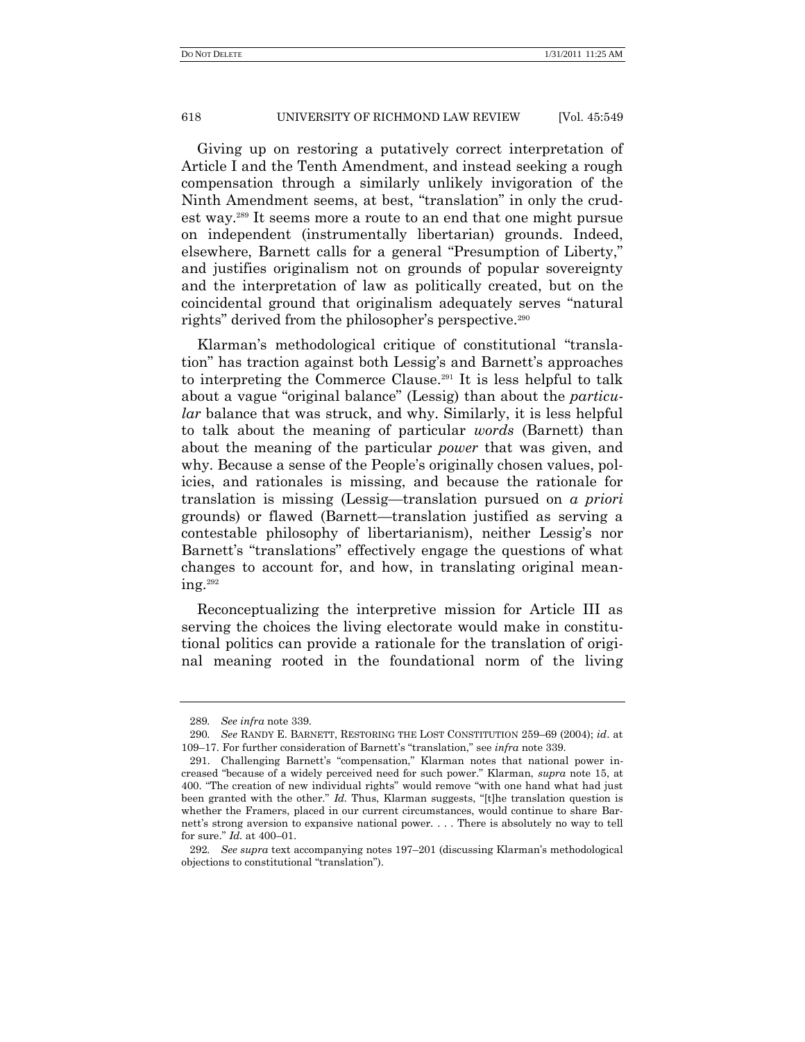Giving up on restoring a putatively correct interpretation of Article I and the Tenth Amendment, and instead seeking a rough compensation through a similarly unlikely invigoration of the Ninth Amendment seems, at best, "translation" in only the crudest way.[289] It seems more a route to an end that one might pursue on independent (instrumentally libertarian) grounds. Indeed, elsewhere, Barnett calls for a general "Presumption of Liberty," and justifies originalism not on grounds of popular sovereignty and the interpretation of law as politically created, but on the coincidental ground that originalism adequately serves "natural rights" derived from the philosopher's perspective.[290]

Klarman's methodological critique of constitutional "translation" has traction against both Lessig's and Barnett's approaches to interpreting the Commerce Clause.[291] It is less helpful to talk about a vague "original balance" (Lessig) than about the *particular* balance that was struck, and why. Similarly, it is less helpful to talk about the meaning of particular *words* (Barnett) than about the meaning of the particular *power* that was given, and why. Because a sense of the People's originally chosen values, policies, and rationales is missing, and because the rationale for translation is missing (Lessig—translation pursued on *a priori* grounds) or flawed (Barnett—translation justified as serving a contestable philosophy of libertarianism), neither Lessig's nor Barnett's "translations" effectively engage the questions of what changes to account for, and how, in translating original meaning.[292]

Reconceptualizing the interpretive mission for Article III as serving the choices the living electorate would make in constitutional politics can provide a rationale for the translation of original meaning rooted in the foundational norm of the living

---

289. *See infra* note 339.

290. *See* RANDY E. BARNETT, RESTORING THE LOST CONSTITUTION 259–69 (2004); *id*. at 109–17. For further consideration of Barnett's "translation," see *infra* note 339.

291. Challenging Barnett's "compensation," Klarman notes that national power increased "because of a widely perceived need for such power." Klarman, *supra* note 15, at 400. "The creation of new individual rights" would remove "with one hand what had just been granted with the other." *Id.* Thus, Klarman suggests, "[t]he translation question is whether the Framers, placed in our current circumstances, would continue to share Barnett's strong aversion to expansive national power. . . . There is absolutely no way to tell for sure." *Id.* at 400–01.

292. *See supra* text accompanying notes 197–201 (discussing Klarman's methodological objections to constitutional "translation").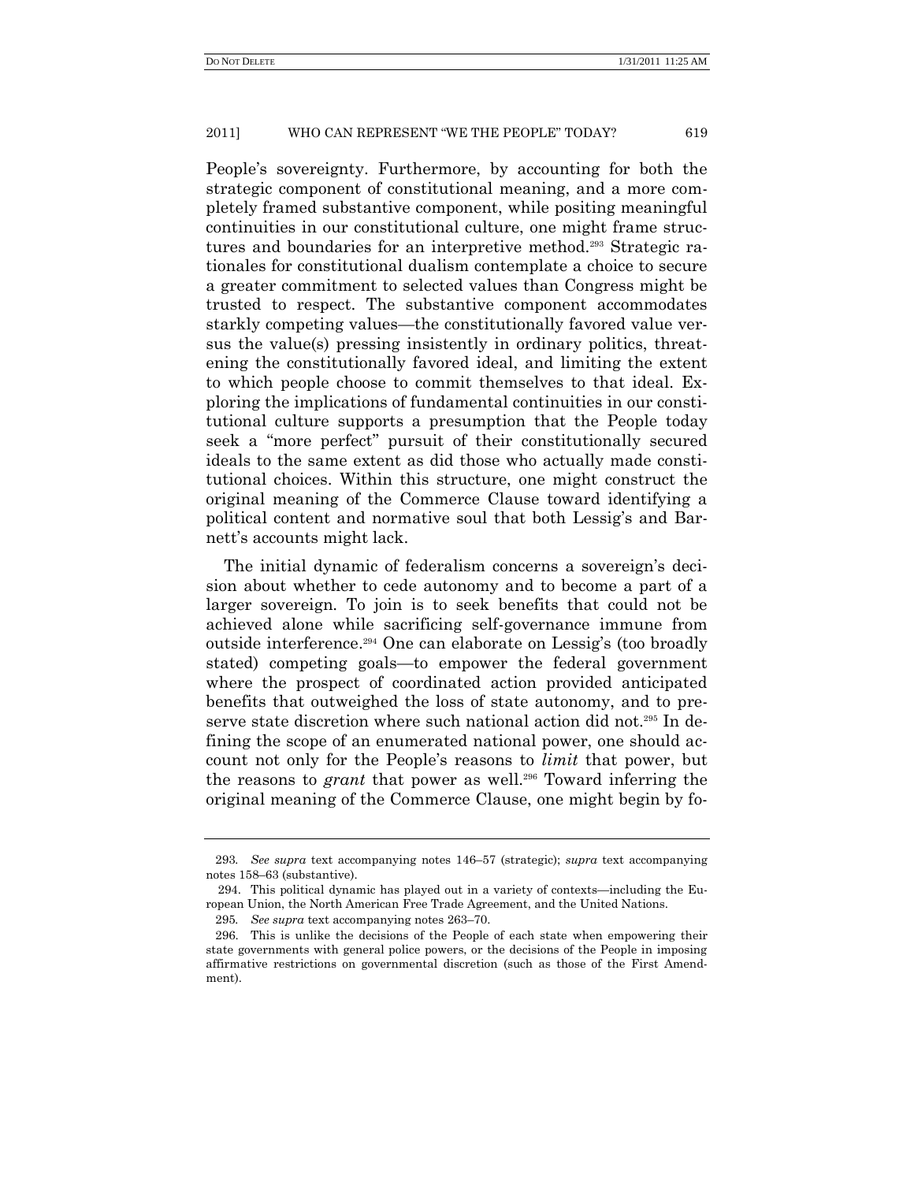People's sovereignty. Furthermore, by accounting for both the strategic component of constitutional meaning, and a more completely framed substantive component, while positing meaningful continuities in our constitutional culture, one might frame structures and boundaries for an interpretive method.[293] Strategic rationales for constitutional dualism contemplate a choice to secure a greater commitment to selected values than Congress might be trusted to respect. The substantive component accommodates starkly competing values—the constitutionally favored value versus the value(s) pressing insistently in ordinary politics, threatening the constitutionally favored ideal, and limiting the extent to which people choose to commit themselves to that ideal. Exploring the implications of fundamental continuities in our constitutional culture supports a presumption that the People today seek a "more perfect" pursuit of their constitutionally secured ideals to the same extent as did those who actually made constitutional choices. Within this structure, one might construct the original meaning of the Commerce Clause toward identifying a political content and normative soul that both Lessig's and Barnett's accounts might lack.

The initial dynamic of federalism concerns a sovereign's decision about whether to cede autonomy and to become a part of a larger sovereign. To join is to seek benefits that could not be achieved alone while sacrificing self-governance immune from outside interference.[294] One can elaborate on Lessig's (too broadly stated) competing goals—to empower the federal government where the prospect of coordinated action provided anticipated benefits that outweighed the loss of state autonomy, and to preserve state discretion where such national action did not.[295] In defining the scope of an enumerated national power, one should account not only for the People's reasons to *limit* that power, but the reasons to *grant* that power as well.[296] Toward inferring the original meaning of the Commerce Clause, one might begin by fo-

---

293. *See supra* text accompanying notes 146–57 (strategic); *supra* text accompanying notes 158–63 (substantive).

294. This political dynamic has played out in a variety of contexts—including the European Union, the North American Free Trade Agreement, and the United Nations.

295. *See supra* text accompanying notes 263–70.

296. This is unlike the decisions of the People of each state when empowering their state governments with general police powers, or the decisions of the People in imposing affirmative restrictions on governmental discretion (such as those of the First Amendment).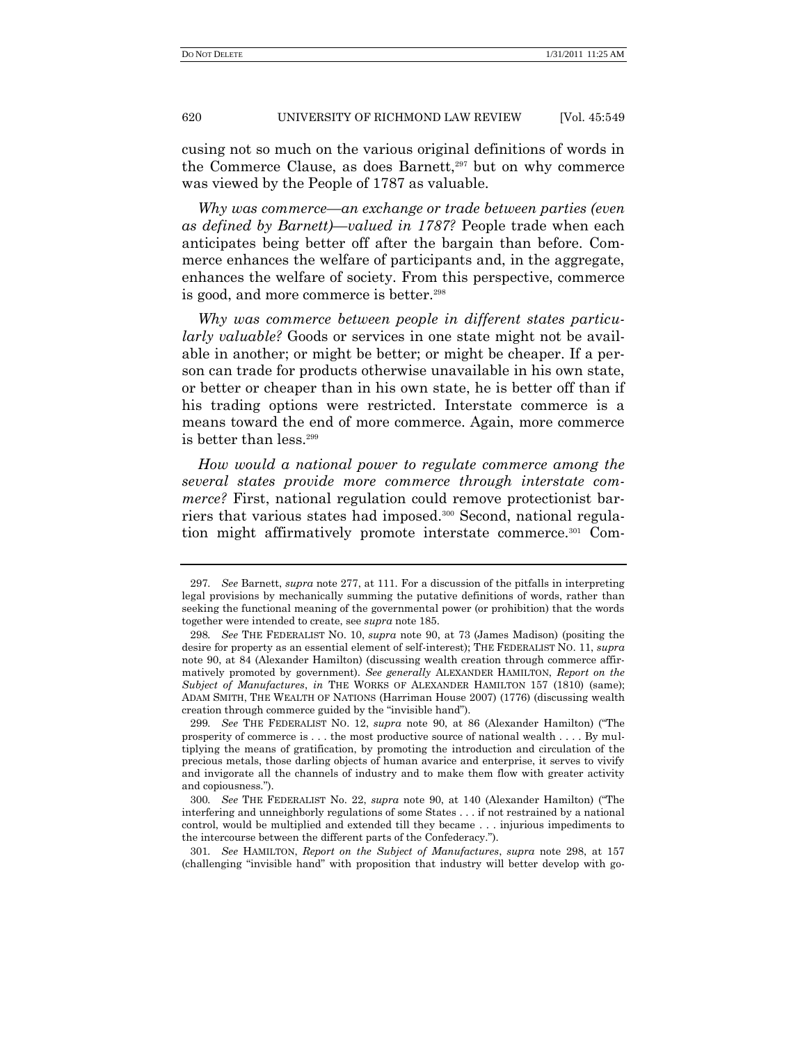cusing not so much on the various original definitions of words in the Commerce Clause, as does Barnett,[297] but on why commerce was viewed by the People of 1787 as valuable.

*Why was commerce—an exchange or trade between parties (even as defined by Barnett)—valued in 1787?* People trade when each anticipates being better off after the bargain than before. Commerce enhances the welfare of participants and, in the aggregate, enhances the welfare of society. From this perspective, commerce is good, and more commerce is better.[298]

*Why was commerce between people in different states particularly valuable?* Goods or services in one state might not be available in another; or might be better; or might be cheaper. If a person can trade for products otherwise unavailable in his own state, or better or cheaper than in his own state, he is better off than if his trading options were restricted. Interstate commerce is a means toward the end of more commerce. Again, more commerce is better than less.[299]

*How would a national power to regulate commerce among the several states provide more commerce through interstate commerce?* First, national regulation could remove protectionist barriers that various states had imposed.[300] Second, national regulation might affirmatively promote interstate commerce.[301] Com-

---

297. *See* Barnett, *supra* note 277, at 111. For a discussion of the pitfalls in interpreting legal provisions by mechanically summing the putative definitions of words, rather than seeking the functional meaning of the governmental power (or prohibition) that the words together were intended to create, see *supra* note 185.

298. *See* THE FEDERALIST NO. 10, *supra* note 90, at 73 (James Madison) (positing the desire for property as an essential element of self-interest); THE FEDERALIST NO. 11, *supra* note 90, at 84 (Alexander Hamilton) (discussing wealth creation through commerce affirmatively promoted by government). *See generally* ALEXANDER HAMILTON, *Report on the Subject of Manufactures*, *in* THE WORKS OF ALEXANDER HAMILTON 157 (1810) (same); ADAM SMITH, THE WEALTH OF NATIONS (Harriman House 2007) (1776) (discussing wealth creation through commerce guided by the "invisible hand").

299. *See* THE FEDERALIST NO. 12, *supra* note 90, at 86 (Alexander Hamilton) ("The prosperity of commerce is . . . the most productive source of national wealth . . . . By multiplying the means of gratification, by promoting the introduction and circulation of the precious metals, those darling objects of human avarice and enterprise, it serves to vivify and invigorate all the channels of industry and to make them flow with greater activity and copiousness.").

300. *See* THE FEDERALIST No. 22, *supra* note 90, at 140 (Alexander Hamilton) ("The interfering and unneighborly regulations of some States . . . if not restrained by a national control, would be multiplied and extended till they became . . . injurious impediments to the intercourse between the different parts of the Confederacy.").

301. *See* HAMILTON, *Report on the Subject of Manufactures*, *supra* note 298, at 157 (challenging "invisible hand" with proposition that industry will better develop with go-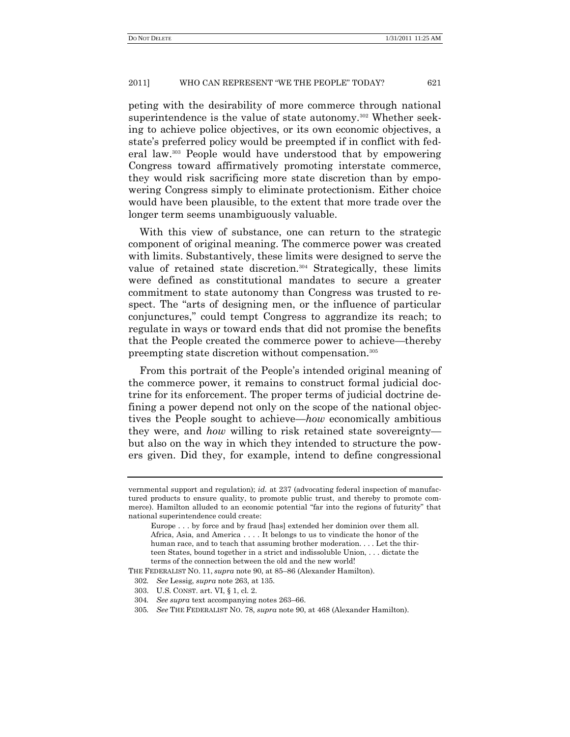peting with the desirability of more commerce through national superintendence is the value of state autonomy.[302] Whether seeking to achieve police objectives, or its own economic objectives, a state's preferred policy would be preempted if in conflict with federal law.[303] People would have understood that by empowering Congress toward affirmatively promoting interstate commerce, they would risk sacrificing more state discretion than by empowering Congress simply to eliminate protectionism. Either choice would have been plausible, to the extent that more trade over the longer term seems unambiguously valuable.

With this view of substance, one can return to the strategic component of original meaning. The commerce power was created with limits. Substantively, these limits were designed to serve the value of retained state discretion.[304] Strategically, these limits were defined as constitutional mandates to secure a greater commitment to state autonomy than Congress was trusted to respect. The "arts of designing men, or the influence of particular conjunctures," could tempt Congress to aggrandize its reach; to regulate in ways or toward ends that did not promise the benefits that the People created the commerce power to achieve—thereby preempting state discretion without compensation.[305]

From this portrait of the People's intended original meaning of the commerce power, it remains to construct formal judicial doctrine for its enforcement. The proper terms of judicial doctrine defining a power depend not only on the scope of the national objectives the People sought to achieve—*how* economically ambitious they were, and *how* willing to risk retained state sovereignty—but also on the way in which they intended to structure the powers given. Did they, for example, intend to define congressional

---

vernmental support and regulation); *id.* at 237 (advocating federal inspection of manufactured products to ensure quality, to promote public trust, and thereby to promote commerce). Hamilton alluded to an economic potential "far into the regions of futurity" that national superintendence could create:

> Europe . . . by force and by fraud [has] extended her dominion over them all. Africa, Asia, and America . . . . It belongs to us to vindicate the honor of the human race, and to teach that assuming brother moderation. . . . Let the thirteen States, bound together in a strict and indissoluble Union, . . . dictate the terms of the connection between the old and the new world!

THE FEDERALIST NO. 11, *supra* note 90, at 85–86 (Alexander Hamilton).

302. *See* Lessig, *supra* note 263, at 135.

303. U.S. CONST. art. VI, § 1, cl. 2.

304. *See supra* text accompanying notes 263–66.

305. *See* THE FEDERALIST NO. 78, *supra* note 90, at 468 (Alexander Hamilton).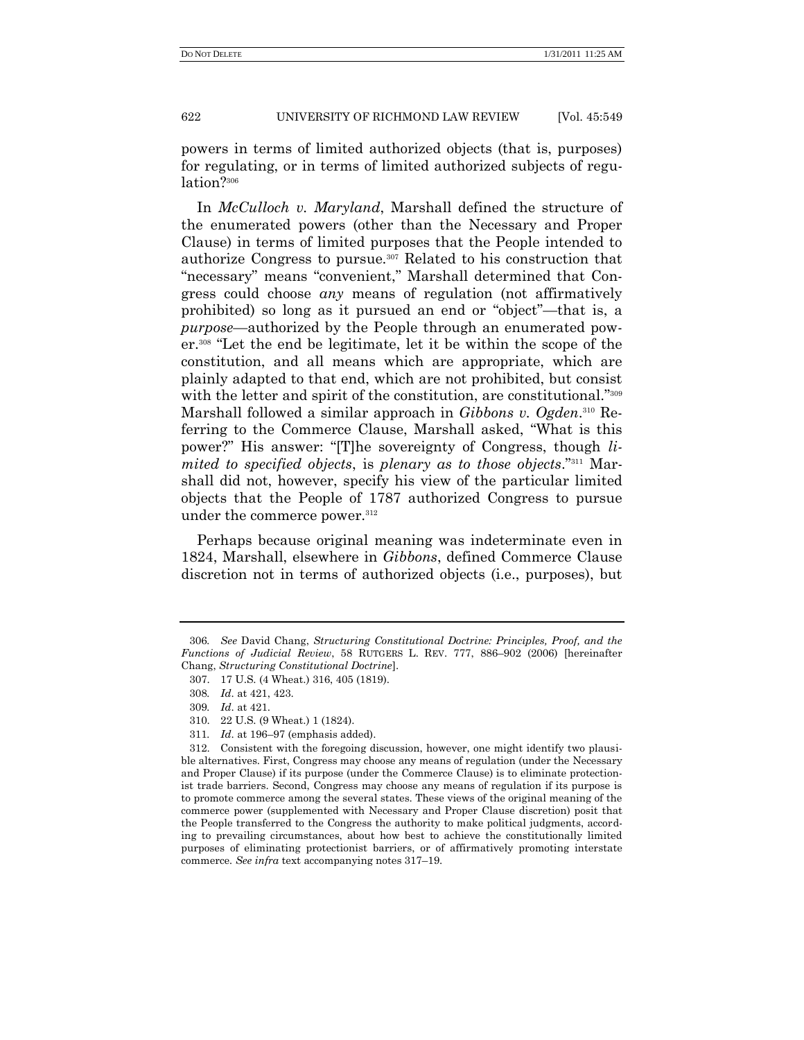powers in terms of limited authorized objects (that is, purposes) for regulating, or in terms of limited authorized subjects of regulation?[306]

In *McCulloch v. Maryland*, Marshall defined the structure of the enumerated powers (other than the Necessary and Proper Clause) in terms of limited purposes that the People intended to authorize Congress to pursue.[307] Related to his construction that "necessary" means "convenient," Marshall determined that Congress could choose *any* means of regulation (not affirmatively prohibited) so long as it pursued an end or "object"—that is, a *purpose*—authorized by the People through an enumerated power.[308] "Let the end be legitimate, let it be within the scope of the constitution, and all means which are appropriate, which are plainly adapted to that end, which are not prohibited, but consist with the letter and spirit of the constitution, are constitutional."[309] Marshall followed a similar approach in *Gibbons v. Ogden*.[310] Referring to the Commerce Clause, Marshall asked, "What is this power?" His answer: "[T]he sovereignty of Congress, though *limited to specified objects*, is *plenary as to those objects*."[311] Marshall did not, however, specify his view of the particular limited objects that the People of 1787 authorized Congress to pursue under the commerce power.[312]

Perhaps because original meaning was indeterminate even in 1824, Marshall, elsewhere in *Gibbons*, defined Commerce Clause discretion not in terms of authorized objects (i.e., purposes), but

---

306. *See* David Chang, *Structuring Constitutional Doctrine: Principles, Proof, and the Functions of Judicial Review*, 58 RUTGERS L. REV. 777, 886–902 (2006) [hereinafter Chang, *Structuring Constitutional Doctrine*].

307. 17 U.S. (4 Wheat.) 316, 405 (1819).

308. *Id*. at 421, 423.

309. *Id*. at 421.

310. 22 U.S. (9 Wheat.) 1 (1824).

311. *Id*. at 196–97 (emphasis added).

312. Consistent with the foregoing discussion, however, one might identify two plausible alternatives. First, Congress may choose any means of regulation (under the Necessary and Proper Clause) if its purpose (under the Commerce Clause) is to eliminate protectionist trade barriers. Second, Congress may choose any means of regulation if its purpose is to promote commerce among the several states. These views of the original meaning of the commerce power (supplemented with Necessary and Proper Clause discretion) posit that the People transferred to the Congress the authority to make political judgments, according to prevailing circumstances, about how best to achieve the constitutionally limited purposes of eliminating protectionist barriers, or of affirmatively promoting interstate commerce. *See infra* text accompanying notes 317–19.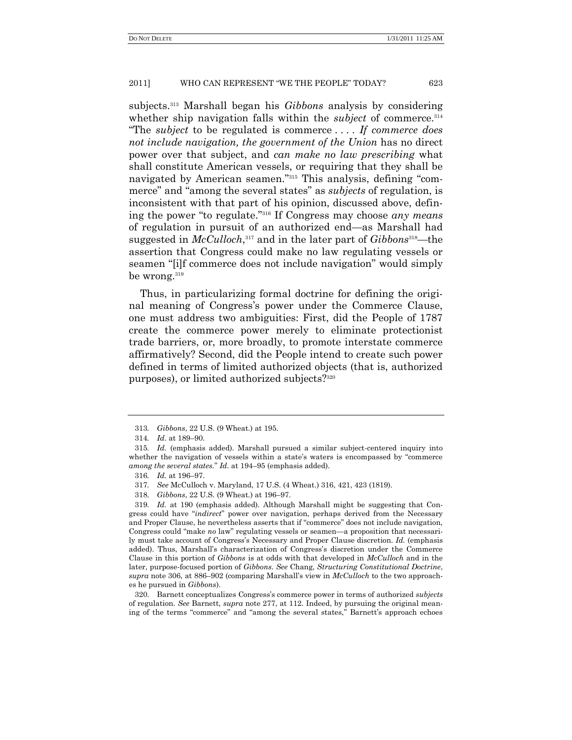subjects.[313] Marshall began his *Gibbons* analysis by considering whether ship navigation falls within the *subject* of commerce.[314] "The *subject* to be regulated is commerce . . . . *If commerce does not include navigation, the government of the Union* has no direct power over that subject, and *can make no law prescribing* what shall constitute American vessels, or requiring that they shall be navigated by American seamen."[315] This analysis, defining "commerce" and "among the several states" as *subjects* of regulation, is inconsistent with that part of his opinion, discussed above, defining the power "to regulate."[316] If Congress may choose *any means* of regulation in pursuit of an authorized end—as Marshall had suggested in *McCulloch*,[317] and in the later part of *Gibbons*[318]—the assertion that Congress could make no law regulating vessels or seamen "[i]f commerce does not include navigation" would simply be wrong.[319]

Thus, in particularizing formal doctrine for defining the original meaning of Congress's power under the Commerce Clause, one must address two ambiguities: First, did the People of 1787 create the commerce power merely to eliminate protectionist trade barriers, or, more broadly, to promote interstate commerce affirmatively? Second, did the People intend to create such power defined in terms of limited authorized objects (that is, authorized purposes), or limited authorized subjects?[320]

---

313. *Gibbons*, 22 U.S. (9 Wheat.) at 195.

314. *Id*. at 189–90.

315. *Id.* (emphasis added). Marshall pursued a similar subject-centered inquiry into whether the navigation of vessels within a state's waters is encompassed by "commerce *among the several states*." *Id.* at 194–95 (emphasis added).

316. *Id.* at 196–97.

317. *See* McCulloch v. Maryland, 17 U.S. (4 Wheat.) 316, 421, 423 (1819).

318. *Gibbons*, 22 U.S. (9 Wheat.) at 196–97.

319. *Id.* at 190 (emphasis added). Although Marshall might be suggesting that Congress could have "*indirect*" power over navigation, perhaps derived from the Necessary and Proper Clause, he nevertheless asserts that if "commerce" does not include navigation, Congress could "make *no* law" regulating vessels or seamen—a proposition that necessarily must take account of Congress's Necessary and Proper Clause discretion. *Id.* (emphasis added). Thus, Marshall's characterization of Congress's discretion under the Commerce Clause in this portion of *Gibbons* is at odds with that developed in *McCulloch* and in the later, purpose-focused portion of *Gibbons*. *See* Chang, *Structuring Constitutional Doctrine*, *supra* note 306, at 886–902 (comparing Marshall's view in *McCulloch* to the two approaches he pursued in *Gibbons*).

320. Barnett conceptualizes Congress's commerce power in terms of authorized *subjects* of regulation. *See* Barnett, *supra* note 277, at 112. Indeed, by pursuing the original meaning of the terms "commerce" and "among the several states," Barnett's approach echoes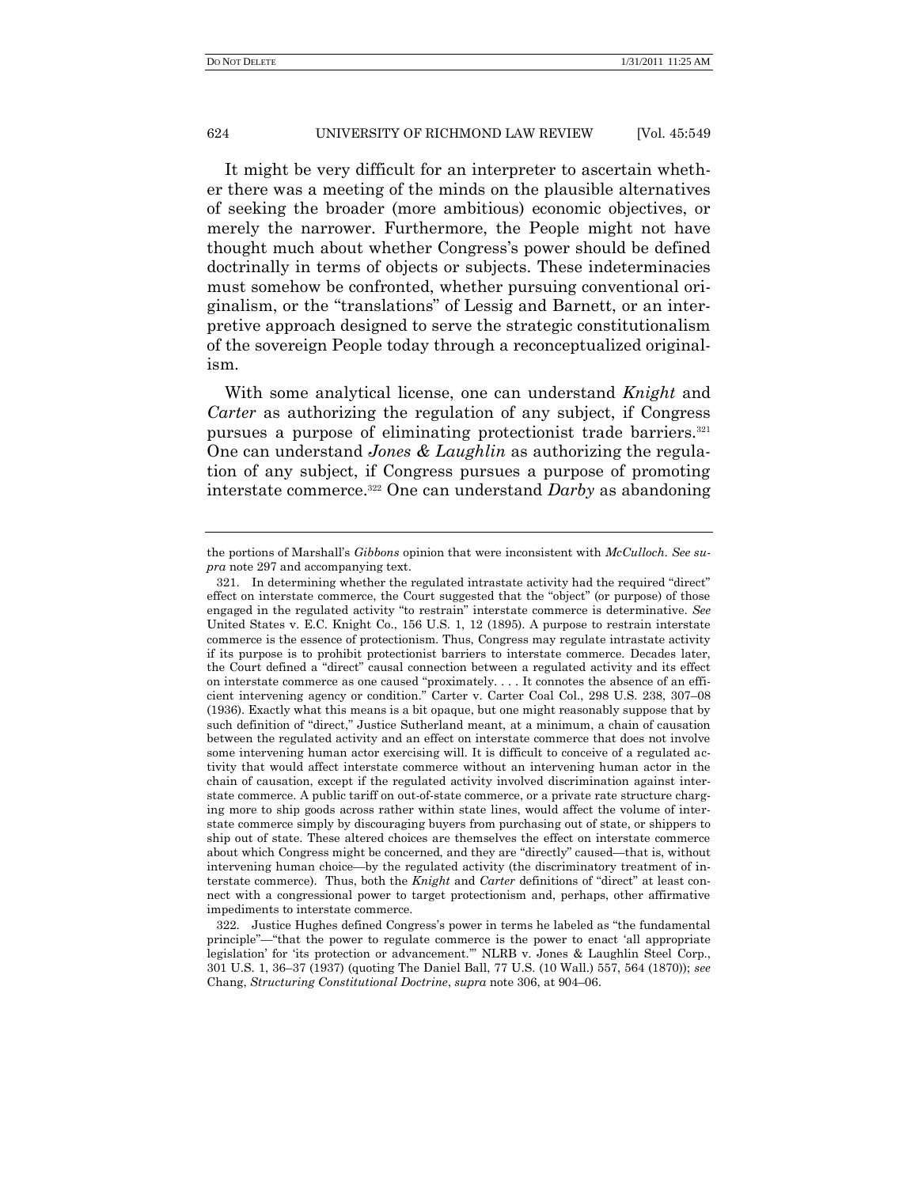It might be very difficult for an interpreter to ascertain whether there was a meeting of the minds on the plausible alternatives of seeking the broader (more ambitious) economic objectives, or merely the narrower. Furthermore, the People might not have thought much about whether Congress's power should be defined doctrinally in terms of objects or subjects. These indeterminacies must somehow be confronted, whether pursuing conventional originalism, or the "translations" of Lessig and Barnett, or an interpretive approach designed to serve the strategic constitutionalism of the sovereign People today through a reconceptualized originalism.

With some analytical license, one can understand *Knight* and *Carter* as authorizing the regulation of any subject, if Congress pursues a purpose of eliminating protectionist trade barriers.[321] One can understand *Jones & Laughlin* as authorizing the regulation of any subject, if Congress pursues a purpose of promoting interstate commerce.[322] One can understand *Darby* as abandoning

---

the portions of Marshall's *Gibbons* opinion that were inconsistent with *McCulloch*. *See supra* note 297 and accompanying text.

321. In determining whether the regulated intrastate activity had the required "direct" effect on interstate commerce, the Court suggested that the "object" (or purpose) of those engaged in the regulated activity "to restrain" interstate commerce is determinative. *See* United States v. E.C. Knight Co., 156 U.S. 1, 12 (1895). A purpose to restrain interstate commerce is the essence of protectionism. Thus, Congress may regulate intrastate activity if its purpose is to prohibit protectionist barriers to interstate commerce. Decades later, the Court defined a "direct" causal connection between a regulated activity and its effect on interstate commerce as one caused "proximately. . . . It connotes the absence of an efficient intervening agency or condition." Carter v. Carter Coal Col., 298 U.S. 238, 307–08 (1936). Exactly what this means is a bit opaque, but one might reasonably suppose that by such definition of "direct," Justice Sutherland meant, at a minimum, a chain of causation between the regulated activity and an effect on interstate commerce that does not involve some intervening human actor exercising will. It is difficult to conceive of a regulated activity that would affect interstate commerce without an intervening human actor in the chain of causation, except if the regulated activity involved discrimination against interstate commerce. A public tariff on out-of-state commerce, or a private rate structure charging more to ship goods across rather within state lines, would affect the volume of interstate commerce simply by discouraging buyers from purchasing out of state, or shippers to ship out of state. These altered choices are themselves the effect on interstate commerce about which Congress might be concerned, and they are "directly" caused—that is, without intervening human choice—by the regulated activity (the discriminatory treatment of interstate commerce). Thus, both the *Knight* and *Carter* definitions of "direct" at least connect with a congressional power to target protectionism and, perhaps, other affirmative impediments to interstate commerce.

322. Justice Hughes defined Congress's power in terms he labeled as "the fundamental principle"—"that the power to regulate commerce is the power to enact 'all appropriate legislation' for 'its protection or advancement.'" NLRB v. Jones & Laughlin Steel Corp., 301 U.S. 1, 36–37 (1937) (quoting The Daniel Ball, 77 U.S. (10 Wall.) 557, 564 (1870)); *see* Chang, *Structuring Constitutional Doctrine*, *supra* note 306, at 904–06.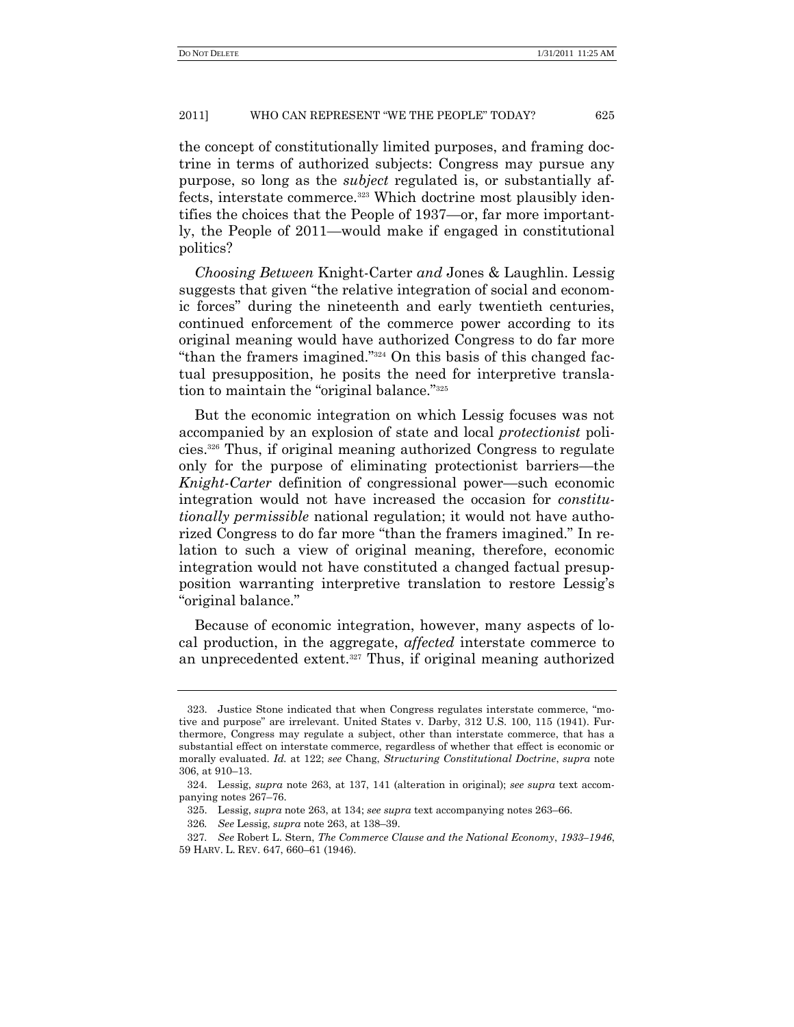the concept of constitutionally limited purposes, and framing doctrine in terms of authorized subjects: Congress may pursue any purpose, so long as the *subject* regulated is, or substantially affects, interstate commerce.[323] Which doctrine most plausibly identifies the choices that the People of 1937—or, far more importantly, the People of 2011—would make if engaged in constitutional politics?

*Choosing Between* Knight-Carter *and* Jones & Laughlin. Lessig suggests that given "the relative integration of social and economic forces" during the nineteenth and early twentieth centuries, continued enforcement of the commerce power according to its original meaning would have authorized Congress to do far more "than the framers imagined."[324] On this basis of this changed factual presupposition, he posits the need for interpretive translation to maintain the "original balance."[325]

But the economic integration on which Lessig focuses was not accompanied by an explosion of state and local *protectionist* policies.[326] Thus, if original meaning authorized Congress to regulate only for the purpose of eliminating protectionist barriers—the *Knight-Carter* definition of congressional power—such economic integration would not have increased the occasion for *constitutionally permissible* national regulation; it would not have authorized Congress to do far more "than the framers imagined." In relation to such a view of original meaning, therefore, economic integration would not have constituted a changed factual presupposition warranting interpretive translation to restore Lessig's "original balance."

Because of economic integration, however, many aspects of local production, in the aggregate, *affected* interstate commerce to an unprecedented extent.[327] Thus, if original meaning authorized

---

323. Justice Stone indicated that when Congress regulates interstate commerce, "motive and purpose" are irrelevant. United States v. Darby, 312 U.S. 100, 115 (1941). Furthermore, Congress may regulate a subject, other than interstate commerce, that has a substantial effect on interstate commerce, regardless of whether that effect is economic or morally evaluated. *Id.* at 122; *see* Chang, *Structuring Constitutional Doctrine*, *supra* note 306, at 910–13.

324. Lessig, *supra* note 263, at 137, 141 (alteration in original); *see supra* text accompanying notes 267–76.

325. Lessig, *supra* note 263, at 134; *see supra* text accompanying notes 263–66.

326. *See* Lessig, *supra* note 263, at 138–39.

327. *See* Robert L. Stern, *The Commerce Clause and the National Economy, 1933–1946*, 59 HARV. L. REV. 647, 660–61 (1946).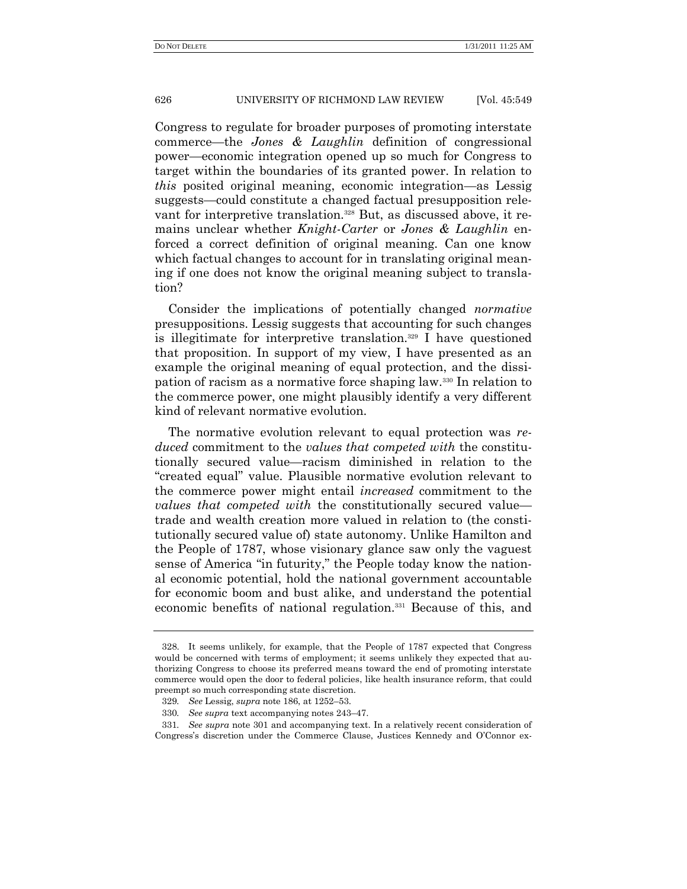Congress to regulate for broader purposes of promoting interstate commerce—the *Jones & Laughlin* definition of congressional power—economic integration opened up so much for Congress to target within the boundaries of its granted power. In relation to *this* posited original meaning, economic integration—as Lessig suggests—could constitute a changed factual presupposition relevant for interpretive translation.[328] But, as discussed above, it remains unclear whether *Knight-Carter* or *Jones & Laughlin* enforced a correct definition of original meaning. Can one know which factual changes to account for in translating original meaning if one does not know the original meaning subject to translation?

Consider the implications of potentially changed *normative* presuppositions. Lessig suggests that accounting for such changes is illegitimate for interpretive translation.[329] I have questioned that proposition. In support of my view, I have presented as an example the original meaning of equal protection, and the dissipation of racism as a normative force shaping law.[330] In relation to the commerce power, one might plausibly identify a very different kind of relevant normative evolution.

The normative evolution relevant to equal protection was *reduced* commitment to the *values that competed with* the constitutionally secured value—racism diminished in relation to the "created equal" value. Plausible normative evolution relevant to the commerce power might entail *increased* commitment to the *values that competed with* the constitutionally secured value—trade and wealth creation more valued in relation to (the constitutionally secured value of) state autonomy. Unlike Hamilton and the People of 1787, whose visionary glance saw only the vaguest sense of America "in futurity," the People today know the national economic potential, hold the national government accountable for economic boom and bust alike, and understand the potential economic benefits of national regulation.[331] Because of this, and

---

328. It seems unlikely, for example, that the People of 1787 expected that Congress would be concerned with terms of employment; it seems unlikely they expected that authorizing Congress to choose its preferred means toward the end of promoting interstate commerce would open the door to federal policies, like health insurance reform, that could preempt so much corresponding state discretion.

329. *See* Lessig, *supra* note 186, at 1252–53.

330. *See supra* text accompanying notes 243–47.

331. *See supra* note 301 and accompanying text. In a relatively recent consideration of Congress's discretion under the Commerce Clause, Justices Kennedy and O'Connor ex-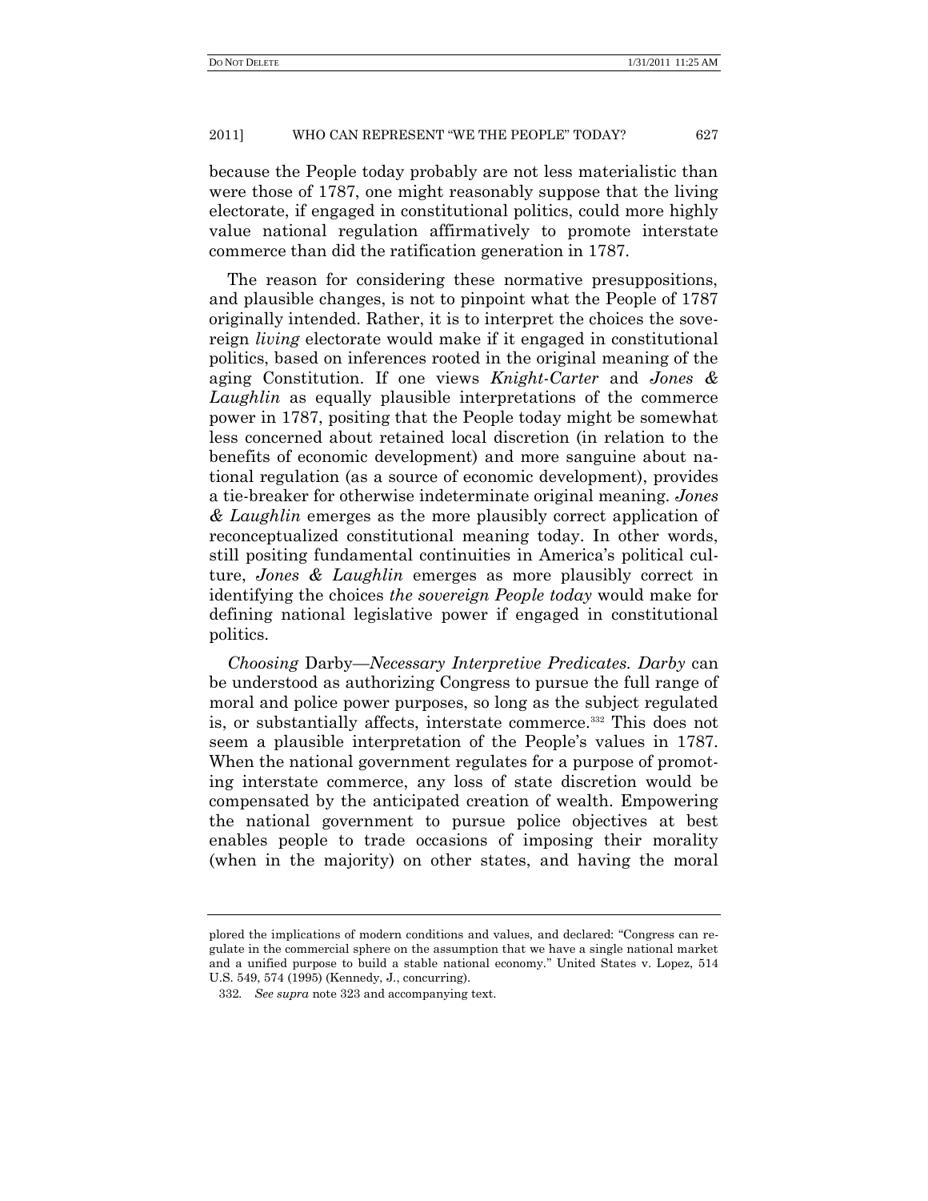because the People today probably are not less materialistic than were those of 1787, one might reasonably suppose that the living electorate, if engaged in constitutional politics, could more highly value national regulation affirmatively to promote interstate commerce than did the ratification generation in 1787.

The reason for considering these normative presuppositions, and plausible changes, is not to pinpoint what the People of 1787 originally intended. Rather, it is to interpret the choices the sovereign *living* electorate would make if it engaged in constitutional politics, based on inferences rooted in the original meaning of the aging Constitution. If one views *Knight-Carter* and *Jones & Laughlin* as equally plausible interpretations of the commerce power in 1787, positing that the People today might be somewhat less concerned about retained local discretion (in relation to the benefits of economic development) and more sanguine about national regulation (as a source of economic development), provides a tie-breaker for otherwise indeterminate original meaning. *Jones & Laughlin* emerges as the more plausibly correct application of reconceptualized constitutional meaning today. In other words, still positing fundamental continuities in America's political culture, *Jones & Laughlin* emerges as more plausibly correct in identifying the choices *the sovereign People today* would make for defining national legislative power if engaged in constitutional politics.

*Choosing* Darby—*Necessary Interpretive Predicates. Darby* can be understood as authorizing Congress to pursue the full range of moral and police power purposes, so long as the subject regulated is, or substantially affects, interstate commerce.[332] This does not seem a plausible interpretation of the People's values in 1787. When the national government regulates for a purpose of promoting interstate commerce, any loss of state discretion would be compensated by the anticipated creation of wealth. Empowering the national government to pursue police objectives at best enables people to trade occasions of imposing their morality (when in the majority) on other states, and having the moral

---

plored the implications of modern conditions and values, and declared: "Congress can regulate in the commercial sphere on the assumption that we have a single national market and a unified purpose to build a stable national economy." United States v. Lopez, 514 U.S. 549, 574 (1995) (Kennedy, J., concurring).

332. *See supra* note 323 and accompanying text.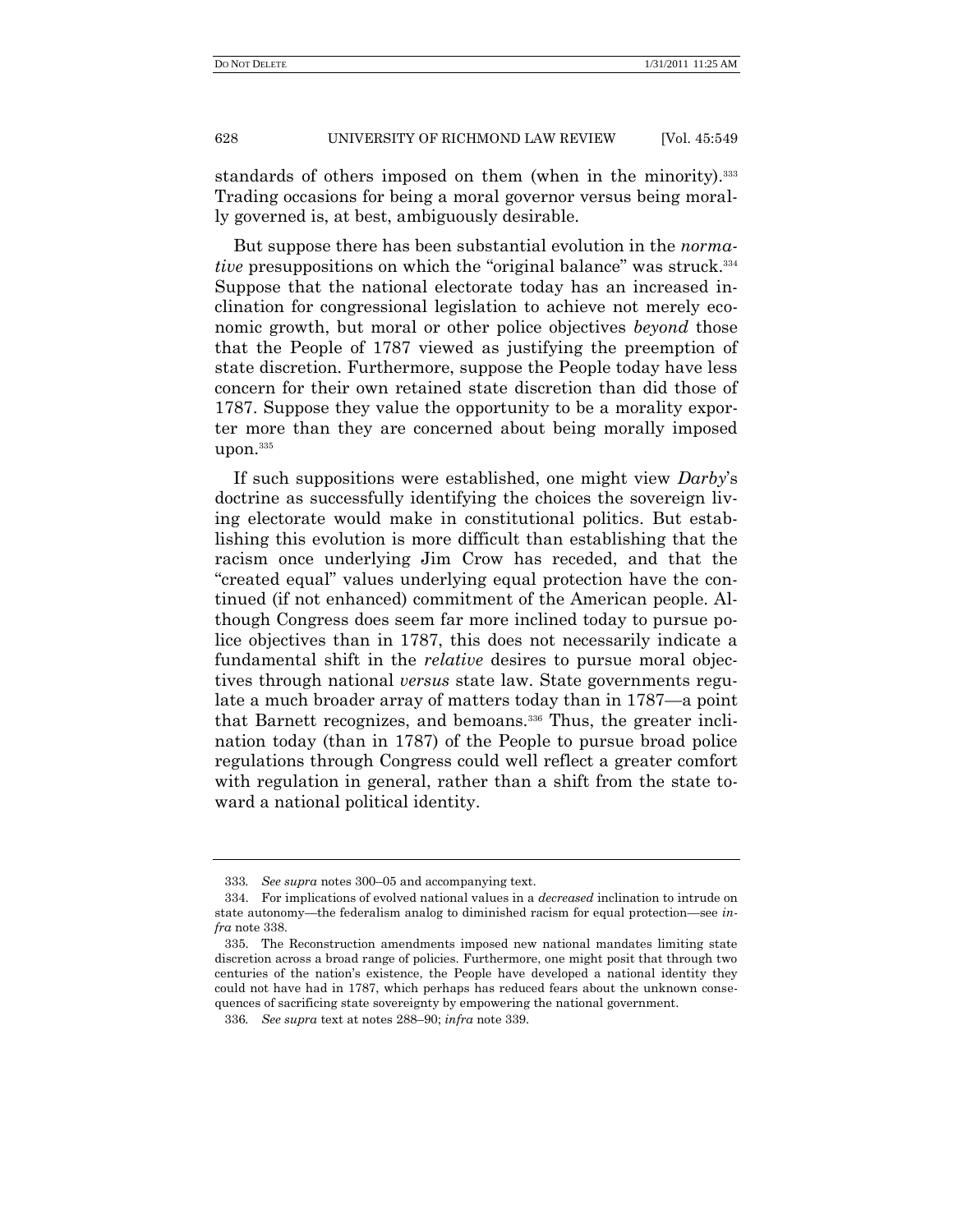standards of others imposed on them (when in the minority).[333] Trading occasions for being a moral governor versus being morally governed is, at best, ambiguously desirable.

But suppose there has been substantial evolution in the *normative* presuppositions on which the "original balance" was struck.[334] Suppose that the national electorate today has an increased inclination for congressional legislation to achieve not merely economic growth, but moral or other police objectives *beyond* those that the People of 1787 viewed as justifying the preemption of state discretion. Furthermore, suppose the People today have less concern for their own retained state discretion than did those of 1787. Suppose they value the opportunity to be a morality exporter more than they are concerned about being morally imposed upon.[335]

If such suppositions were established, one might view *Darby*'s doctrine as successfully identifying the choices the sovereign living electorate would make in constitutional politics. But establishing this evolution is more difficult than establishing that the racism once underlying Jim Crow has receded, and that the "created equal" values underlying equal protection have the continued (if not enhanced) commitment of the American people. Although Congress does seem far more inclined today to pursue police objectives than in 1787, this does not necessarily indicate a fundamental shift in the *relative* desires to pursue moral objectives through national *versus* state law. State governments regulate a much broader array of matters today than in 1787—a point that Barnett recognizes, and bemoans.[336] Thus, the greater inclination today (than in 1787) of the People to pursue broad police regulations through Congress could well reflect a greater comfort with regulation in general, rather than a shift from the state toward a national political identity.

---

333. *See supra* notes 300–05 and accompanying text.

334. For implications of evolved national values in a *decreased* inclination to intrude on state autonomy—the federalism analog to diminished racism for equal protection—see *infra* note 338.

335. The Reconstruction amendments imposed new national mandates limiting state discretion across a broad range of policies. Furthermore, one might posit that through two centuries of the nation's existence, the People have developed a national identity they could not have had in 1787, which perhaps has reduced fears about the unknown consequences of sacrificing state sovereignty by empowering the national government.

336. *See supra* text at notes 288–90; *infra* note 339.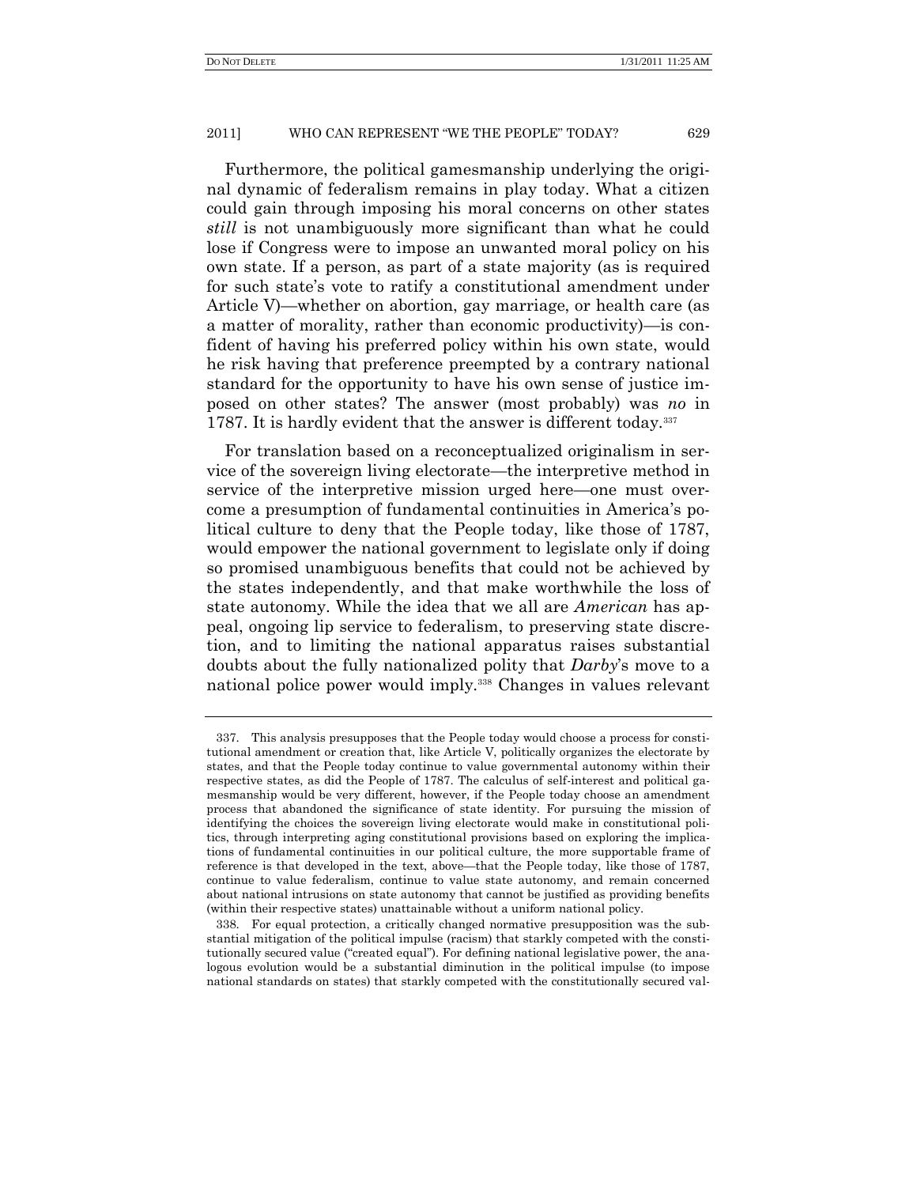Furthermore, the political gamesmanship underlying the original dynamic of federalism remains in play today. What a citizen could gain through imposing his moral concerns on other states *still* is not unambiguously more significant than what he could lose if Congress were to impose an unwanted moral policy on his own state. If a person, as part of a state majority (as is required for such state's vote to ratify a constitutional amendment under Article V)—whether on abortion, gay marriage, or health care (as a matter of morality, rather than economic productivity)—is confident of having his preferred policy within his own state, would he risk having that preference preempted by a contrary national standard for the opportunity to have his own sense of justice imposed on other states? The answer (most probably) was *no* in 1787. It is hardly evident that the answer is different today.[337]

For translation based on a reconceptualized originalism in service of the sovereign living electorate—the interpretive method in service of the interpretive mission urged here—one must overcome a presumption of fundamental continuities in America's political culture to deny that the People today, like those of 1787, would empower the national government to legislate only if doing so promised unambiguous benefits that could not be achieved by the states independently, and that make worthwhile the loss of state autonomy. While the idea that we all are *American* has appeal, ongoing lip service to federalism, to preserving state discretion, and to limiting the national apparatus raises substantial doubts about the fully nationalized polity that *Darby*'s move to a national police power would imply.[338] Changes in values relevant

337. This analysis presupposes that the People today would choose a process for constitutional amendment or creation that, like Article V, politically organizes the electorate by states, and that the People today continue to value governmental autonomy within their respective states, as did the People of 1787. The calculus of self-interest and political gamesmanship would be very different, however, if the People today choose an amendment process that abandoned the significance of state identity. For pursuing the mission of identifying the choices the sovereign living electorate would make in constitutional politics, through interpreting aging constitutional provisions based on exploring the implications of fundamental continuities in our political culture, the more supportable frame of reference is that developed in the text, above—that the People today, like those of 1787, continue to value federalism, continue to value state autonomy, and remain concerned about national intrusions on state autonomy that cannot be justified as providing benefits (within their respective states) unattainable without a uniform national policy.

338. For equal protection, a critically changed normative presupposition was the substantial mitigation of the political impulse (racism) that starkly competed with the constitutionally secured value ("created equal"). For defining national legislative power, the analogous evolution would be a substantial diminution in the political impulse (to impose national standards on states) that starkly competed with the constitutionally secured val-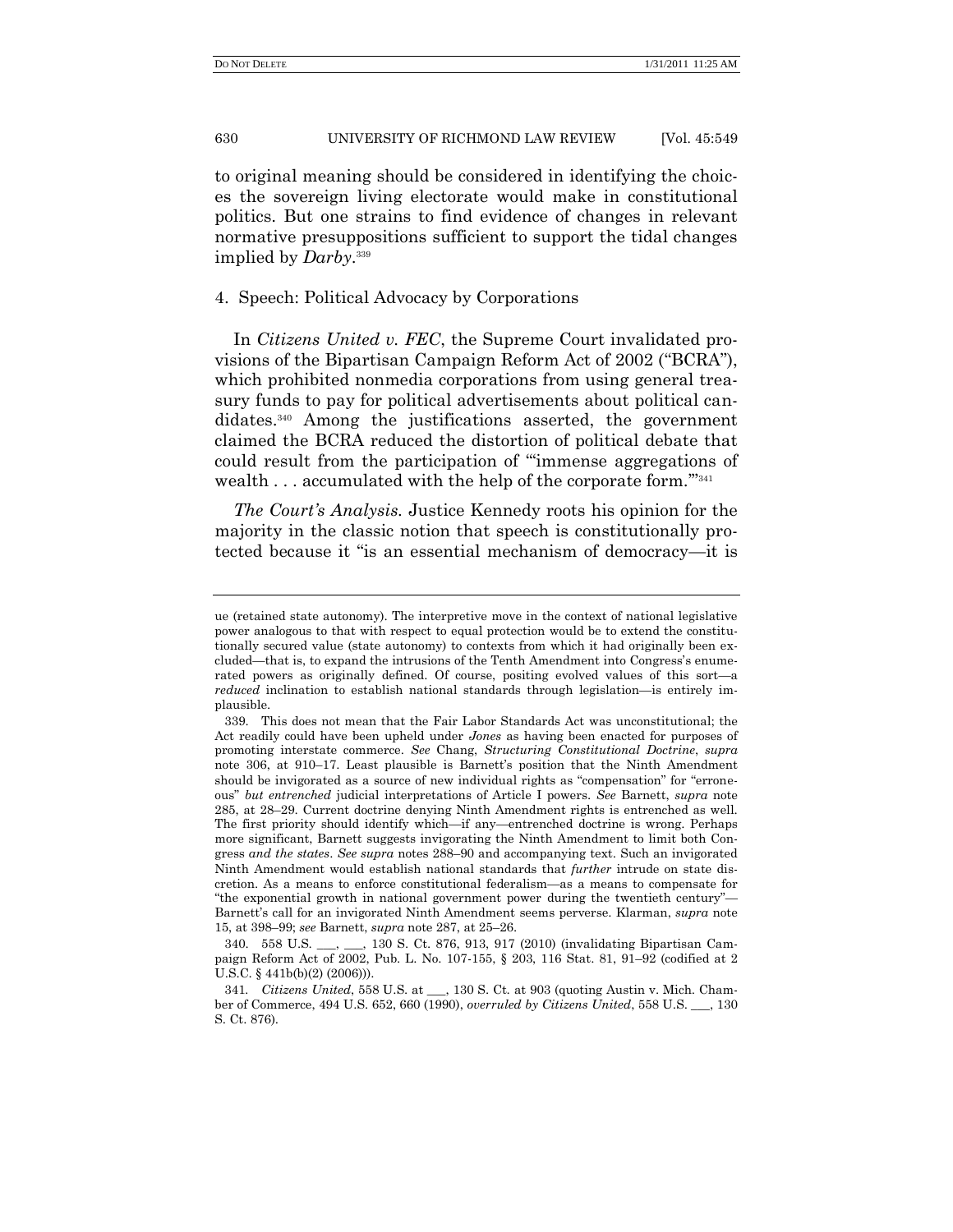to original meaning should be considered in identifying the choices the sovereign living electorate would make in constitutional politics. But one strains to find evidence of changes in relevant normative presuppositions sufficient to support the tidal changes implied by *Darby*.[339]

4. Speech: Political Advocacy by Corporations

In *Citizens United v. FEC*, the Supreme Court invalidated provisions of the Bipartisan Campaign Reform Act of 2002 ("BCRA"), which prohibited nonmedia corporations from using general treasury funds to pay for political advertisements about political candidates.[340] Among the justifications asserted, the government claimed the BCRA reduced the distortion of political debate that could result from the participation of "'immense aggregations of wealth . . . accumulated with the help of the corporate form.'"[341]

*The Court's Analysis.* Justice Kennedy roots his opinion for the majority in the classic notion that speech is constitutionally protected because it "is an essential mechanism of democracy—it is

---

ue (retained state autonomy). The interpretive move in the context of national legislative power analogous to that with respect to equal protection would be to extend the constitutionally secured value (state autonomy) to contexts from which it had originally been excluded—that is, to expand the intrusions of the Tenth Amendment into Congress's enumerated powers as originally defined. Of course, positing evolved values of this sort—a *reduced* inclination to establish national standards through legislation—is entirely implausible.

339. This does not mean that the Fair Labor Standards Act was unconstitutional; the Act readily could have been upheld under *Jones* as having been enacted for purposes of promoting interstate commerce. *See* Chang, *Structuring Constitutional Doctrine*, *supra* note 306, at 910–17. Least plausible is Barnett's position that the Ninth Amendment should be invigorated as a source of new individual rights as "compensation" for "erroneous" *but entrenched* judicial interpretations of Article I powers. *See* Barnett, *supra* note 285, at 28–29. Current doctrine denying Ninth Amendment rights is entrenched as well. The first priority should identify which—if any—entrenched doctrine is wrong. Perhaps more significant, Barnett suggests invigorating the Ninth Amendment to limit both Congress *and the states*. *See supra* notes 288–90 and accompanying text. Such an invigorated Ninth Amendment would establish national standards that *further* intrude on state discretion. As a means to enforce constitutional federalism—as a means to compensate for "the exponential growth in national government power during the twentieth century"—Barnett's call for an invigorated Ninth Amendment seems perverse. Klarman, *supra* note 15, at 398–99; *see* Barnett, *supra* note 287, at 25–26.

340. 558 U.S. ___, ___, 130 S. Ct. 876, 913, 917 (2010) (invalidating Bipartisan Campaign Reform Act of 2002, Pub. L. No. 107-155, § 203, 116 Stat. 81, 91–92 (codified at 2 U.S.C. § 441b(b)(2) (2006))).

341. *Citizens United*, 558 U.S. at ___, 130 S. Ct. at 903 (quoting Austin v. Mich. Chamber of Commerce, 494 U.S. 652, 660 (1990), *overruled by Citizens United*, 558 U.S. ___, 130 S. Ct. 876).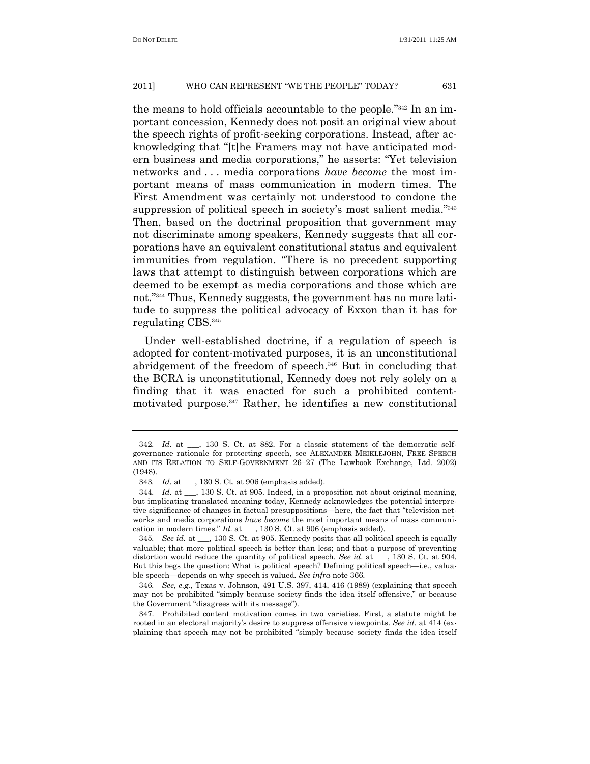the means to hold officials accountable to the people."[342] In an important concession, Kennedy does not posit an original view about the speech rights of profit-seeking corporations. Instead, after acknowledging that "[t]he Framers may not have anticipated modern business and media corporations," he asserts: "Yet television networks and . . . media corporations *have become* the most important means of mass communication in modern times. The First Amendment was certainly not understood to condone the suppression of political speech in society's most salient media."[343] Then, based on the doctrinal proposition that government may not discriminate among speakers, Kennedy suggests that all corporations have an equivalent constitutional status and equivalent immunities from regulation. "There is no precedent supporting laws that attempt to distinguish between corporations which are deemed to be exempt as media corporations and those which are not."[344] Thus, Kennedy suggests, the government has no more latitude to suppress the political advocacy of Exxon than it has for regulating CBS.[345]

Under well-established doctrine, if a regulation of speech is adopted for content-motivated purposes, it is an unconstitutional abridgement of the freedom of speech.[346] But in concluding that the BCRA is unconstitutional, Kennedy does not rely solely on a finding that it was enacted for such a prohibited content-motivated purpose.[347] Rather, he identifies a new constitutional

---

342. *Id.* at ___, 130 S. Ct. at 882. For a classic statement of the democratic self-governance rationale for protecting speech, see ALEXANDER MEIKLEJOHN, FREE SPEECH AND ITS RELATION TO SELF-GOVERNMENT 26–27 (The Lawbook Exchange, Ltd. 2002) (1948).

343. *Id.* at ___, 130 S. Ct. at 906 (emphasis added).

344. *Id.* at ___, 130 S. Ct. at 905. Indeed, in a proposition not about original meaning, but implicating translated meaning today, Kennedy acknowledges the potential interpretive significance of changes in factual presuppositions—here, the fact that "television networks and media corporations *have become* the most important means of mass communication in modern times." *Id.* at ___, 130 S. Ct. at 906 (emphasis added).

345. *See id.* at ___, 130 S. Ct. at 905. Kennedy posits that all political speech is equally valuable; that more political speech is better than less; and that a purpose of preventing distortion would reduce the quantity of political speech. *See id.* at ___, 130 S. Ct. at 904. But this begs the question: What is political speech? Defining political speech—i.e., valuable speech—depends on why speech is valued. *See infra* note 366.

346. *See, e.g.*, Texas v. Johnson, 491 U.S. 397, 414, 416 (1989) (explaining that speech may not be prohibited "simply because society finds the idea itself offensive," or because the Government "disagrees with its message").

347. Prohibited content motivation comes in two varieties. First, a statute might be rooted in an electoral majority's desire to suppress offensive viewpoints. *See id.* at 414 (explaining that speech may not be prohibited "simply because society finds the idea itself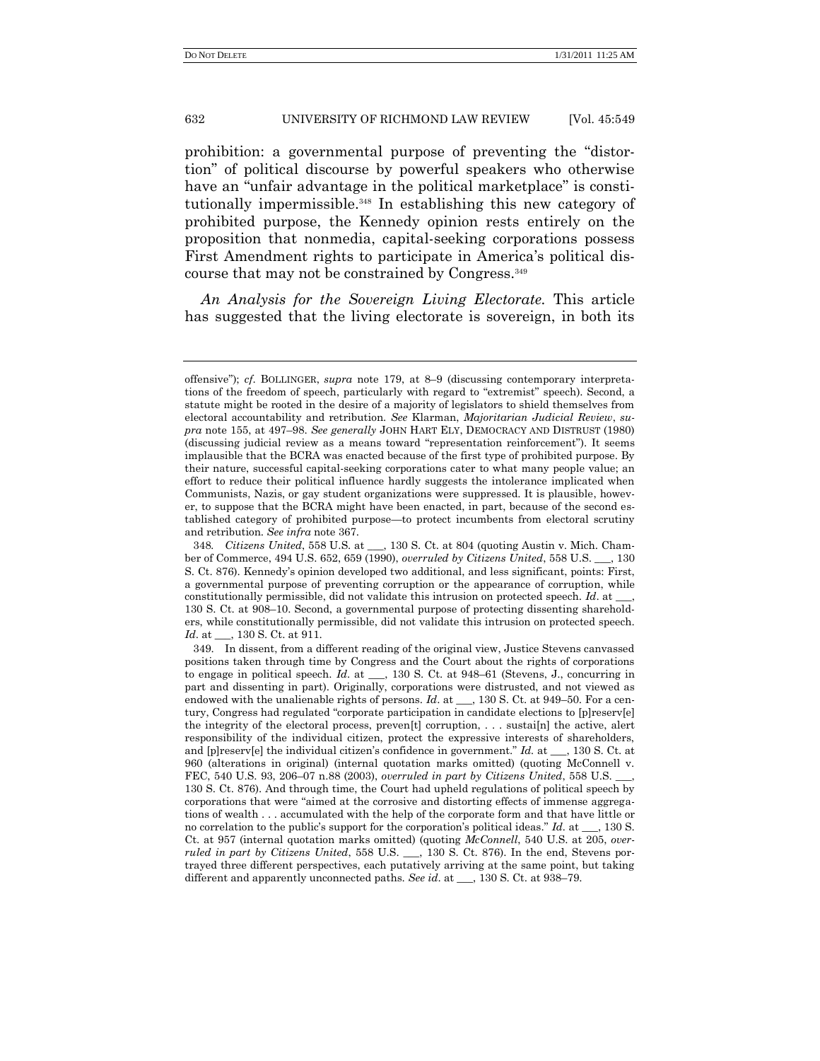prohibition: a governmental purpose of preventing the "distortion" of political discourse by powerful speakers who otherwise have an "unfair advantage in the political marketplace" is constitutionally impermissible.[348] In establishing this new category of prohibited purpose, the Kennedy opinion rests entirely on the proposition that nonmedia, capital-seeking corporations possess First Amendment rights to participate in America's political discourse that may not be constrained by Congress.[349]

*An Analysis for the Sovereign Living Electorate.* This article has suggested that the living electorate is sovereign, in both its

---

offensive"); *cf.* BOLLINGER, *supra* note 179, at 8–9 (discussing contemporary interpretations of the freedom of speech, particularly with regard to "extremist" speech). Second, a statute might be rooted in the desire of a majority of legislators to shield themselves from electoral accountability and retribution. *See* Klarman, *Majoritarian Judicial Review*, *supra* note 155, at 497–98. *See generally* JOHN HART ELY, DEMOCRACY AND DISTRUST (1980) (discussing judicial review as a means toward "representation reinforcement"). It seems implausible that the BCRA was enacted because of the first type of prohibited purpose. By their nature, successful capital-seeking corporations cater to what many people value; an effort to reduce their political influence hardly suggests the intolerance implicated when Communists, Nazis, or gay student organizations were suppressed. It is plausible, however, to suppose that the BCRA might have been enacted, in part, because of the second established category of prohibited purpose—to protect incumbents from electoral scrutiny and retribution. *See infra* note 367.

348. *Citizens United*, 558 U.S. at ___, 130 S. Ct. at 804 (quoting Austin v. Mich. Chamber of Commerce, 494 U.S. 652, 659 (1990), *overruled by Citizens United*, 558 U.S. ___, 130 S. Ct. 876). Kennedy's opinion developed two additional, and less significant, points: First, a governmental purpose of preventing corruption or the appearance of corruption, while constitutionally permissible, did not validate this intrusion on protected speech. *Id*. at ___, 130 S. Ct. at 908–10. Second, a governmental purpose of protecting dissenting shareholders, while constitutionally permissible, did not validate this intrusion on protected speech. *Id*. at ___, 130 S. Ct. at 911.

349. In dissent, from a different reading of the original view, Justice Stevens canvassed positions taken through time by Congress and the Court about the rights of corporations to engage in political speech. *Id*. at ___, 130 S. Ct. at 948–61 (Stevens, J., concurring in part and dissenting in part). Originally, corporations were distrusted, and not viewed as endowed with the unalienable rights of persons. *Id*. at ___, 130 S. Ct. at 949–50. For a century, Congress had regulated "corporate participation in candidate elections to [p]reserv[e] the integrity of the electoral process, preven[t] corruption, . . . sustai[n] the active, alert responsibility of the individual citizen, protect the expressive interests of shareholders, and [p]reserv[e] the individual citizen's confidence in government." *Id.* at ___, 130 S. Ct. at 960 (alterations in original) (internal quotation marks omitted) (quoting McConnell v. FEC, 540 U.S. 93, 206–07 n.88 (2003), *overruled in part by Citizens United*, 558 U.S. ___, 130 S. Ct. 876). And through time, the Court had upheld regulations of political speech by corporations that were "aimed at the corrosive and distorting effects of immense aggregations of wealth . . . accumulated with the help of the corporate form and that have little or no correlation to the public's support for the corporation's political ideas." *Id*. at ___, 130 S. Ct. at 957 (internal quotation marks omitted) (quoting *McConnell*, 540 U.S. at 205, *overruled in part by Citizens United*, 558 U.S. ___, 130 S. Ct. 876). In the end, Stevens portrayed three different perspectives, each putatively arriving at the same point, but taking different and apparently unconnected paths. *See id*. at ___, 130 S. Ct. at 938–79.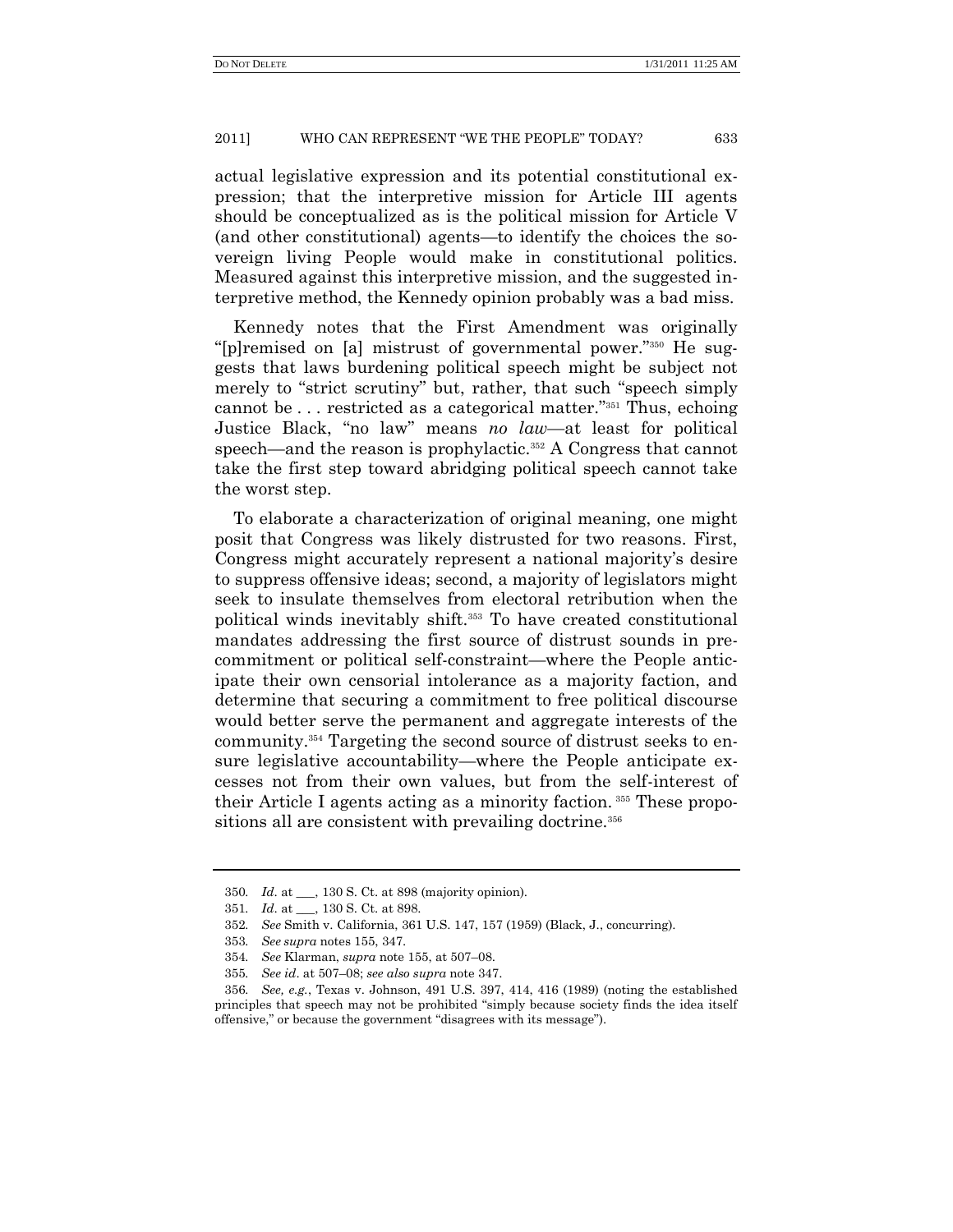actual legislative expression and its potential constitutional expression; that the interpretive mission for Article III agents should be conceptualized as is the political mission for Article V (and other constitutional) agents—to identify the choices the sovereign living People would make in constitutional politics. Measured against this interpretive mission, and the suggested interpretive method, the Kennedy opinion probably was a bad miss.

Kennedy notes that the First Amendment was originally "[p]remised on [a] mistrust of governmental power."[350] He suggests that laws burdening political speech might be subject not merely to "strict scrutiny" but, rather, that such "speech simply cannot be . . . restricted as a categorical matter."[351] Thus, echoing Justice Black, "no law" means *no law*—at least for political speech—and the reason is prophylactic.[352] A Congress that cannot take the first step toward abridging political speech cannot take the worst step.

To elaborate a characterization of original meaning, one might posit that Congress was likely distrusted for two reasons. First, Congress might accurately represent a national majority's desire to suppress offensive ideas; second, a majority of legislators might seek to insulate themselves from electoral retribution when the political winds inevitably shift.[353] To have created constitutional mandates addressing the first source of distrust sounds in precommitment or political self-constraint—where the People anticipate their own censorial intolerance as a majority faction, and determine that securing a commitment to free political discourse would better serve the permanent and aggregate interests of the community.[354] Targeting the second source of distrust seeks to ensure legislative accountability—where the People anticipate excesses not from their own values, but from the self-interest of their Article I agents acting as a minority faction.[355] These propositions all are consistent with prevailing doctrine.[356]

---

350. *Id.* at ___, 130 S. Ct. at 898 (majority opinion).

351. *Id.* at ___, 130 S. Ct. at 898.

352. *See* Smith v. California, 361 U.S. 147, 157 (1959) (Black, J., concurring).

353. *See supra* notes 155, 347.

354. *See* Klarman, *supra* note 155, at 507–08.

355. *See id*. at 507–08; *see also supra* note 347.

356. *See, e.g.*, Texas v. Johnson, 491 U.S. 397, 414, 416 (1989) (noting the established principles that speech may not be prohibited "simply because society finds the idea itself offensive," or because the government "disagrees with its message").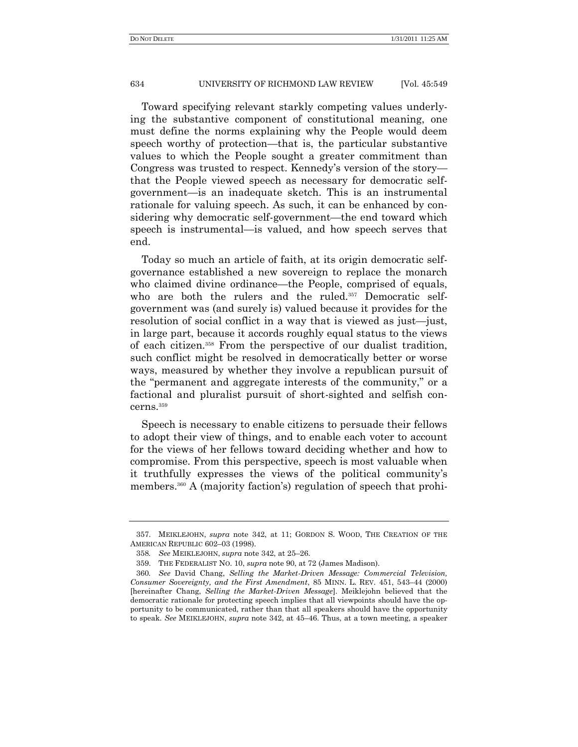Toward specifying relevant starkly competing values underlying the substantive component of constitutional meaning, one must define the norms explaining why the People would deem speech worthy of protection—that is, the particular substantive values to which the People sought a greater commitment than Congress was trusted to respect. Kennedy's version of the story—that the People viewed speech as necessary for democratic self-government—is an inadequate sketch. This is an instrumental rationale for valuing speech. As such, it can be enhanced by considering why democratic self-government—the end toward which speech is instrumental—is valued, and how speech serves that end.

Today so much an article of faith, at its origin democratic self-governance established a new sovereign to replace the monarch who claimed divine ordinance—the People, comprised of equals, who are both the rulers and the ruled.[357] Democratic self-government was (and surely is) valued because it provides for the resolution of social conflict in a way that is viewed as just—just, in large part, because it accords roughly equal status to the views of each citizen.[358] From the perspective of our dualist tradition, such conflict might be resolved in democratically better or worse ways, measured by whether they involve a republican pursuit of the "permanent and aggregate interests of the community," or a factional and pluralist pursuit of short-sighted and selfish concerns.[359]

Speech is necessary to enable citizens to persuade their fellows to adopt their view of things, and to enable each voter to account for the views of her fellows toward deciding whether and how to compromise. From this perspective, speech is most valuable when it truthfully expresses the views of the political community's members.[360] A (majority faction's) regulation of speech that prohi-

---

357. MEIKLEJOHN, *supra* note 342, at 11; GORDON S. WOOD, THE CREATION OF THE AMERICAN REPUBLIC 602–03 (1998).

358. *See* MEIKLEJOHN, *supra* note 342, at 25–26.

359. THE FEDERALIST NO. 10, *supra* note 90, at 72 (James Madison).

360. *See* David Chang, *Selling the Market-Driven Message: Commercial Television, Consumer Sovereignty, and the First Amendment*, 85 MINN. L. REV. 451, 543–44 (2000) [hereinafter Chang, *Selling the Market-Driven Message*]. Meiklejohn believed that the democratic rationale for protecting speech implies that all viewpoints should have the opportunity to be communicated, rather than that all speakers should have the opportunity to speak. *See* MEIKLEJOHN, *supra* note 342, at 45–46. Thus, at a town meeting, a speaker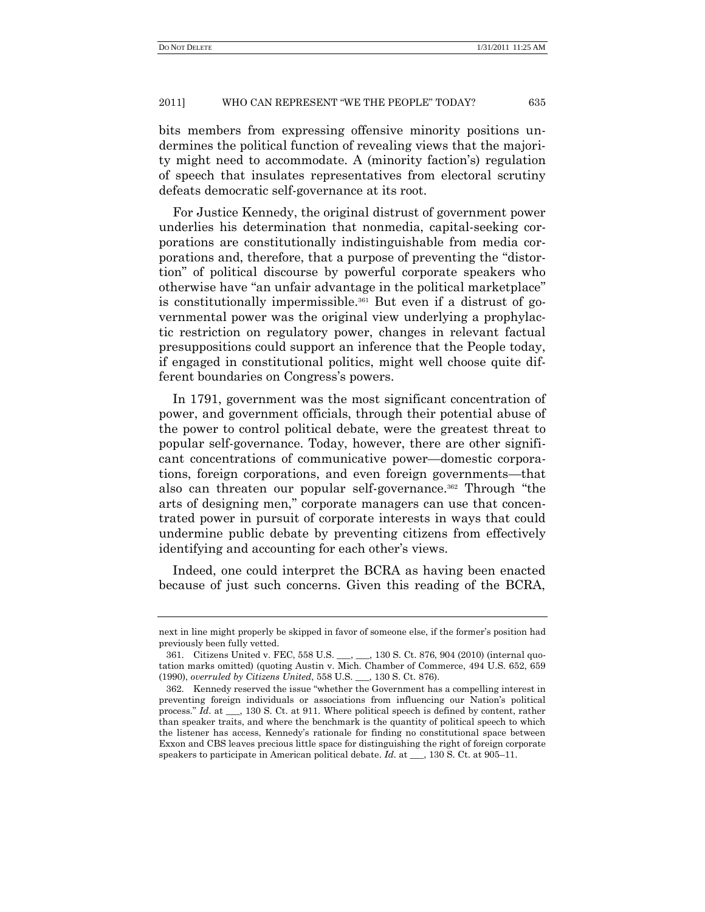bits members from expressing offensive minority positions undermines the political function of revealing views that the majority might need to accommodate. A (minority faction's) regulation of speech that insulates representatives from electoral scrutiny defeats democratic self-governance at its root.

For Justice Kennedy, the original distrust of government power underlies his determination that nonmedia, capital-seeking corporations are constitutionally indistinguishable from media corporations and, therefore, that a purpose of preventing the "distortion" of political discourse by powerful corporate speakers who otherwise have "an unfair advantage in the political marketplace" is constitutionally impermissible.[361] But even if a distrust of governmental power was the original view underlying a prophylactic restriction on regulatory power, changes in relevant factual presuppositions could support an inference that the People today, if engaged in constitutional politics, might well choose quite different boundaries on Congress's powers.

In 1791, government was the most significant concentration of power, and government officials, through their potential abuse of the power to control political debate, were the greatest threat to popular self-governance. Today, however, there are other significant concentrations of communicative power—domestic corporations, foreign corporations, and even foreign governments—that also can threaten our popular self-governance.[362] Through "the arts of designing men," corporate managers can use that concentrated power in pursuit of corporate interests in ways that could undermine public debate by preventing citizens from effectively identifying and accounting for each other's views.

Indeed, one could interpret the BCRA as having been enacted because of just such concerns. Given this reading of the BCRA,

---

next in line might properly be skipped in favor of someone else, if the former's position had previously been fully vetted.

361. Citizens United v. FEC, 558 U.S. ___, ___, 130 S. Ct. 876, 904 (2010) (internal quotation marks omitted) (quoting Austin v. Mich. Chamber of Commerce, 494 U.S. 652, 659 (1990), *overruled by Citizens United*, 558 U.S. ___, 130 S. Ct. 876).

362. Kennedy reserved the issue "whether the Government has a compelling interest in preventing foreign individuals or associations from influencing our Nation's political process." *Id.* at ___, 130 S. Ct. at 911. Where political speech is defined by content, rather than speaker traits, and where the benchmark is the quantity of political speech to which the listener has access, Kennedy's rationale for finding no constitutional space between Exxon and CBS leaves precious little space for distinguishing the right of foreign corporate speakers to participate in American political debate. *Id.* at ___, 130 S. Ct. at 905–11.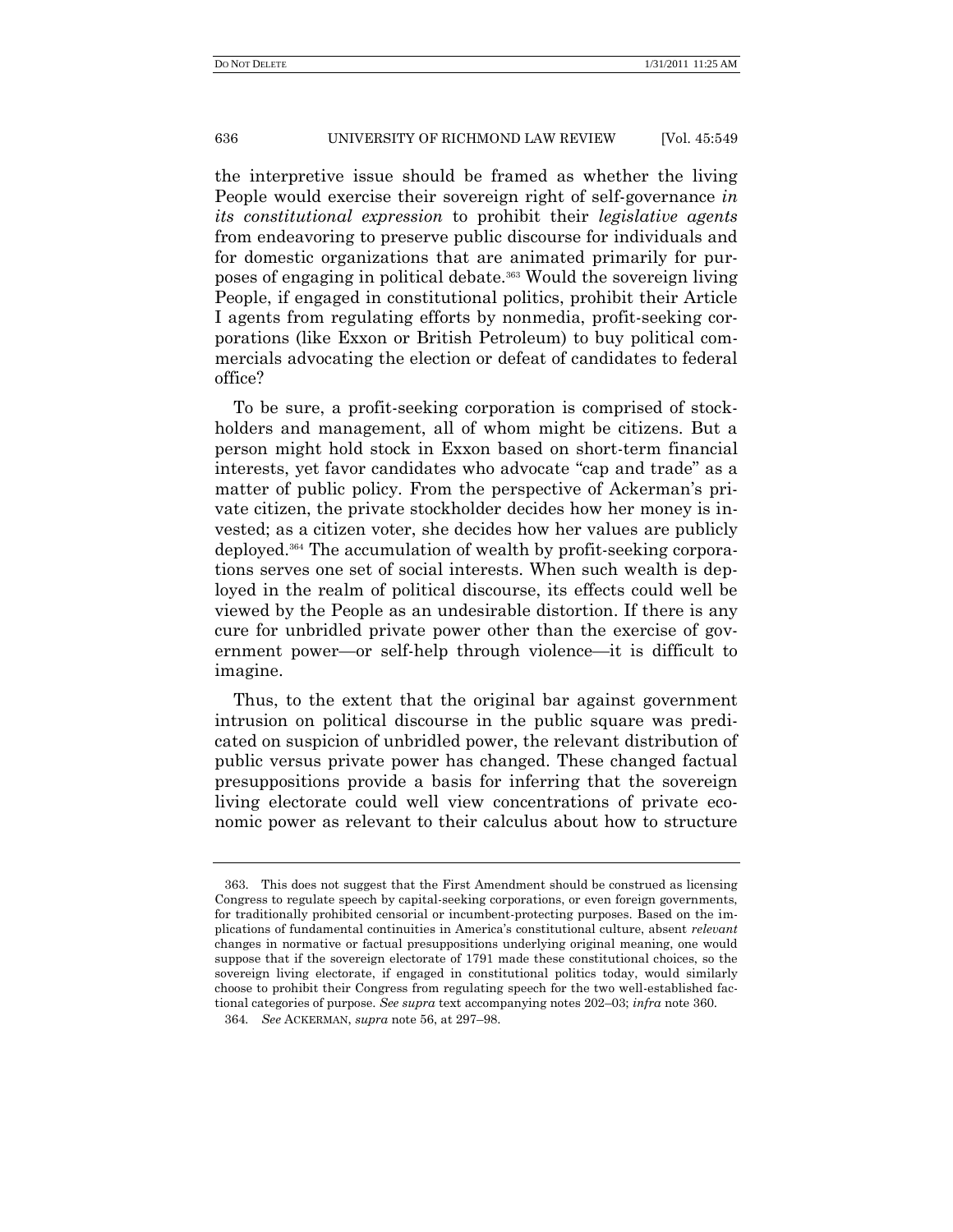the interpretive issue should be framed as whether the living People would exercise their sovereign right of self-governance *in its constitutional expression* to prohibit their *legislative agents* from endeavoring to preserve public discourse for individuals and for domestic organizations that are animated primarily for purposes of engaging in political debate.[363] Would the sovereign living People, if engaged in constitutional politics, prohibit their Article I agents from regulating efforts by nonmedia, profit-seeking corporations (like Exxon or British Petroleum) to buy political commercials advocating the election or defeat of candidates to federal office?

To be sure, a profit-seeking corporation is comprised of stockholders and management, all of whom might be citizens. But a person might hold stock in Exxon based on short-term financial interests, yet favor candidates who advocate "cap and trade" as a matter of public policy. From the perspective of Ackerman's private citizen, the private stockholder decides how her money is invested; as a citizen voter, she decides how her values are publicly deployed.[364] The accumulation of wealth by profit-seeking corporations serves one set of social interests. When such wealth is deployed in the realm of political discourse, its effects could well be viewed by the People as an undesirable distortion. If there is any cure for unbridled private power other than the exercise of government power—or self-help through violence—it is difficult to imagine.

Thus, to the extent that the original bar against government intrusion on political discourse in the public square was predicated on suspicion of unbridled power, the relevant distribution of public versus private power has changed. These changed factual presuppositions provide a basis for inferring that the sovereign living electorate could well view concentrations of private economic power as relevant to their calculus about how to structure

---

363. This does not suggest that the First Amendment should be construed as licensing Congress to regulate speech by capital-seeking corporations, or even foreign governments, for traditionally prohibited censorial or incumbent-protecting purposes. Based on the implications of fundamental continuities in America's constitutional culture, absent *relevant* changes in normative or factual presuppositions underlying original meaning, one would suppose that if the sovereign electorate of 1791 made these constitutional choices, so the sovereign living electorate, if engaged in constitutional politics today, would similarly choose to prohibit their Congress from regulating speech for the two well-established factional categories of purpose. *See supra* text accompanying notes 202–03; *infra* note 360.

364. *See* ACKERMAN, *supra* note 56, at 297–98.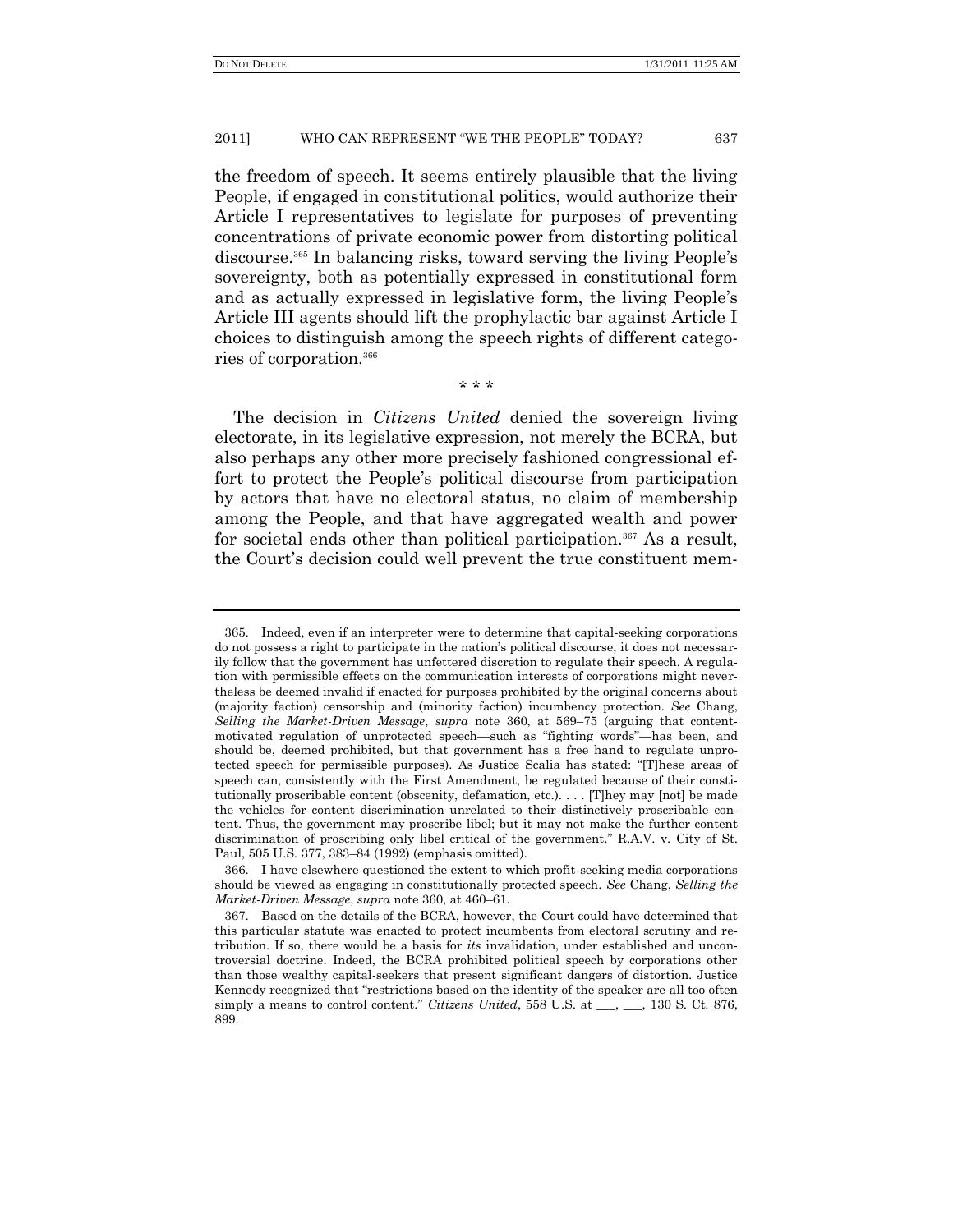the freedom of speech. It seems entirely plausible that the living People, if engaged in constitutional politics, would authorize their Article I representatives to legislate for purposes of preventing concentrations of private economic power from distorting political discourse.[365] In balancing risks, toward serving the living People's sovereignty, both as potentially expressed in constitutional form and as actually expressed in legislative form, the living People's Article III agents should lift the prophylactic bar against Article I choices to distinguish among the speech rights of different categories of corporation.[366]

\* \* \*

The decision in *Citizens United* denied the sovereign living electorate, in its legislative expression, not merely the BCRA, but also perhaps any other more precisely fashioned congressional effort to protect the People's political discourse from participation by actors that have no electoral status, no claim of membership among the People, and that have aggregated wealth and power for societal ends other than political participation.[367] As a result, the Court's decision could well prevent the true constituent mem-

---

365. Indeed, even if an interpreter were to determine that capital-seeking corporations do not possess a right to participate in the nation's political discourse, it does not necessarily follow that the government has unfettered discretion to regulate their speech. A regulation with permissible effects on the communication interests of corporations might nevertheless be deemed invalid if enacted for purposes prohibited by the original concerns about (majority faction) censorship and (minority faction) incumbency protection. *See* Chang, *Selling the Market-Driven Message*, *supra* note 360, at 569–75 (arguing that content-motivated regulation of unprotected speech—such as "fighting words"—has been, and should be, deemed prohibited, but that government has a free hand to regulate unprotected speech for permissible purposes). As Justice Scalia has stated: "[T]hese areas of speech can, consistently with the First Amendment, be regulated because of their constitutionally proscribable content (obscenity, defamation, etc.). . . . [T]hey may [not] be made the vehicles for content discrimination unrelated to their distinctively proscribable content. Thus, the government may proscribe libel; but it may not make the further content discrimination of proscribing only libel critical of the government." R.A.V. v. City of St. Paul, 505 U.S. 377, 383–84 (1992) (emphasis omitted).

366. I have elsewhere questioned the extent to which profit-seeking media corporations should be viewed as engaging in constitutionally protected speech. *See* Chang, *Selling the Market-Driven Message*, *supra* note 360, at 460–61.

367. Based on the details of the BCRA, however, the Court could have determined that this particular statute was enacted to protect incumbents from electoral scrutiny and retribution. If so, there would be a basis for *its* invalidation, under established and uncontroversial doctrine. Indeed, the BCRA prohibited political speech by corporations other than those wealthy capital-seekers that present significant dangers of distortion. Justice Kennedy recognized that "restrictions based on the identity of the speaker are all too often simply a means to control content." *Citizens United*, 558 U.S. at \_\_\_, \_\_\_, 130 S. Ct. 876, 899.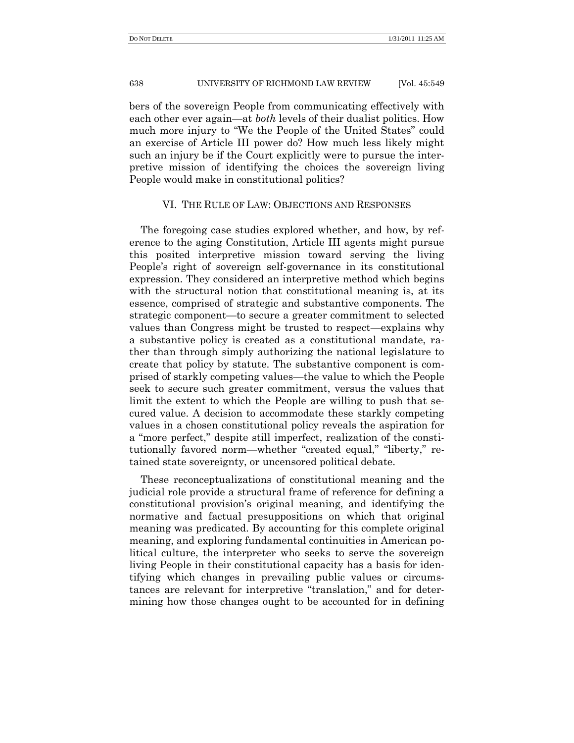bers of the sovereign People from communicating effectively with each other ever again—at *both* levels of their dualist politics. How much more injury to "We the People of the United States" could an exercise of Article III power do? How much less likely might such an injury be if the Court explicitly were to pursue the interpretive mission of identifying the choices the sovereign living People would make in constitutional politics?

## VI. THE RULE OF LAW: OBJECTIONS AND RESPONSES

The foregoing case studies explored whether, and how, by reference to the aging Constitution, Article III agents might pursue this posited interpretive mission toward serving the living People's right of sovereign self-governance in its constitutional expression. They considered an interpretive method which begins with the structural notion that constitutional meaning is, at its essence, comprised of strategic and substantive components. The strategic component—to secure a greater commitment to selected values than Congress might be trusted to respect—explains why a substantive policy is created as a constitutional mandate, rather than through simply authorizing the national legislature to create that policy by statute. The substantive component is comprised of starkly competing values—the value to which the People seek to secure such greater commitment, versus the values that limit the extent to which the People are willing to push that secured value. A decision to accommodate these starkly competing values in a chosen constitutional policy reveals the aspiration for a "more perfect," despite still imperfect, realization of the constitutionally favored norm—whether "created equal," "liberty," retained state sovereignty, or uncensored political debate.

These reconceptualizations of constitutional meaning and the judicial role provide a structural frame of reference for defining a constitutional provision's original meaning, and identifying the normative and factual presuppositions on which that original meaning was predicated. By accounting for this complete original meaning, and exploring fundamental continuities in American political culture, the interpreter who seeks to serve the sovereign living People in their constitutional capacity has a basis for identifying which changes in prevailing public values or circumstances are relevant for interpretive "translation," and for determining how those changes ought to be accounted for in defining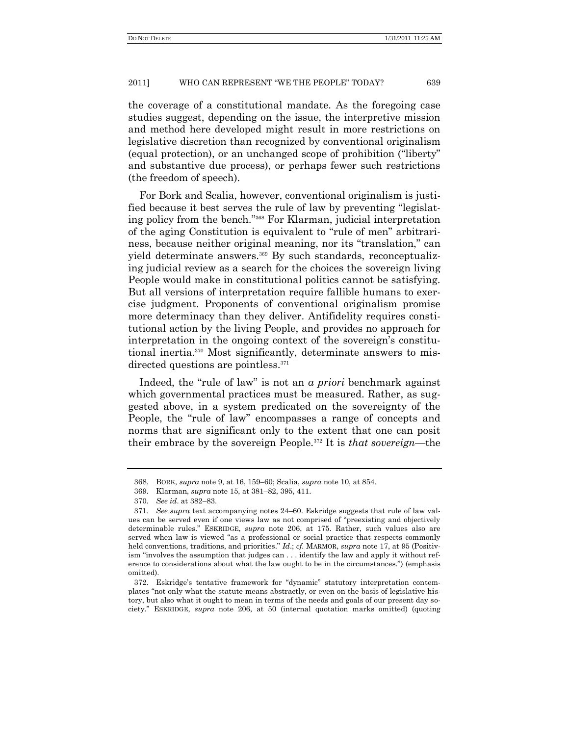the coverage of a constitutional mandate. As the foregoing case studies suggest, depending on the issue, the interpretive mission and method here developed might result in more restrictions on legislative discretion than recognized by conventional originalism (equal protection), or an unchanged scope of prohibition ("liberty" and substantive due process), or perhaps fewer such restrictions (the freedom of speech).

For Bork and Scalia, however, conventional originalism is justified because it best serves the rule of law by preventing "legislating policy from the bench."[368] For Klarman, judicial interpretation of the aging Constitution is equivalent to "rule of men" arbitrariness, because neither original meaning, nor its "translation," can yield determinate answers.[369] By such standards, reconceptualizing judicial review as a search for the choices the sovereign living People would make in constitutional politics cannot be satisfying. But all versions of interpretation require fallible humans to exercise judgment. Proponents of conventional originalism promise more determinacy than they deliver. Antifidelity requires constitutional action by the living People, and provides no approach for interpretation in the ongoing context of the sovereign's constitutional inertia.[370] Most significantly, determinate answers to misdirected questions are pointless.[371]

Indeed, the "rule of law" is not an *a priori* benchmark against which governmental practices must be measured. Rather, as suggested above, in a system predicated on the sovereignty of the People, the "rule of law" encompasses a range of concepts and norms that are significant only to the extent that one can posit their embrace by the sovereign People.[372] It is *that sovereign*—the

---

368. BORK, *supra* note 9, at 16, 159–60; Scalia, *supra* note 10, at 854.

369. Klarman, *supra* note 15, at 381–82, 395, 411.

370. *See id*. at 382–83.

371. *See supra* text accompanying notes 24–60. Eskridge suggests that rule of law values can be served even if one views law as not comprised of "preexisting and objectively determinable rules." ESKRIDGE, *supra* note 206, at 175. Rather, such values also are served when law is viewed "as a professional or social practice that respects commonly held conventions, traditions, and priorities." *Id*.; *cf.* MARMOR, *supra* note 17, at 95 (Positivism "involves the assumption that judges can . . . identify the law and apply it without reference to considerations about what the law ought to be in the circumstances.") (emphasis omitted).

372. Eskridge's tentative framework for "dynamic" statutory interpretation contemplates "not only what the statute means abstractly, or even on the basis of legislative history, but also what it ought to mean in terms of the needs and goals of our present day society." ESKRIDGE, *supra* note 206, at 50 (internal quotation marks omitted) (quoting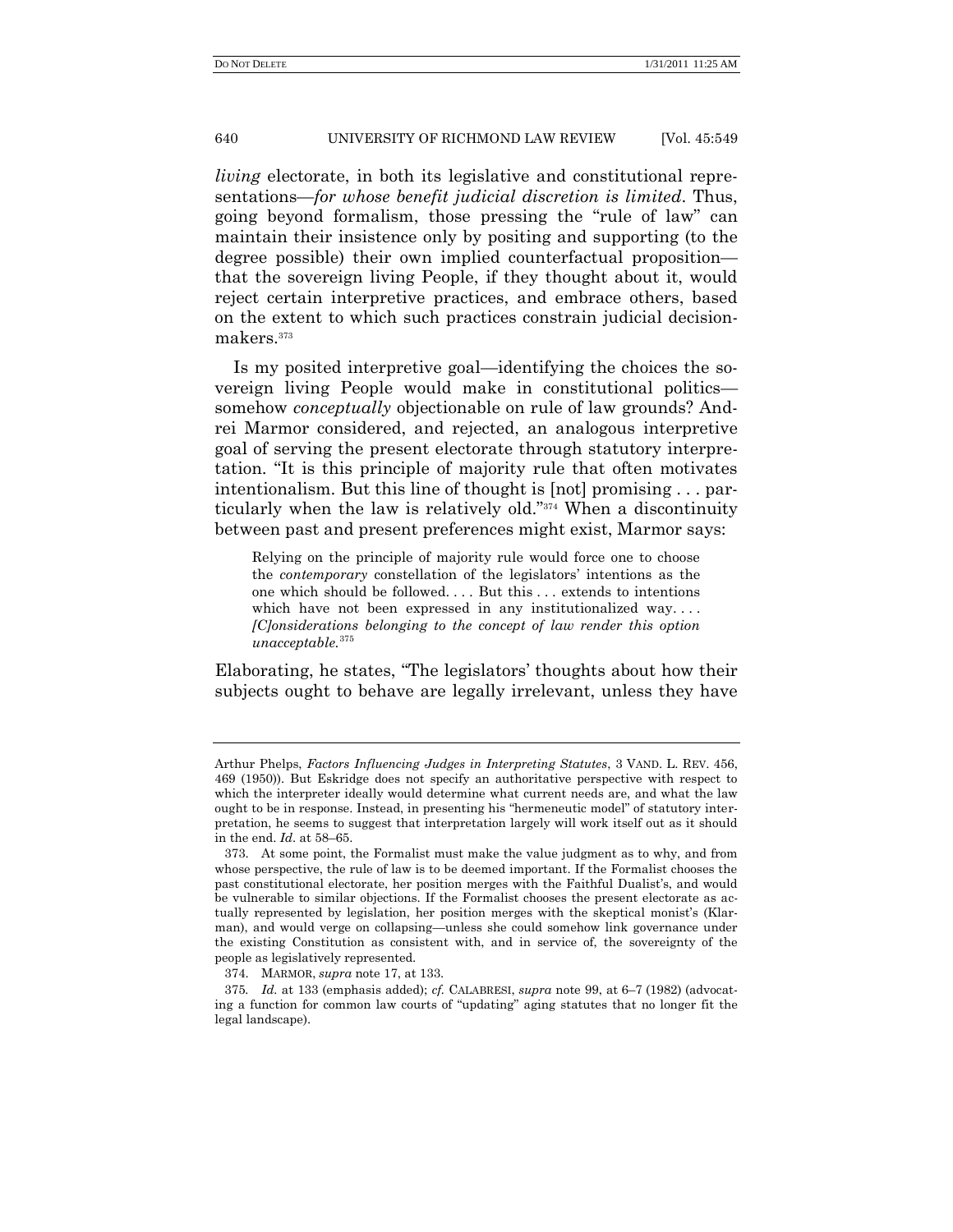*living* electorate, in both its legislative and constitutional representations—*for whose benefit judicial discretion is limited*. Thus, going beyond formalism, those pressing the "rule of law" can maintain their insistence only by positing and supporting (to the degree possible) their own implied counterfactual proposition—that the sovereign living People, if they thought about it, would reject certain interpretive practices, and embrace others, based on the extent to which such practices constrain judicial decision-makers.[373]

Is my posited interpretive goal—identifying the choices the sovereign living People would make in constitutional politics—somehow *conceptually* objectionable on rule of law grounds? Andrei Marmor considered, and rejected, an analogous interpretive goal of serving the present electorate through statutory interpretation. "It is this principle of majority rule that often motivates intentionalism. But this line of thought is [not] promising . . . particularly when the law is relatively old."[374] When a discontinuity between past and present preferences might exist, Marmor says:

> Relying on the principle of majority rule would force one to choose the *contemporary* constellation of the legislators' intentions as the one which should be followed. . . . But this . . . extends to intentions which have not been expressed in any institutionalized way. . . . *[C]onsiderations belonging to the concept of law render this option unacceptable.*[375]

Elaborating, he states, "The legislators' thoughts about how their subjects ought to behave are legally irrelevant, unless they have

---

Arthur Phelps, *Factors Influencing Judges in Interpreting Statutes*, 3 VAND. L. REV. 456, 469 (1950)). But Eskridge does not specify an authoritative perspective with respect to which the interpreter ideally would determine what current needs are, and what the law ought to be in response. Instead, in presenting his "hermeneutic model" of statutory interpretation, he seems to suggest that interpretation largely will work itself out as it should in the end. *Id*. at 58–65.

373. At some point, the Formalist must make the value judgment as to why, and from whose perspective, the rule of law is to be deemed important. If the Formalist chooses the past constitutional electorate, her position merges with the Faithful Dualist's, and would be vulnerable to similar objections. If the Formalist chooses the present electorate as actually represented by legislation, her position merges with the skeptical monist's (Klarman), and would verge on collapsing—unless she could somehow link governance under the existing Constitution as consistent with, and in service of, the sovereignty of the people as legislatively represented.

374. MARMOR, *supra* note 17, at 133.

375. *Id.* at 133 (emphasis added); *cf.* CALABRESI, *supra* note 99, at 6–7 (1982) (advocating a function for common law courts of "updating" aging statutes that no longer fit the legal landscape).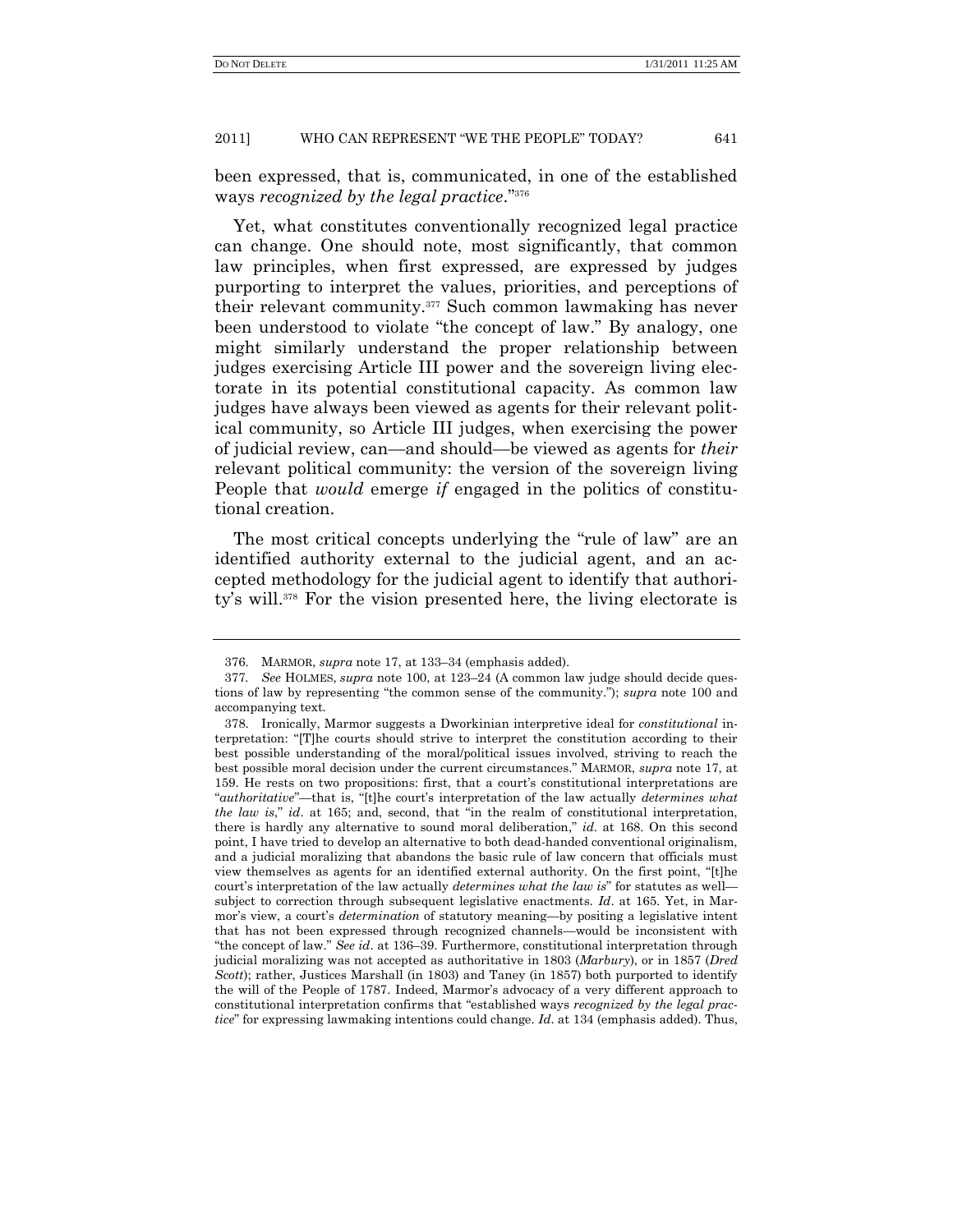been expressed, that is, communicated, in one of the established ways *recognized by the legal practice*."[376]

Yet, what constitutes conventionally recognized legal practice can change. One should note, most significantly, that common law principles, when first expressed, are expressed by judges purporting to interpret the values, priorities, and perceptions of their relevant community.[377] Such common lawmaking has never been understood to violate "the concept of law." By analogy, one might similarly understand the proper relationship between judges exercising Article III power and the sovereign living electorate in its potential constitutional capacity. As common law judges have always been viewed as agents for their relevant political community, so Article III judges, when exercising the power of judicial review, can—and should—be viewed as agents for *their* relevant political community: the version of the sovereign living People that *would* emerge *if* engaged in the politics of constitutional creation.

The most critical concepts underlying the "rule of law" are an identified authority external to the judicial agent, and an accepted methodology for the judicial agent to identify that authority's will.[378] For the vision presented here, the living electorate is

---

376. MARMOR, *supra* note 17, at 133–34 (emphasis added).

377. *See* HOLMES, *supra* note 100, at 123–24 (A common law judge should decide questions of law by representing "the common sense of the community."); *supra* note 100 and accompanying text.

378. Ironically, Marmor suggests a Dworkinian interpretive ideal for *constitutional* interpretation: "[T]he courts should strive to interpret the constitution according to their best possible understanding of the moral/political issues involved, striving to reach the best possible moral decision under the current circumstances." MARMOR, *supra* note 17, at 159. He rests on two propositions: first, that a court's constitutional interpretations are "*authoritative*"—that is, "[t]he court's interpretation of the law actually *determines what the law is*," *id*. at 165; and, second, that "in the realm of constitutional interpretation, there is hardly any alternative to sound moral deliberation," *id*. at 168. On this second point, I have tried to develop an alternative to both dead-handed conventional originalism, and a judicial moralizing that abandons the basic rule of law concern that officials must view themselves as agents for an identified external authority. On the first point, "[t]he court's interpretation of the law actually *determines what the law is*" for statutes as well—subject to correction through subsequent legislative enactments. *Id*. at 165. Yet, in Marmor's view, a court's *determination* of statutory meaning—by positing a legislative intent that has not been expressed through recognized channels—would be inconsistent with "the concept of law." *See id*. at 136–39. Furthermore, constitutional interpretation through judicial moralizing was not accepted as authoritative in 1803 (*Marbury*), or in 1857 (*Dred Scott*); rather, Justices Marshall (in 1803) and Taney (in 1857) both purported to identify the will of the People of 1787. Indeed, Marmor's advocacy of a very different approach to constitutional interpretation confirms that "established ways *recognized by the legal practice*" for expressing lawmaking intentions could change. *Id*. at 134 (emphasis added). Thus,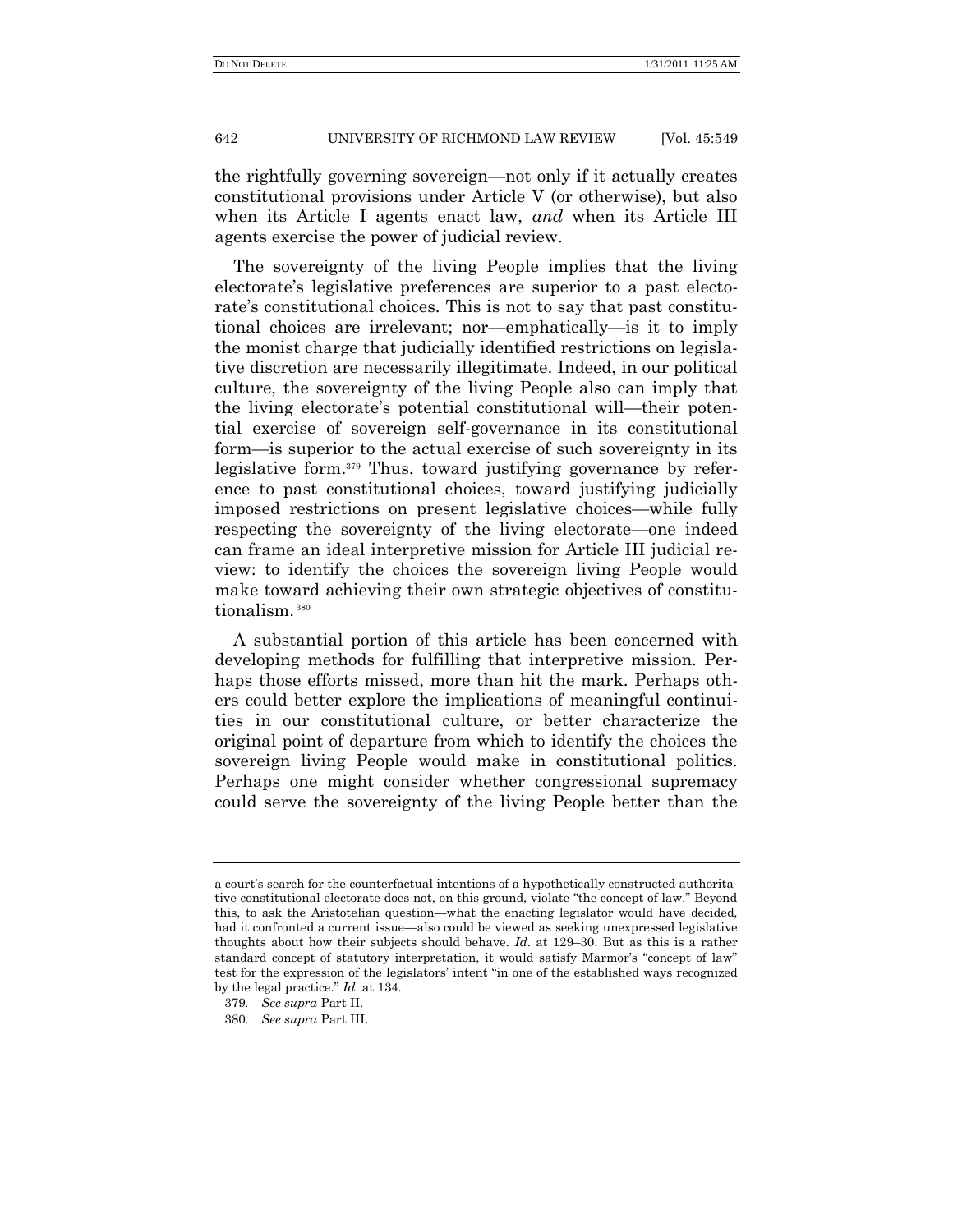the rightfully governing sovereign—not only if it actually creates constitutional provisions under Article V (or otherwise), but also when its Article I agents enact law, *and* when its Article III agents exercise the power of judicial review.

The sovereignty of the living People implies that the living electorate's legislative preferences are superior to a past electorate's constitutional choices. This is not to say that past constitutional choices are irrelevant; nor—emphatically—is it to imply the monist charge that judicially identified restrictions on legislative discretion are necessarily illegitimate. Indeed, in our political culture, the sovereignty of the living People also can imply that the living electorate's potential constitutional will—their potential exercise of sovereign self-governance in its constitutional form—is superior to the actual exercise of such sovereignty in its legislative form.[379] Thus, toward justifying governance by reference to past constitutional choices, toward justifying judicially imposed restrictions on present legislative choices—while fully respecting the sovereignty of the living electorate—one indeed can frame an ideal interpretive mission for Article III judicial review: to identify the choices the sovereign living People would make toward achieving their own strategic objectives of constitutionalism.[380]

A substantial portion of this article has been concerned with developing methods for fulfilling that interpretive mission. Perhaps those efforts missed, more than hit the mark. Perhaps others could better explore the implications of meaningful continuities in our constitutional culture, or better characterize the original point of departure from which to identify the choices the sovereign living People would make in constitutional politics. Perhaps one might consider whether congressional supremacy could serve the sovereignty of the living People better than the

---

a court's search for the counterfactual intentions of a hypothetically constructed authoritative constitutional electorate does not, on this ground, violate "the concept of law." Beyond this, to ask the Aristotelian question—what the enacting legislator would have decided, had it confronted a current issue—also could be viewed as seeking unexpressed legislative thoughts about how their subjects should behave. *Id*. at 129–30. But as this is a rather standard concept of statutory interpretation, it would satisfy Marmor's "concept of law" test for the expression of the legislators' intent "in one of the established ways recognized by the legal practice." *Id*. at 134.

379. *See supra* Part II.

380. *See supra* Part III.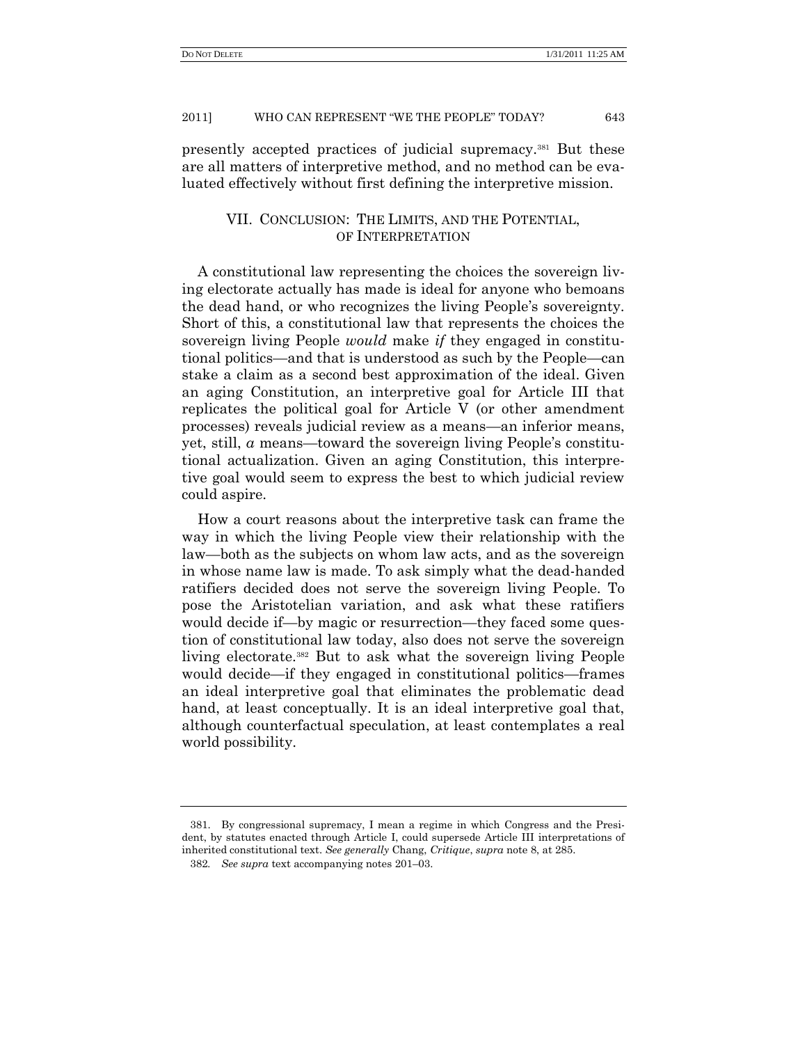presently accepted practices of judicial supremacy.[381] But these are all matters of interpretive method, and no method can be evaluated effectively without first defining the interpretive mission.

## VII. CONCLUSION: THE LIMITS, AND THE POTENTIAL, OF INTERPRETATION

A constitutional law representing the choices the sovereign living electorate actually has made is ideal for anyone who bemoans the dead hand, or who recognizes the living People's sovereignty. Short of this, a constitutional law that represents the choices the sovereign living People *would* make *if* they engaged in constitutional politics—and that is understood as such by the People—can stake a claim as a second best approximation of the ideal. Given an aging Constitution, an interpretive goal for Article III that replicates the political goal for Article V (or other amendment processes) reveals judicial review as a means—an inferior means, yet, still, *a* means—toward the sovereign living People's constitutional actualization. Given an aging Constitution, this interpretive goal would seem to express the best to which judicial review could aspire.

How a court reasons about the interpretive task can frame the way in which the living People view their relationship with the law—both as the subjects on whom law acts, and as the sovereign in whose name law is made. To ask simply what the dead-handed ratifiers decided does not serve the sovereign living People. To pose the Aristotelian variation, and ask what these ratifiers would decide if—by magic or resurrection—they faced some question of constitutional law today, also does not serve the sovereign living electorate.[382] But to ask what the sovereign living People would decide—if they engaged in constitutional politics—frames an ideal interpretive goal that eliminates the problematic dead hand, at least conceptually. It is an ideal interpretive goal that, although counterfactual speculation, at least contemplates a real world possibility.

---

381. By congressional supremacy, I mean a regime in which Congress and the President, by statutes enacted through Article I, could supersede Article III interpretations of inherited constitutional text. *See generally* Chang, *Critique*, *supra* note 8, at 285.

382. *See supra* text accompanying notes 201–03.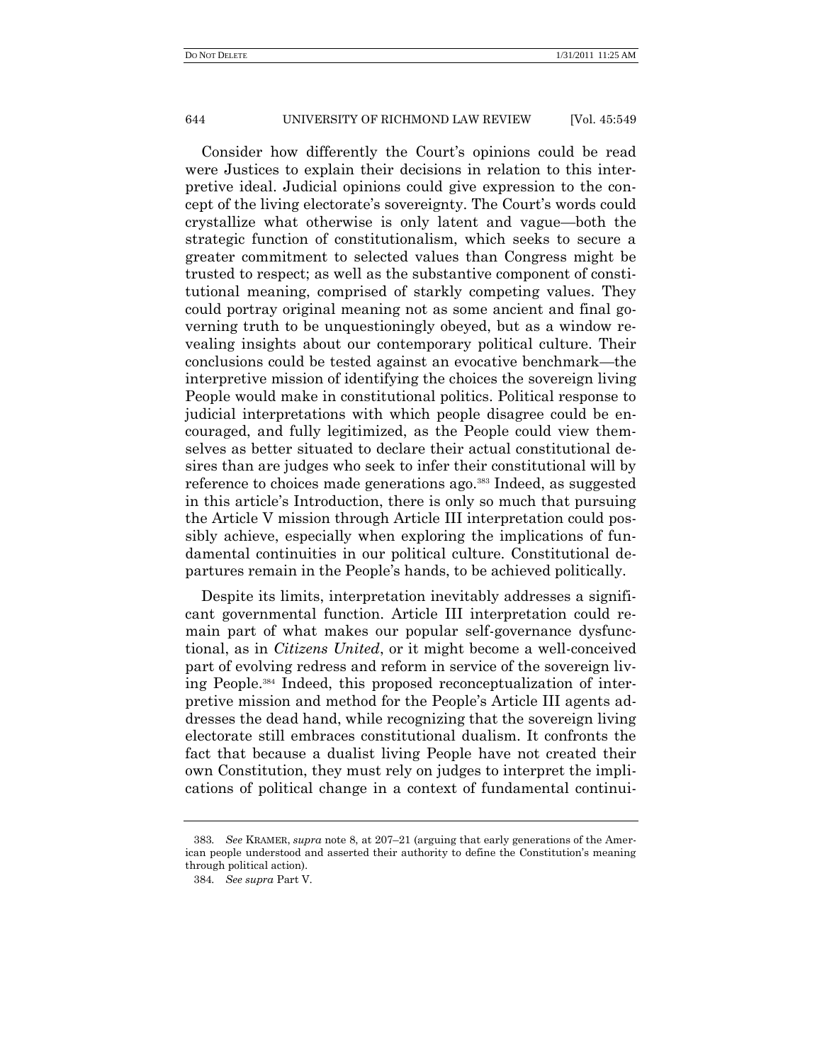Consider how differently the Court's opinions could be read were Justices to explain their decisions in relation to this interpretive ideal. Judicial opinions could give expression to the concept of the living electorate's sovereignty. The Court's words could crystallize what otherwise is only latent and vague—both the strategic function of constitutionalism, which seeks to secure a greater commitment to selected values than Congress might be trusted to respect; as well as the substantive component of constitutional meaning, comprised of starkly competing values. They could portray original meaning not as some ancient and final governing truth to be unquestioningly obeyed, but as a window revealing insights about our contemporary political culture. Their conclusions could be tested against an evocative benchmark—the interpretive mission of identifying the choices the sovereign living People would make in constitutional politics. Political response to judicial interpretations with which people disagree could be encouraged, and fully legitimized, as the People could view themselves as better situated to declare their actual constitutional desires than are judges who seek to infer their constitutional will by reference to choices made generations ago.[383] Indeed, as suggested in this article's Introduction, there is only so much that pursuing the Article V mission through Article III interpretation could possibly achieve, especially when exploring the implications of fundamental continuities in our political culture. Constitutional departures remain in the People's hands, to be achieved politically.

Despite its limits, interpretation inevitably addresses a significant governmental function. Article III interpretation could remain part of what makes our popular self-governance dysfunctional, as in *Citizens United*, or it might become a well-conceived part of evolving redress and reform in service of the sovereign living People.[384] Indeed, this proposed reconceptualization of interpretive mission and method for the People's Article III agents addresses the dead hand, while recognizing that the sovereign living electorate still embraces constitutional dualism. It confronts the fact that because a dualist living People have not created their own Constitution, they must rely on judges to interpret the implications of political change in a context of fundamental continui-

---

383. *See* KRAMER, *supra* note 8, at 207–21 (arguing that early generations of the American people understood and asserted their authority to define the Constitution's meaning through political action).

384. *See supra* Part V.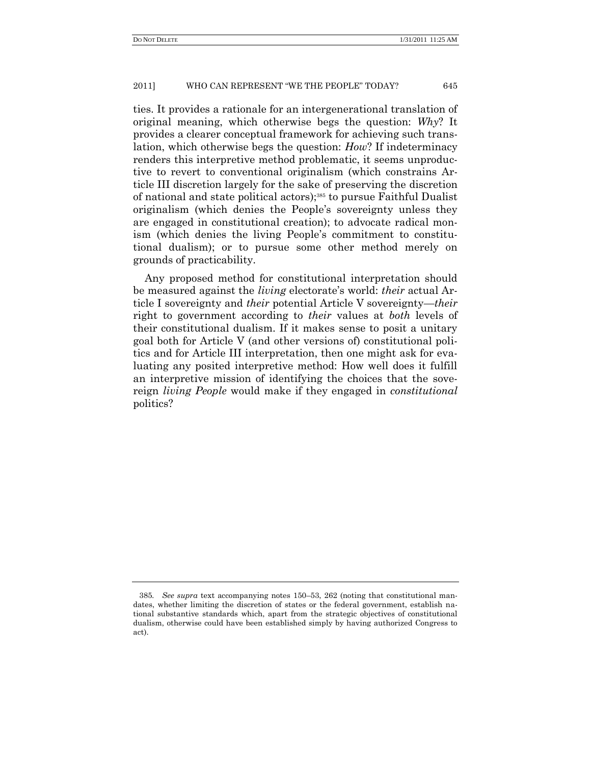ties. It provides a rationale for an intergenerational translation of original meaning, which otherwise begs the question: *Why*? It provides a clearer conceptual framework for achieving such translation, which otherwise begs the question: *How*? If indeterminacy renders this interpretive method problematic, it seems unproductive to revert to conventional originalism (which constrains Article III discretion largely for the sake of preserving the discretion of national and state political actors);[385] to pursue Faithful Dualist originalism (which denies the People's sovereignty unless they are engaged in constitutional creation); to advocate radical monism (which denies the living People's commitment to constitutional dualism); or to pursue some other method merely on grounds of practicability.

Any proposed method for constitutional interpretation should be measured against the *living* electorate's world: *their* actual Article I sovereignty and *their* potential Article V sovereignty—*their* right to government according to *their* values at *both* levels of their constitutional dualism. If it makes sense to posit a unitary goal both for Article V (and other versions of) constitutional politics and for Article III interpretation, then one might ask for evaluating any posited interpretive method: How well does it fulfill an interpretive mission of identifying the choices that the sovereign *living People* would make if they engaged in *constitutional* politics?

---

385. *See supra* text accompanying notes 150–53, 262 (noting that constitutional mandates, whether limiting the discretion of states or the federal government, establish national substantive standards which, apart from the strategic objectives of constitutional dualism, otherwise could have been established simply by having authorized Congress to act).